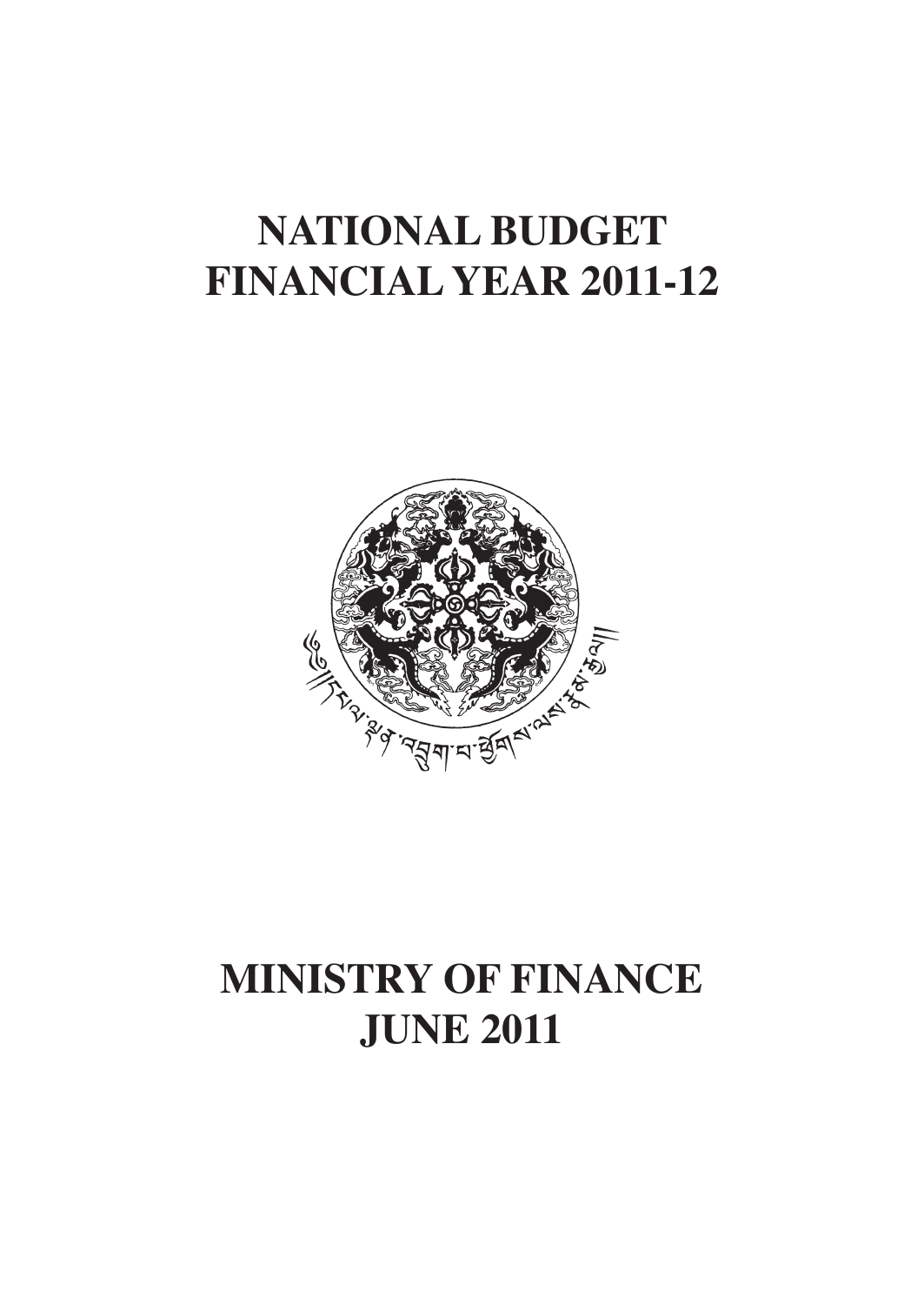# NATIONAL BUDGET
# FINANCIAL YEAR 2011-12

# MINISTRY OF FINANCE
# JUNE 2011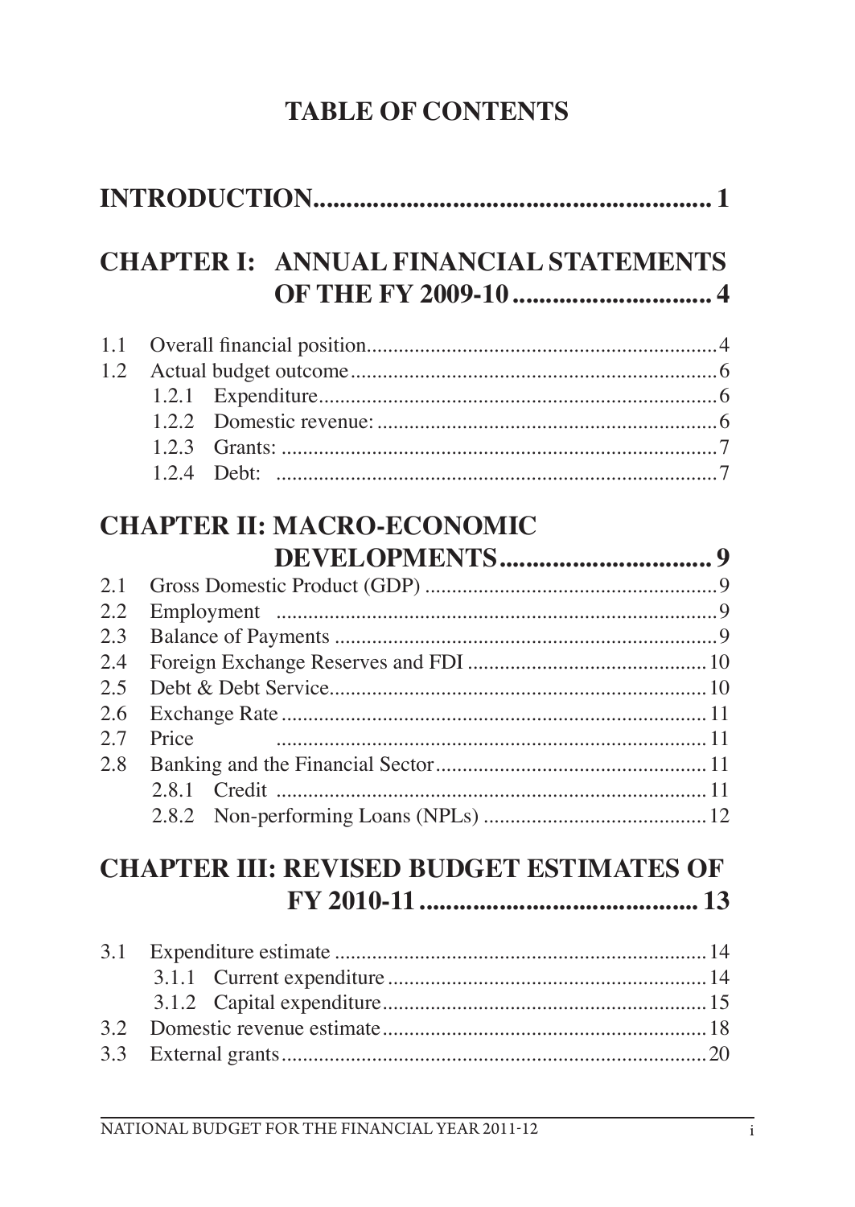# TABLE OF CONTENTS

## INTRODUCTION............................................................ 1

## CHAPTER I: ANNUAL FINANCIAL STATEMENTS OF THE FY 2009-10 .............................. 4

1.1 Overall financial position..................................................................4

1.2 Actual budget outcome.....................................................................6

- 1.2.1 Expenditure..........................................................................6
- 1.2.2 Domestic revenue: ................................................................6
- 1.2.3 Grants: .................................................................................7
- 1.2.4 Debt: ...................................................................................7

## CHAPTER II: MACRO-ECONOMIC DEVELOPMENTS................................. 9

2.1 Gross Domestic Product (GDP) .......................................................9

2.2 Employment ...................................................................................9

2.3 Balance of Payments ........................................................................9

2.4 Foreign Exchange Reserves and FDI .............................................10

2.5 Debt & Debt Service.......................................................................10

2.6 Exchange Rate ................................................................................11

2.7 Price .................................................................................11

2.8 Banking and the Financial Sector...................................................11

- 2.8.1 Credit .................................................................................11
- 2.8.2 Non-performing Loans (NPLs) ...........................................12

## CHAPTER III: REVISED BUDGET ESTIMATES OF FY 2010-11 ......................................... 13

3.1 Expenditure estimate ......................................................................14

- 3.1.1 Current expenditure ............................................................14
- 3.1.2 Capital expenditure.............................................................15

3.2 Domestic revenue estimate.............................................................18

3.3 External grants................................................................................20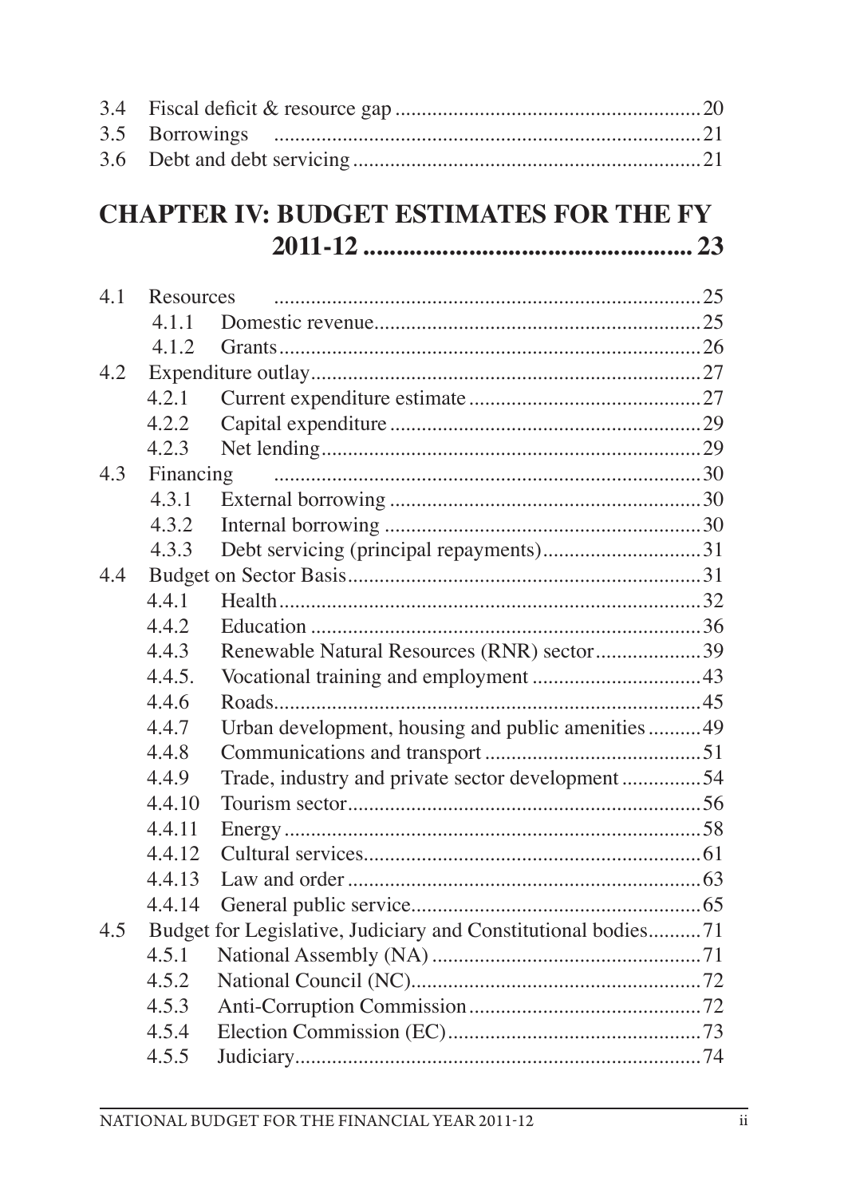3.4 Fiscal deficit & resource gap ........................................................ 20
3.5 Borrowings ............................................................................... 21
3.6 Debt and debt servicing ................................................................. 21

## CHAPTER IV: BUDGET ESTIMATES FOR THE FY 2011-12 ............................................. 23

4.1 Resources ................................................................................ 25
 4.1.1 Domestic revenue ............................................................. 25
 4.1.2 Grants ................................................................................ 26
4.2 Expenditure outlay ......................................................................... 27
 4.2.1 Current expenditure estimate ............................................. 27
 4.2.2 Capital expenditure ........................................................... 29
 4.2.3 Net lending ........................................................................ 29
4.3 Financing ................................................................................ 30
 4.3.1 External borrowing ............................................................ 30
 4.3.2 Internal borrowing ............................................................. 30
 4.3.3 Debt servicing (principal repayments) ............................... 31
4.4 Budget on Sector Basis .................................................................. 31
 4.4.1 Health ................................................................................ 32
 4.4.2 Education .......................................................................... 36
 4.4.3 Renewable Natural Resources (RNR) sector ..................... 39
 4.4.5. Vocational training and employment ................................ 43
 4.4.6 Roads ................................................................................ 45
 4.4.7 Urban development, housing and public amenities .......... 49
 4.4.8 Communications and transport ......................................... 51
 4.4.9 Trade, industry and private sector development ............... 54
 4.4.10 Tourism sector ................................................................. 56
 4.4.11 Energy ............................................................................. 58
 4.4.12 Cultural services .............................................................. 61
 4.4.13 Law and order .................................................................. 63
 4.4.14 General public service ..................................................... 65
4.5 Budget for Legislative, Judiciary and Constitutional bodies .......... 71
 4.5.1 National Assembly (NA) ................................................... 71
 4.5.2 National Council (NC) ....................................................... 72
 4.5.3 Anti-Corruption Commission ............................................ 72
 4.5.4 Election Commission (EC) ................................................ 73
 4.5.5 Judiciary ............................................................................ 74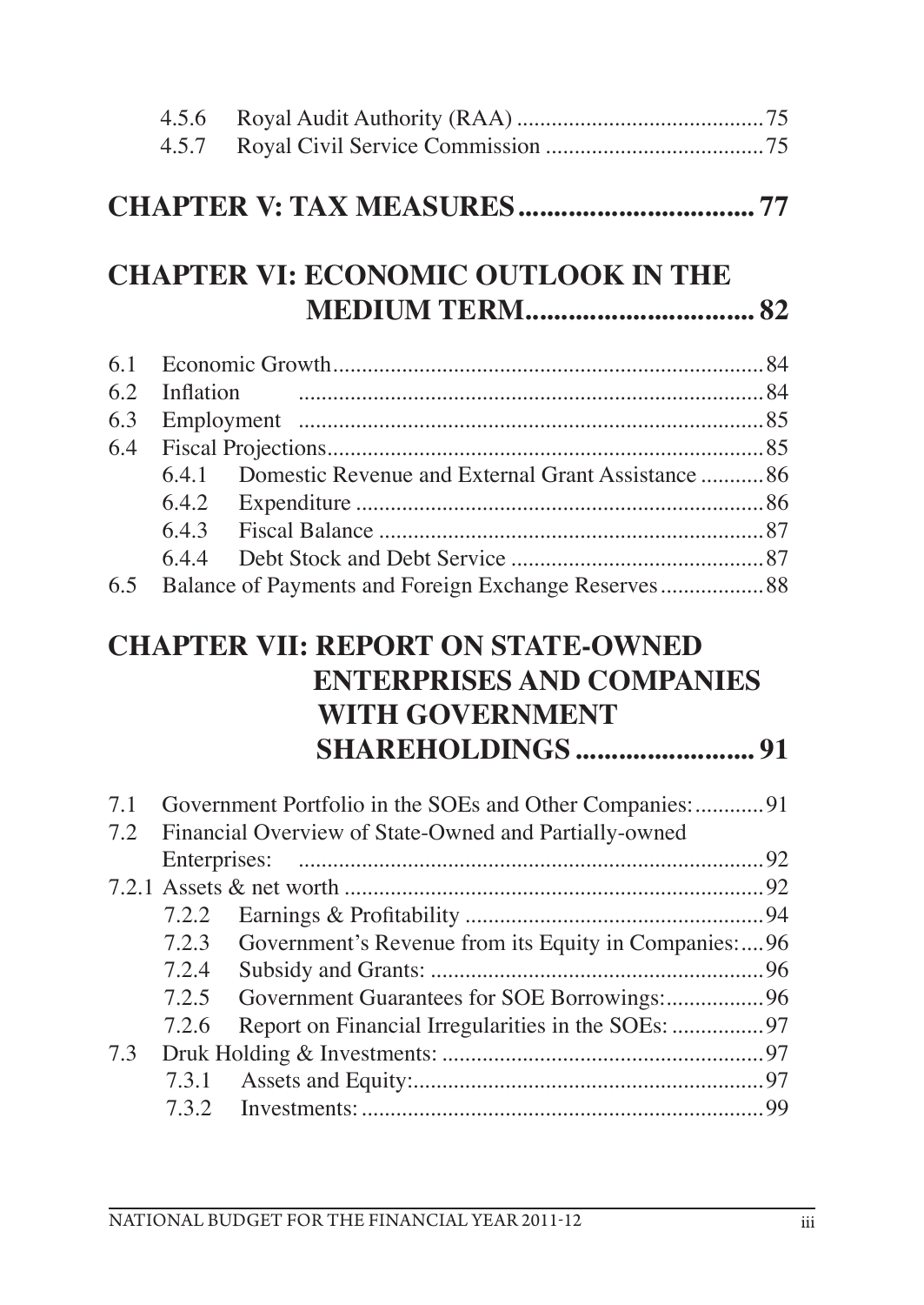4.5.6 Royal Audit Authority (RAA) .......................................... 75
4.5.7 Royal Civil Service Commission ...................................... 75

## CHAPTER V: TAX MEASURES ................................ 77

## CHAPTER VI: ECONOMIC OUTLOOK IN THE MEDIUM TERM ................................ 82

6.1 Economic Growth ........................................................................ 84
6.2 Inflation ....................................................................................... 84
6.3 Employment ................................................................................. 85
6.4 Fiscal Projections .......................................................................... 85
6.4.1 Domestic Revenue and External Grant Assistance ........... 86
6.4.2 Expenditure ........................................................................ 86
6.4.3 Fiscal Balance ..................................................................... 87
6.4.4 Debt Stock and Debt Service ............................................ 87
6.5 Balance of Payments and Foreign Exchange Reserves ................. 88

## CHAPTER VII: REPORT ON STATE-OWNED ENTERPRISES AND COMPANIES WITH GOVERNMENT SHAREHOLDINGS ......................... 91

7.1 Government Portfolio in the SOEs and Other Companies: ............ 91
7.2 Financial Overview of State-Owned and Partially-owned Enterprises: ................................................................................. 92
7.2.1 Assets & net worth ........................................................................ 92
7.2.2 Earnings & Profitability ................................................... 94
7.2.3 Government's Revenue from its Equity in Companies: .... 96
7.2.4 Subsidy and Grants: ......................................................... 96
7.2.5 Government Guarantees for SOE Borrowings: ................. 96
7.2.6 Report on Financial Irregularities in the SOEs: ................ 97
7.3 Druk Holding & Investments: ........................................................ 97
7.3.1 Assets and Equity: ............................................................. 97
7.3.2 Investments: ...................................................................... 99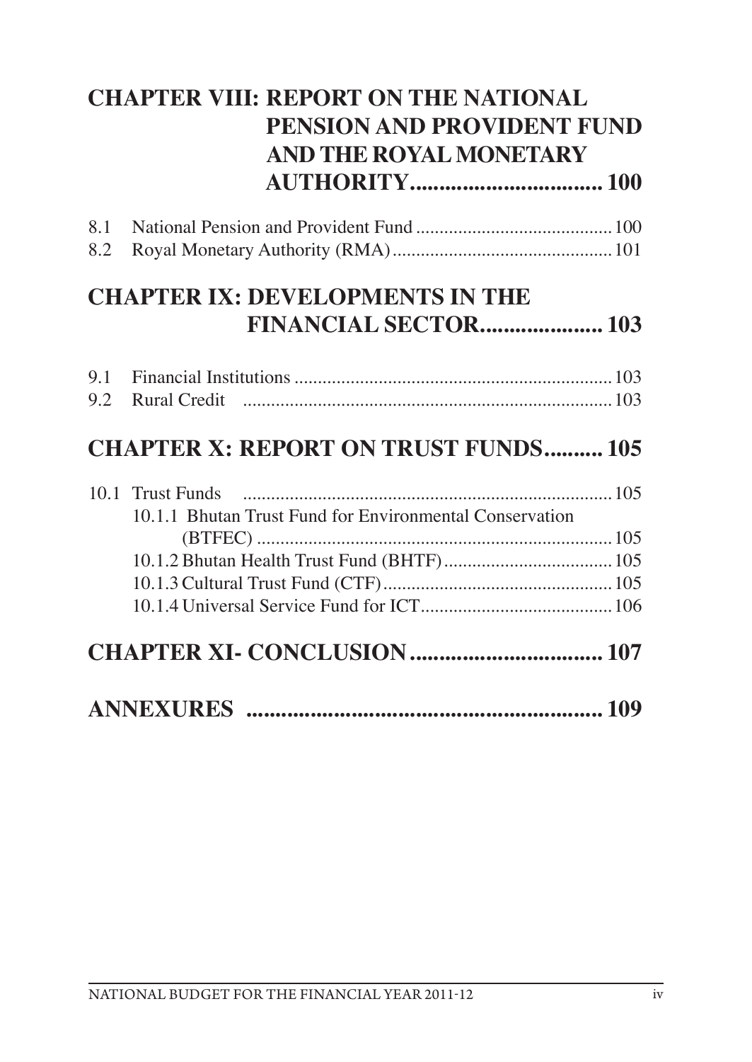**CHAPTER VIII: REPORT ON THE NATIONAL PENSION AND PROVIDENT FUND AND THE ROYAL MONETARY AUTHORITY................................ 100**

8.1 National Pension and Provident Fund ......................................... 100
8.2 Royal Monetary Authority (RMA) ............................................. 101

**CHAPTER IX: DEVELOPMENTS IN THE FINANCIAL SECTOR.................... 103**

9.1 Financial Institutions ................................................................... 103
9.2 Rural Credit .............................................................................. 103

**CHAPTER X: REPORT ON TRUST FUNDS.......... 105**

10.1 Trust Funds .............................................................................. 105
10.1.1 Bhutan Trust Fund for Environmental Conservation (BTFEC) .......................................................................... 105
10.1.2 Bhutan Health Trust Fund (BHTF) .................................... 105
10.1.3 Cultural Trust Fund (CTF) ................................................. 105
10.1.4 Universal Service Fund for ICT ......................................... 106

**CHAPTER XI- CONCLUSION ................................ 107**

**ANNEXURES ............................................................ 109**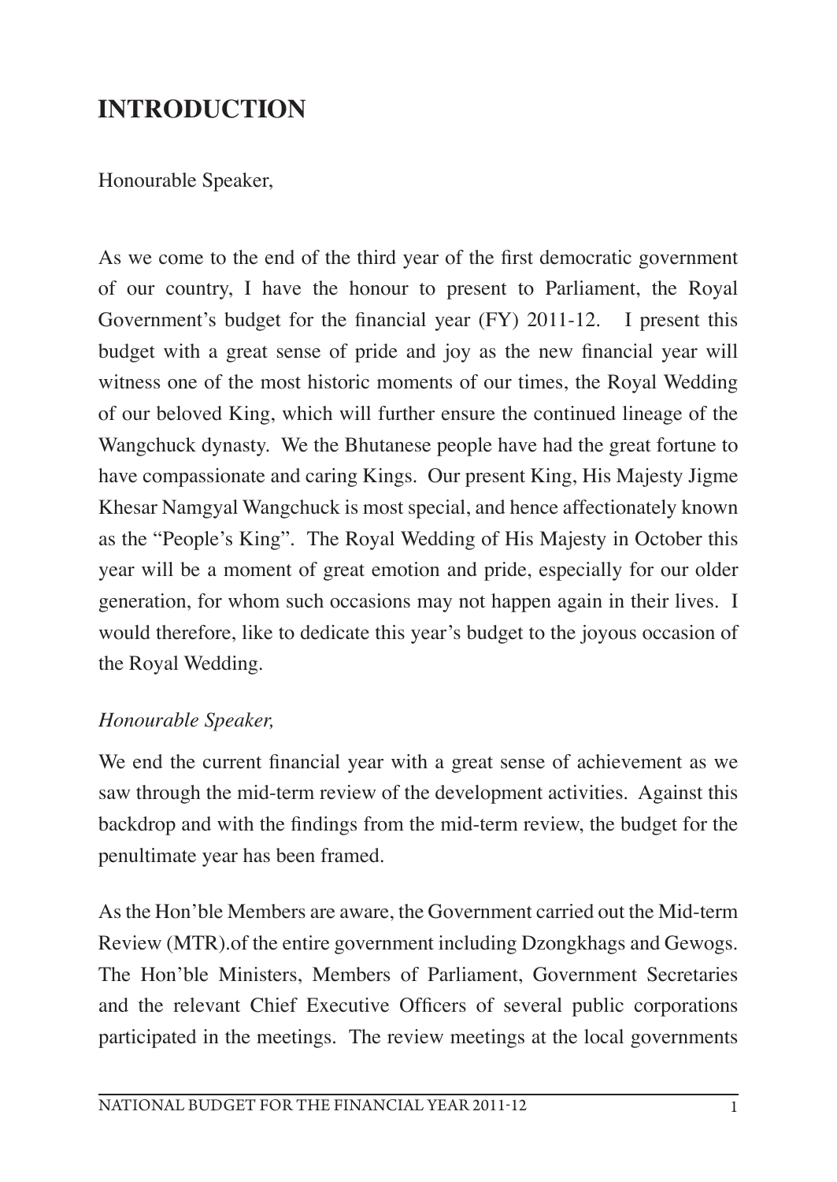# INTRODUCTION

Honourable Speaker,

As we come to the end of the third year of the first democratic government of our country, I have the honour to present to Parliament, the Royal Government's budget for the financial year (FY) 2011-12. I present this budget with a great sense of pride and joy as the new financial year will witness one of the most historic moments of our times, the Royal Wedding of our beloved King, which will further ensure the continued lineage of the Wangchuck dynasty. We the Bhutanese people have had the great fortune to have compassionate and caring Kings. Our present King, His Majesty Jigme Khesar Namgyal Wangchuck is most special, and hence affectionately known as the "People's King". The Royal Wedding of His Majesty in October this year will be a moment of great emotion and pride, especially for our older generation, for whom such occasions may not happen again in their lives. I would therefore, like to dedicate this year's budget to the joyous occasion of the Royal Wedding.

*Honourable Speaker,*

We end the current financial year with a great sense of achievement as we saw through the mid-term review of the development activities. Against this backdrop and with the findings from the mid-term review, the budget for the penultimate year has been framed.

As the Hon'ble Members are aware, the Government carried out the Mid-term Review (MTR).of the entire government including Dzongkhags and Gewogs. The Hon'ble Ministers, Members of Parliament, Government Secretaries and the relevant Chief Executive Officers of several public corporations participated in the meetings. The review meetings at the local governments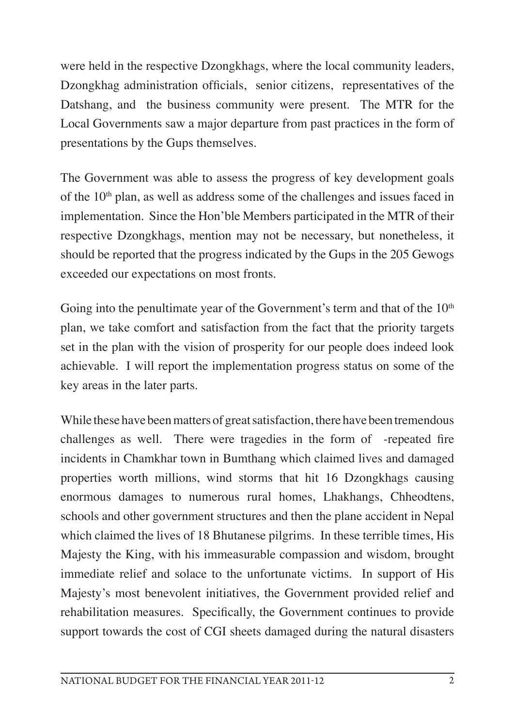were held in the respective Dzongkhags, where the local community leaders, Dzongkhag administration officials, senior citizens, representatives of the Datshang, and the business community were present. The MTR for the Local Governments saw a major departure from past practices in the form of presentations by the Gups themselves.

The Government was able to assess the progress of key development goals of the 10th plan, as well as address some of the challenges and issues faced in implementation. Since the Hon'ble Members participated in the MTR of their respective Dzongkhags, mention may not be necessary, but nonetheless, it should be reported that the progress indicated by the Gups in the 205 Gewogs exceeded our expectations on most fronts.

Going into the penultimate year of the Government's term and that of the 10th plan, we take comfort and satisfaction from the fact that the priority targets set in the plan with the vision of prosperity for our people does indeed look achievable. I will report the implementation progress status on some of the key areas in the later parts.

While these have been matters of great satisfaction, there have been tremendous challenges as well. There were tragedies in the form of -repeated fire incidents in Chamkhar town in Bumthang which claimed lives and damaged properties worth millions, wind storms that hit 16 Dzongkhags causing enormous damages to numerous rural homes, Lhakhangs, Chheodtens, schools and other government structures and then the plane accident in Nepal which claimed the lives of 18 Bhutanese pilgrims. In these terrible times, His Majesty the King, with his immeasurable compassion and wisdom, brought immediate relief and solace to the unfortunate victims. In support of His Majesty's most benevolent initiatives, the Government provided relief and rehabilitation measures. Specifically, the Government continues to provide support towards the cost of CGI sheets damaged during the natural disasters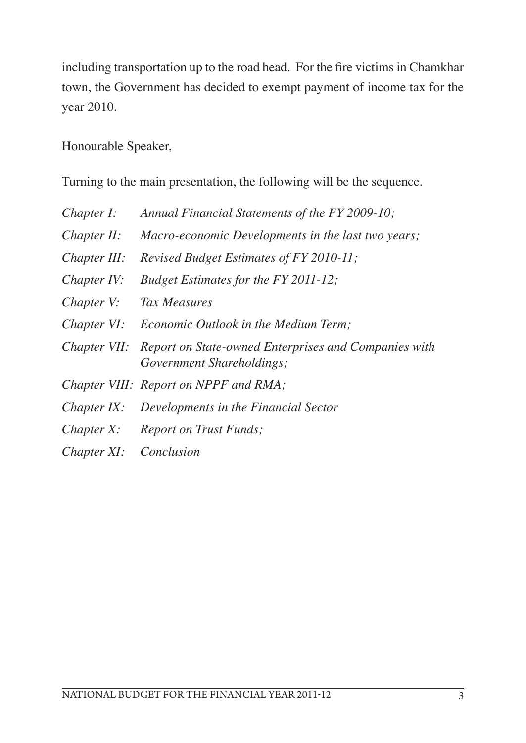including transportation up to the road head. For the fire victims in Chamkhar town, the Government has decided to exempt payment of income tax for the year 2010.

Honourable Speaker,

Turning to the main presentation, the following will be the sequence.

*Chapter I:* *Annual Financial Statements of the FY 2009-10;*

*Chapter II:* *Macro-economic Developments in the last two years;*

*Chapter III:* *Revised Budget Estimates of FY 2010-11;*

*Chapter IV:* *Budget Estimates for the FY 2011-12;*

*Chapter V:* *Tax Measures*

*Chapter VI:* *Economic Outlook in the Medium Term;*

*Chapter VII:* *Report on State-owned Enterprises and Companies with Government Shareholdings;*

*Chapter VIII:* *Report on NPPF and RMA;*

*Chapter IX:* *Developments in the Financial Sector*

*Chapter X:* *Report on Trust Funds;*

*Chapter XI:* *Conclusion*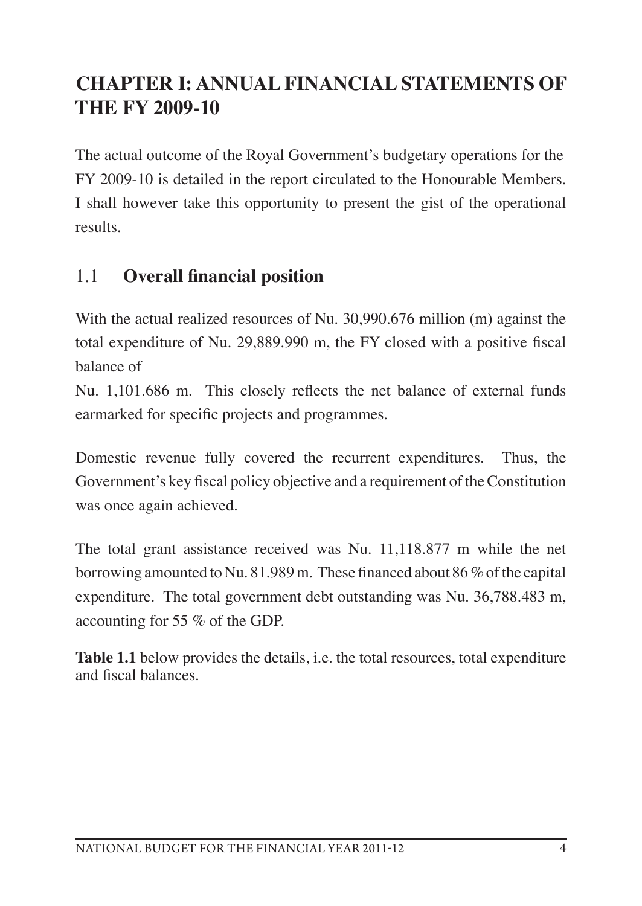# CHAPTER I: ANNUAL FINANCIAL STATEMENTS OF THE FY 2009-10

The actual outcome of the Royal Government's budgetary operations for the FY 2009-10 is detailed in the report circulated to the Honourable Members. I shall however take this opportunity to present the gist of the operational results.

## 1.1 Overall financial position

With the actual realized resources of Nu. 30,990.676 million (m) against the total expenditure of Nu. 29,889.990 m, the FY closed with a positive fiscal balance of

Nu. 1,101.686 m. This closely reflects the net balance of external funds earmarked for specific projects and programmes.

Domestic revenue fully covered the recurrent expenditures. Thus, the Government's key fiscal policy objective and a requirement of the Constitution was once again achieved.

The total grant assistance received was Nu. 11,118.877 m while the net borrowing amounted to Nu. 81.989 m. These financed about 86 % of the capital expenditure. The total government debt outstanding was Nu. 36,788.483 m, accounting for 55 % of the GDP.

**Table 1.1** below provides the details, i.e. the total resources, total expenditure and fiscal balances.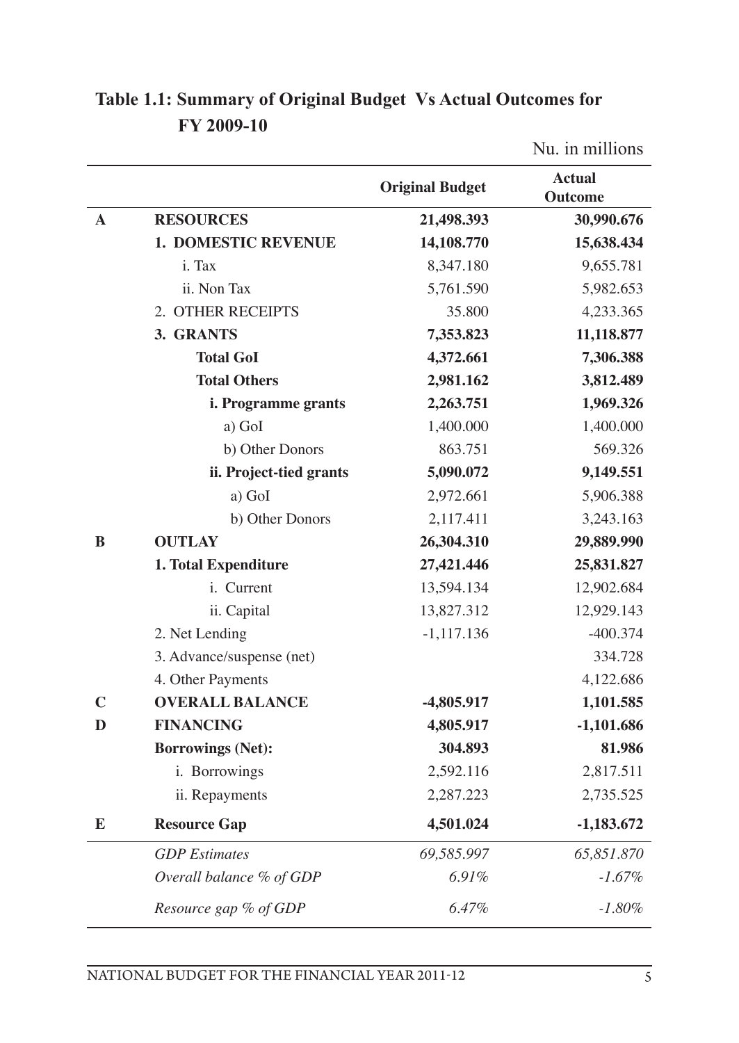## Table 1.1: Summary of Original Budget Vs Actual Outcomes for FY 2009-10

Nu. in millions

| | | Original Budget | Actual Outcome |
|---|---|---|---|
| **A** | **RESOURCES** | **21,498.393** | **30,990.676** |
| | **1. DOMESTIC REVENUE** | **14,108.770** | **15,638.434** |
| | i. Tax | 8,347.180 | 9,655.781 |
| | ii. Non Tax | 5,761.590 | 5,982.653 |
| | 2. OTHER RECEIPTS | 35.800 | 4,233.365 |
| | **3. GRANTS** | **7,353.823** | **11,118.877** |
| | **Total GoI** | **4,372.661** | **7,306.388** |
| | **Total Others** | **2,981.162** | **3,812.489** |
| | **i. Programme grants** | **2,263.751** | **1,969.326** |
| | a) GoI | 1,400.000 | 1,400.000 |
| | b) Other Donors | 863.751 | 569.326 |
| | **ii. Project-tied grants** | **5,090.072** | **9,149.551** |
| | a) GoI | 2,972.661 | 5,906.388 |
| | b) Other Donors | 2,117.411 | 3,243.163 |
| **B** | **OUTLAY** | **26,304.310** | **29,889.990** |
| | **1. Total Expenditure** | **27,421.446** | **25,831.827** |
| | i. Current | 13,594.134 | 12,902.684 |
| | ii. Capital | 13,827.312 | 12,929.143 |
| | 2. Net Lending | -1,117.136 | -400.374 |
| | 3. Advance/suspense (net) | | 334.728 |
| | 4. Other Payments | | 4,122.686 |
| **C** | **OVERALL BALANCE** | **-4,805.917** | **1,101.585** |
| **D** | **FINANCING** | **4,805.917** | **-1,101.686** |
| | **Borrowings (Net):** | **304.893** | **81.986** |
| | i. Borrowings | 2,592.116 | 2,817.511 |
| | ii. Repayments | 2,287.223 | 2,735.525 |
| **E** | **Resource Gap** | **4,501.024** | **-1,183.672** |
| | *GDP Estimates* | *69,585.997* | *65,851.870* |
| | *Overall balance % of GDP* | *6.91%* | *-1.67%* |
| | *Resource gap % of GDP* | *6.47%* | *-1.80%* |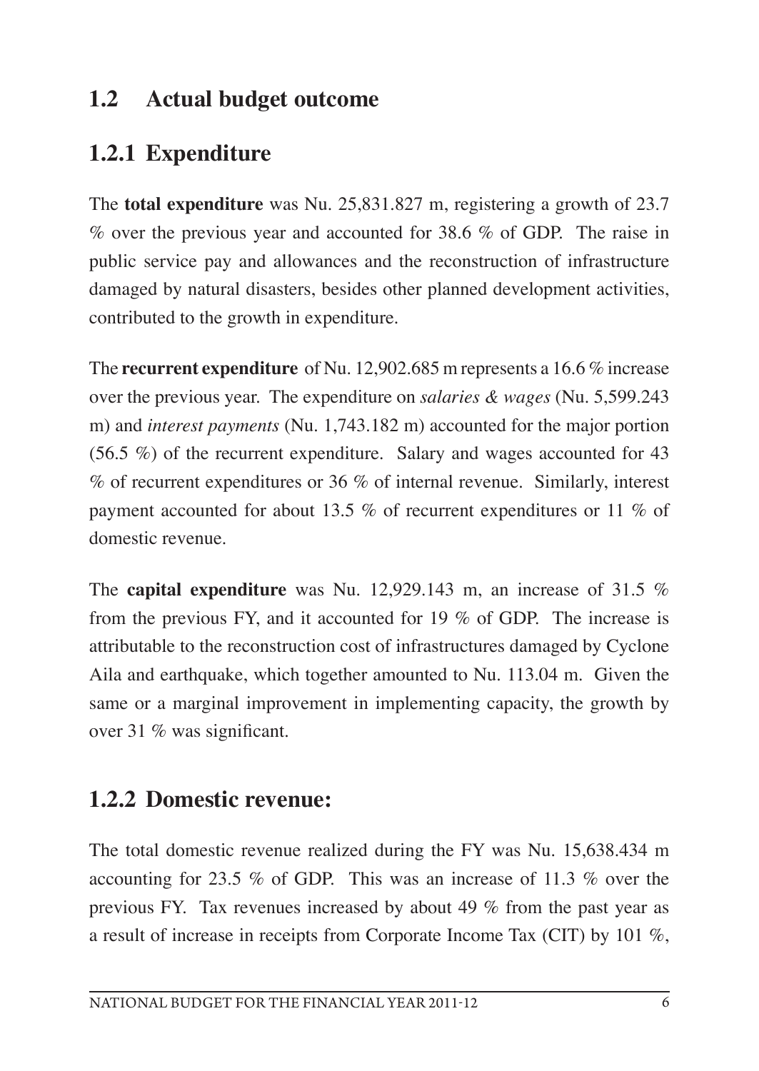## 1.2 Actual budget outcome

### 1.2.1 Expenditure

The **total expenditure** was Nu. 25,831.827 m, registering a growth of 23.7 % over the previous year and accounted for 38.6 % of GDP. The raise in public service pay and allowances and the reconstruction of infrastructure damaged by natural disasters, besides other planned development activities, contributed to the growth in expenditure.

The **recurrent expenditure** of Nu. 12,902.685 m represents a 16.6 % increase over the previous year. The expenditure on *salaries & wages* (Nu. 5,599.243 m) and *interest payments* (Nu. 1,743.182 m) accounted for the major portion (56.5 %) of the recurrent expenditure. Salary and wages accounted for 43 % of recurrent expenditures or 36 % of internal revenue. Similarly, interest payment accounted for about 13.5 % of recurrent expenditures or 11 % of domestic revenue.

The **capital expenditure** was Nu. 12,929.143 m, an increase of 31.5 % from the previous FY, and it accounted for 19 % of GDP. The increase is attributable to the reconstruction cost of infrastructures damaged by Cyclone Aila and earthquake, which together amounted to Nu. 113.04 m. Given the same or a marginal improvement in implementing capacity, the growth by over 31 % was significant.

### 1.2.2 Domestic revenue:

The total domestic revenue realized during the FY was Nu. 15,638.434 m accounting for 23.5 % of GDP. This was an increase of 11.3 % over the previous FY. Tax revenues increased by about 49 % from the past year as a result of increase in receipts from Corporate Income Tax (CIT) by 101 %,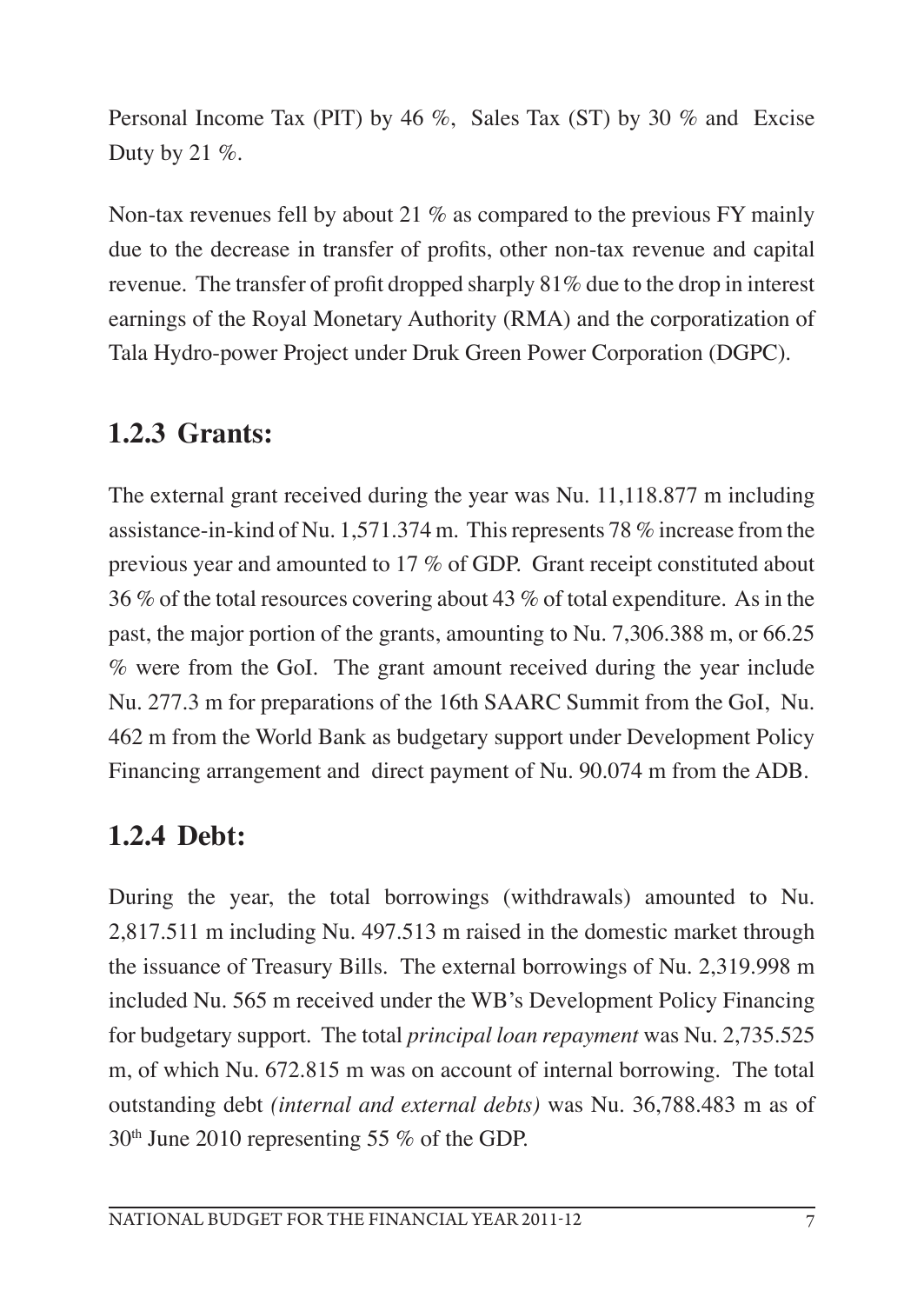Personal Income Tax (PIT) by 46 %, Sales Tax (ST) by 30 % and Excise Duty by 21 %.

Non-tax revenues fell by about 21 % as compared to the previous FY mainly due to the decrease in transfer of profits, other non-tax revenue and capital revenue. The transfer of profit dropped sharply 81% due to the drop in interest earnings of the Royal Monetary Authority (RMA) and the corporatization of Tala Hydro-power Project under Druk Green Power Corporation (DGPC).

### 1.2.3 Grants:

The external grant received during the year was Nu. 11,118.877 m including assistance-in-kind of Nu. 1,571.374 m. This represents 78 % increase from the previous year and amounted to 17 % of GDP. Grant receipt constituted about 36 % of the total resources covering about 43 % of total expenditure. As in the past, the major portion of the grants, amounting to Nu. 7,306.388 m, or 66.25 % were from the GoI. The grant amount received during the year include Nu. 277.3 m for preparations of the 16th SAARC Summit from the GoI, Nu. 462 m from the World Bank as budgetary support under Development Policy Financing arrangement and direct payment of Nu. 90.074 m from the ADB.

### 1.2.4 Debt:

During the year, the total borrowings (withdrawals) amounted to Nu. 2,817.511 m including Nu. 497.513 m raised in the domestic market through the issuance of Treasury Bills. The external borrowings of Nu. 2,319.998 m included Nu. 565 m received under the WB's Development Policy Financing for budgetary support. The total *principal loan repayment* was Nu. 2,735.525 m, of which Nu. 672.815 m was on account of internal borrowing. The total outstanding debt *(internal and external debts)* was Nu. 36,788.483 m as of 30th June 2010 representing 55 % of the GDP.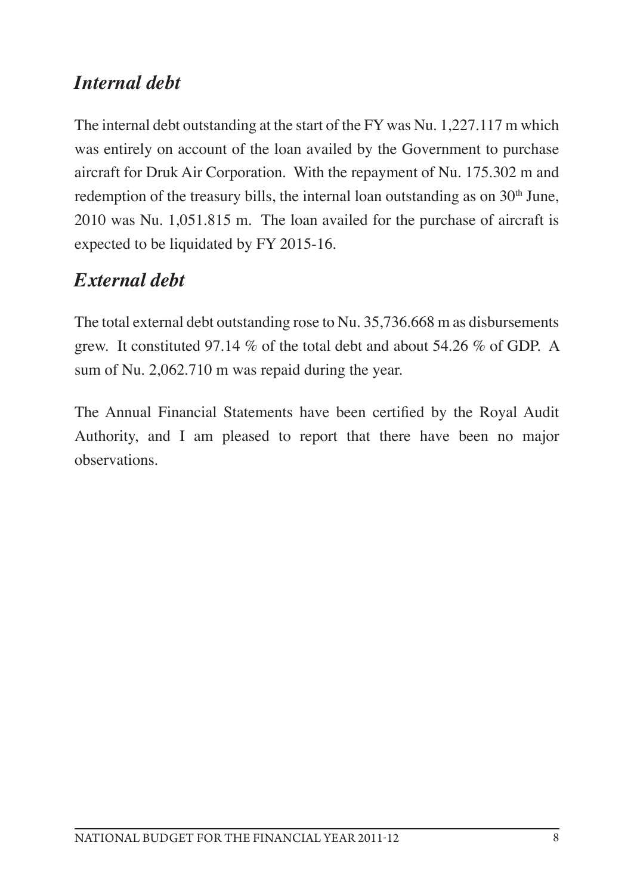## *Internal debt*

The internal debt outstanding at the start of the FY was Nu. 1,227.117 m which was entirely on account of the loan availed by the Government to purchase aircraft for Druk Air Corporation. With the repayment of Nu. 175.302 m and redemption of the treasury bills, the internal loan outstanding as on 30th June, 2010 was Nu. 1,051.815 m. The loan availed for the purchase of aircraft is expected to be liquidated by FY 2015-16.

## *External debt*

The total external debt outstanding rose to Nu. 35,736.668 m as disbursements grew. It constituted 97.14 % of the total debt and about 54.26 % of GDP. A sum of Nu. 2,062.710 m was repaid during the year.

The Annual Financial Statements have been certified by the Royal Audit Authority, and I am pleased to report that there have been no major observations.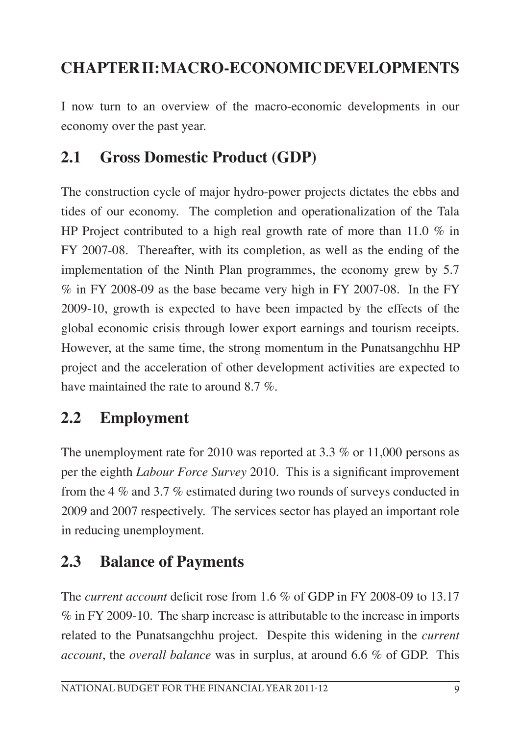# CHAPTER II: MACRO-ECONOMIC DEVELOPMENTS

I now turn to an overview of the macro-economic developments in our economy over the past year.

## 2.1 Gross Domestic Product (GDP)

The construction cycle of major hydro-power projects dictates the ebbs and tides of our economy. The completion and operationalization of the Tala HP Project contributed to a high real growth rate of more than 11.0 % in FY 2007-08. Thereafter, with its completion, as well as the ending of the implementation of the Ninth Plan programmes, the economy grew by 5.7 % in FY 2008-09 as the base became very high in FY 2007-08. In the FY 2009-10, growth is expected to have been impacted by the effects of the global economic crisis through lower export earnings and tourism receipts. However, at the same time, the strong momentum in the Punatsangchhu HP project and the acceleration of other development activities are expected to have maintained the rate to around 8.7 %.

## 2.2 Employment

The unemployment rate for 2010 was reported at 3.3 % or 11,000 persons as per the eighth *Labour Force Survey* 2010. This is a significant improvement from the 4 % and 3.7 % estimated during two rounds of surveys conducted in 2009 and 2007 respectively. The services sector has played an important role in reducing unemployment.

## 2.3 Balance of Payments

The *current account* deficit rose from 1.6 % of GDP in FY 2008-09 to 13.17 % in FY 2009-10. The sharp increase is attributable to the increase in imports related to the Punatsangchhu project. Despite this widening in the *current account*, the *overall balance* was in surplus, at around 6.6 % of GDP. This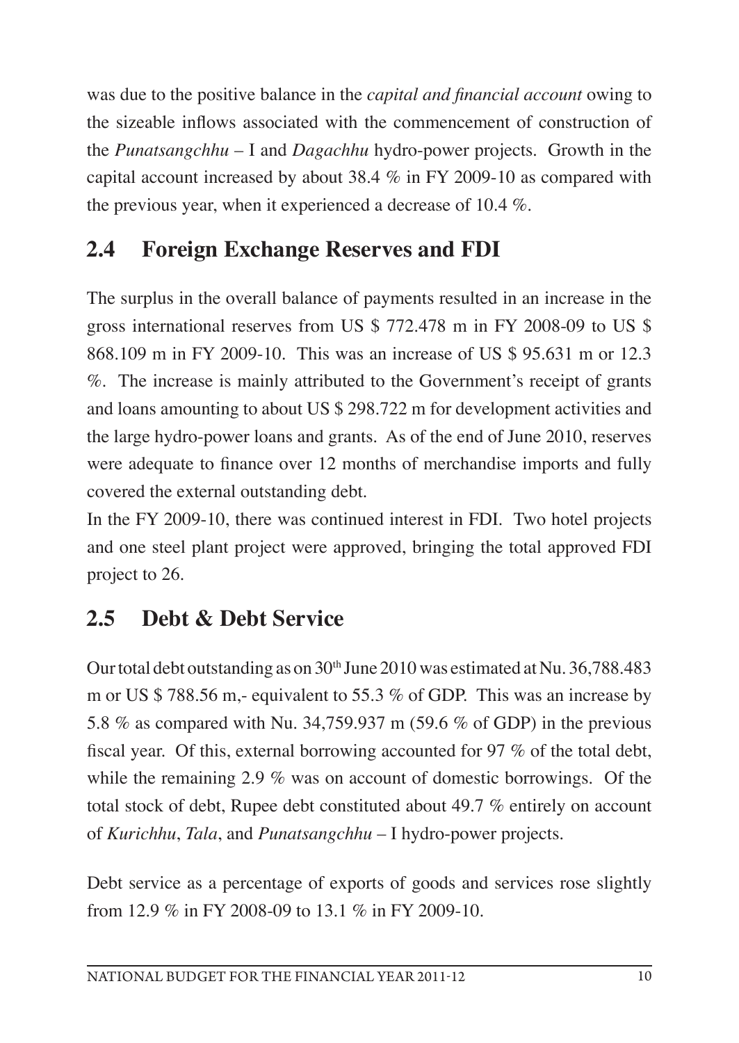was due to the positive balance in the *capital and financial account* owing to the sizeable inflows associated with the commencement of construction of the *Punatsangchhu* – I and *Dagachhu* hydro-power projects. Growth in the capital account increased by about 38.4 % in FY 2009-10 as compared with the previous year, when it experienced a decrease of 10.4 %.

## 2.4 Foreign Exchange Reserves and FDI

The surplus in the overall balance of payments resulted in an increase in the gross international reserves from US $ 772.478 m in FY 2008-09 to US $ 868.109 m in FY 2009-10. This was an increase of US $ 95.631 m or 12.3 %. The increase is mainly attributed to the Government's receipt of grants and loans amounting to about US $ 298.722 m for development activities and the large hydro-power loans and grants. As of the end of June 2010, reserves were adequate to finance over 12 months of merchandise imports and fully covered the external outstanding debt.

In the FY 2009-10, there was continued interest in FDI. Two hotel projects and one steel plant project were approved, bringing the total approved FDI project to 26.

## 2.5 Debt & Debt Service

Our total debt outstanding as on 30th June 2010 was estimated at Nu. 36,788.483 m or US $ 788.56 m,- equivalent to 55.3 % of GDP. This was an increase by 5.8 % as compared with Nu. 34,759.937 m (59.6 % of GDP) in the previous fiscal year. Of this, external borrowing accounted for 97 % of the total debt, while the remaining 2.9 % was on account of domestic borrowings. Of the total stock of debt, Rupee debt constituted about 49.7 % entirely on account of *Kurichhu*, *Tala*, and *Punatsangchhu* – I hydro-power projects.

Debt service as a percentage of exports of goods and services rose slightly from 12.9 % in FY 2008-09 to 13.1 % in FY 2009-10.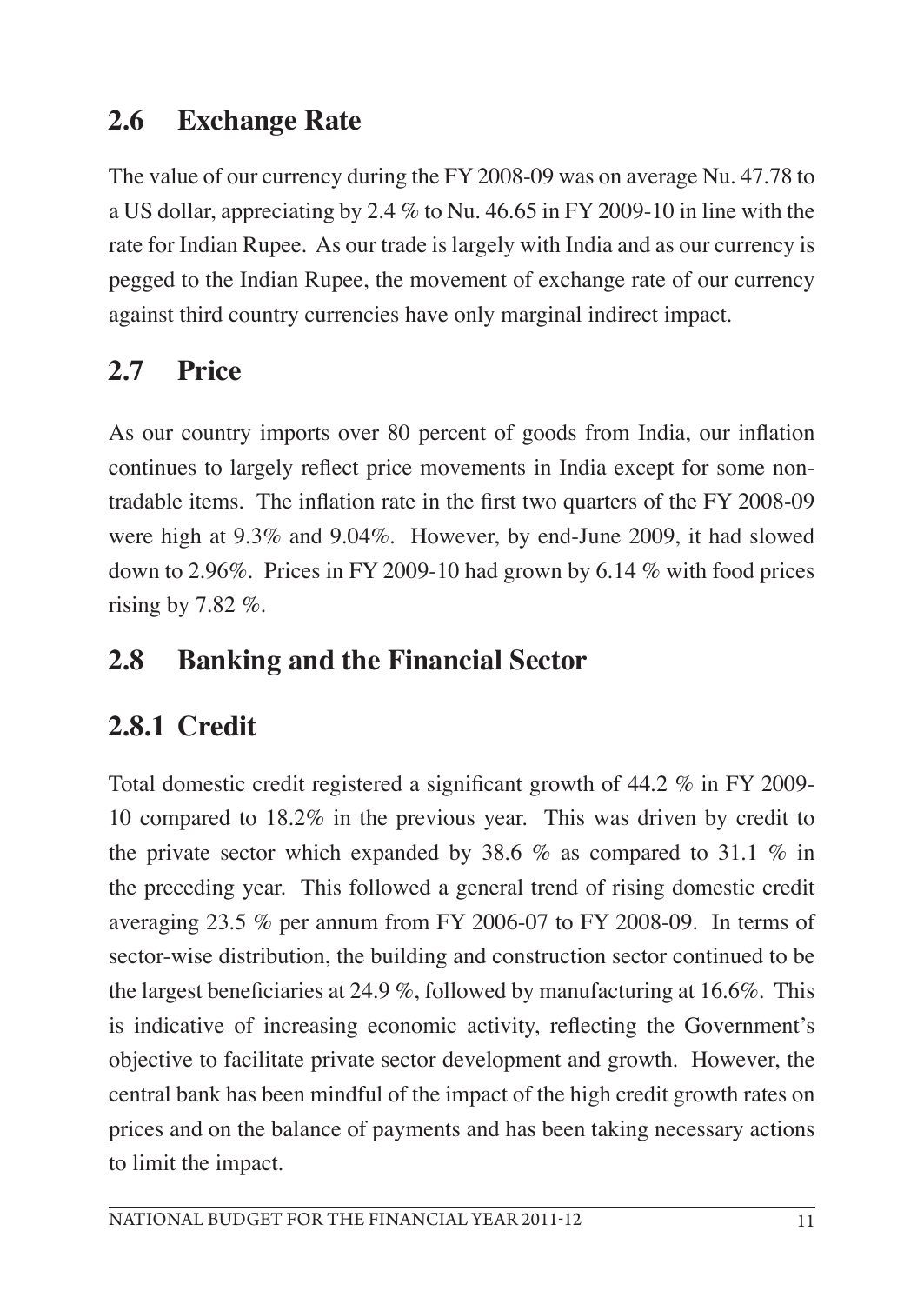## 2.6 Exchange Rate

The value of our currency during the FY 2008-09 was on average Nu. 47.78 to a US dollar, appreciating by 2.4 % to Nu. 46.65 in FY 2009-10 in line with the rate for Indian Rupee. As our trade is largely with India and as our currency is pegged to the Indian Rupee, the movement of exchange rate of our currency against third country currencies have only marginal indirect impact.

## 2.7 Price

As our country imports over 80 percent of goods from India, our inflation continues to largely reflect price movements in India except for some non-tradable items. The inflation rate in the first two quarters of the FY 2008-09 were high at 9.3% and 9.04%. However, by end-June 2009, it had slowed down to 2.96%. Prices in FY 2009-10 had grown by 6.14 % with food prices rising by 7.82 %.

## 2.8 Banking and the Financial Sector

### 2.8.1 Credit

Total domestic credit registered a significant growth of 44.2 % in FY 2009-10 compared to 18.2% in the previous year. This was driven by credit to the private sector which expanded by 38.6 % as compared to 31.1 % in the preceding year. This followed a general trend of rising domestic credit averaging 23.5 % per annum from FY 2006-07 to FY 2008-09. In terms of sector-wise distribution, the building and construction sector continued to be the largest beneficiaries at 24.9 %, followed by manufacturing at 16.6%. This is indicative of increasing economic activity, reflecting the Government's objective to facilitate private sector development and growth. However, the central bank has been mindful of the impact of the high credit growth rates on prices and on the balance of payments and has been taking necessary actions to limit the impact.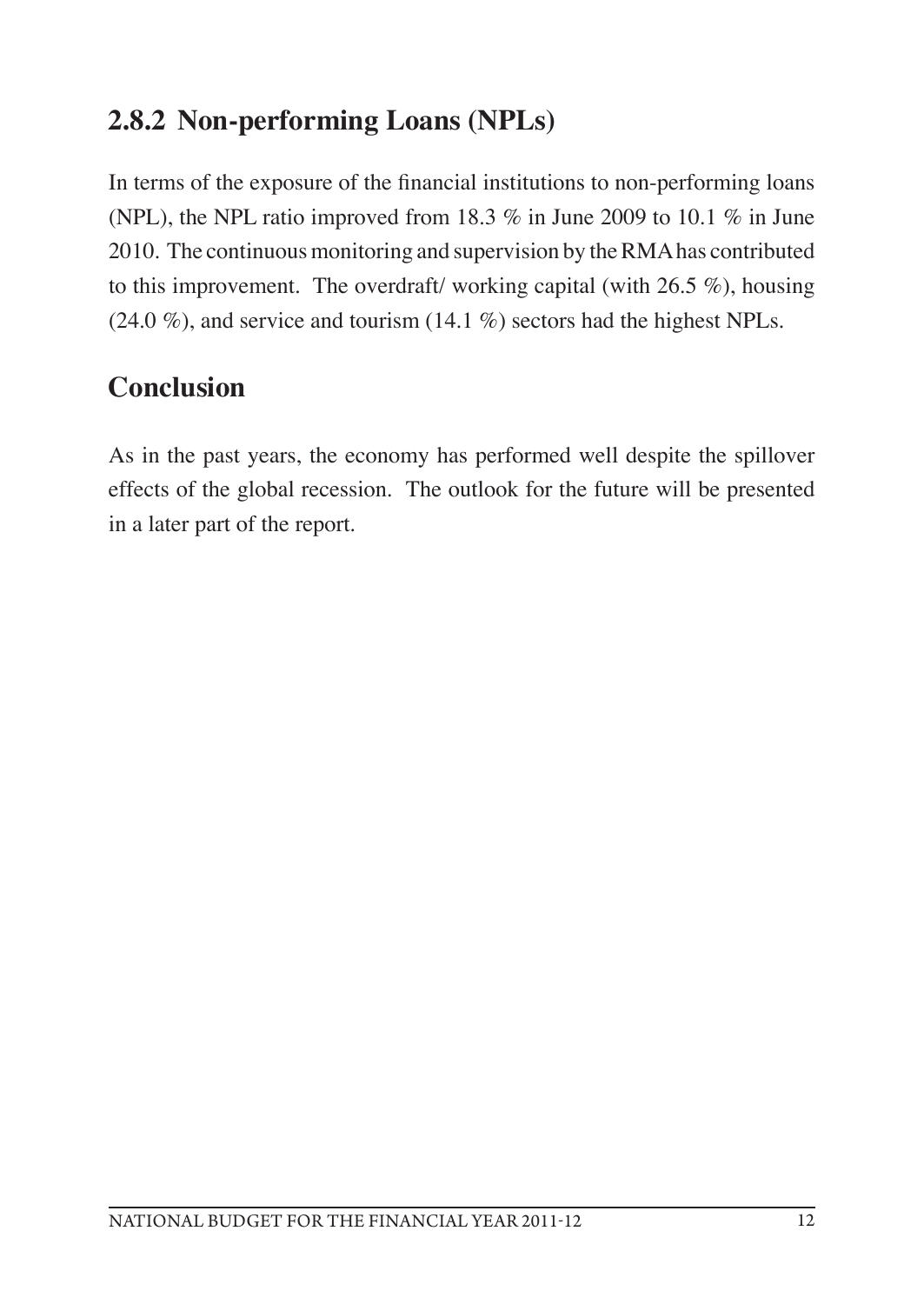### 2.8.2 Non-performing Loans (NPLs)

In terms of the exposure of the financial institutions to non-performing loans (NPL), the NPL ratio improved from 18.3 % in June 2009 to 10.1 % in June 2010. The continuous monitoring and supervision by the RMA has contributed to this improvement. The overdraft/ working capital (with 26.5 %), housing (24.0 %), and service and tourism (14.1 %) sectors had the highest NPLs.

## Conclusion

As in the past years, the economy has performed well despite the spillover effects of the global recession. The outlook for the future will be presented in a later part of the report.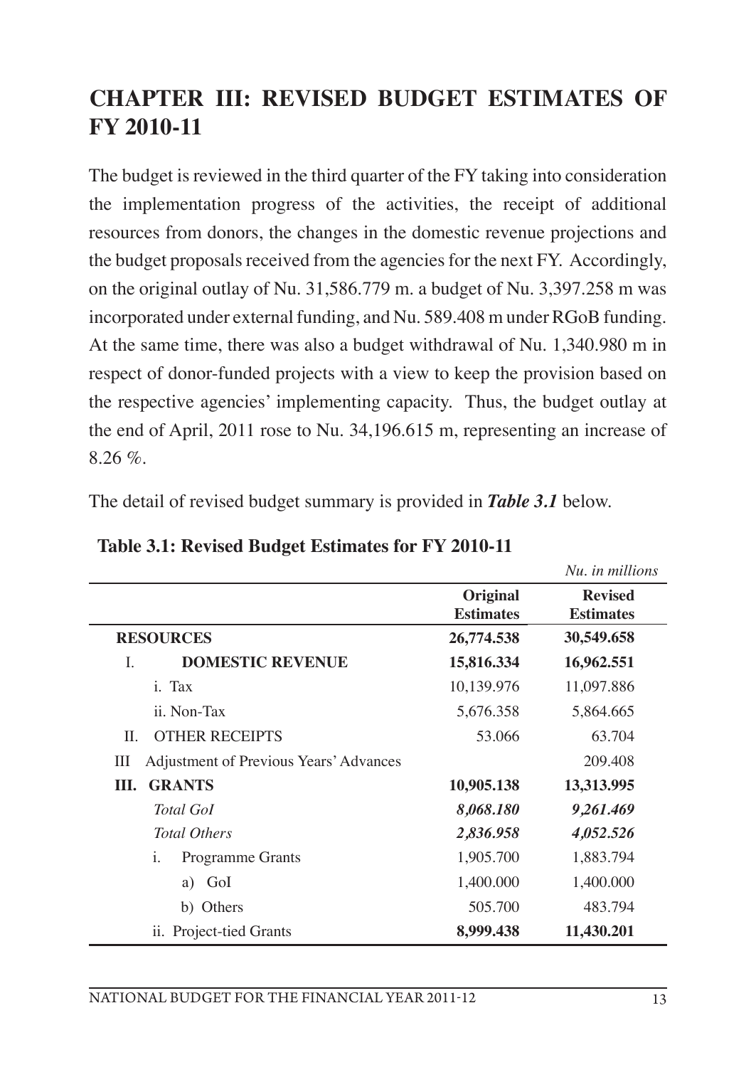# CHAPTER III: REVISED BUDGET ESTIMATES OF FY 2010-11

The budget is reviewed in the third quarter of the FY taking into consideration the implementation progress of the activities, the receipt of additional resources from donors, the changes in the domestic revenue projections and the budget proposals received from the agencies for the next FY. Accordingly, on the original outlay of Nu. 31,586.779 m. a budget of Nu. 3,397.258 m was incorporated under external funding, and Nu. 589.408 m under RGoB funding. At the same time, there was also a budget withdrawal of Nu. 1,340.980 m in respect of donor-funded projects with a view to keep the provision based on the respective agencies' implementing capacity. Thus, the budget outlay at the end of April, 2011 rose to Nu. 34,196.615 m, representing an increase of 8.26 %.

The detail of revised budget summary is provided in ***Table 3.1*** below.

**Table 3.1: Revised Budget Estimates for FY 2010-11**

*Nu. in millions*

| | Original Estimates | Revised Estimates |
|---|---|---|
| **RESOURCES** | **26,774.538** | **30,549.658** |
| I. **DOMESTIC REVENUE** | **15,816.334** | **16,962.551** |
| i. Tax | 10,139.976 | 11,097.886 |
| ii. Non-Tax | 5,676.358 | 5,864.665 |
| II. OTHER RECEIPTS | 53.066 | 63.704 |
| III Adjustment of Previous Years' Advances | | 209.408 |
| **III. GRANTS** | **10,905.138** | **13,313.995** |
| ***Total GoI*** | ***8,068.180*** | ***9,261.469*** |
| ***Total Others*** | ***2,836.958*** | ***4,052.526*** |
| i. Programme Grants | 1,905.700 | 1,883.794 |
| a) GoI | 1,400.000 | 1,400.000 |
| b) Others | 505.700 | 483.794 |
| ii. Project-tied Grants | **8,999.438** | **11,430.201** |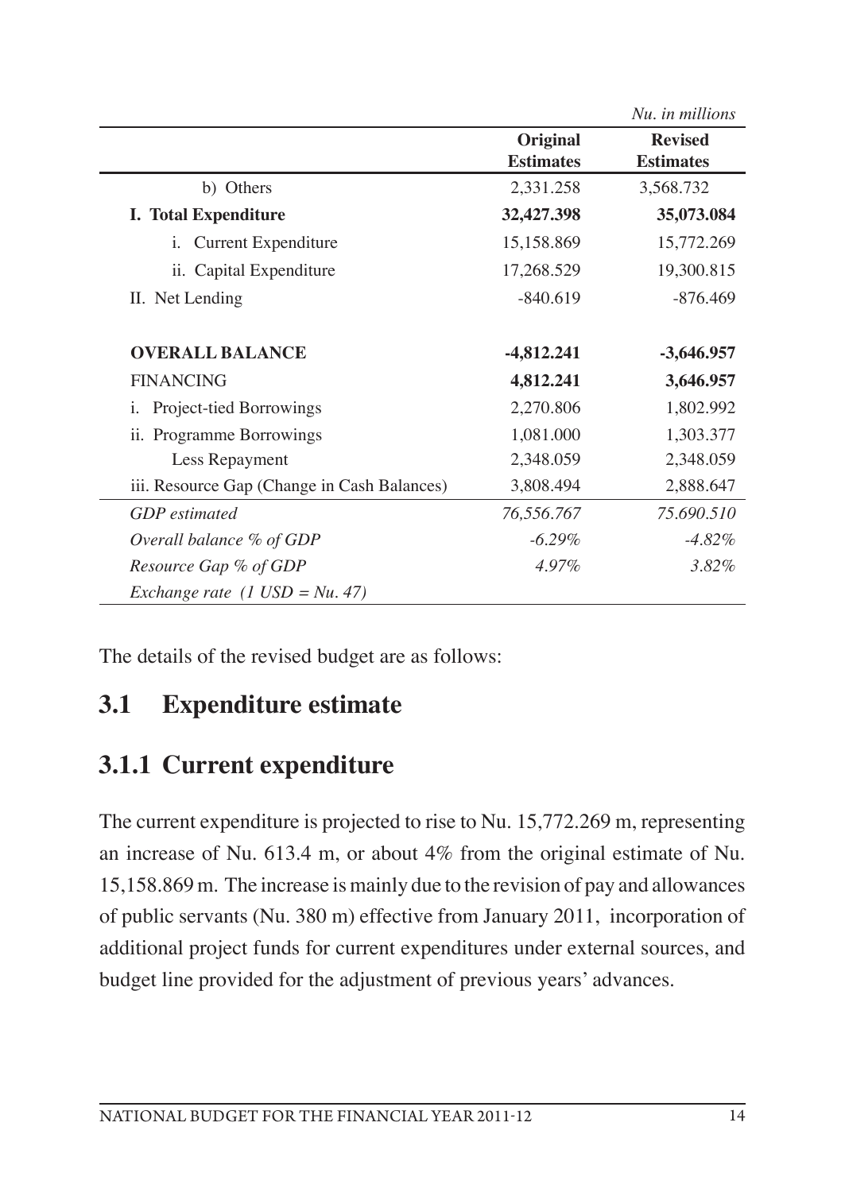*Nu. in millions*

| | Original Estimates | Revised Estimates |
|---|---|---|
| b) Others | 2,331.258 | 3,568.732 |
| **I. Total Expenditure** | **32,427.398** | **35,073.084** |
| i. Current Expenditure | 15,158.869 | 15,772.269 |
| ii. Capital Expenditure | 17,268.529 | 19,300.815 |
| II. Net Lending | -840.619 | -876.469 |
| | | |
| **OVERALL BALANCE** | **-4,812.241** | **-3,646.957** |
| FINANCING | **4,812.241** | **3,646.957** |
| i. Project-tied Borrowings | 2,270.806 | 1,802.992 |
| ii. Programme Borrowings | 1,081.000 | 1,303.377 |
| Less Repayment | 2,348.059 | 2,348.059 |
| iii. Resource Gap (Change in Cash Balances) | 3,808.494 | 2,888.647 |
| *GDP estimated* | *76,556.767* | *75.690.510* |
| *Overall balance % of GDP* | *-6.29%* | *-4.82%* |
| *Resource Gap % of GDP* | *4.97%* | *3.82%* |
| *Exchange rate (1 USD = Nu. 47)* | | |

The details of the revised budget are as follows:

## 3.1 Expenditure estimate

## 3.1.1 Current expenditure

The current expenditure is projected to rise to Nu. 15,772.269 m, representing an increase of Nu. 613.4 m, or about 4% from the original estimate of Nu. 15,158.869 m. The increase is mainly due to the revision of pay and allowances of public servants (Nu. 380 m) effective from January 2011, incorporation of additional project funds for current expenditures under external sources, and budget line provided for the adjustment of previous years' advances.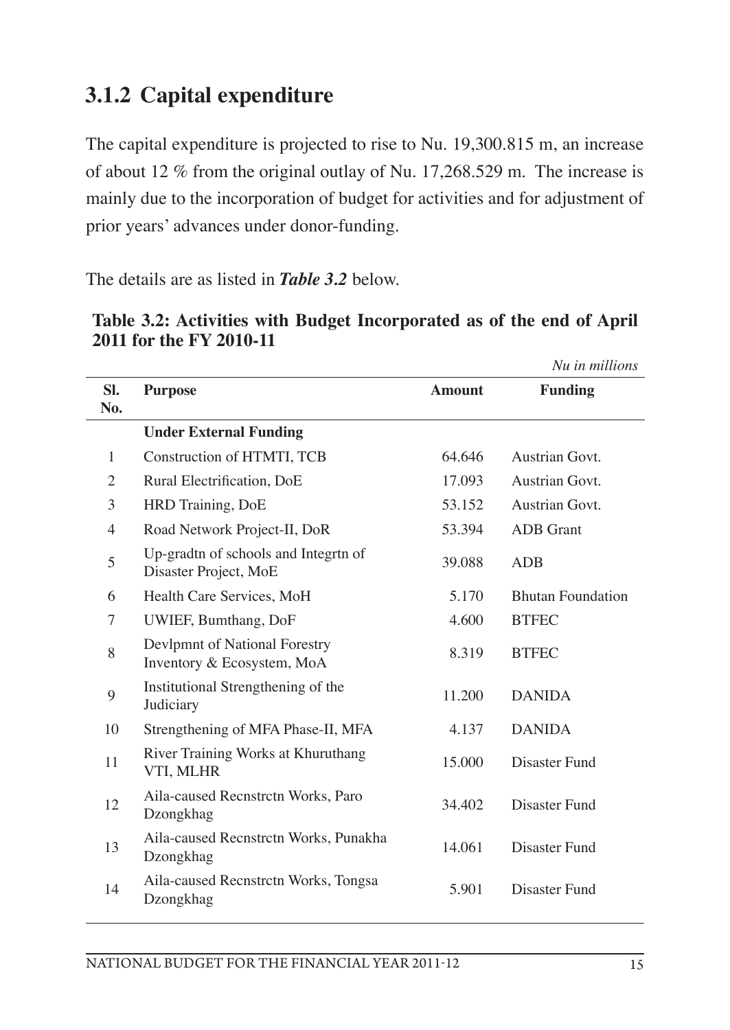## 3.1.2 Capital expenditure

The capital expenditure is projected to rise to Nu. 19,300.815 m, an increase of about 12 % from the original outlay of Nu. 17,268.529 m. The increase is mainly due to the incorporation of budget for activities and for adjustment of prior years' advances under donor-funding.

The details are as listed in ***Table 3.2*** below.

**Table 3.2: Activities with Budget Incorporated as of the end of April 2011 for the FY 2010-11**

*Nu in millions*

| Sl. No. | Purpose | Amount | Funding |
|---|---|---|---|
| | **Under External Funding** | | |
| 1 | Construction of HTMTI, TCB | 64.646 | Austrian Govt. |
| 2 | Rural Electrification, DoE | 17.093 | Austrian Govt. |
| 3 | HRD Training, DoE | 53.152 | Austrian Govt. |
| 4 | Road Network Project-II, DoR | 53.394 | ADB Grant |
| 5 | Up-gradtn of schools and Integrtn of Disaster Project, MoE | 39.088 | ADB |
| 6 | Health Care Services, MoH | 5.170 | Bhutan Foundation |
| 7 | UWIEF, Bumthang, DoF | 4.600 | BTFEC |
| 8 | Devlpmnt of National Forestry Inventory & Ecosystem, MoA | 8.319 | BTFEC |
| 9 | Institutional Strengthening of the Judiciary | 11.200 | DANIDA |
| 10 | Strengthening of MFA Phase-II, MFA | 4.137 | DANIDA |
| 11 | River Training Works at Khuruthang VTI, MLHR | 15.000 | Disaster Fund |
| 12 | Aila-caused Recnstrctn Works, Paro Dzongkhag | 34.402 | Disaster Fund |
| 13 | Aila-caused Recnstrctn Works, Punakha Dzongkhag | 14.061 | Disaster Fund |
| 14 | Aila-caused Recnstrctn Works, Tongsa Dzongkhag | 5.901 | Disaster Fund |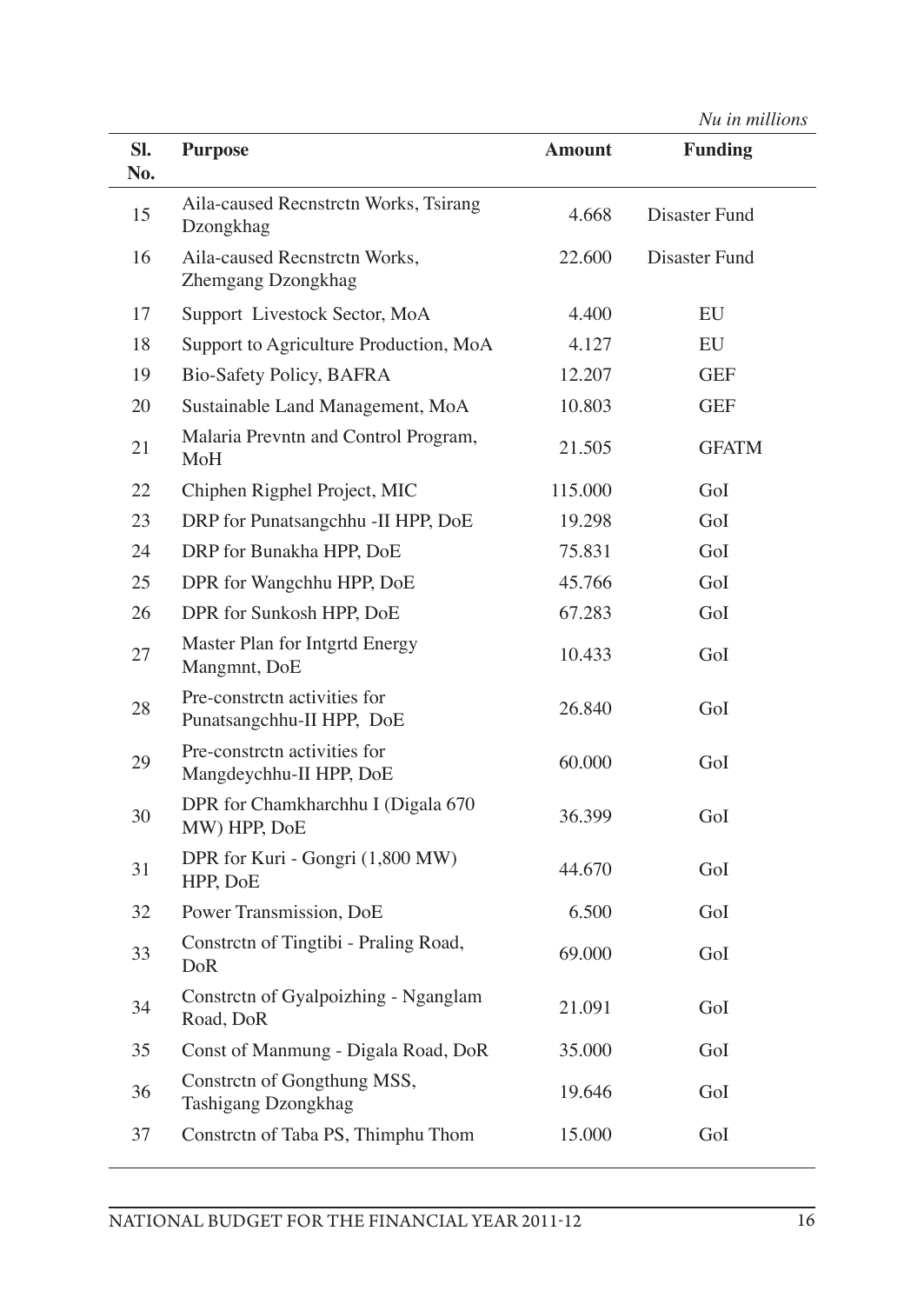*Nu in millions*

| Sl. No. | Purpose | Amount | Funding |
|---|---|---|---|
| 15 | Aila-caused Recnstrctn Works, Tsirang Dzongkhag | 4.668 | Disaster Fund |
| 16 | Aila-caused Recnstrctn Works, Zhemgang Dzongkhag | 22.600 | Disaster Fund |
| 17 | Support Livestock Sector, MoA | 4.400 | EU |
| 18 | Support to Agriculture Production, MoA | 4.127 | EU |
| 19 | Bio-Safety Policy, BAFRA | 12.207 | GEF |
| 20 | Sustainable Land Management, MoA | 10.803 | GEF |
| 21 | Malaria Prevntn and Control Program, MoH | 21.505 | GFATM |
| 22 | Chiphen Rigphel Project, MIC | 115.000 | GoI |
| 23 | DRP for Punatsangchhu -II HPP, DoE | 19.298 | GoI |
| 24 | DRP for Bunakha HPP, DoE | 75.831 | GoI |
| 25 | DPR for Wangchhu HPP, DoE | 45.766 | GoI |
| 26 | DPR for Sunkosh HPP, DoE | 67.283 | GoI |
| 27 | Master Plan for Intgrtd Energy Mangmnt, DoE | 10.433 | GoI |
| 28 | Pre-constrctn activities for Punatsangchhu-II HPP, DoE | 26.840 | GoI |
| 29 | Pre-constrctn activities for Mangdeychhu-II HPP, DoE | 60.000 | GoI |
| 30 | DPR for Chamkharchhu I (Digala 670 MW) HPP, DoE | 36.399 | GoI |
| 31 | DPR for Kuri - Gongri (1,800 MW) HPP, DoE | 44.670 | GoI |
| 32 | Power Transmission, DoE | 6.500 | GoI |
| 33 | Constrctn of Tingtibi - Praling Road, DoR | 69.000 | GoI |
| 34 | Constrctn of Gyalpoizhing - Nganglam Road, DoR | 21.091 | GoI |
| 35 | Const of Manmung - Digala Road, DoR | 35.000 | GoI |
| 36 | Constrctn of Gongthung MSS, Tashigang Dzongkhag | 19.646 | GoI |
| 37 | Constrctn of Taba PS, Thimphu Thom | 15.000 | GoI |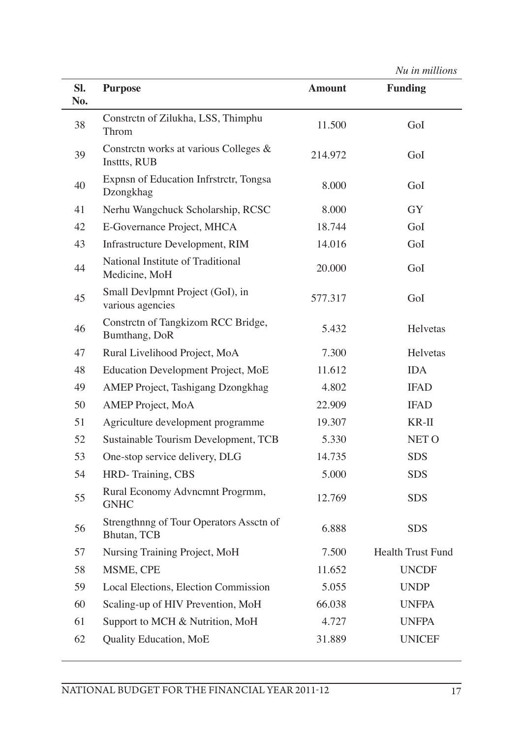*Nu in millions*

| Sl. No. | Purpose | Amount | Funding |
|---|---|---|---|
| 38 | Constrctn of Zilukha, LSS, Thimphu Throm | 11.500 | GoI |
| 39 | Constrctn works at various Colleges & Insttts, RUB | 214.972 | GoI |
| 40 | Expnsn of Education Infrstrctr, Tongsa Dzongkhag | 8.000 | GoI |
| 41 | Nerhu Wangchuck Scholarship, RCSC | 8.000 | GY |
| 42 | E-Governance Project, MHCA | 18.744 | GoI |
| 43 | Infrastructure Development, RIM | 14.016 | GoI |
| 44 | National Institute of Traditional Medicine, MoH | 20.000 | GoI |
| 45 | Small Devlpmnt Project (GoI), in various agencies | 577.317 | GoI |
| 46 | Constrctn of Tangkizom RCC Bridge, Bumthang, DoR | 5.432 | Helvetas |
| 47 | Rural Livelihood Project, MoA | 7.300 | Helvetas |
| 48 | Education Development Project, MoE | 11.612 | IDA |
| 49 | AMEP Project, Tashigang Dzongkhag | 4.802 | IFAD |
| 50 | AMEP Project, MoA | 22.909 | IFAD |
| 51 | Agriculture development programme | 19.307 | KR-II |
| 52 | Sustainable Tourism Development, TCB | 5.330 | NET O |
| 53 | One-stop service delivery, DLG | 14.735 | SDS |
| 54 | HRD- Training, CBS | 5.000 | SDS |
| 55 | Rural Economy Advncmnt Progrmm, GNHC | 12.769 | SDS |
| 56 | Strengthnng of Tour Operators Assctn of Bhutan, TCB | 6.888 | SDS |
| 57 | Nursing Training Project, MoH | 7.500 | Health Trust Fund |
| 58 | MSME, CPE | 11.652 | UNCDF |
| 59 | Local Elections, Election Commission | 5.055 | UNDP |
| 60 | Scaling-up of HIV Prevention, MoH | 66.038 | UNFPA |
| 61 | Support to MCH & Nutrition, MoH | 4.727 | UNFPA |
| 62 | Quality Education, MoE | 31.889 | UNICEF |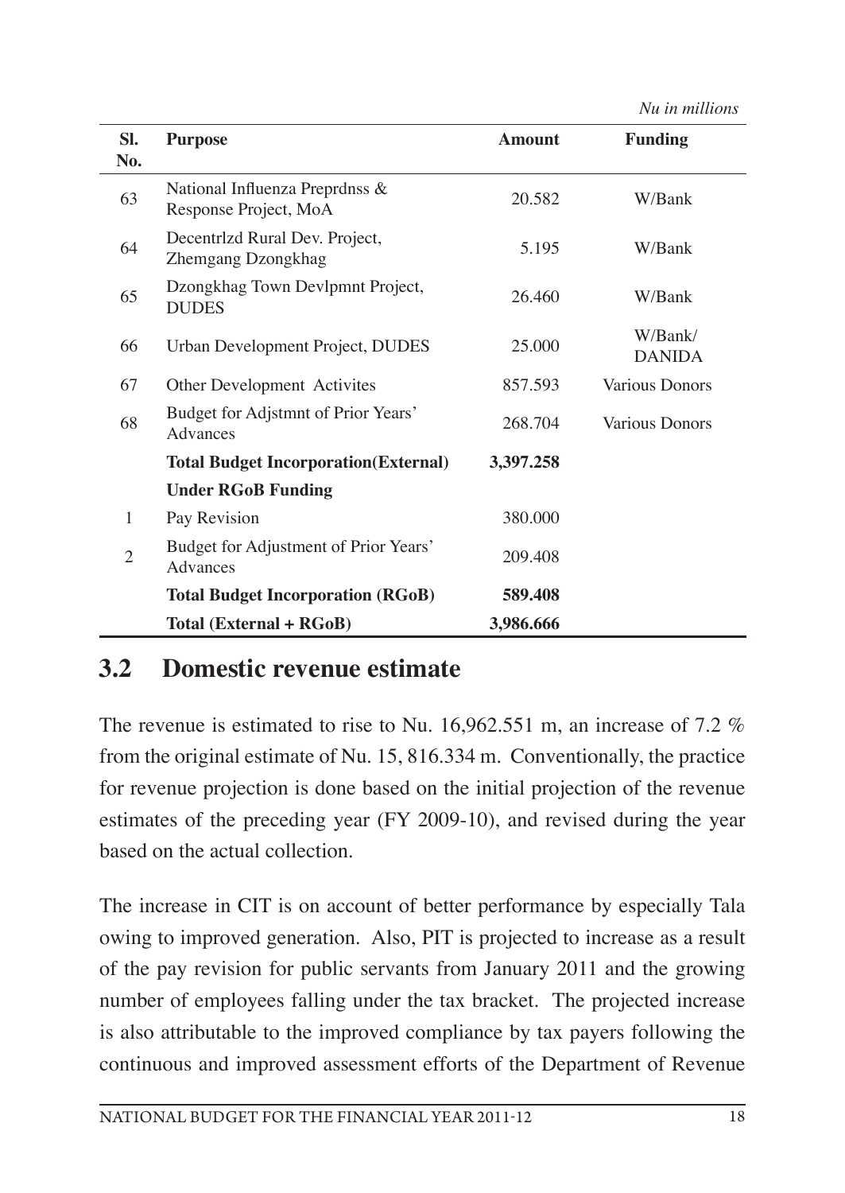*Nu in millions*

| Sl. No. | Purpose | Amount | Funding |
|---|---|---|---|
| 63 | National Influenza Preprdnss & Response Project, MoA | 20.582 | W/Bank |
| 64 | Decentrlzd Rural Dev. Project, Zhemgang Dzongkhag | 5.195 | W/Bank |
| 65 | Dzongkhag Town Devlpmnt Project, DUDES | 26.460 | W/Bank |
| 66 | Urban Development Project, DUDES | 25.000 | W/Bank/ DANIDA |
| 67 | Other Development Activites | 857.593 | Various Donors |
| 68 | Budget for Adjstmnt of Prior Years' Advances | 268.704 | Various Donors |
| | **Total Budget Incorporation(External)** | **3,397.258** | |
| | **Under RGoB Funding** | | |
| 1 | Pay Revision | 380.000 | |
| 2 | Budget for Adjustment of Prior Years' Advances | 209.408 | |
| | **Total Budget Incorporation (RGoB)** | **589.408** | |
| | **Total (External + RGoB)** | **3,986.666** | |

## 3.2 Domestic revenue estimate

The revenue is estimated to rise to Nu. 16,962.551 m, an increase of 7.2 % from the original estimate of Nu. 15, 816.334 m. Conventionally, the practice for revenue projection is done based on the initial projection of the revenue estimates of the preceding year (FY 2009-10), and revised during the year based on the actual collection.

The increase in CIT is on account of better performance by especially Tala owing to improved generation. Also, PIT is projected to increase as a result of the pay revision for public servants from January 2011 and the growing number of employees falling under the tax bracket. The projected increase is also attributable to the improved compliance by tax payers following the continuous and improved assessment efforts of the Department of Revenue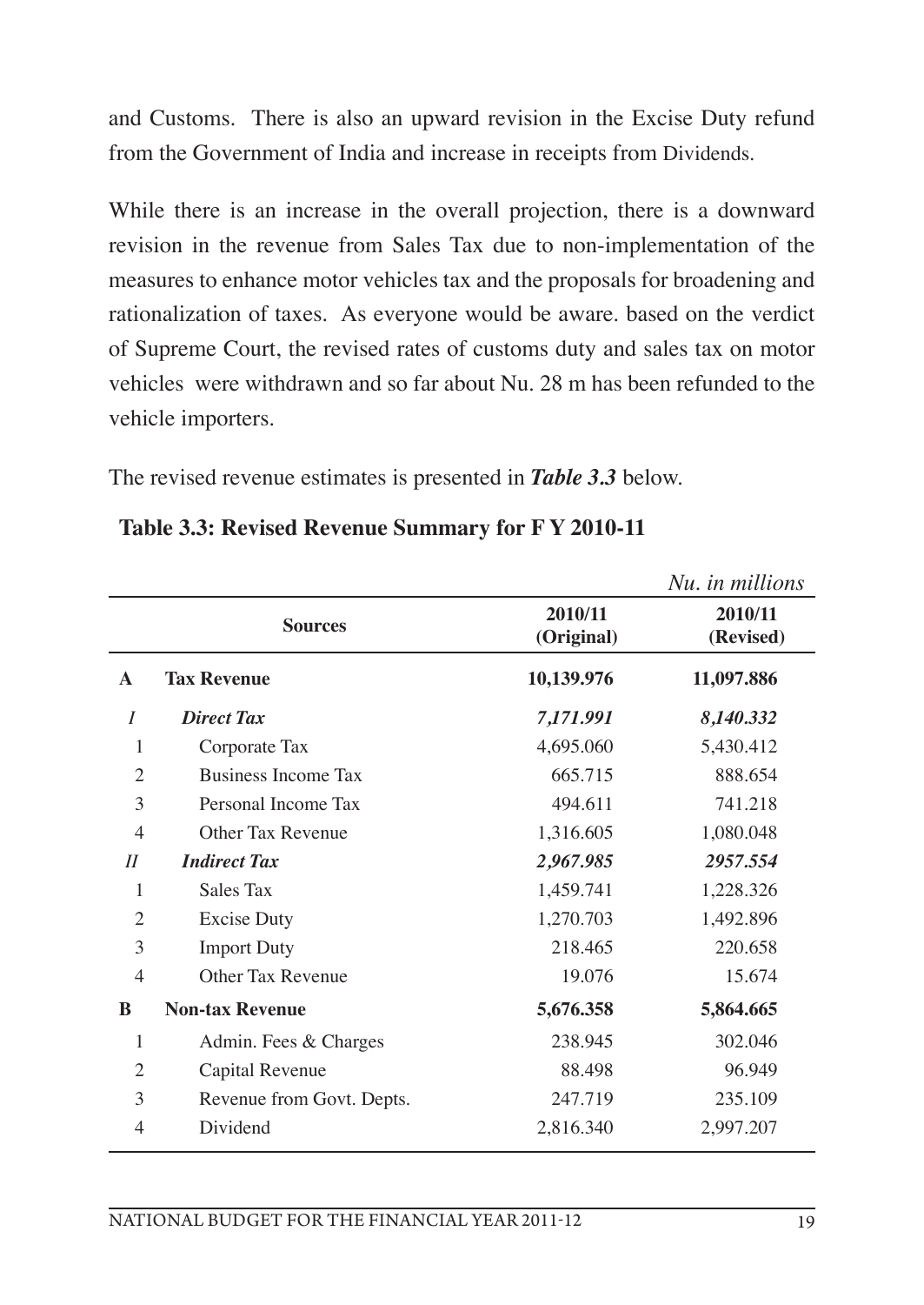and Customs. There is also an upward revision in the Excise Duty refund from the Government of India and increase in receipts from Dividends.

While there is an increase in the overall projection, there is a downward revision in the revenue from Sales Tax due to non-implementation of the measures to enhance motor vehicles tax and the proposals for broadening and rationalization of taxes. As everyone would be aware. based on the verdict of Supreme Court, the revised rates of customs duty and sales tax on motor vehicles were withdrawn and so far about Nu. 28 m has been refunded to the vehicle importers.

The revised revenue estimates is presented in ***Table 3.3*** below.

**Table 3.3: Revised Revenue Summary for F Y 2010-11**

*Nu. in millions*

| | Sources | 2010/11 (Original) | 2010/11 (Revised) |
|---|---|---|---|
| **A** | **Tax Revenue** | **10,139.976** | **11,097.886** |
| *I* | ***Direct Tax*** | ***7,171.991*** | ***8,140.332*** |
| 1 | Corporate Tax | 4,695.060 | 5,430.412 |
| 2 | Business Income Tax | 665.715 | 888.654 |
| 3 | Personal Income Tax | 494.611 | 741.218 |
| 4 | Other Tax Revenue | 1,316.605 | 1,080.048 |
| *II* | ***Indirect Tax*** | ***2,967.985*** | ***2957.554*** |
| 1 | Sales Tax | 1,459.741 | 1,228.326 |
| 2 | Excise Duty | 1,270.703 | 1,492.896 |
| 3 | Import Duty | 218.465 | 220.658 |
| 4 | Other Tax Revenue | 19.076 | 15.674 |
| **B** | **Non-tax Revenue** | **5,676.358** | **5,864.665** |
| 1 | Admin. Fees & Charges | 238.945 | 302.046 |
| 2 | Capital Revenue | 88.498 | 96.949 |
| 3 | Revenue from Govt. Depts. | 247.719 | 235.109 |
| 4 | Dividend | 2,816.340 | 2,997.207 |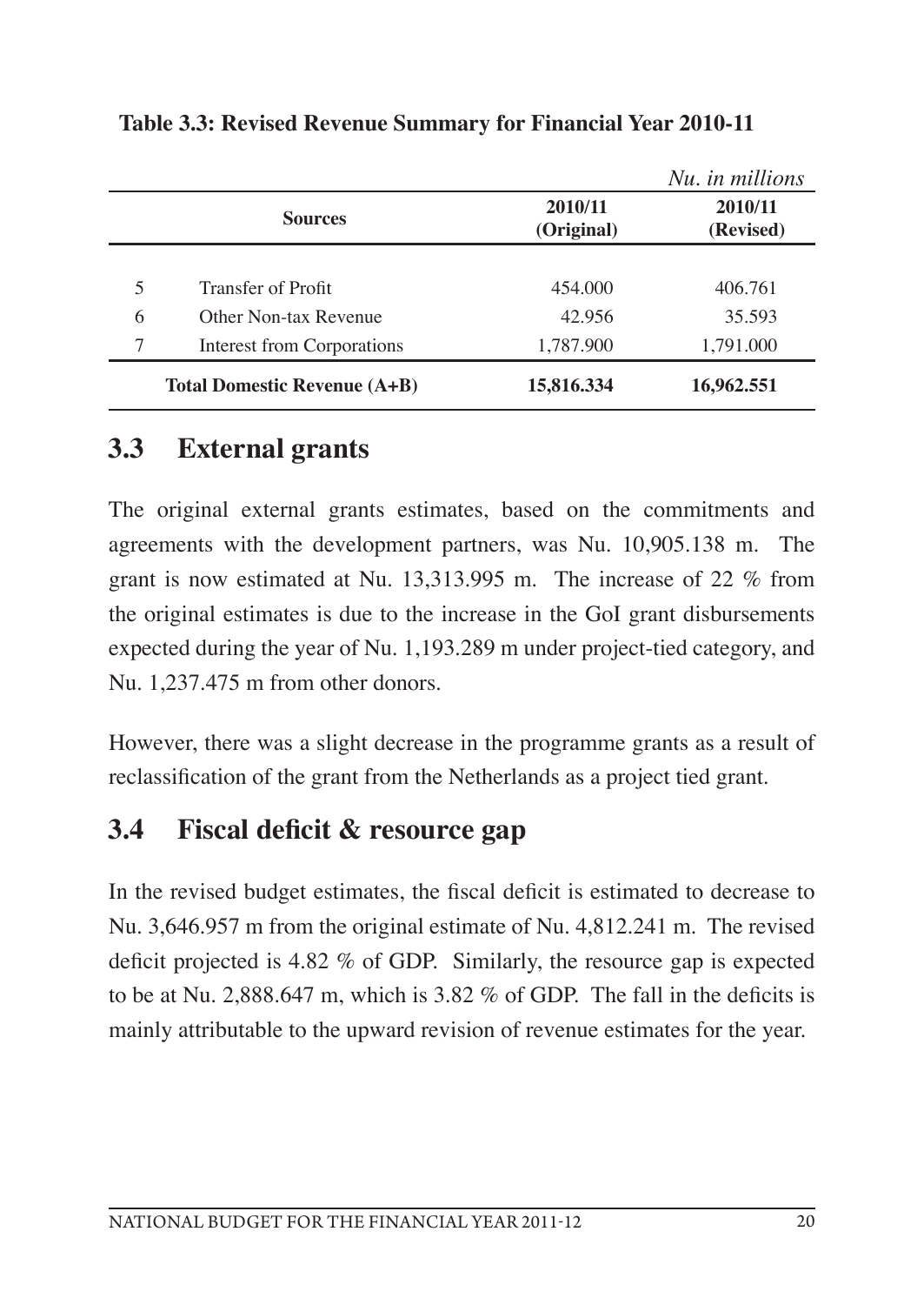**Table 3.3: Revised Revenue Summary for Financial Year 2010-11**

*Nu. in millions*

| | Sources | 2010/11 (Original) | 2010/11 (Revised) |
|---|---|---|---|
| 5 | Transfer of Profit | 454.000 | 406.761 |
| 6 | Other Non-tax Revenue | 42.956 | 35.593 |
| 7 | Interest from Corporations | 1,787.900 | 1,791.000 |
| | **Total Domestic Revenue (A+B)** | **15,816.334** | **16,962.551** |

## 3.3 External grants

The original external grants estimates, based on the commitments and agreements with the development partners, was Nu. 10,905.138 m. The grant is now estimated at Nu. 13,313.995 m. The increase of 22 % from the original estimates is due to the increase in the GoI grant disbursements expected during the year of Nu. 1,193.289 m under project-tied category, and Nu. 1,237.475 m from other donors.

However, there was a slight decrease in the programme grants as a result of reclassification of the grant from the Netherlands as a project tied grant.

## 3.4 Fiscal deficit & resource gap

In the revised budget estimates, the fiscal deficit is estimated to decrease to Nu. 3,646.957 m from the original estimate of Nu. 4,812.241 m. The revised deficit projected is 4.82 % of GDP. Similarly, the resource gap is expected to be at Nu. 2,888.647 m, which is 3.82 % of GDP. The fall in the deficits is mainly attributable to the upward revision of revenue estimates for the year.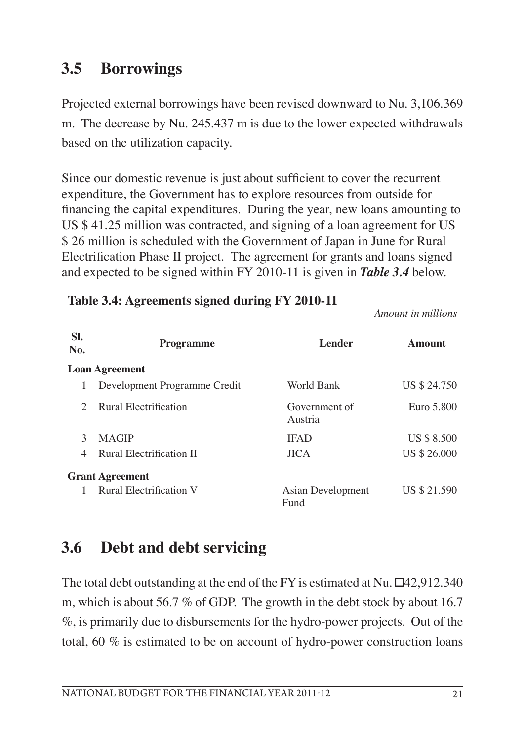## 3.5 Borrowings

Projected external borrowings have been revised downward to Nu. 3,106.369 m. The decrease by Nu. 245.437 m is due to the lower expected withdrawals based on the utilization capacity.

Since our domestic revenue is just about sufficient to cover the recurrent expenditure, the Government has to explore resources from outside for financing the capital expenditures. During the year, new loans amounting to US $ 41.25 million was contracted, and signing of a loan agreement for US $ 26 million is scheduled with the Government of Japan in June for Rural Electrification Phase II project. The agreement for grants and loans signed and expected to be signed within FY 2010-11 is given in ***Table 3.4*** below.

**Table 3.4: Agreements signed during FY 2010-11**

*Amount in millions*

| Sl. No. | Programme | Lender | Amount |
|---|---|---|---|
| **Loan Agreement** | | | |
| 1 | Development Programme Credit | World Bank | US $ 24.750 |
| 2 | Rural Electrification | Government of Austria | Euro 5.800 |
| 3 | MAGIP | IFAD | US $ 8.500 |
| 4 | Rural Electrification II | JICA | US $ 26.000 |
| **Grant Agreement** | | | |
| 1 | Rural Electrification V | Asian Development Fund | US $ 21.590 |

## 3.6 Debt and debt servicing

The total debt outstanding at the end of the FY is estimated at Nu. □42,912.340 m, which is about 56.7 % of GDP. The growth in the debt stock by about 16.7 %, is primarily due to disbursements for the hydro-power projects. Out of the total, 60 % is estimated to be on account of hydro-power construction loans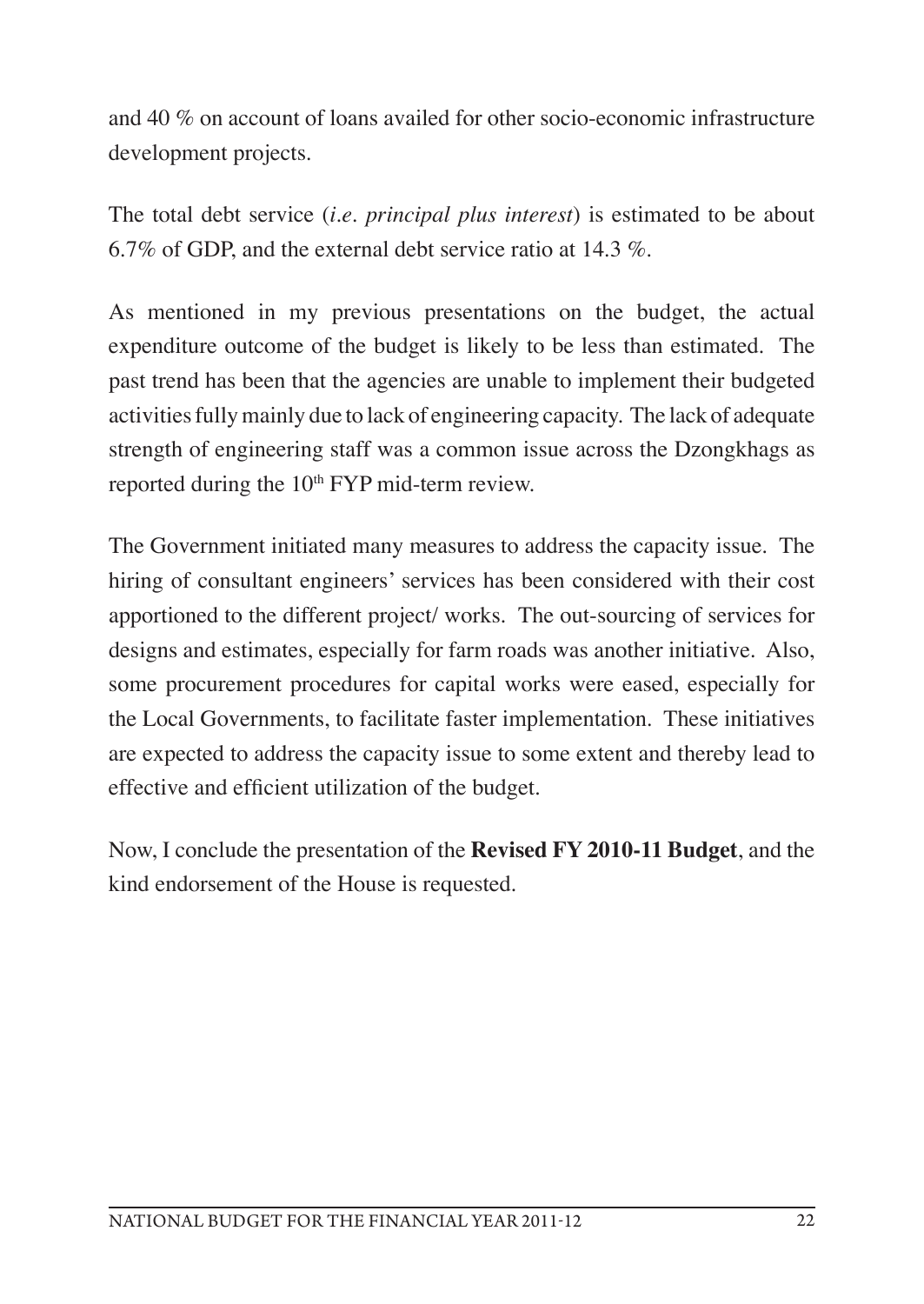and 40 % on account of loans availed for other socio-economic infrastructure development projects.

The total debt service (*i.e. principal plus interest*) is estimated to be about 6.7% of GDP, and the external debt service ratio at 14.3 %.

As mentioned in my previous presentations on the budget, the actual expenditure outcome of the budget is likely to be less than estimated. The past trend has been that the agencies are unable to implement their budgeted activities fully mainly due to lack of engineering capacity. The lack of adequate strength of engineering staff was a common issue across the Dzongkhags as reported during the 10th FYP mid-term review.

The Government initiated many measures to address the capacity issue. The hiring of consultant engineers' services has been considered with their cost apportioned to the different project/ works. The out-sourcing of services for designs and estimates, especially for farm roads was another initiative. Also, some procurement procedures for capital works were eased, especially for the Local Governments, to facilitate faster implementation. These initiatives are expected to address the capacity issue to some extent and thereby lead to effective and efficient utilization of the budget.

Now, I conclude the presentation of the **Revised FY 2010-11 Budget**, and the kind endorsement of the House is requested.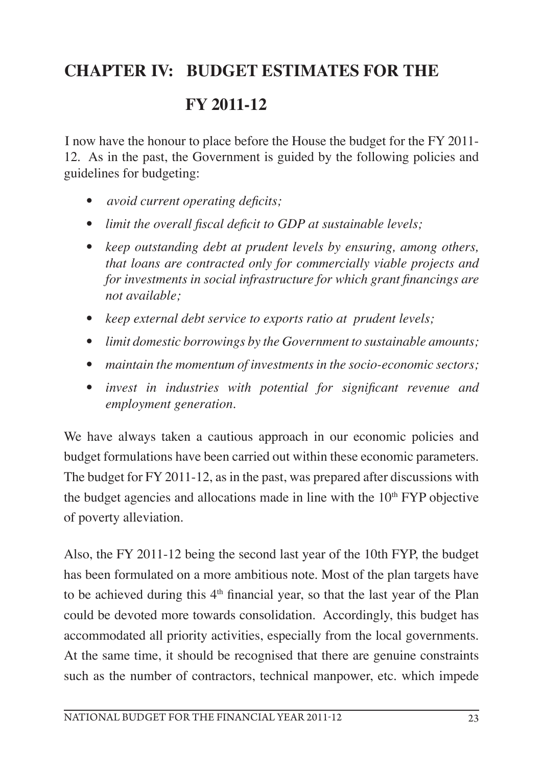# CHAPTER IV: BUDGET ESTIMATES FOR THE FY 2011-12

I now have the honour to place before the House the budget for the FY 2011-12. As in the past, the Government is guided by the following policies and guidelines for budgeting:

- *avoid current operating deficits;*
- *limit the overall fiscal deficit to GDP at sustainable levels;*
- *keep outstanding debt at prudent levels by ensuring, among others, that loans are contracted only for commercially viable projects and for investments in social infrastructure for which grant financings are not available;*
- *keep external debt service to exports ratio at prudent levels;*
- *limit domestic borrowings by the Government to sustainable amounts;*
- *maintain the momentum of investments in the socio-economic sectors;*
- *invest in industries with potential for significant revenue and employment generation.*

We have always taken a cautious approach in our economic policies and budget formulations have been carried out within these economic parameters. The budget for FY 2011-12, as in the past, was prepared after discussions with the budget agencies and allocations made in line with the 10th FYP objective of poverty alleviation.

Also, the FY 2011-12 being the second last year of the 10th FYP, the budget has been formulated on a more ambitious note. Most of the plan targets have to be achieved during this 4th financial year, so that the last year of the Plan could be devoted more towards consolidation. Accordingly, this budget has accommodated all priority activities, especially from the local governments. At the same time, it should be recognised that there are genuine constraints such as the number of contractors, technical manpower, etc. which impede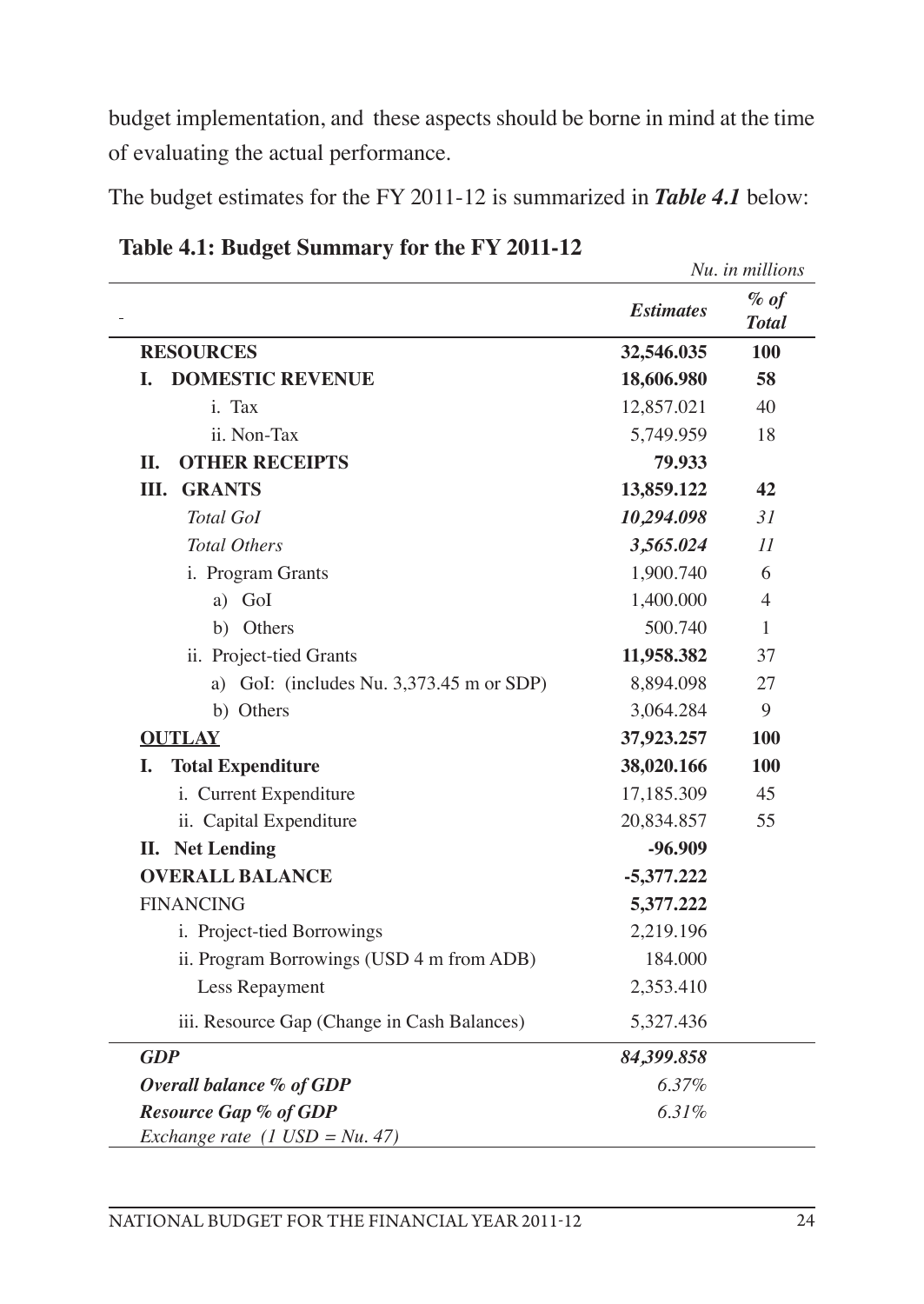budget implementation, and these aspects should be borne in mind at the time of evaluating the actual performance.

The budget estimates for the FY 2011-12 is summarized in ***Table 4.1*** below:

**Table 4.1: Budget Summary for the FY 2011-12**

*Nu. in millions*

| | *Estimates* | *% of Total* |
|---|---|---|
| **RESOURCES** | **32,546.035** | **100** |
| **I. DOMESTIC REVENUE** | **18,606.980** | **58** |
| i. Tax | 12,857.021 | 40 |
| ii. Non-Tax | 5,749.959 | 18 |
| **II. OTHER RECEIPTS** | **79.933** | |
| **III. GRANTS** | **13,859.122** | **42** |
| *Total GoI* | ***10,294.098*** | *31* |
| *Total Others* | ***3,565.024*** | *11* |
| i. Program Grants | 1,900.740 | 6 |
| a) GoI | 1,400.000 | 4 |
| b) Others | 500.740 | 1 |
| ii. Project-tied Grants | **11,958.382** | 37 |
| a) GoI: (includes Nu. 3,373.45 m or SDP) | 8,894.098 | 27 |
| b) Others | 3,064.284 | 9 |
| **OUTLAY** | **37,923.257** | **100** |
| **I. Total Expenditure** | **38,020.166** | **100** |
| i. Current Expenditure | 17,185.309 | 45 |
| ii. Capital Expenditure | 20,834.857 | 55 |
| **II. Net Lending** | **-96.909** | |
| **OVERALL BALANCE** | **-5,377.222** | |
| FINANCING | **5,377.222** | |
| i. Project-tied Borrowings | 2,219.196 | |
| ii. Program Borrowings (USD 4 m from ADB) | 184.000 | |
| Less Repayment | 2,353.410 | |
| iii. Resource Gap (Change in Cash Balances) | 5,327.436 | |
| ***GDP*** | *84,399.858* | |
| ***Overall balance % of GDP*** | *6.37%* | |
| ***Resource Gap % of GDP*** | *6.31%* | |
| *Exchange rate (1 USD = Nu. 47)* | | |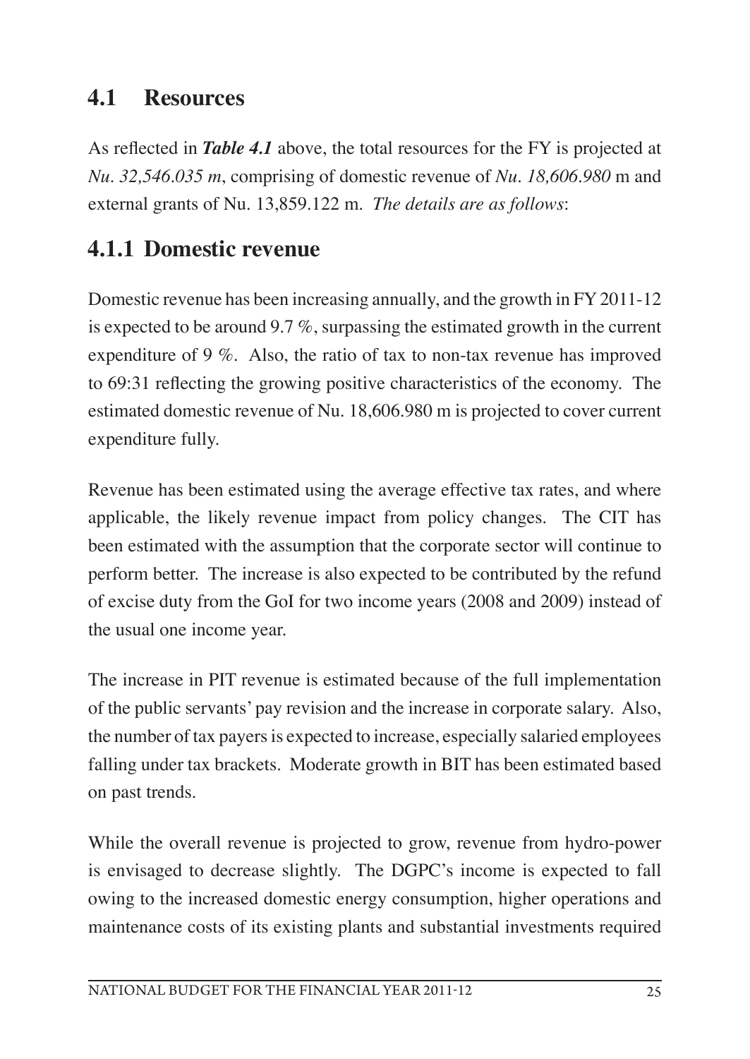## 4.1 Resources

As reflected in ***Table 4.1*** above, the total resources for the FY is projected at *Nu. 32,546.035 m*, comprising of domestic revenue of *Nu. 18,606.980* m and external grants of Nu. 13,859.122 m. *The details are as follows*:

### 4.1.1 Domestic revenue

Domestic revenue has been increasing annually, and the growth in FY 2011-12 is expected to be around 9.7 %, surpassing the estimated growth in the current expenditure of 9 %. Also, the ratio of tax to non-tax revenue has improved to 69:31 reflecting the growing positive characteristics of the economy. The estimated domestic revenue of Nu. 18,606.980 m is projected to cover current expenditure fully.

Revenue has been estimated using the average effective tax rates, and where applicable, the likely revenue impact from policy changes. The CIT has been estimated with the assumption that the corporate sector will continue to perform better. The increase is also expected to be contributed by the refund of excise duty from the GoI for two income years (2008 and 2009) instead of the usual one income year.

The increase in PIT revenue is estimated because of the full implementation of the public servants' pay revision and the increase in corporate salary. Also, the number of tax payers is expected to increase, especially salaried employees falling under tax brackets. Moderate growth in BIT has been estimated based on past trends.

While the overall revenue is projected to grow, revenue from hydro-power is envisaged to decrease slightly. The DGPC's income is expected to fall owing to the increased domestic energy consumption, higher operations and maintenance costs of its existing plants and substantial investments required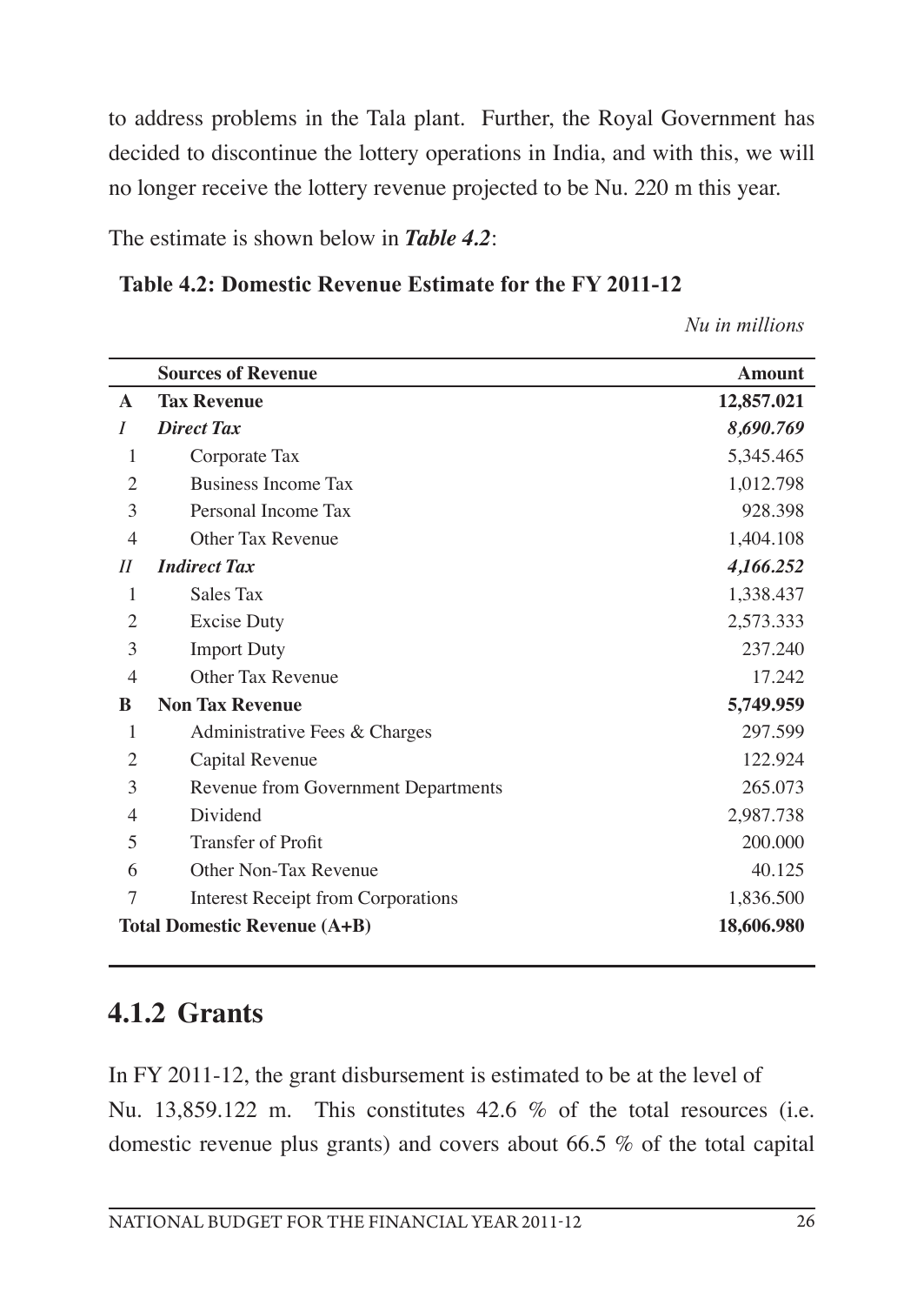to address problems in the Tala plant. Further, the Royal Government has decided to discontinue the lottery operations in India, and with this, we will no longer receive the lottery revenue projected to be Nu. 220 m this year.

The estimate is shown below in ***Table 4.2***:

**Table 4.2: Domestic Revenue Estimate for the FY 2011-12**

*Nu in millions*

| | Sources of Revenue | Amount |
|---|---|---|
| **A** | **Tax Revenue** | **12,857.021** |
| ***I*** | ***Direct Tax*** | ***8,690.769*** |
| 1 | Corporate Tax | 5,345.465 |
| 2 | Business Income Tax | 1,012.798 |
| 3 | Personal Income Tax | 928.398 |
| 4 | Other Tax Revenue | 1,404.108 |
| ***II*** | ***Indirect Tax*** | ***4,166.252*** |
| 1 | Sales Tax | 1,338.437 |
| 2 | Excise Duty | 2,573.333 |
| 3 | Import Duty | 237.240 |
| 4 | Other Tax Revenue | 17.242 |
| **B** | **Non Tax Revenue** | **5,749.959** |
| 1 | Administrative Fees & Charges | 297.599 |
| 2 | Capital Revenue | 122.924 |
| 3 | Revenue from Government Departments | 265.073 |
| 4 | Dividend | 2,987.738 |
| 5 | Transfer of Profit | 200.000 |
| 6 | Other Non-Tax Revenue | 40.125 |
| 7 | Interest Receipt from Corporations | 1,836.500 |
| **Total Domestic Revenue (A+B)** | | **18,606.980** |

## 4.1.2 Grants

In FY 2011-12, the grant disbursement is estimated to be at the level of Nu. 13,859.122 m. This constitutes 42.6 % of the total resources (i.e. domestic revenue plus grants) and covers about 66.5 % of the total capital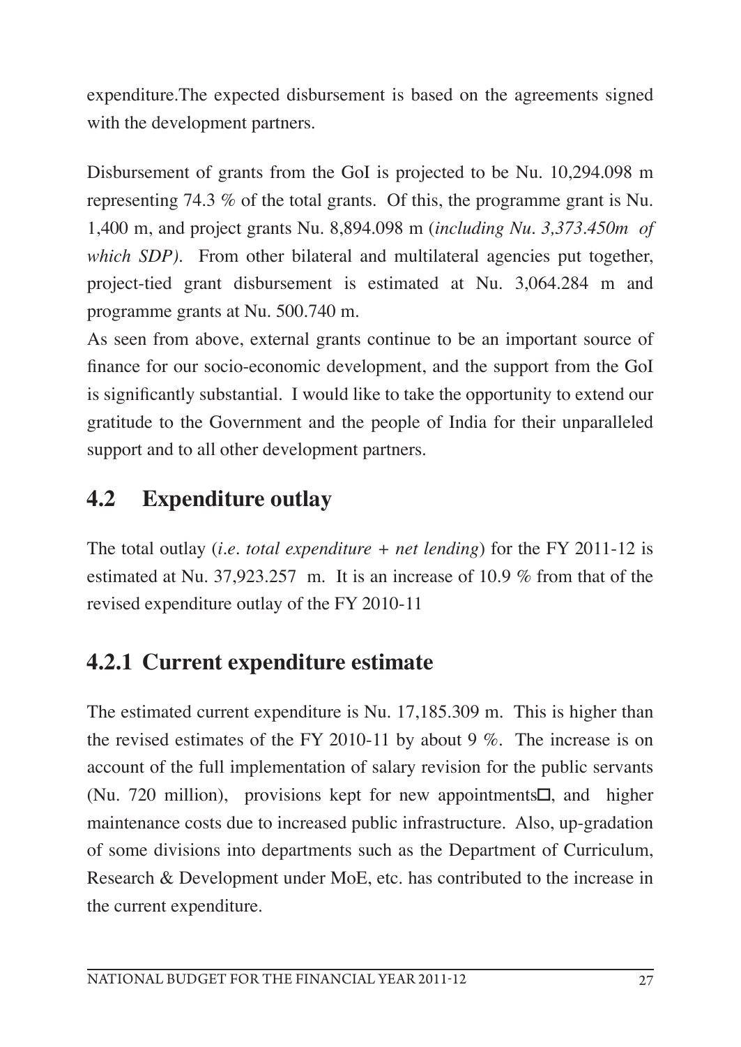expenditure.The expected disbursement is based on the agreements signed with the development partners.

Disbursement of grants from the GoI is projected to be Nu. 10,294.098 m representing 74.3 % of the total grants. Of this, the programme grant is Nu. 1,400 m, and project grants Nu. 8,894.098 m (*including Nu. 3,373.450m of which SDP).* From other bilateral and multilateral agencies put together, project-tied grant disbursement is estimated at Nu. 3,064.284 m and programme grants at Nu. 500.740 m.

As seen from above, external grants continue to be an important source of finance for our socio-economic development, and the support from the GoI is significantly substantial. I would like to take the opportunity to extend our gratitude to the Government and the people of India for their unparalleled support and to all other development partners.

## 4.2 Expenditure outlay

The total outlay (*i.e. total expenditure + net lending*) for the FY 2011-12 is estimated at Nu. 37,923.257 m. It is an increase of 10.9 % from that of the revised expenditure outlay of the FY 2010-11

### 4.2.1 Current expenditure estimate

The estimated current expenditure is Nu. 17,185.309 m. This is higher than the revised estimates of the FY 2010-11 by about 9 %. The increase is on account of the full implementation of salary revision for the public servants (Nu. 720 million), provisions kept for new appointments□, and higher maintenance costs due to increased public infrastructure. Also, up-gradation of some divisions into departments such as the Department of Curriculum, Research & Development under MoE, etc. has contributed to the increase in the current expenditure.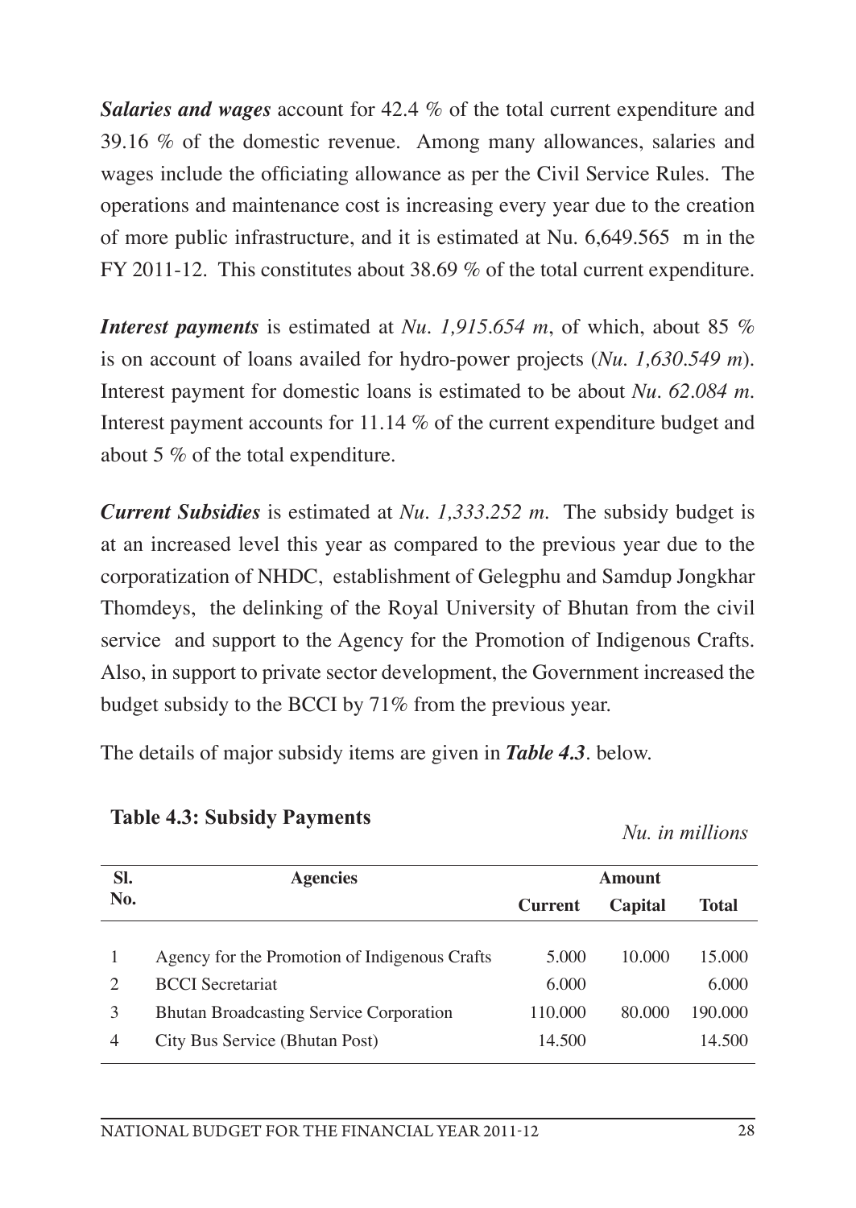***Salaries and wages*** account for 42.4 % of the total current expenditure and 39.16 % of the domestic revenue. Among many allowances, salaries and wages include the officiating allowance as per the Civil Service Rules. The operations and maintenance cost is increasing every year due to the creation of more public infrastructure, and it is estimated at Nu. 6,649.565 m in the FY 2011-12. This constitutes about 38.69 % of the total current expenditure.

***Interest payments*** is estimated at *Nu. 1,915.654 m*, of which, about 85 % is on account of loans availed for hydro-power projects (*Nu. 1,630.549 m*). Interest payment for domestic loans is estimated to be about *Nu. 62.084 m.* Interest payment accounts for 11.14 % of the current expenditure budget and about 5 % of the total expenditure.

***Current Subsidies*** is estimated at *Nu. 1,333.252 m.* The subsidy budget is at an increased level this year as compared to the previous year due to the corporatization of NHDC, establishment of Gelegphu and Samdup Jongkhar Thomdeys, the delinking of the Royal University of Bhutan from the civil service and support to the Agency for the Promotion of Indigenous Crafts. Also, in support to private sector development, the Government increased the budget subsidy to the BCCI by 71% from the previous year.

The details of major subsidy items are given in ***Table 4.3***. below.

**Table 4.3: Subsidy Payments**

*Nu. in millions*

| Sl. No. | Agencies | Amount | | |
|---|---|---|---|---|
| | | Current | Capital | Total |
| 1 | Agency for the Promotion of Indigenous Crafts | 5.000 | 10.000 | 15.000 |
| 2 | BCCI Secretariat | 6.000 | | 6.000 |
| 3 | Bhutan Broadcasting Service Corporation | 110.000 | 80.000 | 190.000 |
| 4 | City Bus Service (Bhutan Post) | 14.500 | | 14.500 |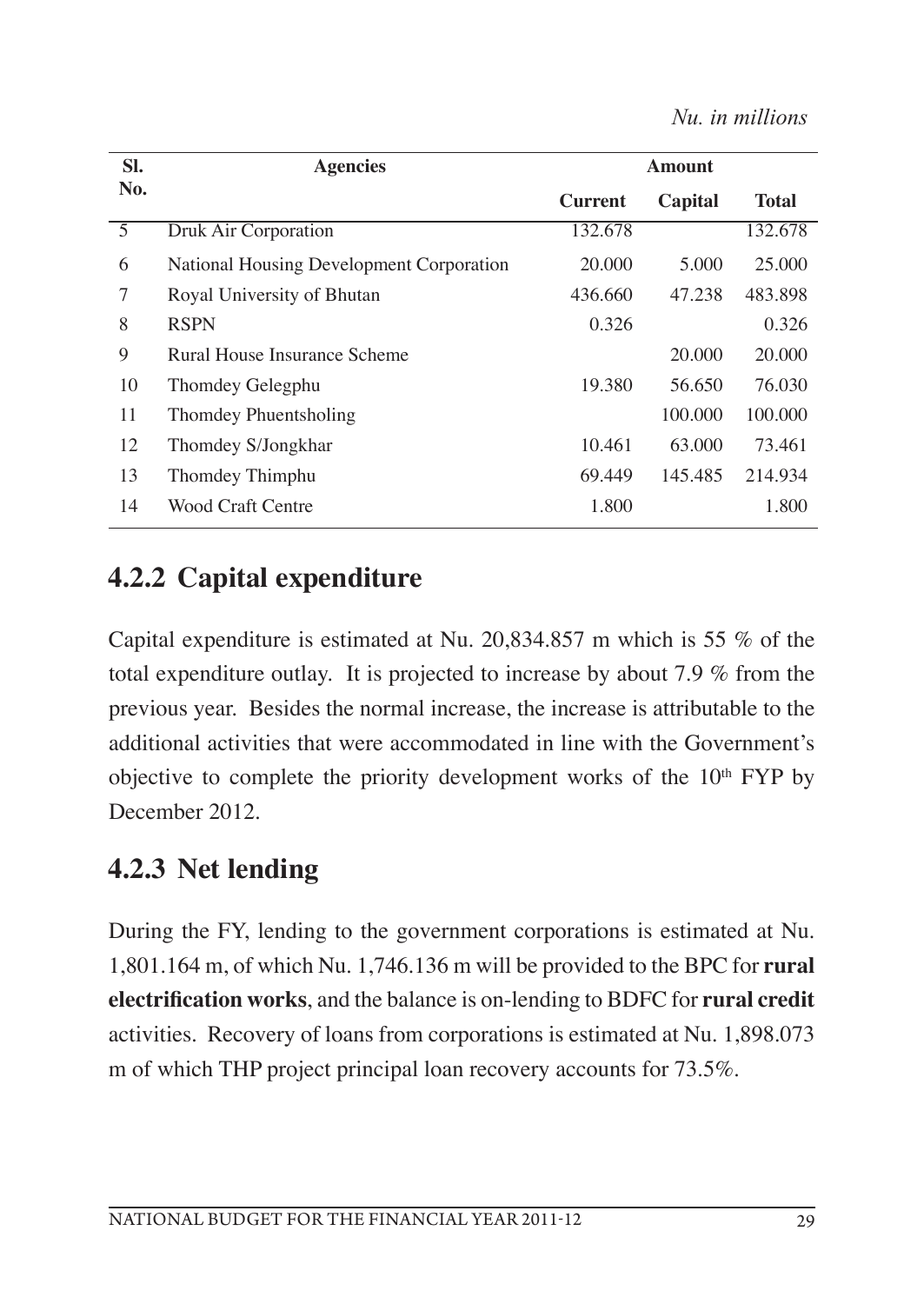*Nu. in millions*

| Sl. No. | Agencies | Amount | | |
|---|---|---|---|---|
| | | Current | Capital | Total |
| 5 | Druk Air Corporation | 132.678 | | 132.678 |
| 6 | National Housing Development Corporation | 20.000 | 5.000 | 25.000 |
| 7 | Royal University of Bhutan | 436.660 | 47.238 | 483.898 |
| 8 | RSPN | 0.326 | | 0.326 |
| 9 | Rural House Insurance Scheme | | 20.000 | 20.000 |
| 10 | Thomdey Gelegphu | 19.380 | 56.650 | 76.030 |
| 11 | Thomdey Phuentsholing | | 100.000 | 100.000 |
| 12 | Thomdey S/Jongkhar | 10.461 | 63.000 | 73.461 |
| 13 | Thomdey Thimphu | 69.449 | 145.485 | 214.934 |
| 14 | Wood Craft Centre | 1.800 | | 1.800 |

### 4.2.2 Capital expenditure

Capital expenditure is estimated at Nu. 20,834.857 m which is 55 % of the total expenditure outlay. It is projected to increase by about 7.9 % from the previous year. Besides the normal increase, the increase is attributable to the additional activities that were accommodated in line with the Government's objective to complete the priority development works of the 10th FYP by December 2012.

### 4.2.3 Net lending

During the FY, lending to the government corporations is estimated at Nu. 1,801.164 m, of which Nu. 1,746.136 m will be provided to the BPC for **rural electrification works**, and the balance is on-lending to BDFC for **rural credit** activities. Recovery of loans from corporations is estimated at Nu. 1,898.073 m of which THP project principal loan recovery accounts for 73.5%.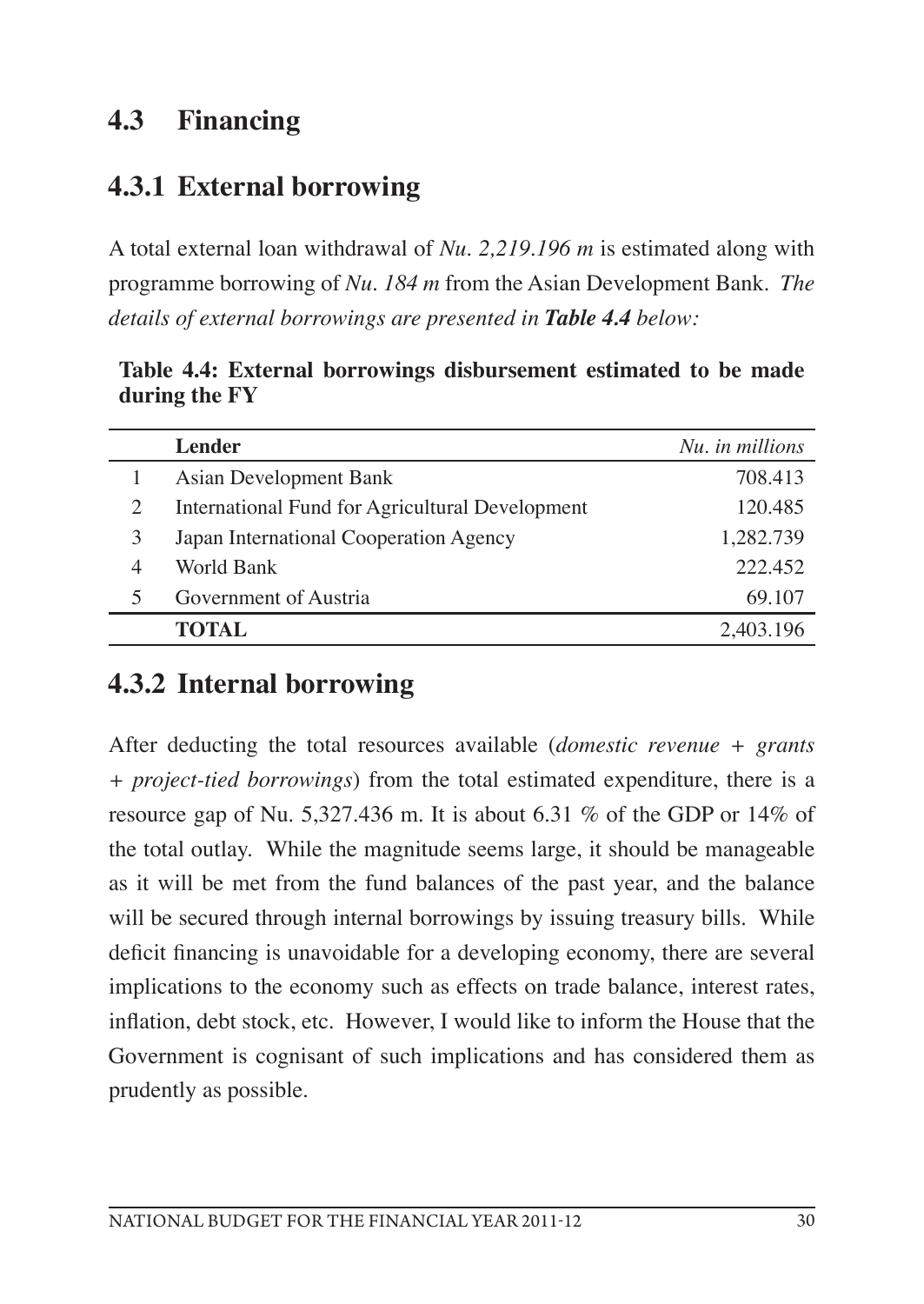## 4.3 Financing

### 4.3.1 External borrowing

A total external loan withdrawal of *Nu. 2,219.196 m* is estimated along with programme borrowing of *Nu. 184 m* from the Asian Development Bank. *The details of external borrowings are presented in **Table 4.4** below:*

**Table 4.4: External borrowings disbursement estimated to be made during the FY**

| | Lender | *Nu. in millions* |
|---|---|---|
| 1 | Asian Development Bank | 708.413 |
| 2 | International Fund for Agricultural Development | 120.485 |
| 3 | Japan International Cooperation Agency | 1,282.739 |
| 4 | World Bank | 222.452 |
| 5 | Government of Austria | 69.107 |
| | **TOTAL** | 2,403.196 |

### 4.3.2 Internal borrowing

After deducting the total resources available (*domestic revenue + grants + project-tied borrowings*) from the total estimated expenditure, there is a resource gap of Nu. 5,327.436 m. It is about 6.31 % of the GDP or 14% of the total outlay. While the magnitude seems large, it should be manageable as it will be met from the fund balances of the past year, and the balance will be secured through internal borrowings by issuing treasury bills. While deficit financing is unavoidable for a developing economy, there are several implications to the economy such as effects on trade balance, interest rates, inflation, debt stock, etc. However, I would like to inform the House that the Government is cognisant of such implications and has considered them as prudently as possible.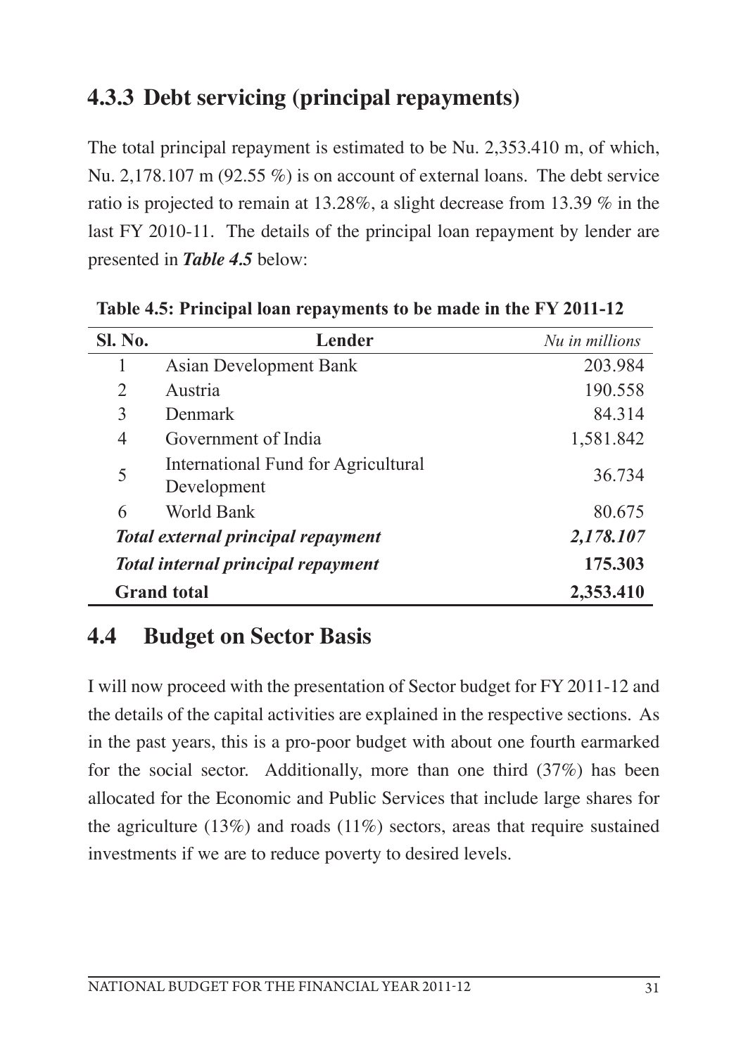### 4.3.3 Debt servicing (principal repayments)

The total principal repayment is estimated to be Nu. 2,353.410 m, of which, Nu. 2,178.107 m (92.55 %) is on account of external loans. The debt service ratio is projected to remain at 13.28%, a slight decrease from 13.39 % in the last FY 2010-11. The details of the principal loan repayment by lender are presented in ***Table 4.5*** below:

**Table 4.5: Principal loan repayments to be made in the FY 2011-12**

| Sl. No. | Lender | *Nu in millions* |
|---|---|---|
| 1 | Asian Development Bank | 203.984 |
| 2 | Austria | 190.558 |
| 3 | Denmark | 84.314 |
| 4 | Government of India | 1,581.842 |
| 5 | International Fund for Agricultural Development | 36.734 |
| 6 | World Bank | 80.675 |
| ***Total external principal repayment*** | | ***2,178.107*** |
| ***Total internal principal repayment*** | | **175.303** |
| **Grand total** | | **2,353.410** |

## 4.4 Budget on Sector Basis

I will now proceed with the presentation of Sector budget for FY 2011-12 and the details of the capital activities are explained in the respective sections. As in the past years, this is a pro-poor budget with about one fourth earmarked for the social sector. Additionally, more than one third (37%) has been allocated for the Economic and Public Services that include large shares for the agriculture (13%) and roads (11%) sectors, areas that require sustained investments if we are to reduce poverty to desired levels.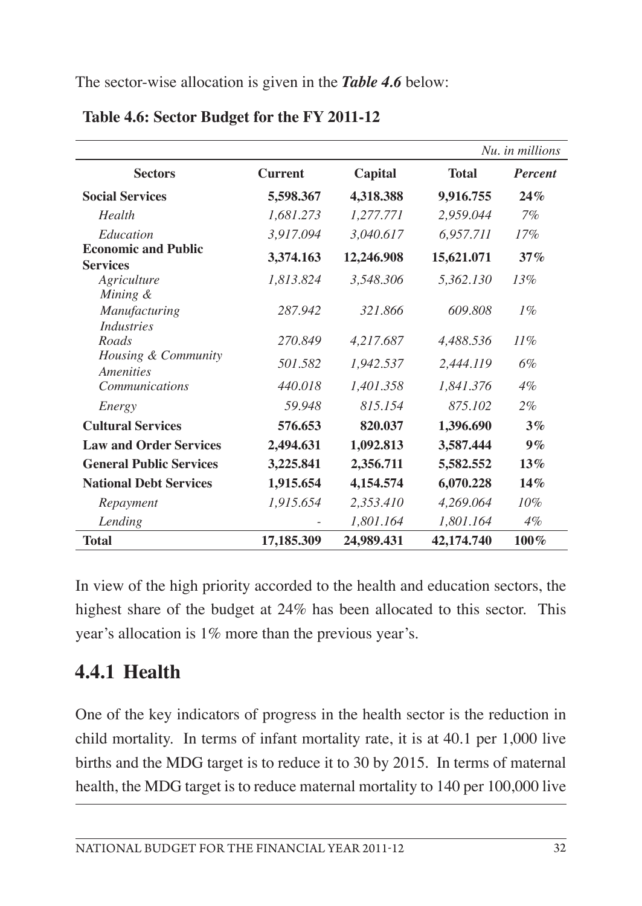The sector-wise allocation is given in the ***Table 4.6*** below:

**Table 4.6: Sector Budget for the FY 2011-12**

*Nu. in millions*

| Sectors | Current | Capital | Total | *Percent* |
|---|---|---|---|---|
| **Social Services** | **5,598.367** | **4,318.388** | **9,916.755** | **24%** |
| *Health* | *1,681.273* | *1,277.771* | *2,959.044* | *7%* |
| *Education* | *3,917.094* | *3,040.617* | *6,957.711* | *17%* |
| **Economic and Public Services** | **3,374.163** | **12,246.908** | **15,621.071** | **37%** |
| *Agriculture* | *1,813.824* | *3,548.306* | *5,362.130* | *13%* |
| *Mining & Manufacturing Industries* | *287.942* | *321.866* | *609.808* | *1%* |
| *Roads* | *270.849* | *4,217.687* | *4,488.536* | *11%* |
| *Housing & Community Amenities* | *501.582* | *1,942.537* | *2,444.119* | *6%* |
| *Communications* | *440.018* | *1,401.358* | *1,841.376* | *4%* |
| *Energy* | *59.948* | *815.154* | *875.102* | *2%* |
| **Cultural Services** | **576.653** | **820.037** | **1,396.690** | **3%** |
| **Law and Order Services** | **2,494.631** | **1,092.813** | **3,587.444** | **9%** |
| **General Public Services** | **3,225.841** | **2,356.711** | **5582.552** | **13%** |
| **National Debt Services** | **1,915.654** | **4,154.574** | **6,070.228** | **14%** |
| *Repayment* | *1,915.654* | *2,353.410* | *4,269.064* | *10%* |
| *Lending* | - | *1,801.164* | *1,801.164* | *4%* |
| **Total** | **17,185.309** | **24,989.431** | **42,174.740** | **100%** |

In view of the high priority accorded to the health and education sectors, the highest share of the budget at 24% has been allocated to this sector. This year's allocation is 1% more than the previous year's.

## 4.4.1 Health

One of the key indicators of progress in the health sector is the reduction in child mortality. In terms of infant mortality rate, it is at 40.1 per 1,000 live births and the MDG target is to reduce it to 30 by 2015. In terms of maternal health, the MDG target is to reduce maternal mortality to 140 per 100,000 live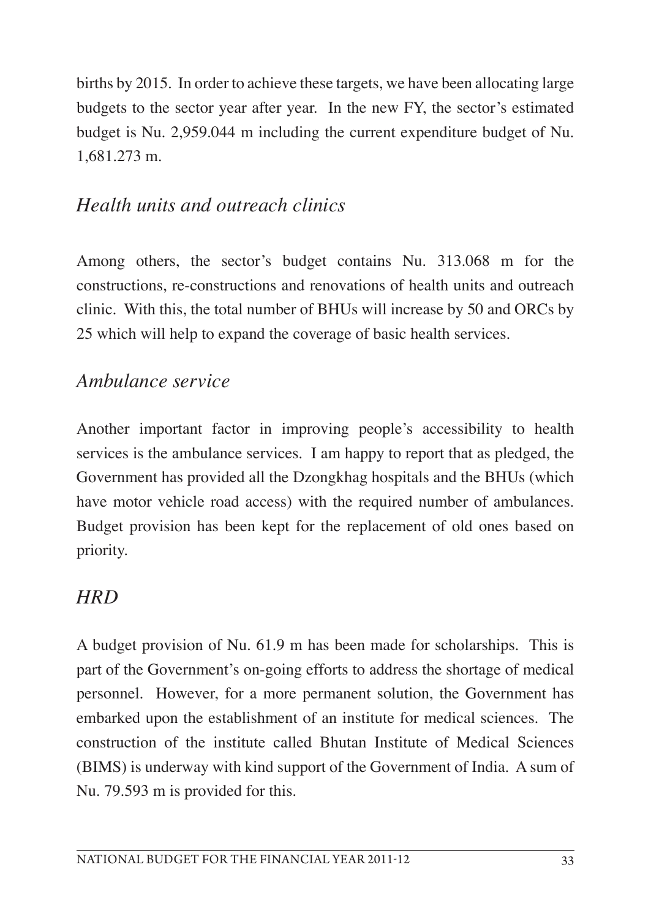births by 2015. In order to achieve these targets, we have been allocating large budgets to the sector year after year. In the new FY, the sector's estimated budget is Nu. 2,959.044 m including the current expenditure budget of Nu. 1,681.273 m.

### *Health units and outreach clinics*

Among others, the sector's budget contains Nu. 313.068 m for the constructions, re-constructions and renovations of health units and outreach clinic. With this, the total number of BHUs will increase by 50 and ORCs by 25 which will help to expand the coverage of basic health services.

### *Ambulance service*

Another important factor in improving people's accessibility to health services is the ambulance services. I am happy to report that as pledged, the Government has provided all the Dzongkhag hospitals and the BHUs (which have motor vehicle road access) with the required number of ambulances. Budget provision has been kept for the replacement of old ones based on priority.

### *HRD*

A budget provision of Nu. 61.9 m has been made for scholarships. This is part of the Government's on-going efforts to address the shortage of medical personnel. However, for a more permanent solution, the Government has embarked upon the establishment of an institute for medical sciences. The construction of the institute called Bhutan Institute of Medical Sciences (BIMS) is underway with kind support of the Government of India. A sum of Nu. 79.593 m is provided for this.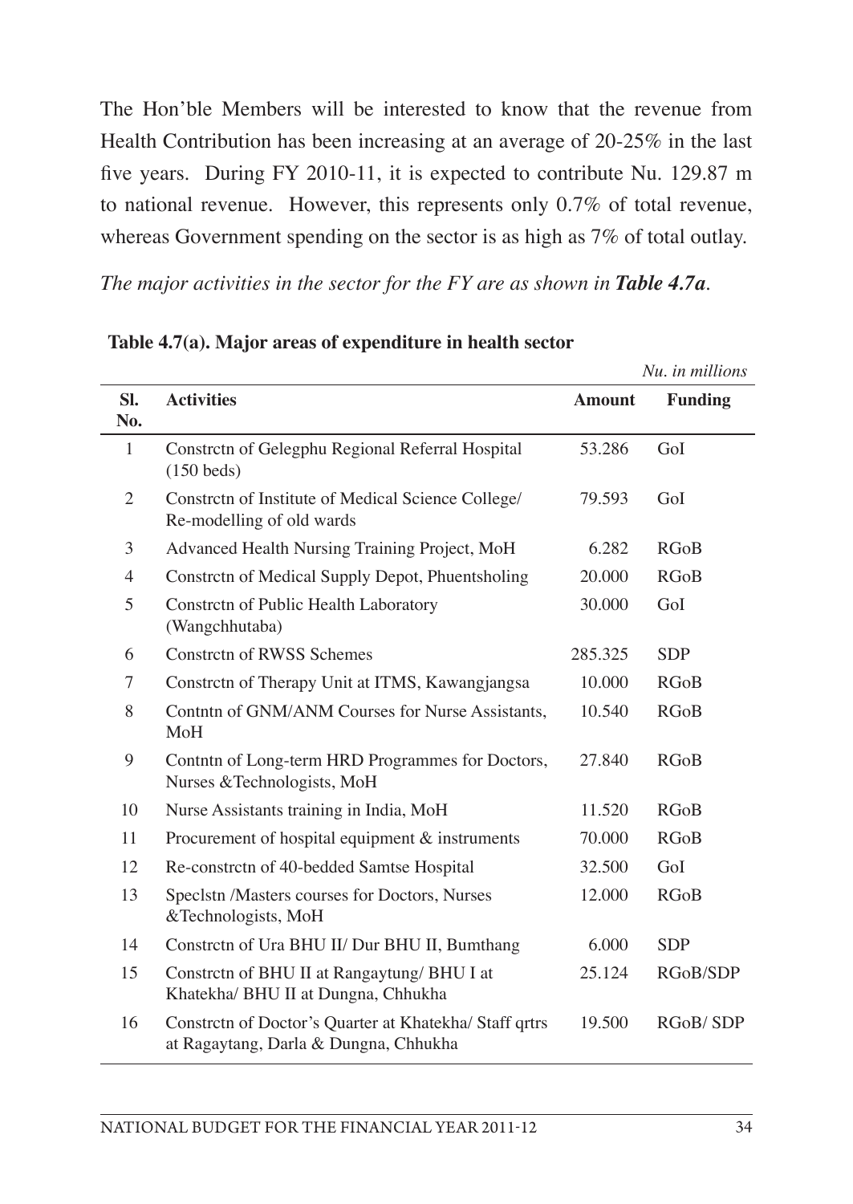The Hon'ble Members will be interested to know that the revenue from Health Contribution has been increasing at an average of 20-25% in the last five years. During FY 2010-11, it is expected to contribute Nu. 129.87 m to national revenue. However, this represents only 0.7% of total revenue, whereas Government spending on the sector is as high as 7% of total outlay.

*The major activities in the sector for the FY are as shown in* ***Table 4.7a***.

**Table 4.7(a). Major areas of expenditure in health sector**

*Nu. in millions*

| Sl. No. | Activities | Amount | Funding |
|---|---|---|---|
| 1 | Constrctn of Gelegphu Regional Referral Hospital (150 beds) | 53.286 | GoI |
| 2 | Constrctn of Institute of Medical Science College/ Re-modelling of old wards | 79.593 | GoI |
| 3 | Advanced Health Nursing Training Project, MoH | 6.282 | RGoB |
| 4 | Constrctn of Medical Supply Depot, Phuentsholing | 20.000 | RGoB |
| 5 | Constrctn of Public Health Laboratory (Wangchhutaba) | 30.000 | GoI |
| 6 | Constrctn of RWSS Schemes | 285.325 | SDP |
| 7 | Constrctn of Therapy Unit at ITMS, Kawangjangsa | 10.000 | RGoB |
| 8 | Contntn of GNM/ANM Courses for Nurse Assistants, MoH | 10.540 | RGoB |
| 9 | Contntn of Long-term HRD Programmes for Doctors, Nurses &Technologists, MoH | 27.840 | RGoB |
| 10 | Nurse Assistants training in India, MoH | 11.520 | RGoB |
| 11 | Procurement of hospital equipment & instruments | 70.000 | RGoB |
| 12 | Re-constrctn of 40-bedded Samtse Hospital | 32.500 | GoI |
| 13 | Speclstn /Masters courses for Doctors, Nurses &Technologists, MoH | 12.000 | RGoB |
| 14 | Constrctn of Ura BHU II/ Dur BHU II, Bumthang | 6.000 | SDP |
| 15 | Constrctn of BHU II at Rangaytung/ BHU I at Khatekha/ BHU II at Dungna, Chhukha | 25.124 | RGoB/SDP |
| 16 | Constrctn of Doctor's Quarter at Khatekha/ Staff qrtrs at Ragaytang, Darla & Dungna, Chhukha | 19.500 | RGoB/ SDP |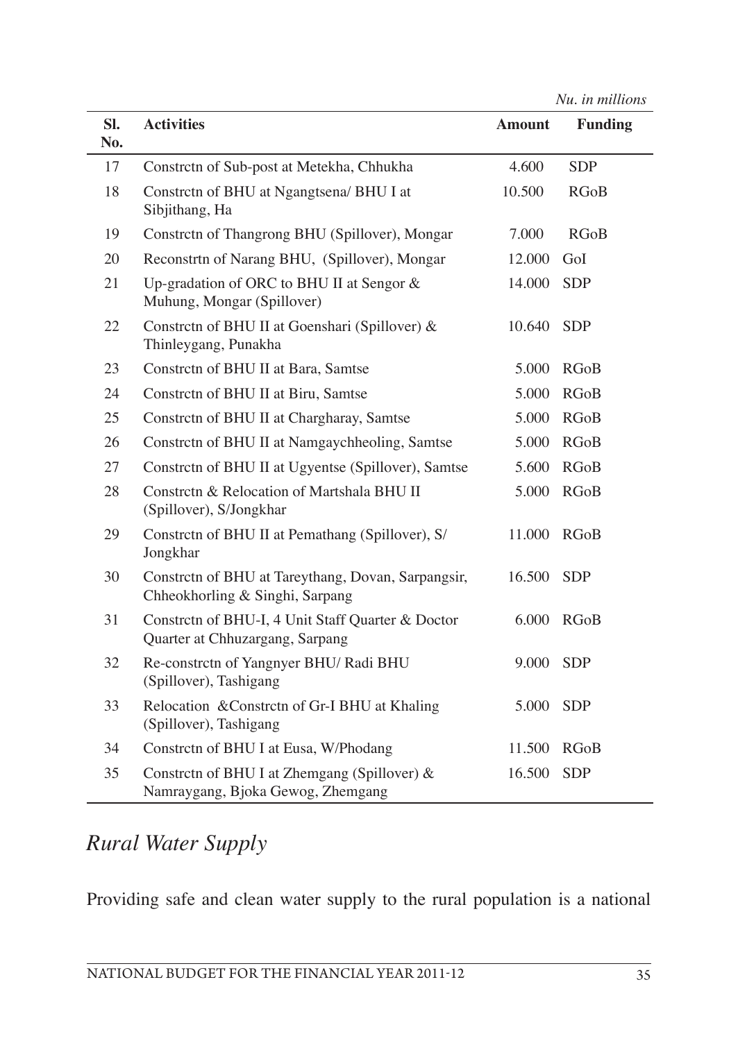*Nu. in millions*

| Sl. No. | Activities | Amount | Funding |
|---|---|---|---|
| 17 | Constrctn of Sub-post at Metekha, Chhukha | 4.600 | SDP |
| 18 | Constrctn of BHU at Ngangtsena/ BHU I at Sibjithang, Ha | 10.500 | RGoB |
| 19 | Constrctn of Thangrong BHU (Spillover), Mongar | 7.000 | RGoB |
| 20 | Reconstrtn of Narang BHU, (Spillover), Mongar | 12.000 | GoI |
| 21 | Up-gradation of ORC to BHU II at Sengor & Muhung, Mongar (Spillover) | 14.000 | SDP |
| 22 | Constrctn of BHU II at Goenshari (Spillover) & Thinleygang, Punakha | 10.640 | SDP |
| 23 | Constrctn of BHU II at Bara, Samtse | 5.000 | RGoB |
| 24 | Constrctn of BHU II at Biru, Samtse | 5.000 | RGoB |
| 25 | Constrctn of BHU II at Chargharay, Samtse | 5.000 | RGoB |
| 26 | Constrctn of BHU II at Namgaychheoling, Samtse | 5.000 | RGoB |
| 27 | Constrctn of BHU II at Ugyentse (Spillover), Samtse | 5.600 | RGoB |
| 28 | Constrctn & Relocation of Martshala BHU II (Spillover), S/Jongkhar | 5.000 | RGoB |
| 29 | Constrctn of BHU II at Pemathang (Spillover), S/ Jongkhar | 11.000 | RGoB |
| 30 | Constrctn of BHU at Tareythang, Dovan, Sarpangsir, Chheokhorling & Singhi, Sarpang | 16.500 | SDP |
| 31 | Constrctn of BHU-I, 4 Unit Staff Quarter & Doctor Quarter at Chhuzargang, Sarpang | 6.000 | RGoB |
| 32 | Re-constrctn of Yangnyer BHU/ Radi BHU (Spillover), Tashigang | 9.000 | SDP |
| 33 | Relocation &Constrctn of Gr-I BHU at Khaling (Spillover), Tashigang | 5.000 | SDP |
| 34 | Constrctn of BHU I at Eusa, W/Phodang | 11.500 | RGoB |
| 35 | Constrctn of BHU I at Zhemgang (Spillover) & Namraygang, Bjoka Gewog, Zhemgang | 16.500 | SDP |

## *Rural Water Supply*

Providing safe and clean water supply to the rural population is a national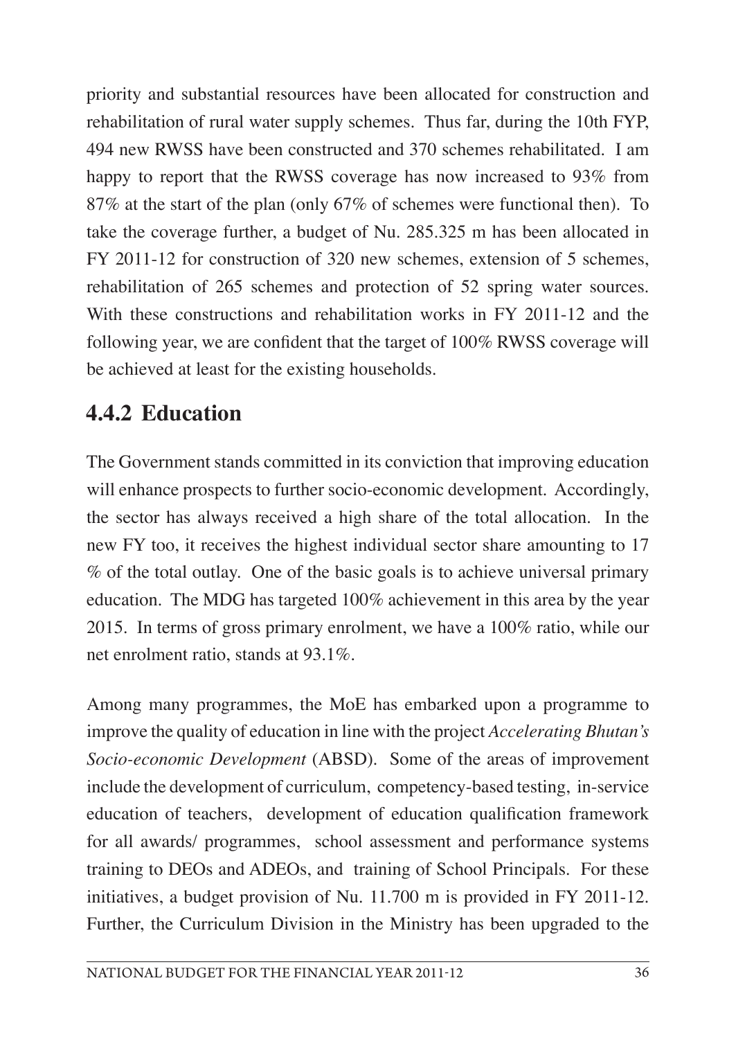priority and substantial resources have been allocated for construction and rehabilitation of rural water supply schemes. Thus far, during the 10th FYP, 494 new RWSS have been constructed and 370 schemes rehabilitated. I am happy to report that the RWSS coverage has now increased to 93% from 87% at the start of the plan (only 67% of schemes were functional then). To take the coverage further, a budget of Nu. 285.325 m has been allocated in FY 2011-12 for construction of 320 new schemes, extension of 5 schemes, rehabilitation of 265 schemes and protection of 52 spring water sources. With these constructions and rehabilitation works in FY 2011-12 and the following year, we are confident that the target of 100% RWSS coverage will be achieved at least for the existing households.

### 4.4.2 Education

The Government stands committed in its conviction that improving education will enhance prospects to further socio-economic development. Accordingly, the sector has always received a high share of the total allocation. In the new FY too, it receives the highest individual sector share amounting to 17 % of the total outlay. One of the basic goals is to achieve universal primary education. The MDG has targeted 100% achievement in this area by the year 2015. In terms of gross primary enrolment, we have a 100% ratio, while our net enrolment ratio, stands at 93.1%.

Among many programmes, the MoE has embarked upon a programme to improve the quality of education in line with the project *Accelerating Bhutan's Socio-economic Development* (ABSD). Some of the areas of improvement include the development of curriculum, competency-based testing, in-service education of teachers, development of education qualification framework for all awards/ programmes, school assessment and performance systems training to DEOs and ADEOs, and training of School Principals. For these initiatives, a budget provision of Nu. 11.700 m is provided in FY 2011-12. Further, the Curriculum Division in the Ministry has been upgraded to the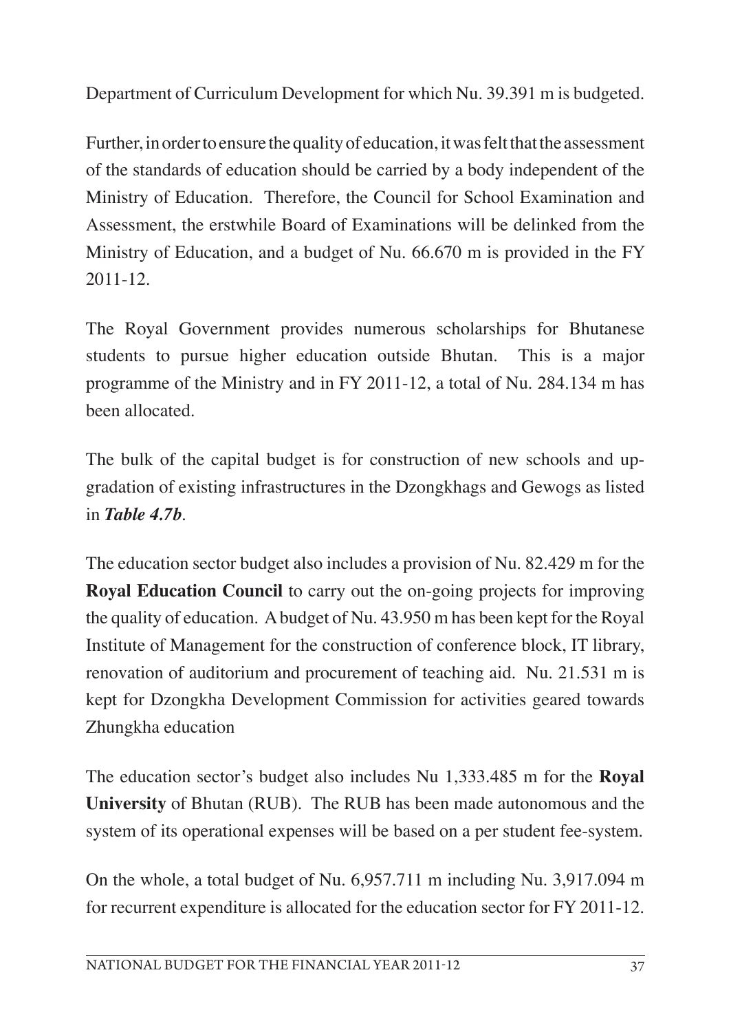Department of Curriculum Development for which Nu. 39.391 m is budgeted.

Further, in order to ensure the quality of education, it was felt that the assessment of the standards of education should be carried by a body independent of the Ministry of Education. Therefore, the Council for School Examination and Assessment, the erstwhile Board of Examinations will be delinked from the Ministry of Education, and a budget of Nu. 66.670 m is provided in the FY 2011-12.

The Royal Government provides numerous scholarships for Bhutanese students to pursue higher education outside Bhutan. This is a major programme of the Ministry and in FY 2011-12, a total of Nu. 284.134 m has been allocated.

The bulk of the capital budget is for construction of new schools and up-gradation of existing infrastructures in the Dzongkhags and Gewogs as listed in ***Table 4.7b***.

The education sector budget also includes a provision of Nu. 82.429 m for the **Royal Education Council** to carry out the on-going projects for improving the quality of education. A budget of Nu. 43.950 m has been kept for the Royal Institute of Management for the construction of conference block, IT library, renovation of auditorium and procurement of teaching aid. Nu. 21.531 m is kept for Dzongkha Development Commission for activities geared towards Zhungkha education

The education sector's budget also includes Nu 1,333.485 m for the **Royal University** of Bhutan (RUB). The RUB has been made autonomous and the system of its operational expenses will be based on a per student fee-system.

On the whole, a total budget of Nu. 6,957.711 m including Nu. 3,917.094 m for recurrent expenditure is allocated for the education sector for FY 2011-12.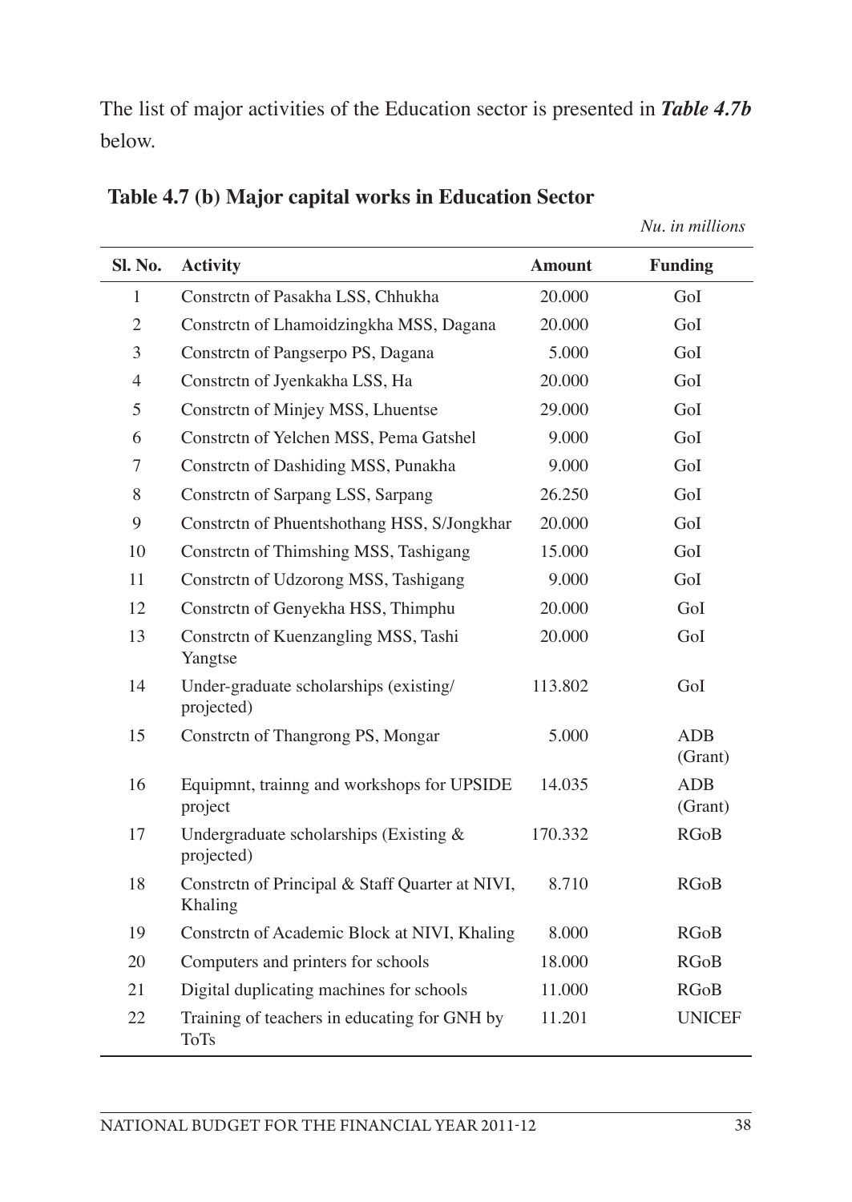The list of major activities of the Education sector is presented in ***Table 4.7b*** below.

**Table 4.7 (b) Major capital works in Education Sector**

*Nu. in millions*

| Sl. No. | Activity | Amount | Funding |
|---|---|---|---|
| 1 | Constrctn of Pasakha LSS, Chhukha | 20.000 | GoI |
| 2 | Constrctn of Lhamoidzingkha MSS, Dagana | 20.000 | GoI |
| 3 | Constrctn of Pangserpo PS, Dagana | 5.000 | GoI |
| 4 | Constrctn of Jyenkakha LSS, Ha | 20.000 | GoI |
| 5 | Constrctn of Minjey MSS, Lhuentse | 29.000 | GoI |
| 6 | Constrctn of Yelchen MSS, Pema Gatshel | 9.000 | GoI |
| 7 | Constrctn of Dashiding MSS, Punakha | 9.000 | GoI |
| 8 | Constrctn of Sarpang LSS, Sarpang | 26.250 | GoI |
| 9 | Constrctn of Phuentshothang HSS, S/Jongkhar | 20.000 | GoI |
| 10 | Constrctn of Thimshing MSS, Tashigang | 15.000 | GoI |
| 11 | Constrctn of Udzorong MSS, Tashigang | 9.000 | GoI |
| 12 | Constrctn of Genyekha HSS, Thimphu | 20.000 | GoI |
| 13 | Constrctn of Kuenzangling MSS, Tashi Yangtse | 20.000 | GoI |
| 14 | Under-graduate scholarships (existing/ projected) | 113.802 | GoI |
| 15 | Constrctn of Thangrong PS, Mongar | 5.000 | ADB (Grant) |
| 16 | Equipmnt, trainng and workshops for UPSIDE project | 14.035 | ADB (Grant) |
| 17 | Undergraduate scholarships (Existing & projected) | 170.332 | RGoB |
| 18 | Constrctn of Principal & Staff Quarter at NIVI, Khaling | 8.710 | RGoB |
| 19 | Constrctn of Academic Block at NIVI, Khaling | 8.000 | RGoB |
| 20 | Computers and printers for schools | 18.000 | RGoB |
| 21 | Digital duplicating machines for schools | 11.000 | RGoB |
| 22 | Training of teachers in educating for GNH by ToTs | 11.201 | UNICEF |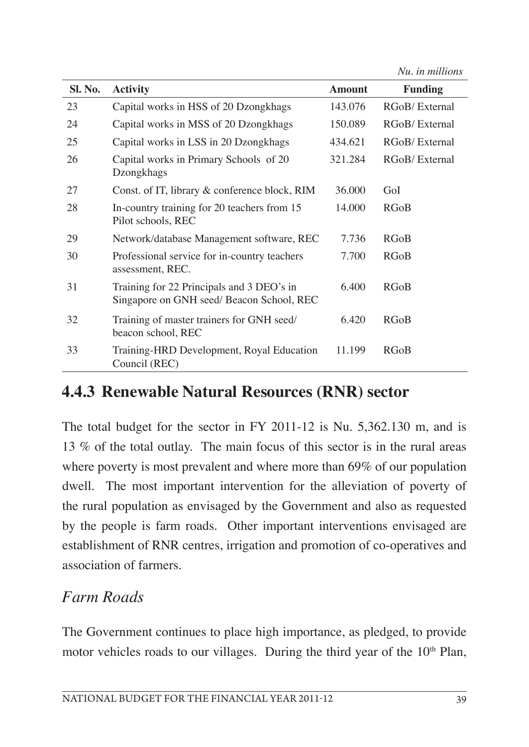*Nu. in millions*

| Sl. No. | Activity | Amount | Funding |
|---|---|---|---|
| 23 | Capital works in HSS of 20 Dzongkhags | 143.076 | RGoB/ External |
| 24 | Capital works in MSS of 20 Dzongkhags | 150.089 | RGoB/ External |
| 25 | Capital works in LSS in 20 Dzongkhags | 434.621 | RGoB/ External |
| 26 | Capital works in Primary Schools of 20 Dzongkhags | 321.284 | RGoB/ External |
| 27 | Const. of IT, library & conference block, RIM | 36.000 | GoI |
| 28 | In-country training for 20 teachers from 15 Pilot schools, REC | 14.000 | RGoB |
| 29 | Network/database Management software, REC | 7.736 | RGoB |
| 30 | Professional service for in-country teachers assessment, REC. | 7.700 | RGoB |
| 31 | Training for 22 Principals and 3 DEO's in Singapore on GNH seed/ Beacon School, REC | 6.400 | RGoB |
| 32 | Training of master trainers for GNH seed/ beacon school, REC | 6.420 | RGoB |
| 33 | Training-HRD Development, Royal Education Council (REC) | 11.199 | RGoB |

## 4.4.3 Renewable Natural Resources (RNR) sector

The total budget for the sector in FY 2011-12 is Nu. 5,362.130 m, and is 13 % of the total outlay. The main focus of this sector is in the rural areas where poverty is most prevalent and where more than 69% of our population dwell. The most important intervention for the alleviation of poverty of the rural population as envisaged by the Government and also as requested by the people is farm roads. Other important interventions envisaged are establishment of RNR centres, irrigation and promotion of co-operatives and association of farmers.

### *Farm Roads*

The Government continues to place high importance, as pledged, to provide motor vehicles roads to our villages. During the third year of the 10th Plan,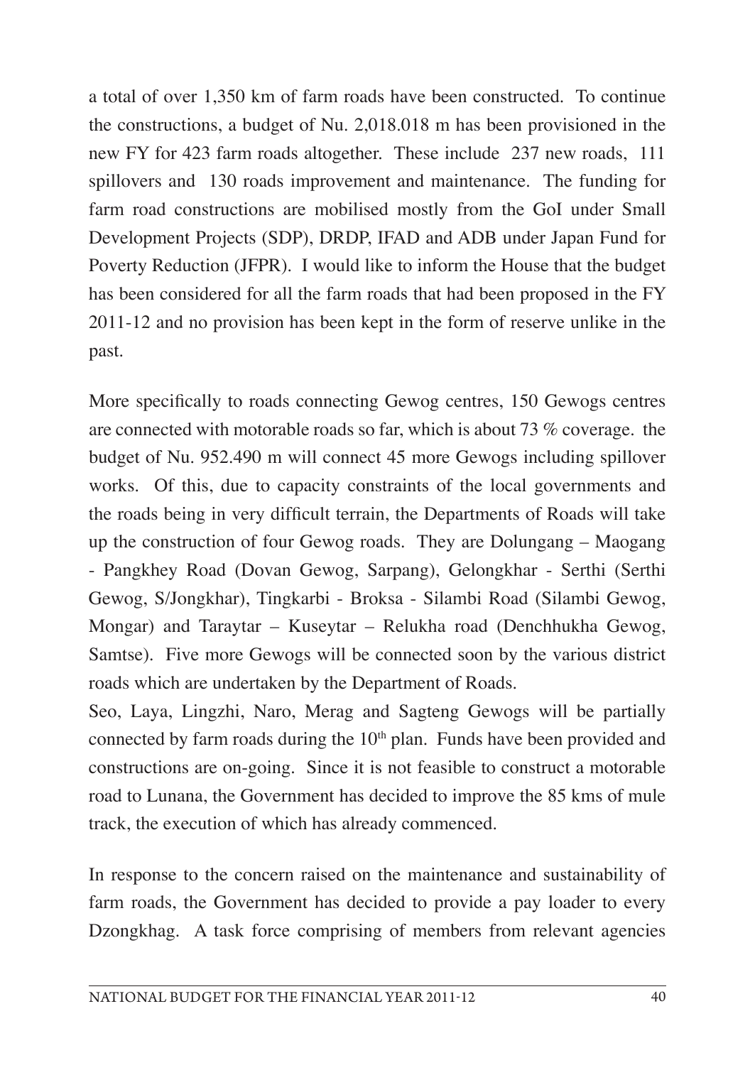a total of over 1,350 km of farm roads have been constructed. To continue the constructions, a budget of Nu. 2,018.018 m has been provisioned in the new FY for 423 farm roads altogether. These include 237 new roads, 111 spillovers and 130 roads improvement and maintenance. The funding for farm road constructions are mobilised mostly from the GoI under Small Development Projects (SDP), DRDP, IFAD and ADB under Japan Fund for Poverty Reduction (JFPR). I would like to inform the House that the budget has been considered for all the farm roads that had been proposed in the FY 2011-12 and no provision has been kept in the form of reserve unlike in the past.

More specifically to roads connecting Gewog centres, 150 Gewogs centres are connected with motorable roads so far, which is about 73 % coverage. the budget of Nu. 952.490 m will connect 45 more Gewogs including spillover works. Of this, due to capacity constraints of the local governments and the roads being in very difficult terrain, the Departments of Roads will take up the construction of four Gewog roads. They are Dolungang – Maogang - Pangkhey Road (Dovan Gewog, Sarpang), Gelongkhar - Serthi (Serthi Gewog, S/Jongkhar), Tingkarbi - Broksa - Silambi Road (Silambi Gewog, Mongar) and Taraytar – Kuseytar – Relukha road (Denchhukha Gewog, Samtse). Five more Gewogs will be connected soon by the various district roads which are undertaken by the Department of Roads.

Seo, Laya, Lingzhi, Naro, Merag and Sagteng Gewogs will be partially connected by farm roads during the 10th plan. Funds have been provided and constructions are on-going. Since it is not feasible to construct a motorable road to Lunana, the Government has decided to improve the 85 kms of mule track, the execution of which has already commenced.

In response to the concern raised on the maintenance and sustainability of farm roads, the Government has decided to provide a pay loader to every Dzongkhag. A task force comprising of members from relevant agencies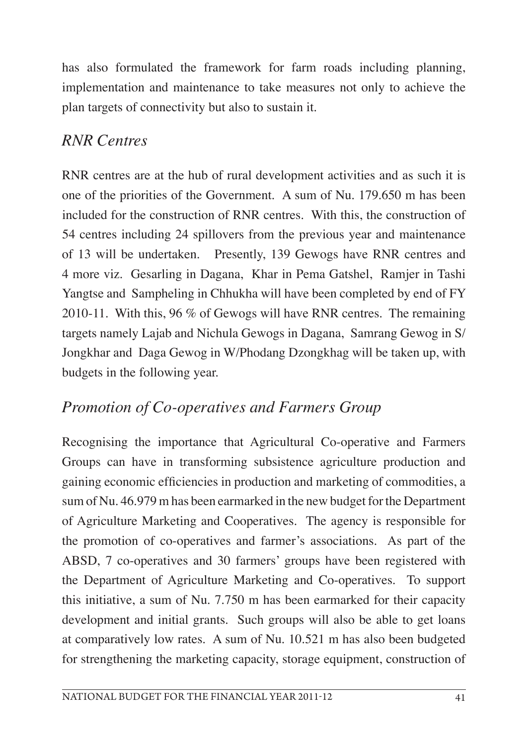has also formulated the framework for farm roads including planning, implementation and maintenance to take measures not only to achieve the plan targets of connectivity but also to sustain it.

### *RNR Centres*

RNR centres are at the hub of rural development activities and as such it is one of the priorities of the Government. A sum of Nu. 179.650 m has been included for the construction of RNR centres. With this, the construction of 54 centres including 24 spillovers from the previous year and maintenance of 13 will be undertaken. Presently, 139 Gewogs have RNR centres and 4 more viz. Gesarling in Dagana, Khar in Pema Gatshel, Ramjer in Tashi Yangtse and Sampheling in Chhukha will have been completed by end of FY 2010-11. With this, 96 % of Gewogs will have RNR centres. The remaining targets namely Lajab and Nichula Gewogs in Dagana, Samrang Gewog in S/ Jongkhar and Daga Gewog in W/Phodang Dzongkhag will be taken up, with budgets in the following year.

### *Promotion of Co-operatives and Farmers Group*

Recognising the importance that Agricultural Co-operative and Farmers Groups can have in transforming subsistence agriculture production and gaining economic efficiencies in production and marketing of commodities, a sum of Nu. 46.979 m has been earmarked in the new budget for the Department of Agriculture Marketing and Cooperatives. The agency is responsible for the promotion of co-operatives and farmer's associations. As part of the ABSD, 7 co-operatives and 30 farmers' groups have been registered with the Department of Agriculture Marketing and Co-operatives. To support this initiative, a sum of Nu. 7.750 m has been earmarked for their capacity development and initial grants. Such groups will also be able to get loans at comparatively low rates. A sum of Nu. 10.521 m has also been budgeted for strengthening the marketing capacity, storage equipment, construction of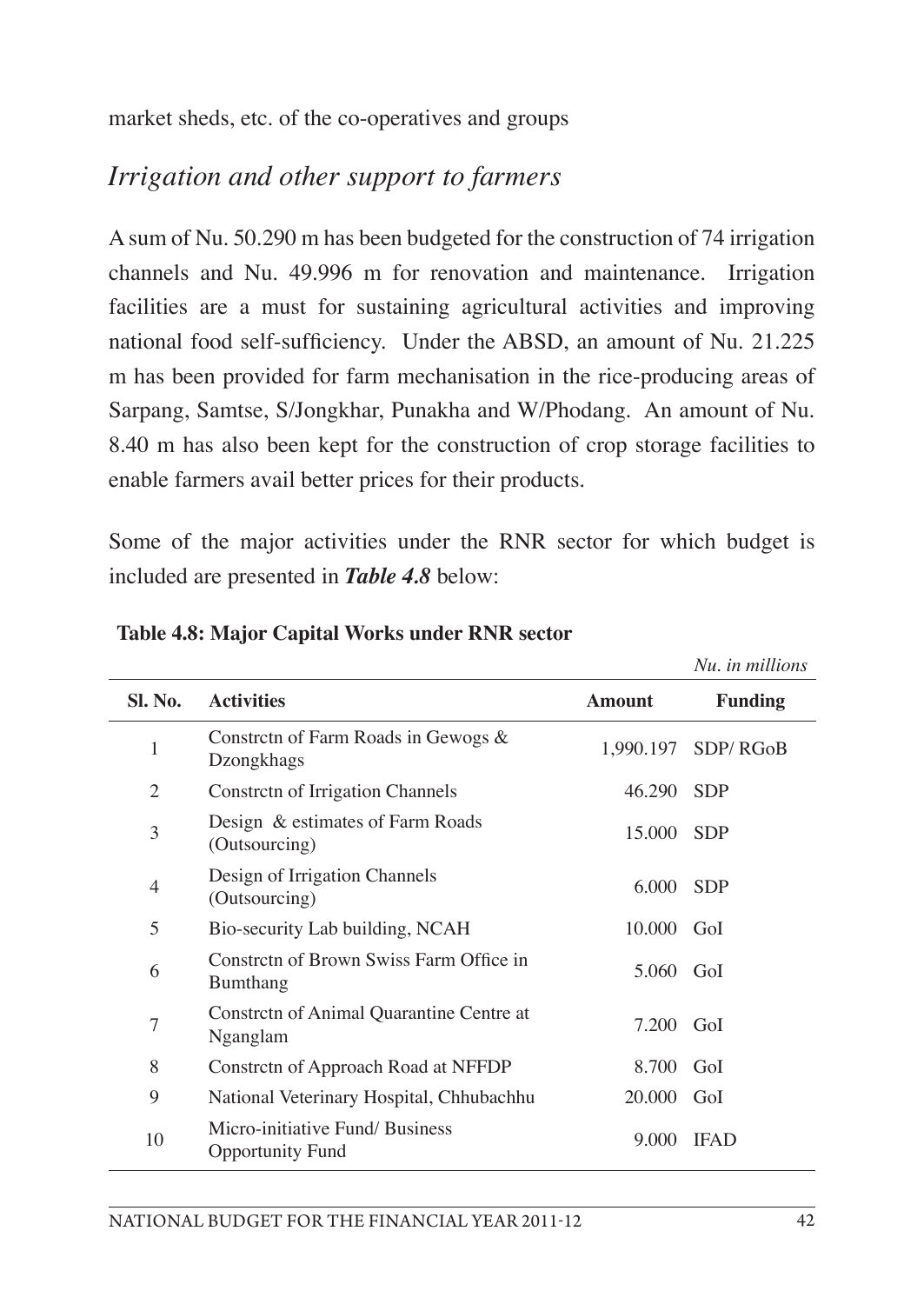market sheds, etc. of the co-operatives and groups

## *Irrigation and other support to farmers*

A sum of Nu. 50.290 m has been budgeted for the construction of 74 irrigation channels and Nu. 49.996 m for renovation and maintenance. Irrigation facilities are a must for sustaining agricultural activities and improving national food self-sufficiency. Under the ABSD, an amount of Nu. 21.225 m has been provided for farm mechanisation in the rice-producing areas of Sarpang, Samtse, S/Jongkhar, Punakha and W/Phodang. An amount of Nu. 8.40 m has also been kept for the construction of crop storage facilities to enable farmers avail better prices for their products.

Some of the major activities under the RNR sector for which budget is included are presented in ***Table 4.8*** below:

**Table 4.8: Major Capital Works under RNR sector**

*Nu. in millions*

| Sl. No. | Activities | Amount | Funding |
|---|---|---|---|
| 1 | Constrctn of Farm Roads in Gewogs & Dzongkhags | 1,990.197 | SDP/ RGoB |
| 2 | Constrctn of Irrigation Channels | 46.290 | SDP |
| 3 | Design & estimates of Farm Roads (Outsourcing) | 15.000 | SDP |
| 4 | Design of Irrigation Channels (Outsourcing) | 6.000 | SDP |
| 5 | Bio-security Lab building, NCAH | 10.000 | GoI |
| 6 | Constrctn of Brown Swiss Farm Office in Bumthang | 5.060 | GoI |
| 7 | Constrctn of Animal Quarantine Centre at Nganglam | 7.200 | GoI |
| 8 | Constrctn of Approach Road at NFFDP | 8.700 | GoI |
| 9 | National Veterinary Hospital, Chhubachhu | 20.000 | GoI |
| 10 | Micro-initiative Fund/ Business Opportunity Fund | 9.000 | IFAD |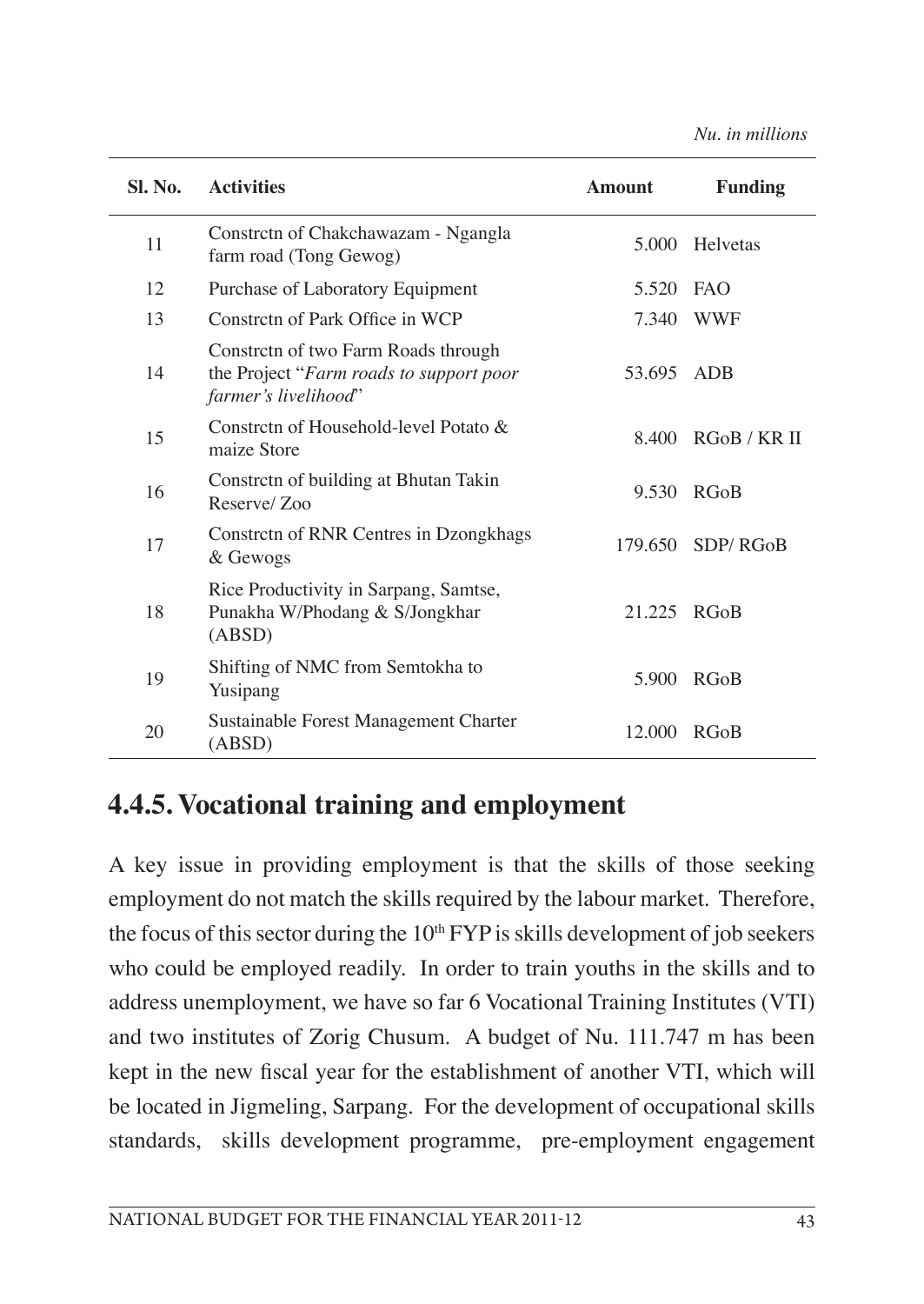*Nu. in millions*

| Sl. No. | Activities | Amount | Funding |
|---|---|---|---|
| 11 | Constrctn of Chakchawazam - Ngangla farm road (Tong Gewog) | 5.000 | Helvetas |
| 12 | Purchase of Laboratory Equipment | 5.520 | FAO |
| 13 | Constrctn of Park Office in WCP | 7.340 | WWF |
| 14 | Constrctn of two Farm Roads through the Project "*Farm roads to support poor farmer's livelihood*" | 53.695 | ADB |
| 15 | Constrctn of Household-level Potato & maize Store | 8.400 | RGoB / KR II |
| 16 | Constrctn of building at Bhutan Takin Reserve/ Zoo | 9.530 | RGoB |
| 17 | Constrctn of RNR Centres in Dzongkhags & Gewogs | 179.650 | SDP/ RGoB |
| 18 | Rice Productivity in Sarpang, Samtse, Punakha W/Phodang & S/Jongkhar (ABSD) | 21.225 | RGoB |
| 19 | Shifting of NMC from Semtokha to Yusipang | 5.900 | RGoB |
| 20 | Sustainable Forest Management Charter (ABSD) | 12.000 | RGoB |

## 4.4.5. Vocational training and employment

A key issue in providing employment is that the skills of those seeking employment do not match the skills required by the labour market. Therefore, the focus of this sector during the 10th FYP is skills development of job seekers who could be employed readily. In order to train youths in the skills and to address unemployment, we have so far 6 Vocational Training Institutes (VTI) and two institutes of Zorig Chusum. A budget of Nu. 111.747 m has been kept in the new fiscal year for the establishment of another VTI, which will be located in Jigmeling, Sarpang. For the development of occupational skills standards, skills development programme, pre-employment engagement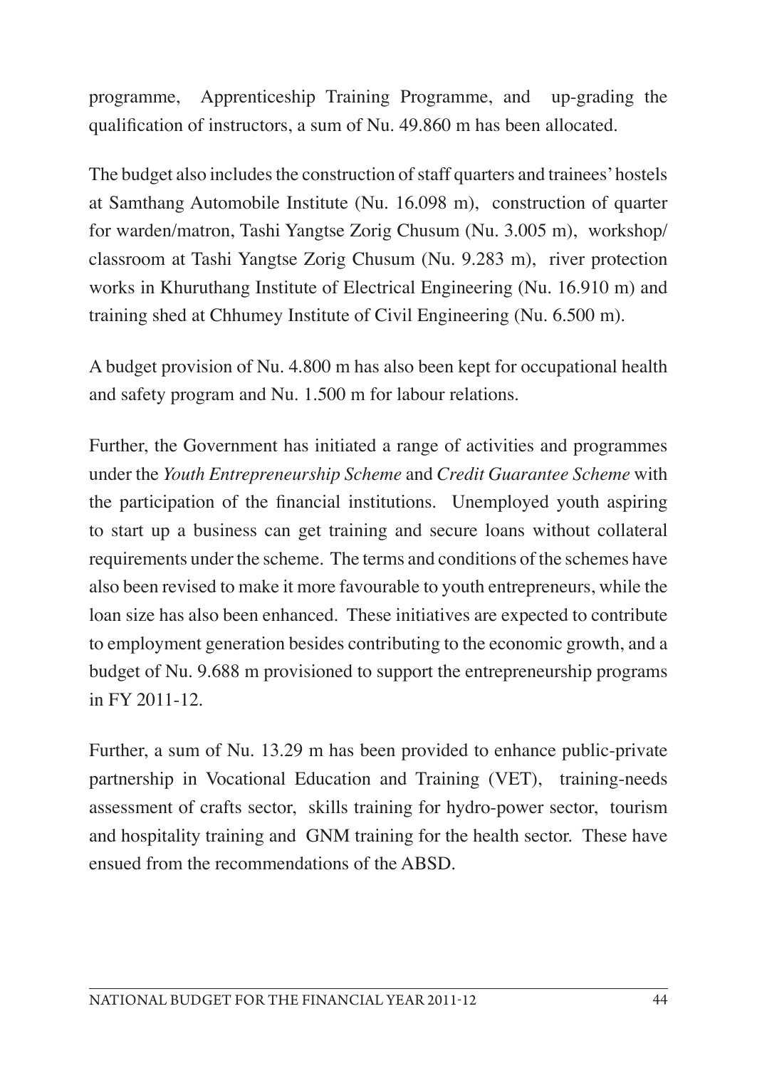programme, Apprenticeship Training Programme, and up-grading the qualification of instructors, a sum of Nu. 49.860 m has been allocated.

The budget also includes the construction of staff quarters and trainees' hostels at Samthang Automobile Institute (Nu. 16.098 m), construction of quarter for warden/matron, Tashi Yangtse Zorig Chusum (Nu. 3.005 m), workshop/ classroom at Tashi Yangtse Zorig Chusum (Nu. 9.283 m), river protection works in Khuruthang Institute of Electrical Engineering (Nu. 16.910 m) and training shed at Chhumey Institute of Civil Engineering (Nu. 6.500 m).

A budget provision of Nu. 4.800 m has also been kept for occupational health and safety program and Nu. 1.500 m for labour relations.

Further, the Government has initiated a range of activities and programmes under the *Youth Entrepreneurship Scheme* and *Credit Guarantee Scheme* with the participation of the financial institutions. Unemployed youth aspiring to start up a business can get training and secure loans without collateral requirements under the scheme. The terms and conditions of the schemes have also been revised to make it more favourable to youth entrepreneurs, while the loan size has also been enhanced. These initiatives are expected to contribute to employment generation besides contributing to the economic growth, and a budget of Nu. 9.688 m provisioned to support the entrepreneurship programs in FY 2011-12.

Further, a sum of Nu. 13.29 m has been provided to enhance public-private partnership in Vocational Education and Training (VET), training-needs assessment of crafts sector, skills training for hydro-power sector, tourism and hospitality training and GNM training for the health sector. These have ensued from the recommendations of the ABSD.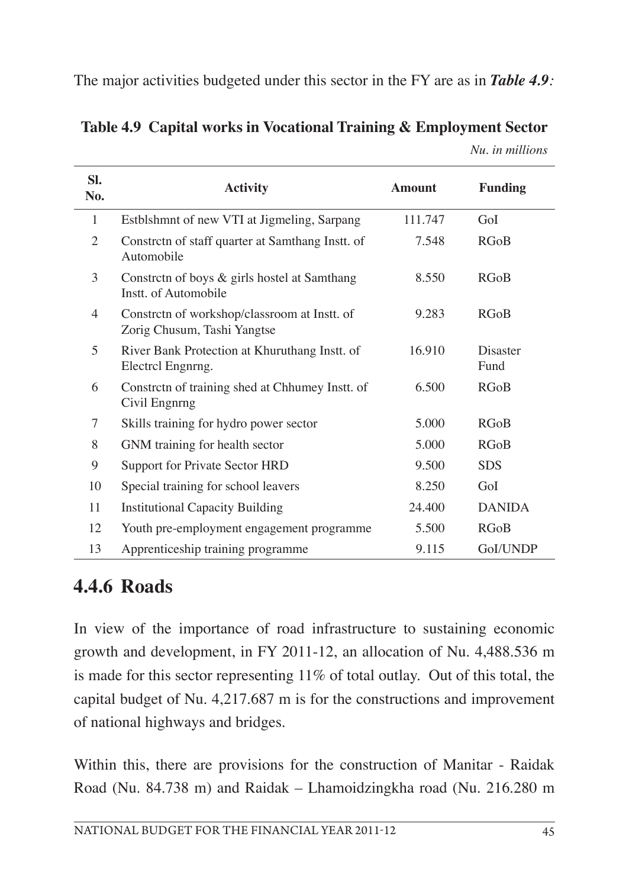The major activities budgeted under this sector in the FY are as in ***Table 4.9***:

**Table 4.9 Capital works in Vocational Training & Employment Sector**

*Nu. in millions*

| Sl. No. | Activity | Amount | Funding |
|---|---|---|---|
| 1 | Estblshmnt of new VTI at Jigmeling, Sarpang | 111.747 | GoI |
| 2 | Constrctn of staff quarter at Samthang Instt. of Automobile | 7.548 | RGoB |
| 3 | Constrctn of boys & girls hostel at Samthang Instt. of Automobile | 8.550 | RGoB |
| 4 | Constrctn of workshop/classroom at Instt. of Zorig Chusum, Tashi Yangtse | 9.283 | RGoB |
| 5 | River Bank Protection at Khuruthang Instt. of Electrcl Engnrng. | 16.910 | Disaster Fund |
| 6 | Constrctn of training shed at Chhumey Instt. of Civil Engnrng | 6.500 | RGoB |
| 7 | Skills training for hydro power sector | 5.000 | RGoB |
| 8 | GNM training for health sector | 5.000 | RGoB |
| 9 | Support for Private Sector HRD | 9.500 | SDS |
| 10 | Special training for school leavers | 8.250 | GoI |
| 11 | Institutional Capacity Building | 24.400 | DANIDA |
| 12 | Youth pre-employment engagement programme | 5.500 | RGoB |
| 13 | Apprenticeship training programme | 9.115 | GoI/UNDP |

## 4.4.6 Roads

In view of the importance of road infrastructure to sustaining economic growth and development, in FY 2011-12, an allocation of Nu. 4,488.536 m is made for this sector representing 11% of total outlay. Out of this total, the capital budget of Nu. 4,217.687 m is for the constructions and improvement of national highways and bridges.

Within this, there are provisions for the construction of Manitar - Raidak Road (Nu. 84.738 m) and Raidak – Lhamoidzingkha road (Nu. 216.280 m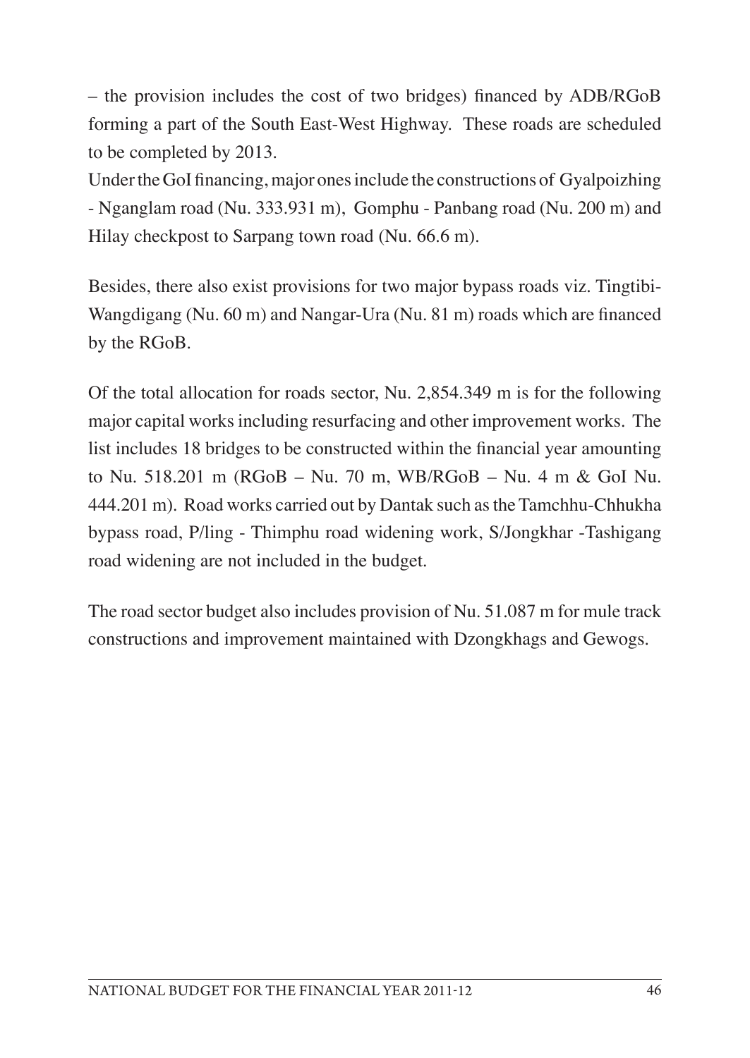– the provision includes the cost of two bridges) financed by ADB/RGoB forming a part of the South East-West Highway. These roads are scheduled to be completed by 2013.

Under the GoI financing, major ones include the constructions of Gyalpoizhing - Nganglam road (Nu. 333.931 m), Gomphu - Panbang road (Nu. 200 m) and Hilay checkpost to Sarpang town road (Nu. 66.6 m).

Besides, there also exist provisions for two major bypass roads viz. Tingtibi-Wangdigang (Nu. 60 m) and Nangar-Ura (Nu. 81 m) roads which are financed by the RGoB.

Of the total allocation for roads sector, Nu. 2,854.349 m is for the following major capital works including resurfacing and other improvement works. The list includes 18 bridges to be constructed within the financial year amounting to Nu. 518.201 m (RGoB – Nu. 70 m, WB/RGoB – Nu. 4 m & GoI Nu. 444.201 m). Road works carried out by Dantak such as the Tamchhu-Chhukha bypass road, P/ling - Thimphu road widening work, S/Jongkhar -Tashigang road widening are not included in the budget.

The road sector budget also includes provision of Nu. 51.087 m for mule track constructions and improvement maintained with Dzongkhags and Gewogs.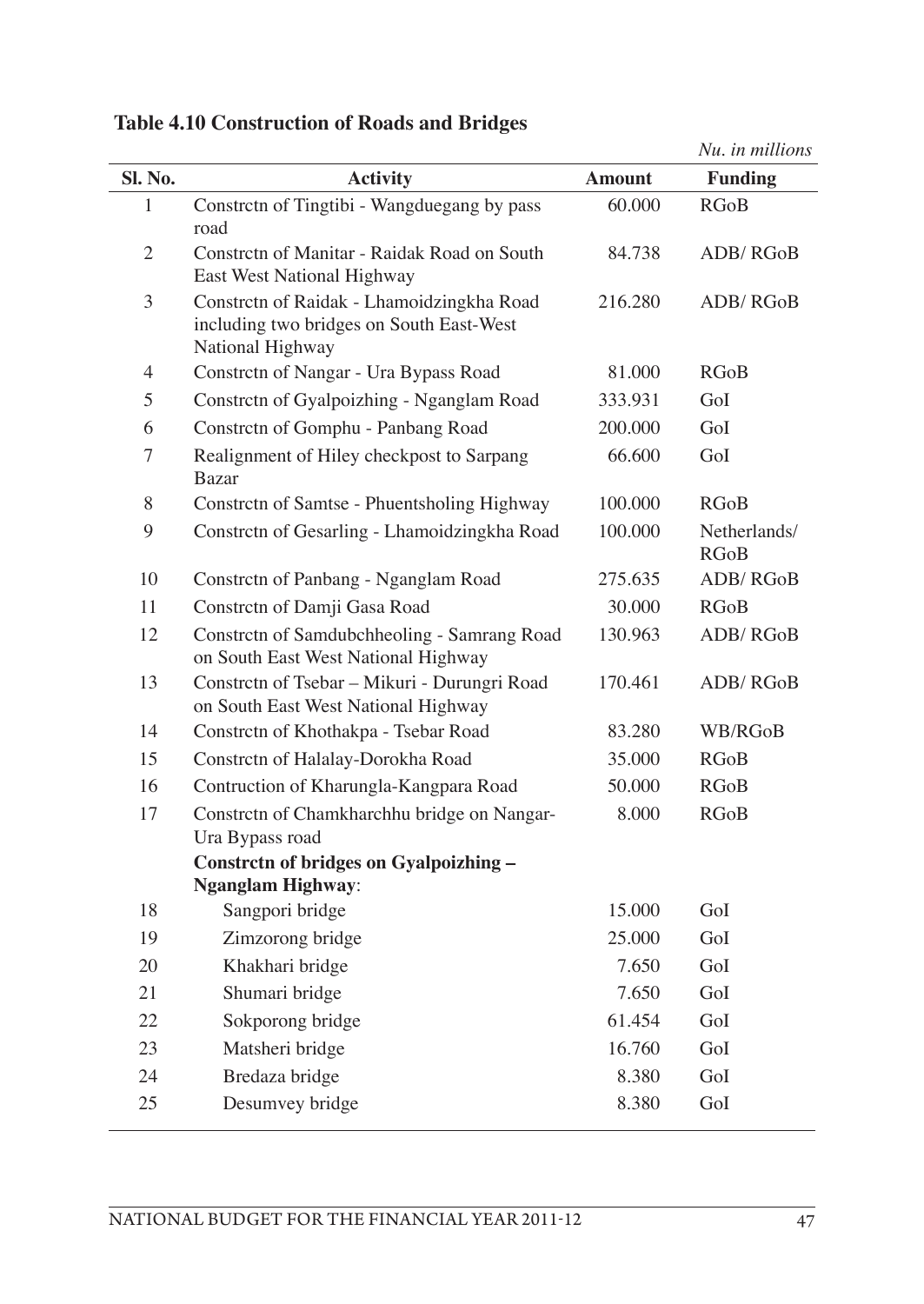**Table 4.10 Construction of Roads and Bridges**

*Nu. in millions*

| Sl. No. | Activity | Amount | Funding |
|---|---|---|---|
| 1 | Constrctn of Tingtibi - Wangduegang by pass road | 60.000 | RGoB |
| 2 | Constrctn of Manitar - Raidak Road on South East West National Highway | 84.738 | ADB/ RGoB |
| 3 | Constrctn of Raidak - Lhamoidzingkha Road including two bridges on South East-West National Highway | 216.280 | ADB/ RGoB |
| 4 | Constrctn of Nangar - Ura Bypass Road | 81.000 | RGoB |
| 5 | Constrctn of Gyalpoizhing - Nganglam Road | 333.931 | GoI |
| 6 | Constrctn of Gomphu - Panbang Road | 200.000 | GoI |
| 7 | Realignment of Hiley checkpost to Sarpang Bazar | 66.600 | GoI |
| 8 | Constrctn of Samtse - Phuentsholing Highway | 100.000 | RGoB |
| 9 | Constrctn of Gesarling - Lhamoidzingkha Road | 100.000 | Netherlands/ RGoB |
| 10 | Constrctn of Panbang - Nganglam Road | 275.635 | ADB/ RGoB |
| 11 | Constrctn of Damji Gasa Road | 30.000 | RGoB |
| 12 | Constrctn of Samdubchheoling - Samrang Road on South East West National Highway | 130.963 | ADB/ RGoB |
| 13 | Constrctn of Tsebar – Mikuri - Durungri Road on South East West National Highway | 170.461 | ADB/ RGoB |
| 14 | Constrctn of Khothakpa - Tsebar Road | 83.280 | WB/RGoB |
| 15 | Constrctn of Halalay-Dorokha Road | 35.000 | RGoB |
| 16 | Contruction of Kharungla-Kangpara Road | 50.000 | RGoB |
| 17 | Constrctn of Chamkharchhu bridge on Nangar-Ura Bypass road | 8.000 | RGoB |
| | **Constrctn of bridges on Gyalpoizhing – Nganglam Highway**: | | |
| 18 | Sangpori bridge | 15.000 | GoI |
| 19 | Zimzorong bridge | 25.000 | GoI |
| 20 | Khakhari bridge | 7.650 | GoI |
| 21 | Shumari bridge | 7.650 | GoI |
| 22 | Sokporong bridge | 61.454 | GoI |
| 23 | Matsheri bridge | 16.760 | GoI |
| 24 | Bredaza bridge | 8.380 | GoI |
| 25 | Desumvey bridge | 8.380 | GoI |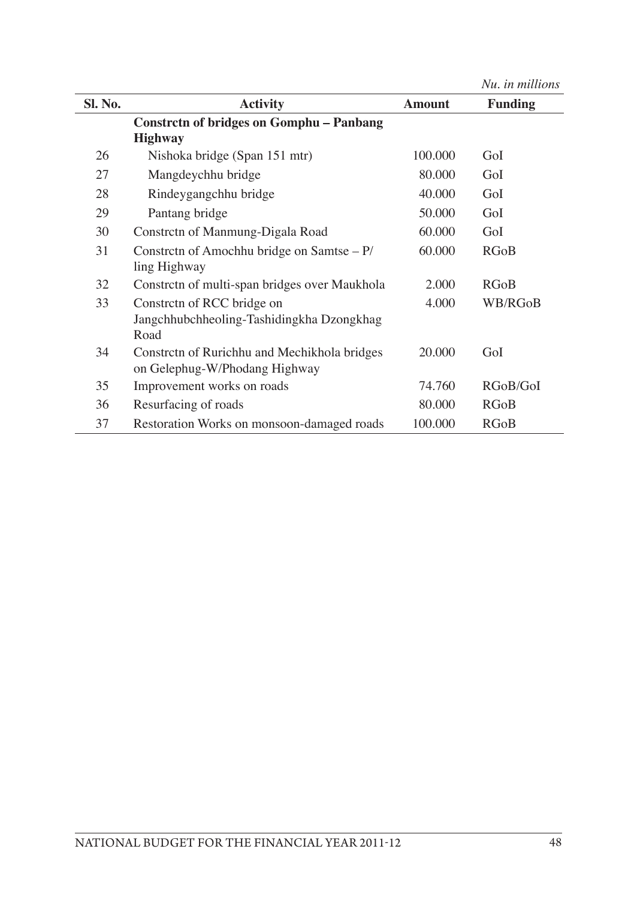*Nu. in millions*

| Sl. No. | Activity | Amount | Funding |
|---|---|---|---|
| | **Constrctn of bridges on Gomphu – Panbang Highway** | | |
| 26 | Nishoka bridge (Span 151 mtr) | 100.000 | GoI |
| 27 | Mangdeychhu bridge | 80.000 | GoI |
| 28 | Rindeygangchhu bridge | 40.000 | GoI |
| 29 | Pantang bridge | 50.000 | GoI |
| 30 | Constrctn of Manmung-Digala Road | 60.000 | GoI |
| 31 | Constrctn of Amochhu bridge on Samtse – P/ling Highway | 60.000 | RGoB |
| 32 | Constrctn of multi-span bridges over Maukhola | 2.000 | RGoB |
| 33 | Constrctn of RCC bridge on Jangchhubchheoling-Tashidingkha Dzongkhag Road | 4.000 | WB/RGoB |
| 34 | Constrctn of Rurichhu and Mechikhola bridges on Gelephug-W/Phodang Highway | 20.000 | GoI |
| 35 | Improvement works on roads | 74.760 | RGoB/GoI |
| 36 | Resurfacing of roads | 80.000 | RGoB |
| 37 | Restoration Works on monsoon-damaged roads | 100.000 | RGoB |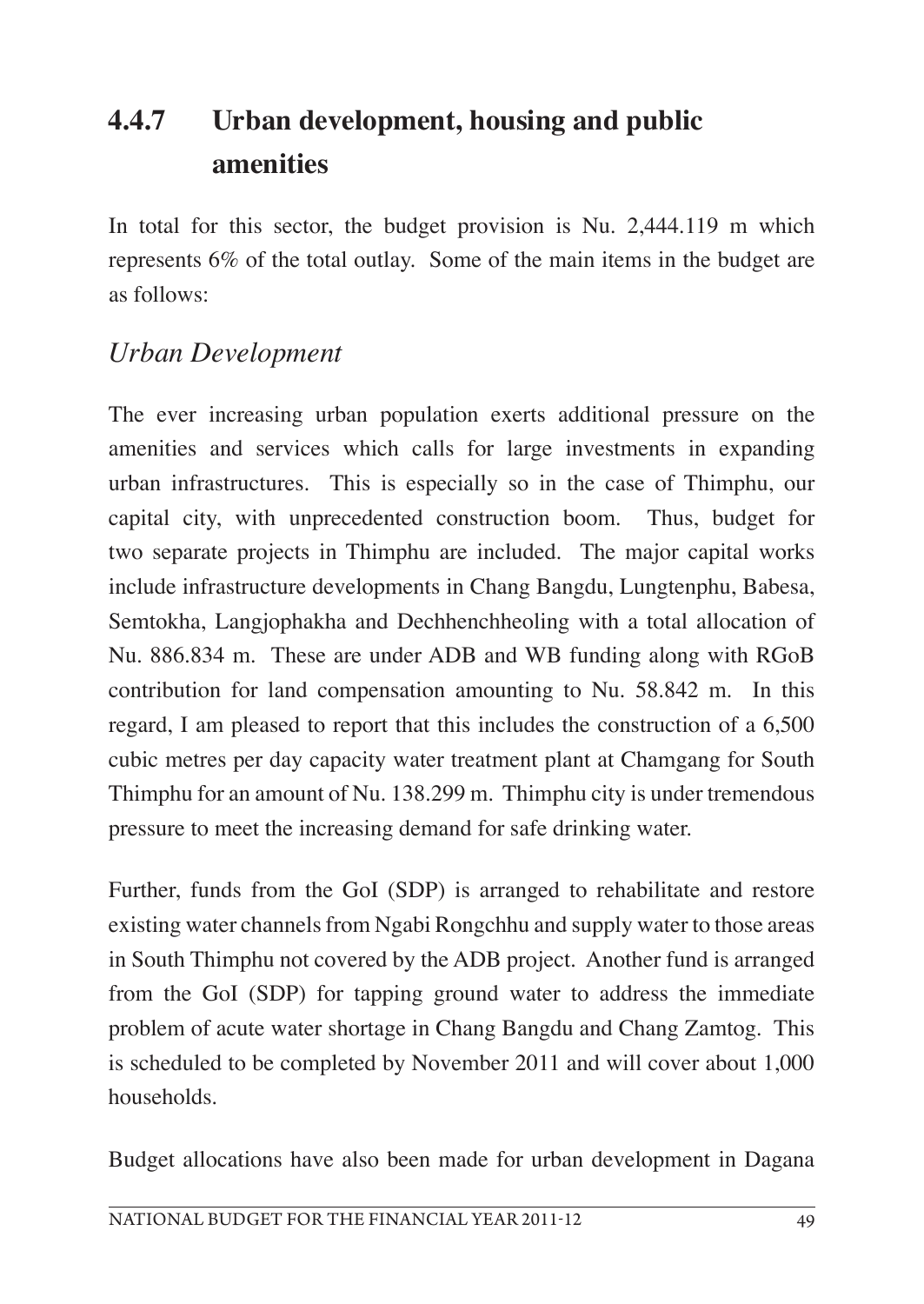## 4.4.7 Urban development, housing and public amenities

In total for this sector, the budget provision is Nu. 2,444.119 m which represents 6% of the total outlay. Some of the main items in the budget are as follows:

### *Urban Development*

The ever increasing urban population exerts additional pressure on the amenities and services which calls for large investments in expanding urban infrastructures. This is especially so in the case of Thimphu, our capital city, with unprecedented construction boom. Thus, budget for two separate projects in Thimphu are included. The major capital works include infrastructure developments in Chang Bangdu, Lungtenphu, Babesa, Semtokha, Langjophakha and Dechhenchheoling with a total allocation of Nu. 886.834 m. These are under ADB and WB funding along with RGoB contribution for land compensation amounting to Nu. 58.842 m. In this regard, I am pleased to report that this includes the construction of a 6,500 cubic metres per day capacity water treatment plant at Chamgang for South Thimphu for an amount of Nu. 138.299 m. Thimphu city is under tremendous pressure to meet the increasing demand for safe drinking water.

Further, funds from the GoI (SDP) is arranged to rehabilitate and restore existing water channels from Ngabi Rongchhu and supply water to those areas in South Thimphu not covered by the ADB project. Another fund is arranged from the GoI (SDP) for tapping ground water to address the immediate problem of acute water shortage in Chang Bangdu and Chang Zamtog. This is scheduled to be completed by November 2011 and will cover about 1,000 households.

Budget allocations have also been made for urban development in Dagana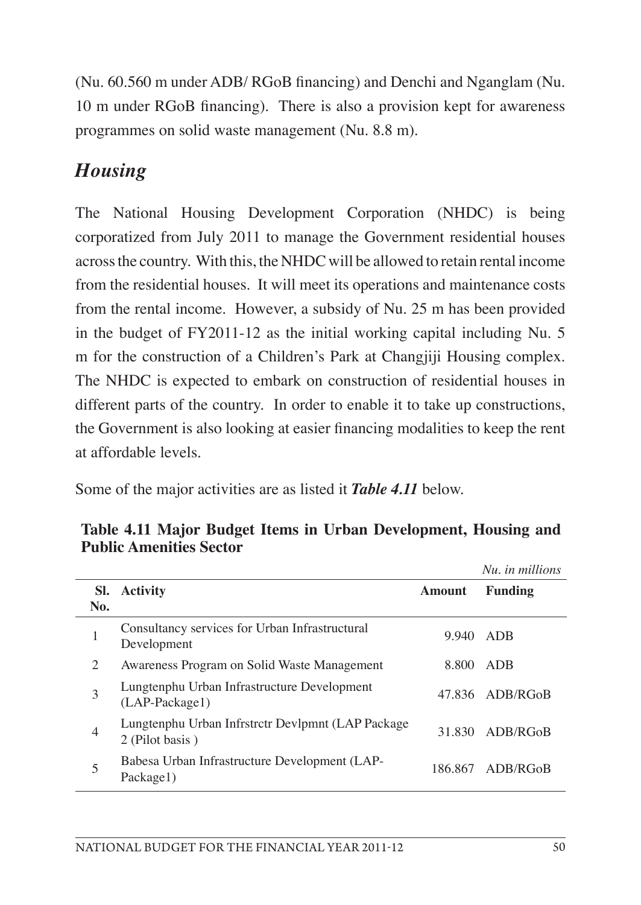(Nu. 60.560 m under ADB/ RGoB financing) and Denchi and Nganglam (Nu. 10 m under RGoB financing). There is also a provision kept for awareness programmes on solid waste management (Nu. 8.8 m).

## *Housing*

The National Housing Development Corporation (NHDC) is being corporatized from July 2011 to manage the Government residential houses across the country. With this, the NHDC will be allowed to retain rental income from the residential houses. It will meet its operations and maintenance costs from the rental income. However, a subsidy of Nu. 25 m has been provided in the budget of FY2011-12 as the initial working capital including Nu. 5 m for the construction of a Children's Park at Changjiji Housing complex. The NHDC is expected to embark on construction of residential houses in different parts of the country. In order to enable it to take up constructions, the Government is also looking at easier financing modalities to keep the rent at affordable levels.

Some of the major activities are as listed it ***Table 4.11*** below.

**Table 4.11 Major Budget Items in Urban Development, Housing and Public Amenities Sector**

*Nu. in millions*

| Sl. No. | Activity | Amount | Funding |
|---|---|---|---|
| 1 | Consultancy services for Urban Infrastructural Development | 9.940 | ADB |
| 2 | Awareness Program on Solid Waste Management | 8.800 | ADB |
| 3 | Lungtenphu Urban Infrastructure Development (LAP-Package1) | 47.836 | ADB/RGoB |
| 4 | Lungtenphu Urban Infrstrctr Devlpmnt (LAP Package 2 (Pilot basis ) | 31.830 | ADB/RGoB |
| 5 | Babesa Urban Infrastructure Development (LAP-Package1) | 186.867 | ADB/RGoB |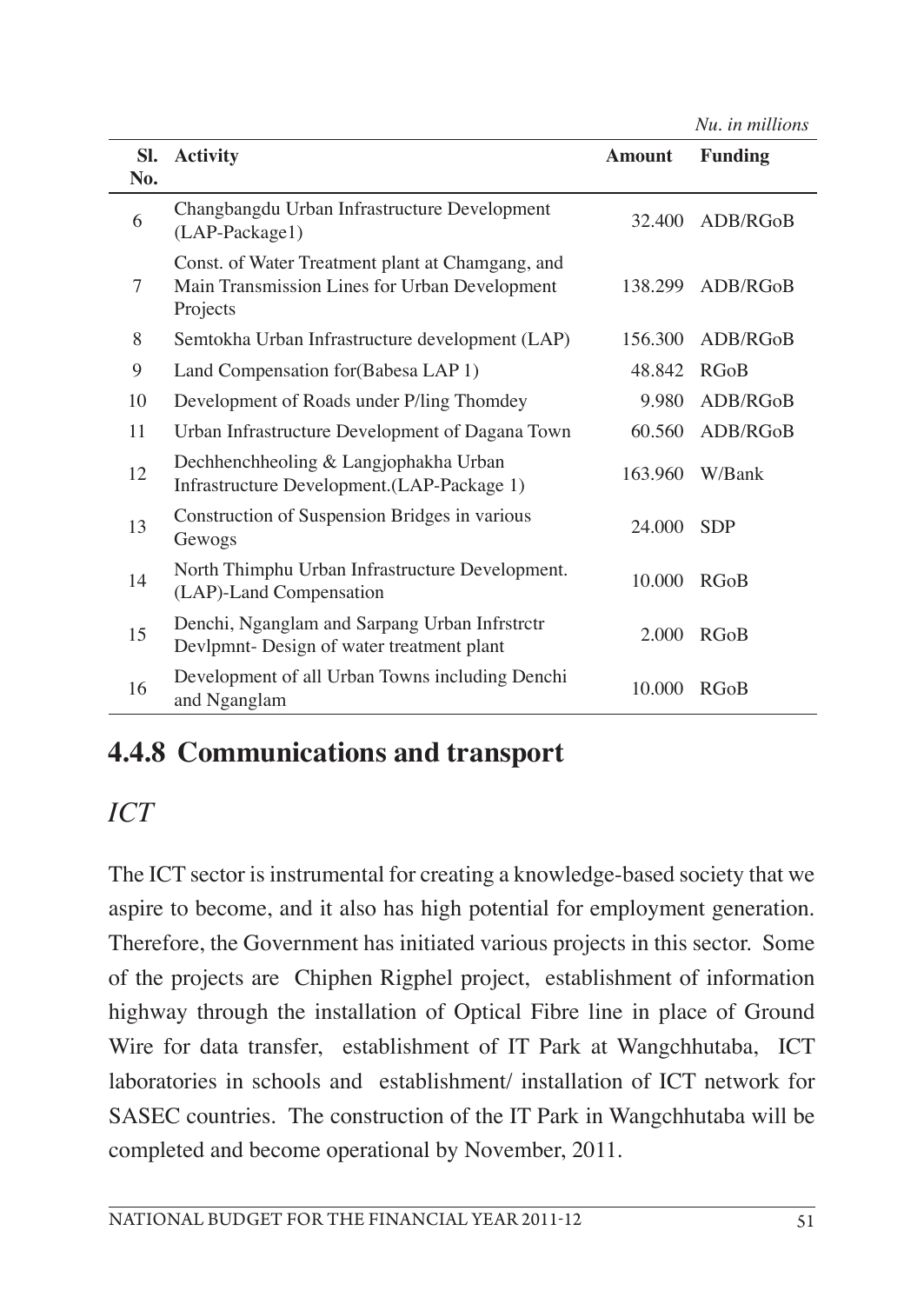*Nu. in millions*

| Sl. No. | Activity | Amount | Funding |
|---|---|---|---|
| 6 | Changbangdu Urban Infrastructure Development (LAP-Package1) | 32.400 | ADB/RGoB |
| 7 | Const. of Water Treatment plant at Chamgang, and Main Transmission Lines for Urban Development Projects | 138.299 | ADB/RGoB |
| 8 | Semtokha Urban Infrastructure development (LAP) | 156.300 | ADB/RGoB |
| 9 | Land Compensation for(Babesa LAP 1) | 48.842 | RGoB |
| 10 | Development of Roads under P/ling Thomdey | 9.980 | ADB/RGoB |
| 11 | Urban Infrastructure Development of Dagana Town | 60.560 | ADB/RGoB |
| 12 | Dechhenchheoling & Langjophakha Urban Infrastructure Development.(LAP-Package 1) | 163.960 | W/Bank |
| 13 | Construction of Suspension Bridges in various Gewogs | 24.000 | SDP |
| 14 | North Thimphu Urban Infrastructure Development. (LAP)-Land Compensation | 10.000 | RGoB |
| 15 | Denchi, Nganglam and Sarpang Urban Infrstrctr Devlpmnt- Design of water treatment plant | 2.000 | RGoB |
| 16 | Development of all Urban Towns including Denchi and Nganglam | 10.000 | RGoB |

## 4.4.8 Communications and transport

### *ICT*

The ICT sector is instrumental for creating a knowledge-based society that we aspire to become, and it also has high potential for employment generation. Therefore, the Government has initiated various projects in this sector. Some of the projects are Chiphen Rigphel project, establishment of information highway through the installation of Optical Fibre line in place of Ground Wire for data transfer, establishment of IT Park at Wangchhutaba, ICT laboratories in schools and establishment/ installation of ICT network for SASEC countries. The construction of the IT Park in Wangchhutaba will be completed and become operational by November, 2011.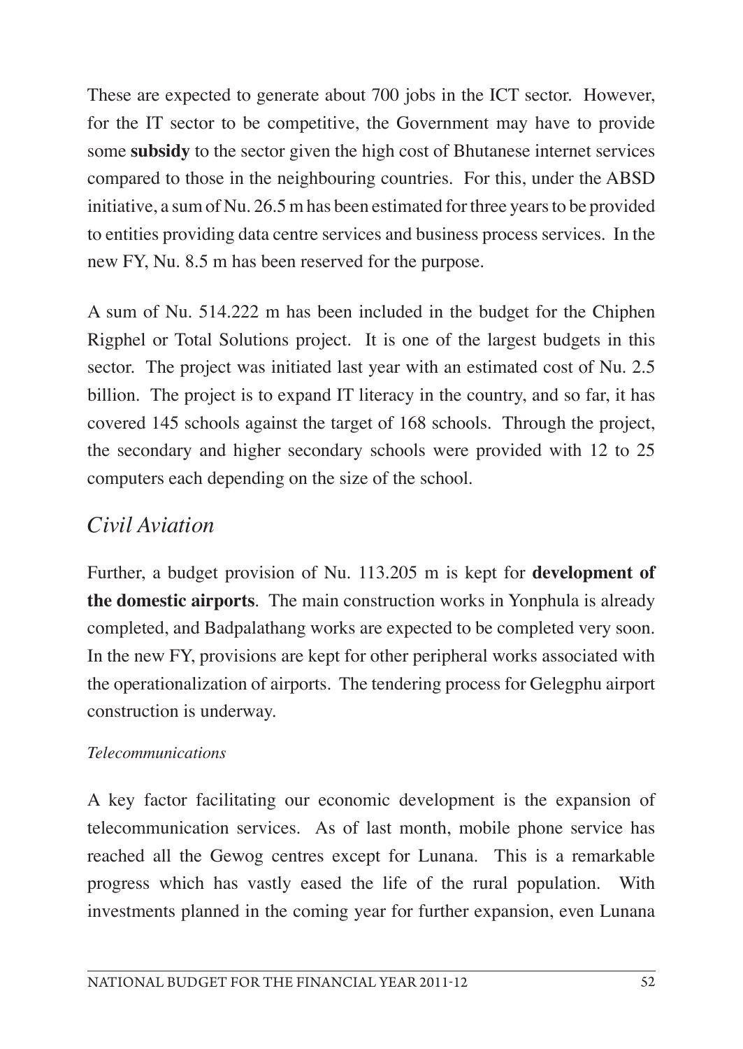These are expected to generate about 700 jobs in the ICT sector. However, for the IT sector to be competitive, the Government may have to provide some **subsidy** to the sector given the high cost of Bhutanese internet services compared to those in the neighbouring countries. For this, under the ABSD initiative, a sum of Nu. 26.5 m has been estimated for three years to be provided to entities providing data centre services and business process services. In the new FY, Nu. 8.5 m has been reserved for the purpose.

A sum of Nu. 514.222 m has been included in the budget for the Chiphen Rigphel or Total Solutions project. It is one of the largest budgets in this sector. The project was initiated last year with an estimated cost of Nu. 2.5 billion. The project is to expand IT literacy in the country, and so far, it has covered 145 schools against the target of 168 schools. Through the project, the secondary and higher secondary schools were provided with 12 to 25 computers each depending on the size of the school.

## *Civil Aviation*

Further, a budget provision of Nu. 113.205 m is kept for **development of the domestic airports**. The main construction works in Yonphula is already completed, and Badpalathang works are expected to be completed very soon. In the new FY, provisions are kept for other peripheral works associated with the operationalization of airports. The tendering process for Gelegphu airport construction is underway.

### *Telecommunications*

A key factor facilitating our economic development is the expansion of telecommunication services. As of last month, mobile phone service has reached all the Gewog centres except for Lunana. This is a remarkable progress which has vastly eased the life of the rural population. With investments planned in the coming year for further expansion, even Lunana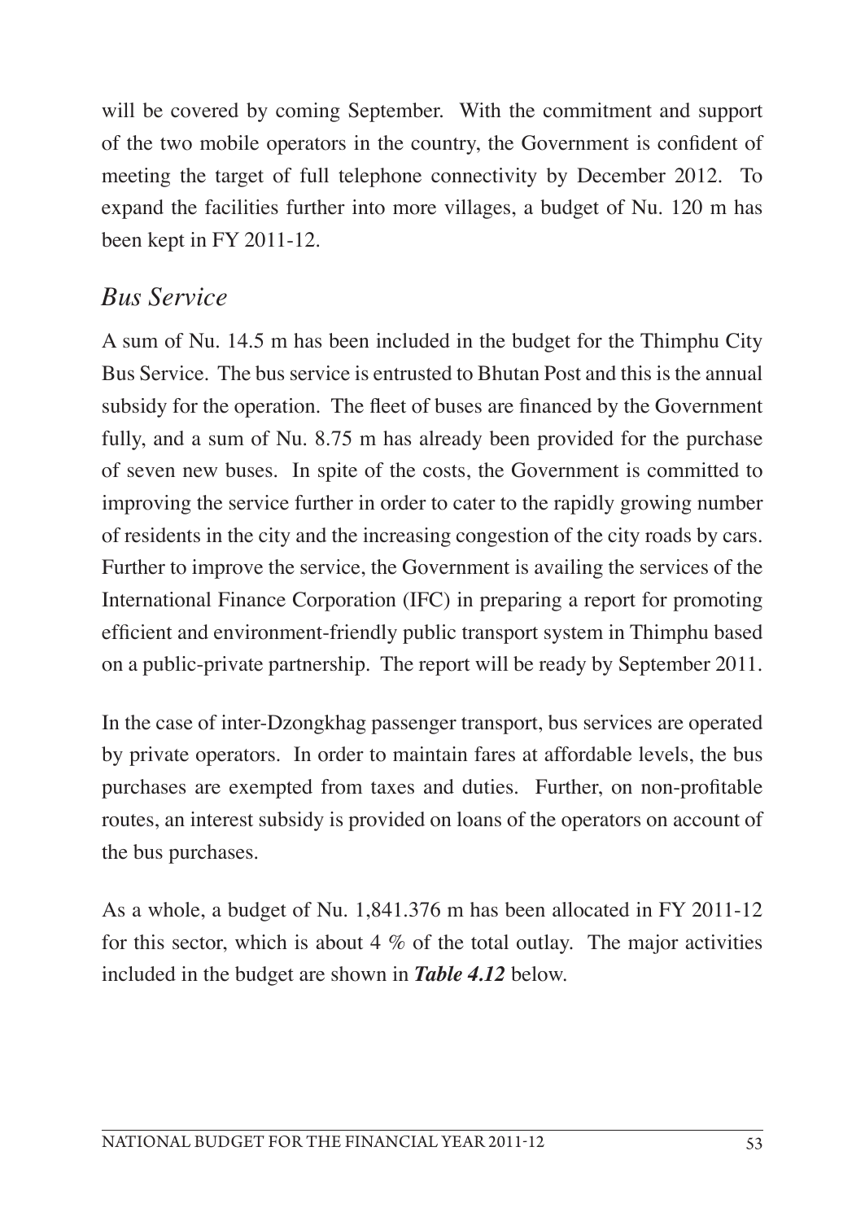will be covered by coming September. With the commitment and support of the two mobile operators in the country, the Government is confident of meeting the target of full telephone connectivity by December 2012. To expand the facilities further into more villages, a budget of Nu. 120 m has been kept in FY 2011-12.

### *Bus Service*

A sum of Nu. 14.5 m has been included in the budget for the Thimphu City Bus Service. The bus service is entrusted to Bhutan Post and this is the annual subsidy for the operation. The fleet of buses are financed by the Government fully, and a sum of Nu. 8.75 m has already been provided for the purchase of seven new buses. In spite of the costs, the Government is committed to improving the service further in order to cater to the rapidly growing number of residents in the city and the increasing congestion of the city roads by cars. Further to improve the service, the Government is availing the services of the International Finance Corporation (IFC) in preparing a report for promoting efficient and environment-friendly public transport system in Thimphu based on a public-private partnership. The report will be ready by September 2011.

In the case of inter-Dzongkhag passenger transport, bus services are operated by private operators. In order to maintain fares at affordable levels, the bus purchases are exempted from taxes and duties. Further, on non-profitable routes, an interest subsidy is provided on loans of the operators on account of the bus purchases.

As a whole, a budget of Nu. 1,841.376 m has been allocated in FY 2011-12 for this sector, which is about 4 % of the total outlay. The major activities included in the budget are shown in ***Table 4.12*** below.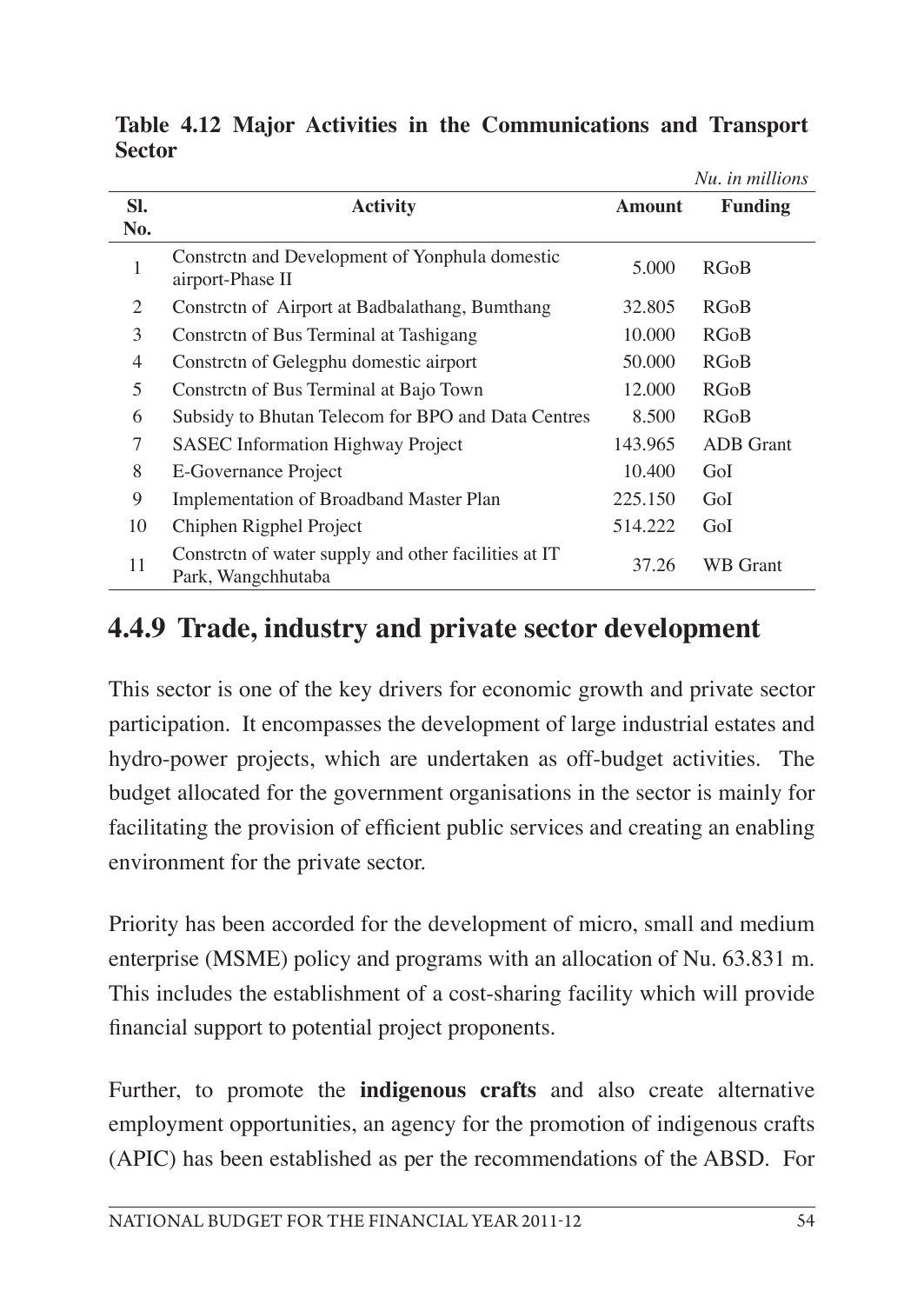**Table 4.12 Major Activities in the Communications and Transport Sector**

*Nu. in millions*

| Sl. No. | Activity | Amount | Funding |
|---|---|---|---|
| 1 | Constrctn and Development of Yonphula domestic airport-Phase II | 5.000 | RGoB |
| 2 | Constrctn of Airport at Badbalathang, Bumthang | 32.805 | RGoB |
| 3 | Constrctn of Bus Terminal at Tashigang | 10.000 | RGoB |
| 4 | Constrctn of Gelegphu domestic airport | 50.000 | RGoB |
| 5 | Constrctn of Bus Terminal at Bajo Town | 12.000 | RGoB |
| 6 | Subsidy to Bhutan Telecom for BPO and Data Centres | 8.500 | RGoB |
| 7 | SASEC Information Highway Project | 143.965 | ADB Grant |
| 8 | E-Governance Project | 10.400 | GoI |
| 9 | Implementation of Broadband Master Plan | 225.150 | GoI |
| 10 | Chiphen Rigphel Project | 514.222 | GoI |
| 11 | Constrctn of water supply and other facilities at IT Park, Wangchhutaba | 37.26 | WB Grant |

## 4.4.9 Trade, industry and private sector development

This sector is one of the key drivers for economic growth and private sector participation. It encompasses the development of large industrial estates and hydro-power projects, which are undertaken as off-budget activities. The budget allocated for the government organisations in the sector is mainly for facilitating the provision of efficient public services and creating an enabling environment for the private sector.

Priority has been accorded for the development of micro, small and medium enterprise (MSME) policy and programs with an allocation of Nu. 63.831 m. This includes the establishment of a cost-sharing facility which will provide financial support to potential project proponents.

Further, to promote the **indigenous crafts** and also create alternative employment opportunities, an agency for the promotion of indigenous crafts (APIC) has been established as per the recommendations of the ABSD. For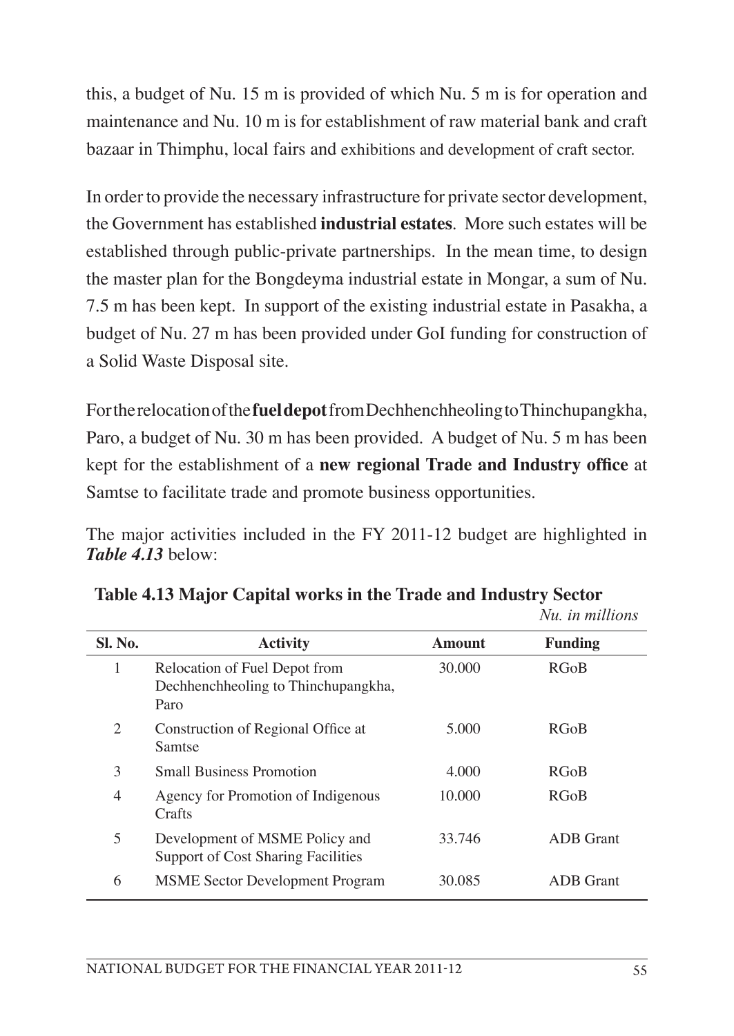this, a budget of Nu. 15 m is provided of which Nu. 5 m is for operation and maintenance and Nu. 10 m is for establishment of raw material bank and craft bazaar in Thimphu, local fairs and exhibitions and development of craft sector.

In order to provide the necessary infrastructure for private sector development, the Government has established **industrial estates**. More such estates will be established through public-private partnerships. In the mean time, to design the master plan for the Bongdeyma industrial estate in Mongar, a sum of Nu. 7.5 m has been kept. In support of the existing industrial estate in Pasakha, a budget of Nu. 27 m has been provided under GoI funding for construction of a Solid Waste Disposal site.

For the relocation of the **fuel depot** from Dechhenchheoling to Thinchupangkha, Paro, a budget of Nu. 30 m has been provided. A budget of Nu. 5 m has been kept for the establishment of a **new regional Trade and Industry office** at Samtse to facilitate trade and promote business opportunities.

The major activities included in the FY 2011-12 budget are highlighted in ***Table 4.13*** below:

**Table 4.13 Major Capital works in the Trade and Industry Sector**

*Nu. in millions*

| Sl. No. | Activity | Amount | Funding |
|---|---|---|---|
| 1 | Relocation of Fuel Depot from Dechhenchheoling to Thinchupangkha, Paro | 30.000 | RGoB |
| 2 | Construction of Regional Office at Samtse | 5.000 | RGoB |
| 3 | Small Business Promotion | 4.000 | RGoB |
| 4 | Agency for Promotion of Indigenous Crafts | 10.000 | RGoB |
| 5 | Development of MSME Policy and Support of Cost Sharing Facilities | 33.746 | ADB Grant |
| 6 | MSME Sector Development Program | 30.085 | ADB Grant |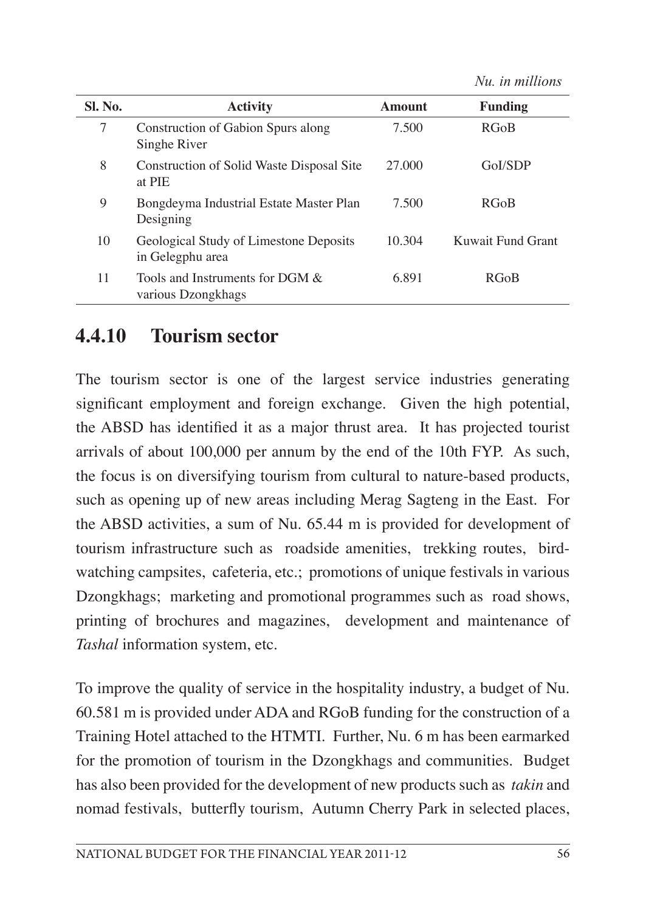*Nu. in millions*

| Sl. No. | Activity | Amount | Funding |
|---|---|---|---|
| 7 | Construction of Gabion Spurs along Singhe River | 7.500 | RGoB |
| 8 | Construction of Solid Waste Disposal Site at PIE | 27.000 | GoI/SDP |
| 9 | Bongdeyma Industrial Estate Master Plan Designing | 7.500 | RGoB |
| 10 | Geological Study of Limestone Deposits in Gelegphu area | 10.304 | Kuwait Fund Grant |
| 11 | Tools and Instruments for DGM & various Dzongkhags | 6.891 | RGoB |

## 4.4.10 Tourism sector

The tourism sector is one of the largest service industries generating significant employment and foreign exchange. Given the high potential, the ABSD has identified it as a major thrust area. It has projected tourist arrivals of about 100,000 per annum by the end of the 10th FYP. As such, the focus is on diversifying tourism from cultural to nature-based products, such as opening up of new areas including Merag Sagteng in the East. For the ABSD activities, a sum of Nu. 65.44 m is provided for development of tourism infrastructure such as roadside amenities, trekking routes, bird-watching campsites, cafeteria, etc.; promotions of unique festivals in various Dzongkhags; marketing and promotional programmes such as road shows, printing of brochures and magazines, development and maintenance of *Tashal* information system, etc.

To improve the quality of service in the hospitality industry, a budget of Nu. 60.581 m is provided under ADA and RGoB funding for the construction of a Training Hotel attached to the HTMTI. Further, Nu. 6 m has been earmarked for the promotion of tourism in the Dzongkhags and communities. Budget has also been provided for the development of new products such as *takin* and nomad festivals, butterfly tourism, Autumn Cherry Park in selected places,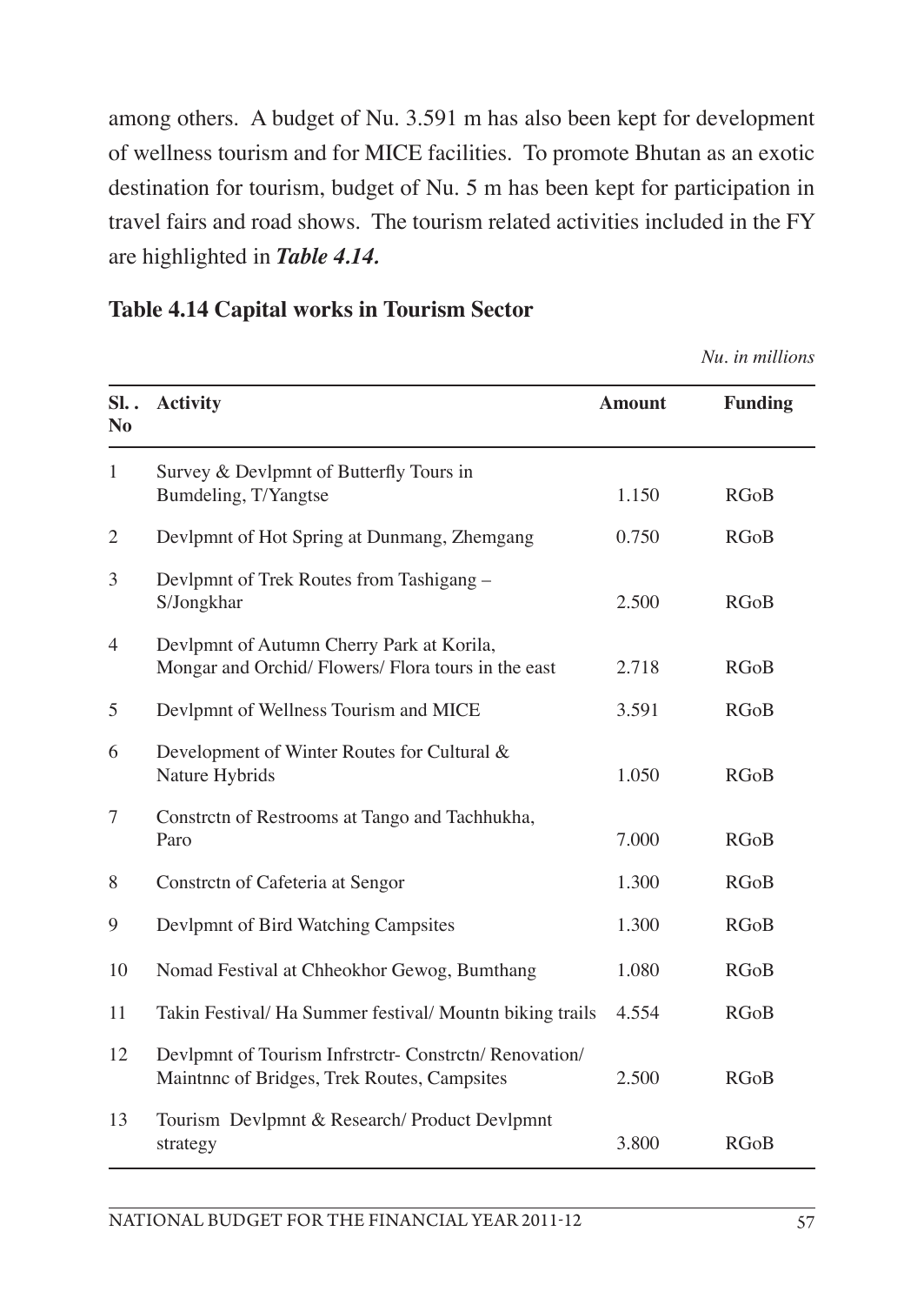among others. A budget of Nu. 3.591 m has also been kept for development of wellness tourism and for MICE facilities. To promote Bhutan as an exotic destination for tourism, budget of Nu. 5 m has been kept for participation in travel fairs and road shows. The tourism related activities included in the FY are highlighted in ***Table 4.14.***

**Table 4.14 Capital works in Tourism Sector**

*Nu. in millions*

| Sl. . No | Activity | Amount | Funding |
|---|---|---|---|
| 1 | Survey & Devlpmnt of Butterfly Tours in Bumdeling, T/Yangtse | 1.150 | RGoB |
| 2 | Devlpmnt of Hot Spring at Dunmang, Zhemgang | 0.750 | RGoB |
| 3 | Devlpmnt of Trek Routes from Tashigang – S/Jongkhar | 2.500 | RGoB |
| 4 | Devlpmnt of Autumn Cherry Park at Korila, Mongar and Orchid/ Flowers/ Flora tours in the east | 2.718 | RGoB |
| 5 | Devlpmnt of Wellness Tourism and MICE | 3.591 | RGoB |
| 6 | Development of Winter Routes for Cultural & Nature Hybrids | 1.050 | RGoB |
| 7 | Constrctn of Restrooms at Tango and Tachhukha, Paro | 7.000 | RGoB |
| 8 | Constrctn of Cafeteria at Sengor | 1.300 | RGoB |
| 9 | Devlpmnt of Bird Watching Campsites | 1.300 | RGoB |
| 10 | Nomad Festival at Chheokhor Gewog, Bumthang | 1.080 | RGoB |
| 11 | Takin Festival/ Ha Summer festival/ Mountn biking trails | 4.554 | RGoB |
| 12 | Devlpmnt of Tourism Infrstrctr- Constrctn/ Renovation/ Maintnnc of Bridges, Trek Routes, Campsites | 2.500 | RGoB |
| 13 | Tourism Devlpmnt & Research/ Product Devlpmnt strategy | 3.800 | RGoB |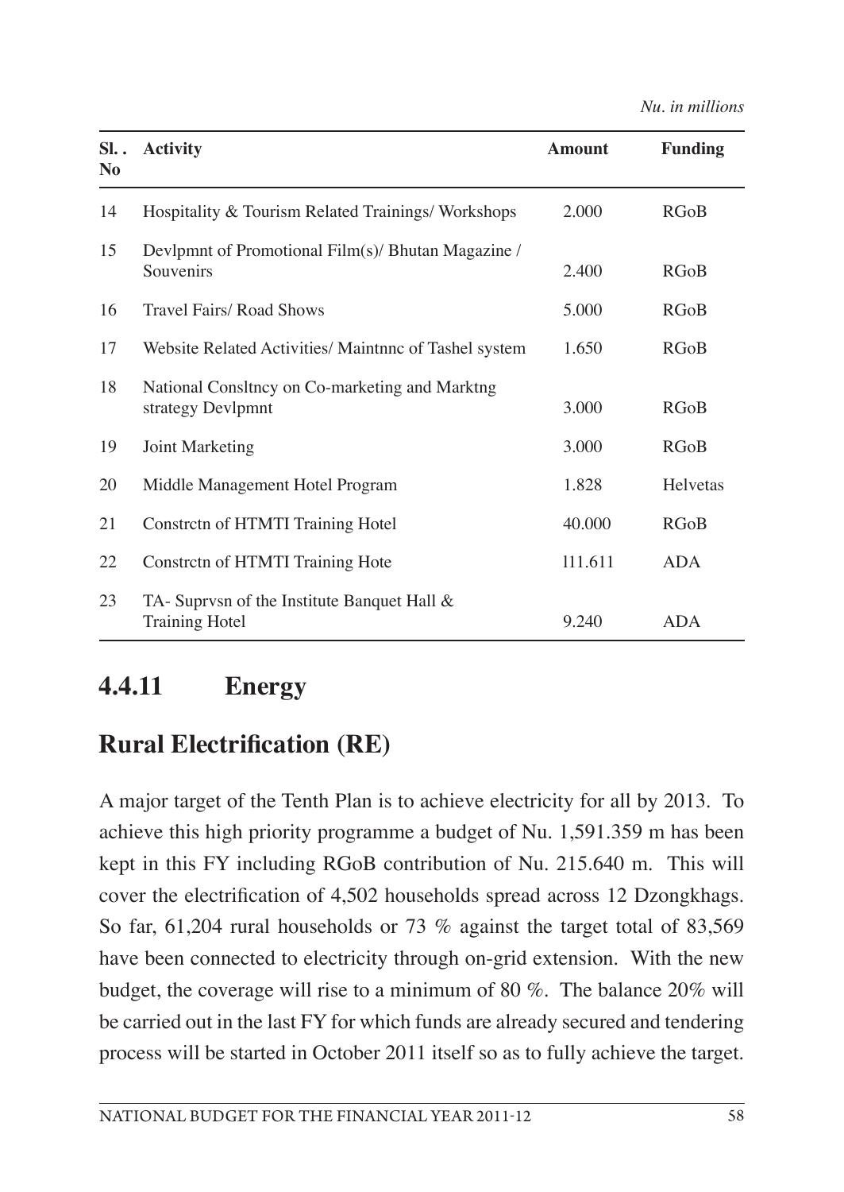*Nu. in millions*

| Sl. . No | Activity | Amount | Funding |
|---|---|---|---|
| 14 | Hospitality & Tourism Related Trainings/ Workshops | 2.000 | RGoB |
| 15 | Devlpmnt of Promotional Film(s)/ Bhutan Magazine / Souvenirs | 2.400 | RGoB |
| 16 | Travel Fairs/ Road Shows | 5.000 | RGoB |
| 17 | Website Related Activities/ Maintnnc of Tashel system | 1.650 | RGoB |
| 18 | National Consltncy on Co-marketing and Marktng strategy Devlpmnt | 3.000 | RGoB |
| 19 | Joint Marketing | 3.000 | RGoB |
| 20 | Middle Management Hotel Program | 1.828 | Helvetas |
| 21 | Constrctn of HTMTI Training Hotel | 40.000 | RGoB |
| 22 | Constrctn of HTMTI Training Hote | 111.611 | ADA |
| 23 | TA- Suprvsn of the Institute Banquet Hall & Training Hotel | 9.240 | ADA |

## 4.4.11 Energy

## Rural Electrification (RE)

A major target of the Tenth Plan is to achieve electricity for all by 2013. To achieve this high priority programme a budget of Nu. 1,591.359 m has been kept in this FY including RGoB contribution of Nu. 215.640 m. This will cover the electrification of 4,502 households spread across 12 Dzongkhags. So far, 61,204 rural households or 73 % against the target total of 83,569 have been connected to electricity through on-grid extension. With the new budget, the coverage will rise to a minimum of 80 %. The balance 20% will be carried out in the last FY for which funds are already secured and tendering process will be started in October 2011 itself so as to fully achieve the target.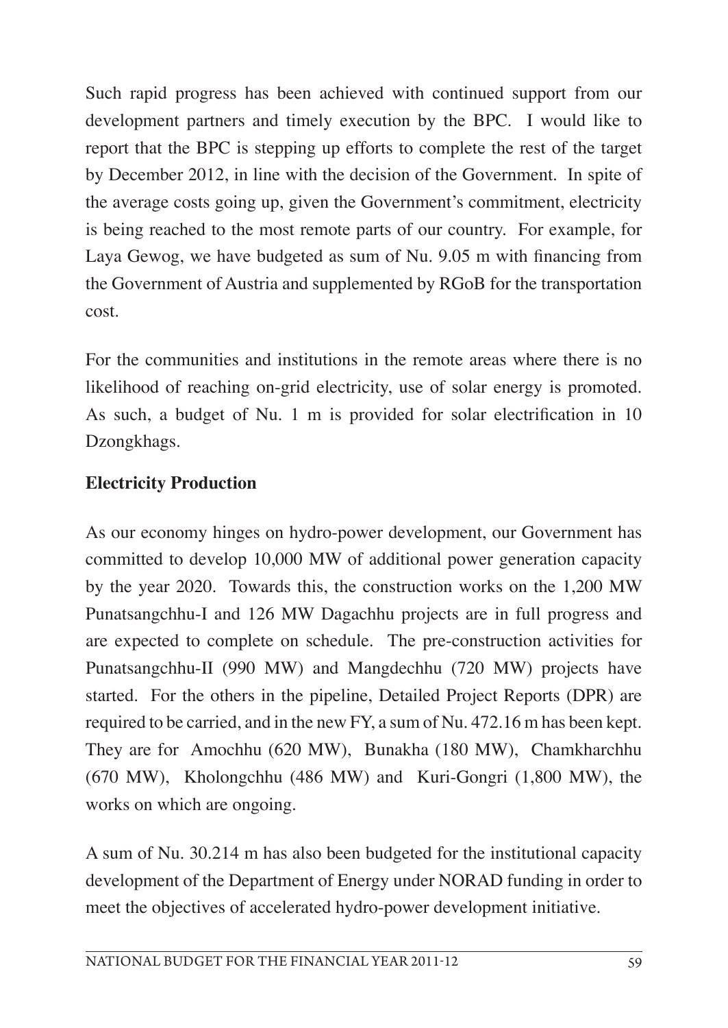Such rapid progress has been achieved with continued support from our development partners and timely execution by the BPC. I would like to report that the BPC is stepping up efforts to complete the rest of the target by December 2012, in line with the decision of the Government. In spite of the average costs going up, given the Government's commitment, electricity is being reached to the most remote parts of our country. For example, for Laya Gewog, we have budgeted as sum of Nu. 9.05 m with financing from the Government of Austria and supplemented by RGoB for the transportation cost.

For the communities and institutions in the remote areas where there is no likelihood of reaching on-grid electricity, use of solar energy is promoted. As such, a budget of Nu. 1 m is provided for solar electrification in 10 Dzongkhags.

**Electricity Production**

As our economy hinges on hydro-power development, our Government has committed to develop 10,000 MW of additional power generation capacity by the year 2020. Towards this, the construction works on the 1,200 MW Punatsangchhu-I and 126 MW Dagachhu projects are in full progress and are expected to complete on schedule. The pre-construction activities for Punatsangchhu-II (990 MW) and Mangdechhu (720 MW) projects have started. For the others in the pipeline, Detailed Project Reports (DPR) are required to be carried, and in the new FY, a sum of Nu. 472.16 m has been kept. They are for Amochhu (620 MW), Bunakha (180 MW), Chamkharchhu (670 MW), Kholongchhu (486 MW) and Kuri-Gongri (1,800 MW), the works on which are ongoing.

A sum of Nu. 30.214 m has also been budgeted for the institutional capacity development of the Department of Energy under NORAD funding in order to meet the objectives of accelerated hydro-power development initiative.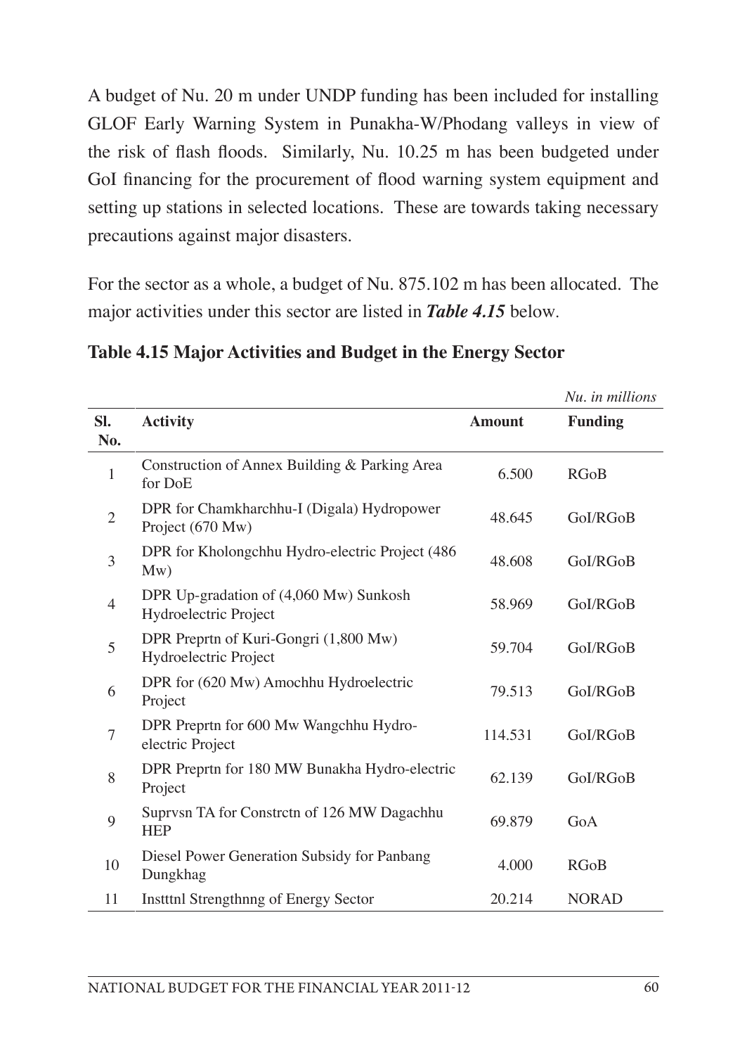A budget of Nu. 20 m under UNDP funding has been included for installing GLOF Early Warning System in Punakha-W/Phodang valleys in view of the risk of flash floods. Similarly, Nu. 10.25 m has been budgeted under GoI financing for the procurement of flood warning system equipment and setting up stations in selected locations. These are towards taking necessary precautions against major disasters.

For the sector as a whole, a budget of Nu. 875.102 m has been allocated. The major activities under this sector are listed in ***Table 4.15*** below.

**Table 4.15 Major Activities and Budget in the Energy Sector**

*Nu. in millions*

| Sl. No. | Activity | Amount | Funding |
|---|---|---|---|
| 1 | Construction of Annex Building & Parking Area for DoE | 6.500 | RGoB |
| 2 | DPR for Chamkharchhu-I (Digala) Hydropower Project (670 Mw) | 48.645 | GoI/RGoB |
| 3 | DPR for Kholongchhu Hydro-electric Project (486 Mw) | 48.608 | GoI/RGoB |
| 4 | DPR Up-gradation of (4,060 Mw) Sunkosh Hydroelectric Project | 58.969 | GoI/RGoB |
| 5 | DPR Preprtn of Kuri-Gongri (1,800 Mw) Hydroelectric Project | 59.704 | GoI/RGoB |
| 6 | DPR for (620 Mw) Amochhu Hydroelectric Project | 79.513 | GoI/RGoB |
| 7 | DPR Preprtn for 600 Mw Wangchhu Hydro-electric Project | 114.531 | GoI/RGoB |
| 8 | DPR Preprtn for 180 MW Bunakha Hydro-electric Project | 62.139 | GoI/RGoB |
| 9 | Suprvsn TA for Constrctn of 126 MW Dagachhu HEP | 69.879 | GoA |
| 10 | Diesel Power Generation Subsidy for Panbang Dungkhag | 4.000 | RGoB |
| 11 | Instttnl Strengthnng of Energy Sector | 20.214 | NORAD |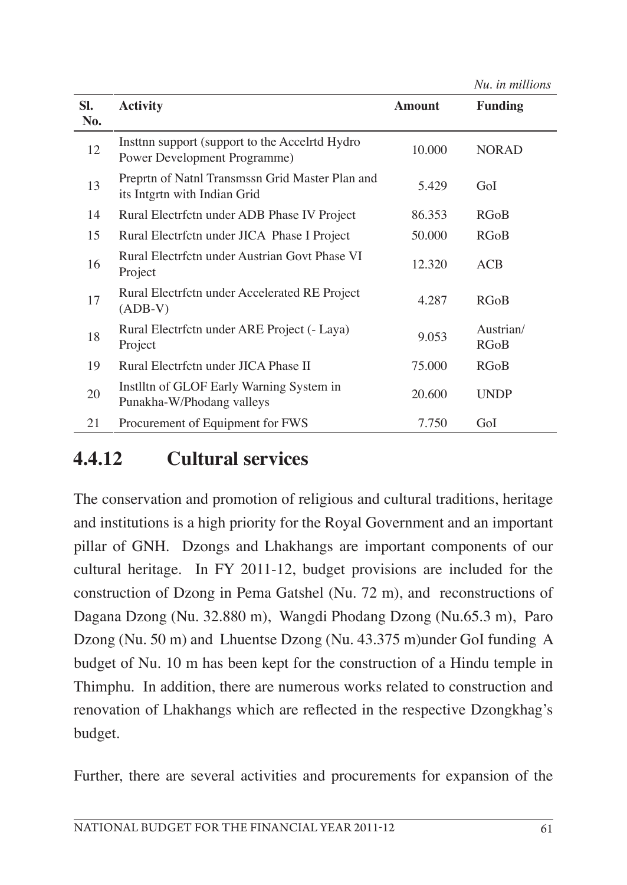*Nu. in millions*

| Sl. No. | Activity | Amount | Funding |
|---|---|---|---|
| 12 | Insttnn support (support to the Accelrtd Hydro Power Development Programme) | 10.000 | NORAD |
| 13 | Preprtn of Natnl Transmssn Grid Master Plan and its Intgrtn with Indian Grid | 5.429 | GoI |
| 14 | Rural Electrfctn under ADB Phase IV Project | 86.353 | RGoB |
| 15 | Rural Electrfctn under JICA Phase I Project | 50.000 | RGoB |
| 16 | Rural Electrfctn under Austrian Govt Phase VI Project | 12.320 | ACB |
| 17 | Rural Electrfctn under Accelerated RE Project (ADB-V) | 4.287 | RGoB |
| 18 | Rural Electrfctn under ARE Project (- Laya) Project | 9.053 | Austrian/ RGoB |
| 19 | Rural Electrfctn under JICA Phase II | 75.000 | RGoB |
| 20 | Instlltn of GLOF Early Warning System in Punakha-W/Phodang valleys | 20.600 | UNDP |
| 21 | Procurement of Equipment for FWS | 7.750 | GoI |

### 4.4.12 Cultural services

The conservation and promotion of religious and cultural traditions, heritage and institutions is a high priority for the Royal Government and an important pillar of GNH. Dzongs and Lhakhangs are important components of our cultural heritage. In FY 2011-12, budget provisions are included for the construction of Dzong in Pema Gatshel (Nu. 72 m), and reconstructions of Dagana Dzong (Nu. 32.880 m), Wangdi Phodang Dzong (Nu.65.3 m), Paro Dzong (Nu. 50 m) and Lhuentse Dzong (Nu. 43.375 m)under GoI funding A budget of Nu. 10 m has been kept for the construction of a Hindu temple in Thimphu. In addition, there are numerous works related to construction and renovation of Lhakhangs which are reflected in the respective Dzongkhag's budget.

Further, there are several activities and procurements for expansion of the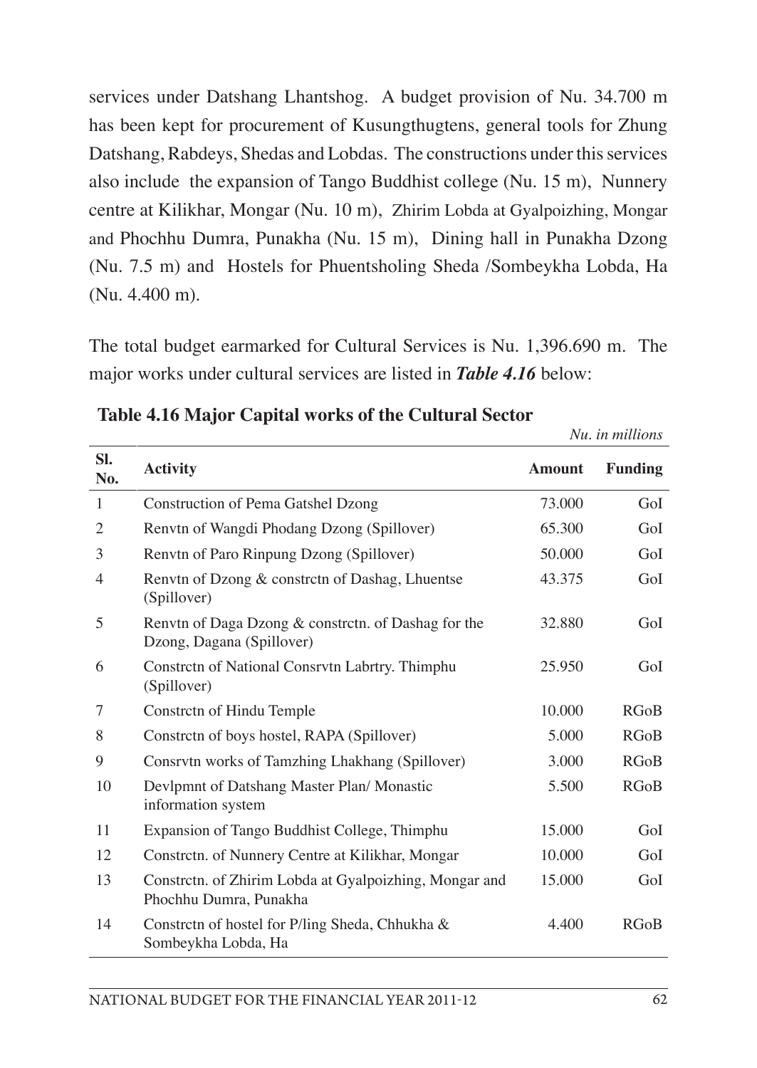services under Datshang Lhantshog. A budget provision of Nu. 34.700 m has been kept for procurement of Kusungthugtens, general tools for Zhung Datshang, Rabdeys, Shedas and Lobdas. The constructions under this services also include the expansion of Tango Buddhist college (Nu. 15 m), Nunnery centre at Kilikhar, Mongar (Nu. 10 m), Zhirim Lobda at Gyalpoizhing, Mongar and Phochhu Dumra, Punakha (Nu. 15 m), Dining hall in Punakha Dzong (Nu. 7.5 m) and Hostels for Phuentsholing Sheda /Sombeykha Lobda, Ha (Nu. 4.400 m).

The total budget earmarked for Cultural Services is Nu. 1,396.690 m. The major works under cultural services are listed in ***Table 4.16*** below:

**Table 4.16 Major Capital works of the Cultural Sector**

*Nu. in millions*

| Sl. No. | Activity | Amount | Funding |
|---|---|---|---|
| 1 | Construction of Pema Gatshel Dzong | 73.000 | GoI |
| 2 | Renvtn of Wangdi Phodang Dzong (Spillover) | 65.300 | GoI |
| 3 | Renvtn of Paro Rinpung Dzong (Spillover) | 50.000 | GoI |
| 4 | Renvtn of Dzong & constrctn of Dashag, Lhuentse (Spillover) | 43.375 | GoI |
| 5 | Renvtn of Daga Dzong & constrctn. of Dashag for the Dzong, Dagana (Spillover) | 32.880 | GoI |
| 6 | Constrctn of National Consrvtn Labrtry. Thimphu (Spillover) | 25.950 | GoI |
| 7 | Constrctn of Hindu Temple | 10.000 | RGoB |
| 8 | Constrctn of boys hostel, RAPA (Spillover) | 5.000 | RGoB |
| 9 | Consrvtn works of Tamzhing Lhakhang (Spillover) | 3.000 | RGoB |
| 10 | Devlpmnt of Datshang Master Plan/ Monastic information system | 5.500 | RGoB |
| 11 | Expansion of Tango Buddhist College, Thimphu | 15.000 | GoI |
| 12 | Constrctn. of Nunnery Centre at Kilikhar, Mongar | 10.000 | GoI |
| 13 | Constrctn. of Zhirim Lobda at Gyalpoizhing, Mongar and Phochhu Dumra, Punakha | 15.000 | GoI |
| 14 | Constrctn of hostel for P/ling Sheda, Chhukha & Sombeykha Lobda, Ha | 4.400 | RGoB |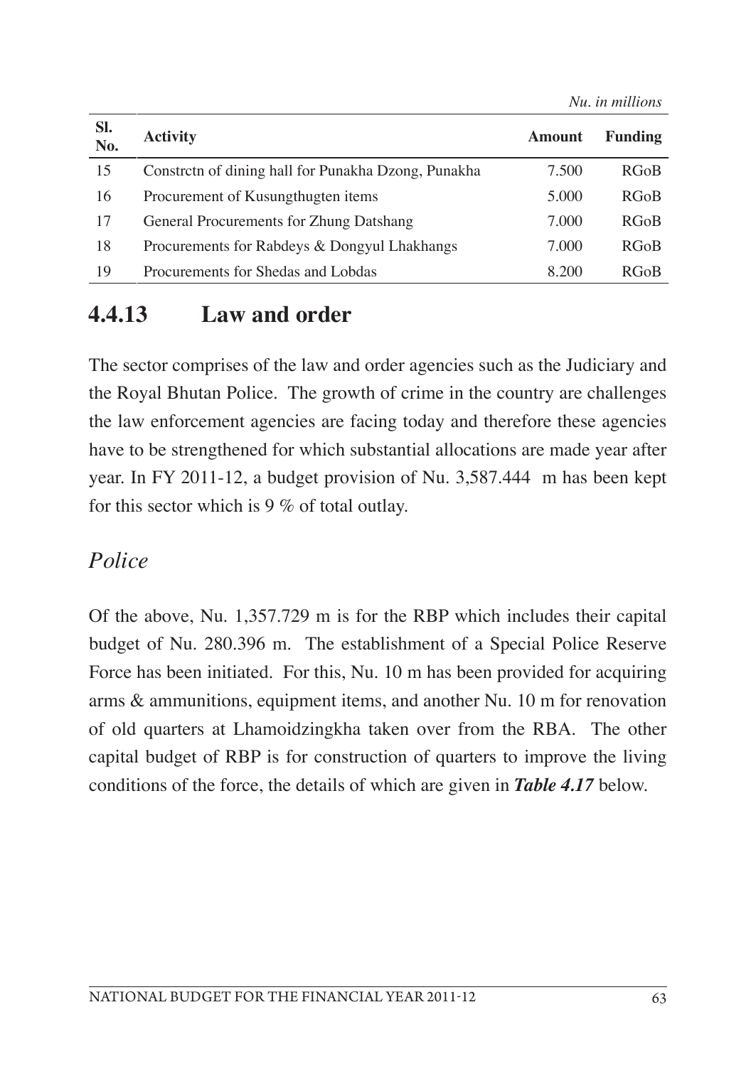*Nu. in millions*

| Sl. No. | Activity | Amount | Funding |
|---|---|---|---|
| 15 | Constrctn of dining hall for Punakha Dzong, Punakha | 7.500 | RGoB |
| 16 | Procurement of Kusungthugten items | 5.000 | RGoB |
| 17 | General Procurements for Zhung Datshang | 7.000 | RGoB |
| 18 | Procurements for Rabdeys & Dongyul Lhakhangs | 7.000 | RGoB |
| 19 | Procurements for Shedas and Lobdas | 8.200 | RGoB |

## 4.4.13 Law and order

The sector comprises of the law and order agencies such as the Judiciary and the Royal Bhutan Police. The growth of crime in the country are challenges the law enforcement agencies are facing today and therefore these agencies have to be strengthened for which substantial allocations are made year after year. In FY 2011-12, a budget provision of Nu. 3,587.444 m has been kept for this sector which is 9 % of total outlay.

### *Police*

Of the above, Nu. 1,357.729 m is for the RBP which includes their capital budget of Nu. 280.396 m. The establishment of a Special Police Reserve Force has been initiated. For this, Nu. 10 m has been provided for acquiring arms & ammunitions, equipment items, and another Nu. 10 m for renovation of old quarters at Lhamoidzingkha taken over from the RBA. The other capital budget of RBP is for construction of quarters to improve the living conditions of the force, the details of which are given in ***Table 4.17*** below.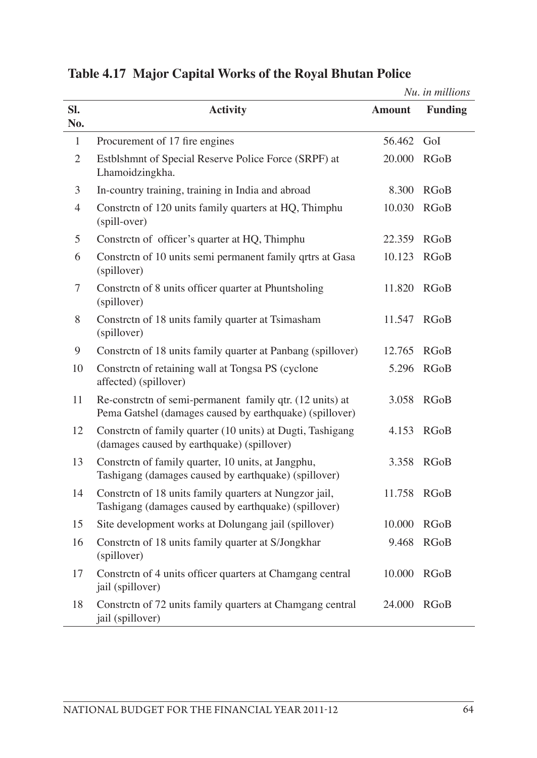## Table 4.17 Major Capital Works of the Royal Bhutan Police

*Nu. in millions*

| Sl. No. | Activity | Amount | Funding |
|---|---|---|---|
| 1 | Procurement of 17 fire engines | 56.462 | GoI |
| 2 | Estblshmnt of Special Reserve Police Force (SRPF) at Lhamoidzingkha. | 20.000 | RGoB |
| 3 | In-country training, training in India and abroad | 8.300 | RGoB |
| 4 | Constrctn of 120 units family quarters at HQ, Thimphu (spill-over) | 10.030 | RGoB |
| 5 | Constrctn of officer's quarter at HQ, Thimphu | 22.359 | RGoB |
| 6 | Constrctn of 10 units semi permanent family qrtrs at Gasa (spillover) | 10.123 | RGoB |
| 7 | Constrctn of 8 units officer quarter at Phuntsholing (spillover) | 11.820 | RGoB |
| 8 | Constrctn of 18 units family quarter at Tsimasham (spillover) | 11.547 | RGoB |
| 9 | Constrctn of 18 units family quarter at Panbang (spillover) | 12.765 | RGoB |
| 10 | Constrctn of retaining wall at Tongsa PS (cyclone affected) (spillover) | 5.296 | RGoB |
| 11 | Re-constrctn of semi-permanent family qtr. (12 units) at Pema Gatshel (damages caused by earthquake) (spillover) | 3.058 | RGoB |
| 12 | Constrctn of family quarter (10 units) at Dugti, Tashigang (damages caused by earthquake) (spillover) | 4.153 | RGoB |
| 13 | Constrctn of family quarter, 10 units, at Jangphu, Tashigang (damages caused by earthquake) (spillover) | 3.358 | RGoB |
| 14 | Constrctn of 18 units family quarters at Nungzor jail, Tashigang (damages caused by earthquake) (spillover) | 11.758 | RGoB |
| 15 | Site development works at Dolungang jail (spillover) | 10.000 | RGoB |
| 16 | Constrctn of 18 units family quarter at S/Jongkhar (spillover) | 9.468 | RGoB |
| 17 | Constrctn of 4 units officer quarters at Chamgang central jail (spillover) | 10.000 | RGoB |
| 18 | Constrctn of 72 units family quarters at Chamgang central jail (spillover) | 24.000 | RGoB |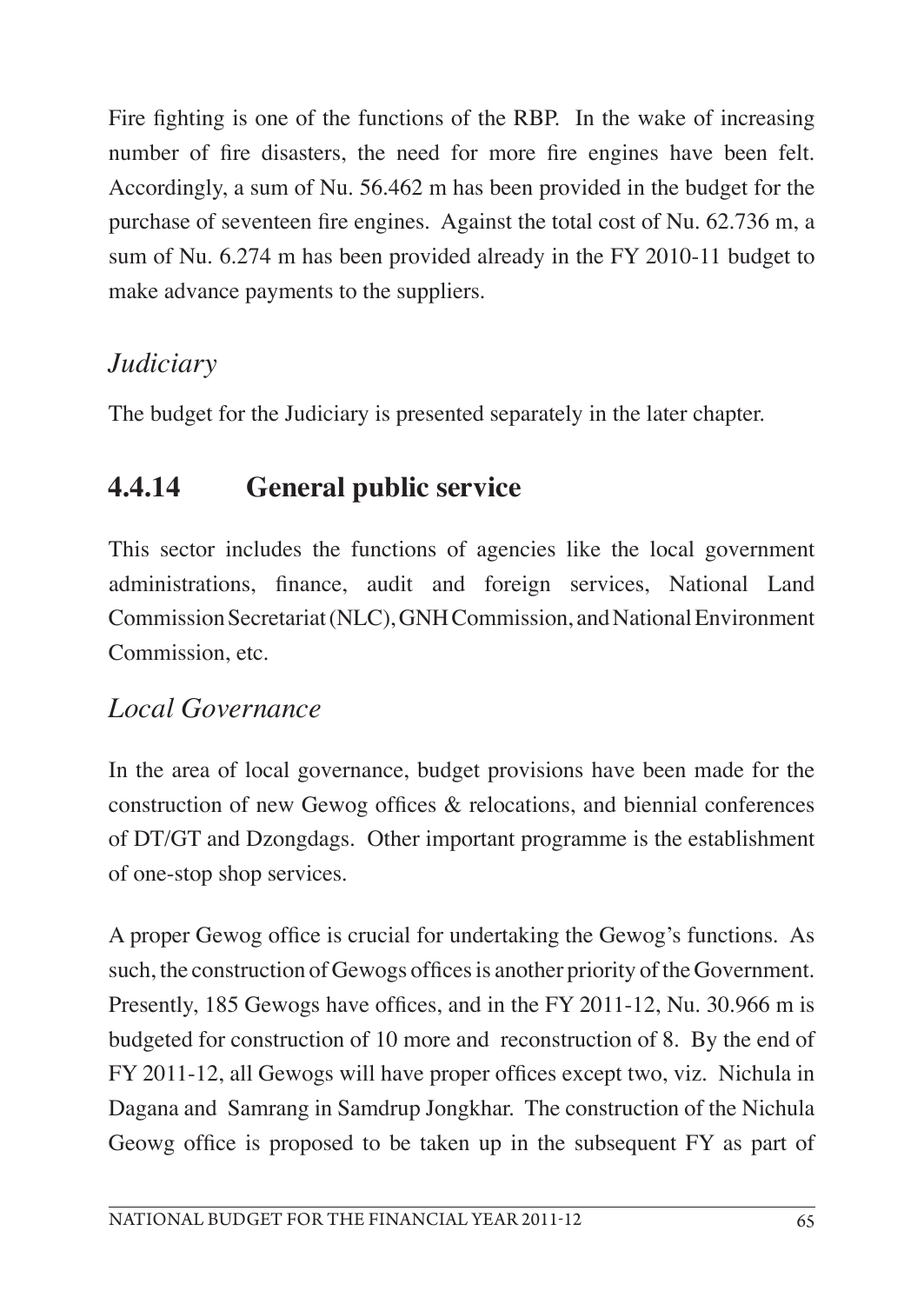Fire fighting is one of the functions of the RBP. In the wake of increasing number of fire disasters, the need for more fire engines have been felt. Accordingly, a sum of Nu. 56.462 m has been provided in the budget for the purchase of seventeen fire engines. Against the total cost of Nu. 62.736 m, a sum of Nu. 6.274 m has been provided already in the FY 2010-11 budget to make advance payments to the suppliers.

### *Judiciary*

The budget for the Judiciary is presented separately in the later chapter.

## 4.4.14 General public service

This sector includes the functions of agencies like the local government administrations, finance, audit and foreign services, National Land Commission Secretariat (NLC), GNH Commission, and National Environment Commission, etc.

### *Local Governance*

In the area of local governance, budget provisions have been made for the construction of new Gewog offices & relocations, and biennial conferences of DT/GT and Dzongdags. Other important programme is the establishment of one-stop shop services.

A proper Gewog office is crucial for undertaking the Gewog's functions. As such, the construction of Gewogs offices is another priority of the Government. Presently, 185 Gewogs have offices, and in the FY 2011-12, Nu. 30.966 m is budgeted for construction of 10 more and reconstruction of 8. By the end of FY 2011-12, all Gewogs will have proper offices except two, viz. Nichula in Dagana and Samrang in Samdrup Jongkhar. The construction of the Nichula Geowg office is proposed to be taken up in the subsequent FY as part of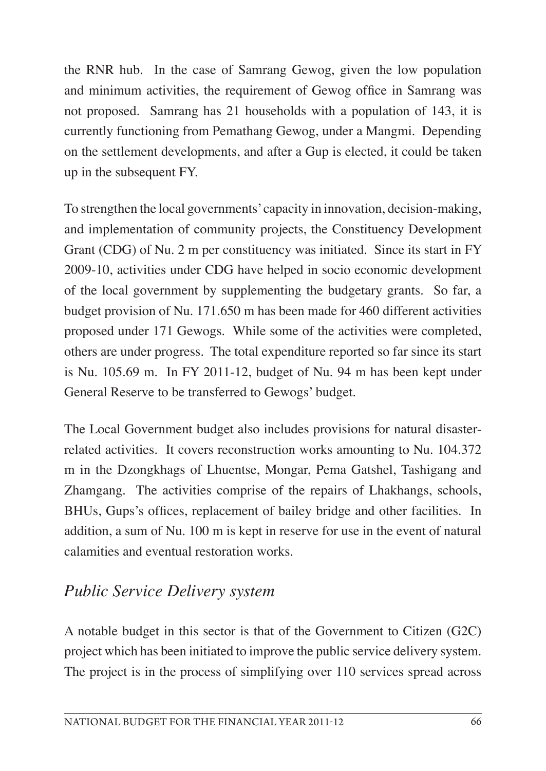the RNR hub. In the case of Samrang Gewog, given the low population and minimum activities, the requirement of Gewog office in Samrang was not proposed. Samrang has 21 households with a population of 143, it is currently functioning from Pemathang Gewog, under a Mangmi. Depending on the settlement developments, and after a Gup is elected, it could be taken up in the subsequent FY.

To strengthen the local governments' capacity in innovation, decision-making, and implementation of community projects, the Constituency Development Grant (CDG) of Nu. 2 m per constituency was initiated. Since its start in FY 2009-10, activities under CDG have helped in socio economic development of the local government by supplementing the budgetary grants. So far, a budget provision of Nu. 171.650 m has been made for 460 different activities proposed under 171 Gewogs. While some of the activities were completed, others are under progress. The total expenditure reported so far since its start is Nu. 105.69 m. In FY 2011-12, budget of Nu. 94 m has been kept under General Reserve to be transferred to Gewogs' budget.

The Local Government budget also includes provisions for natural disaster-related activities. It covers reconstruction works amounting to Nu. 104.372 m in the Dzongkhags of Lhuentse, Mongar, Pema Gatshel, Tashigang and Zhamgang. The activities comprise of the repairs of Lhakhangs, schools, BHUs, Gups's offices, replacement of bailey bridge and other facilities. In addition, a sum of Nu. 100 m is kept in reserve for use in the event of natural calamities and eventual restoration works.

## *Public Service Delivery system*

A notable budget in this sector is that of the Government to Citizen (G2C) project which has been initiated to improve the public service delivery system. The project is in the process of simplifying over 110 services spread across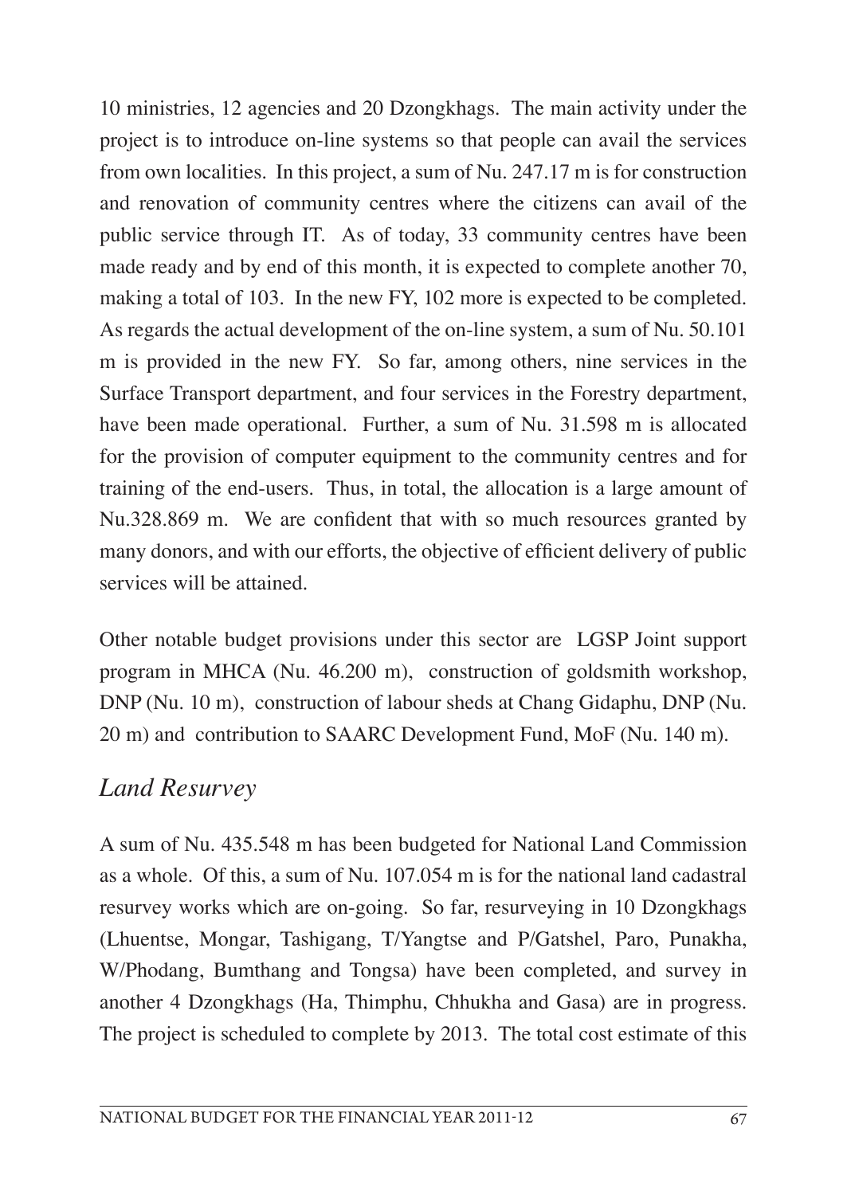10 ministries, 12 agencies and 20 Dzongkhags. The main activity under the project is to introduce on-line systems so that people can avail the services from own localities. In this project, a sum of Nu. 247.17 m is for construction and renovation of community centres where the citizens can avail of the public service through IT. As of today, 33 community centres have been made ready and by end of this month, it is expected to complete another 70, making a total of 103. In the new FY, 102 more is expected to be completed. As regards the actual development of the on-line system, a sum of Nu. 50.101 m is provided in the new FY. So far, among others, nine services in the Surface Transport department, and four services in the Forestry department, have been made operational. Further, a sum of Nu. 31.598 m is allocated for the provision of computer equipment to the community centres and for training of the end-users. Thus, in total, the allocation is a large amount of Nu.328.869 m. We are confident that with so much resources granted by many donors, and with our efforts, the objective of efficient delivery of public services will be attained.

Other notable budget provisions under this sector are LGSP Joint support program in MHCA (Nu. 46.200 m), construction of goldsmith workshop, DNP (Nu. 10 m), construction of labour sheds at Chang Gidaphu, DNP (Nu. 20 m) and contribution to SAARC Development Fund, MoF (Nu. 140 m).

## *Land Resurvey*

A sum of Nu. 435.548 m has been budgeted for National Land Commission as a whole. Of this, a sum of Nu. 107.054 m is for the national land cadastral resurvey works which are on-going. So far, resurveying in 10 Dzongkhags (Lhuentse, Mongar, Tashigang, T/Yangtse and P/Gatshel, Paro, Punakha, W/Phodang, Bumthang and Tongsa) have been completed, and survey in another 4 Dzongkhags (Ha, Thimphu, Chhukha and Gasa) are in progress. The project is scheduled to complete by 2013. The total cost estimate of this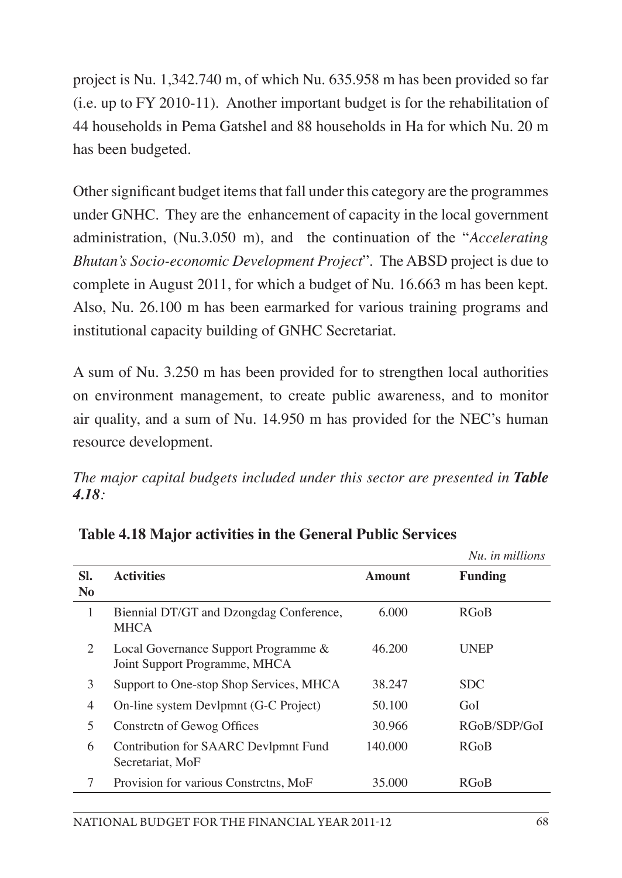project is Nu. 1,342.740 m, of which Nu. 635.958 m has been provided so far (i.e. up to FY 2010-11). Another important budget is for the rehabilitation of 44 households in Pema Gatshel and 88 households in Ha for which Nu. 20 m has been budgeted.

Other significant budget items that fall under this category are the programmes under GNHC. They are the enhancement of capacity in the local government administration, (Nu.3.050 m), and the continuation of the "*Accelerating Bhutan's Socio-economic Development Project*". The ABSD project is due to complete in August 2011, for which a budget of Nu. 16.663 m has been kept. Also, Nu. 26.100 m has been earmarked for various training programs and institutional capacity building of GNHC Secretariat.

A sum of Nu. 3.250 m has been provided for to strengthen local authorities on environment management, to create public awareness, and to monitor air quality, and a sum of Nu. 14.950 m has provided for the NEC's human resource development.

*The major capital budgets included under this sector are presented in* ***Table 4.18****:*

**Table 4.18 Major activities in the General Public Services**

*Nu. in millions*

| Sl. No | Activities | Amount | Funding |
|---|---|---|---|
| 1 | Biennial DT/GT and Dzongdag Conference, MHCA | 6.000 | RGoB |
| 2 | Local Governance Support Programme & Joint Support Programme, MHCA | 46.200 | UNEP |
| 3 | Support to One-stop Shop Services, MHCA | 38.247 | SDC |
| 4 | On-line system Devlpmnt (G-C Project) | 50.100 | GoI |
| 5 | Constrctn of Gewog Offices | 30.966 | RGoB/SDP/GoI |
| 6 | Contribution for SAARC Devlpmnt Fund Secretariat, MoF | 140.000 | RGoB |
| 7 | Provision for various Constrctns, MoF | 35.000 | RGoB |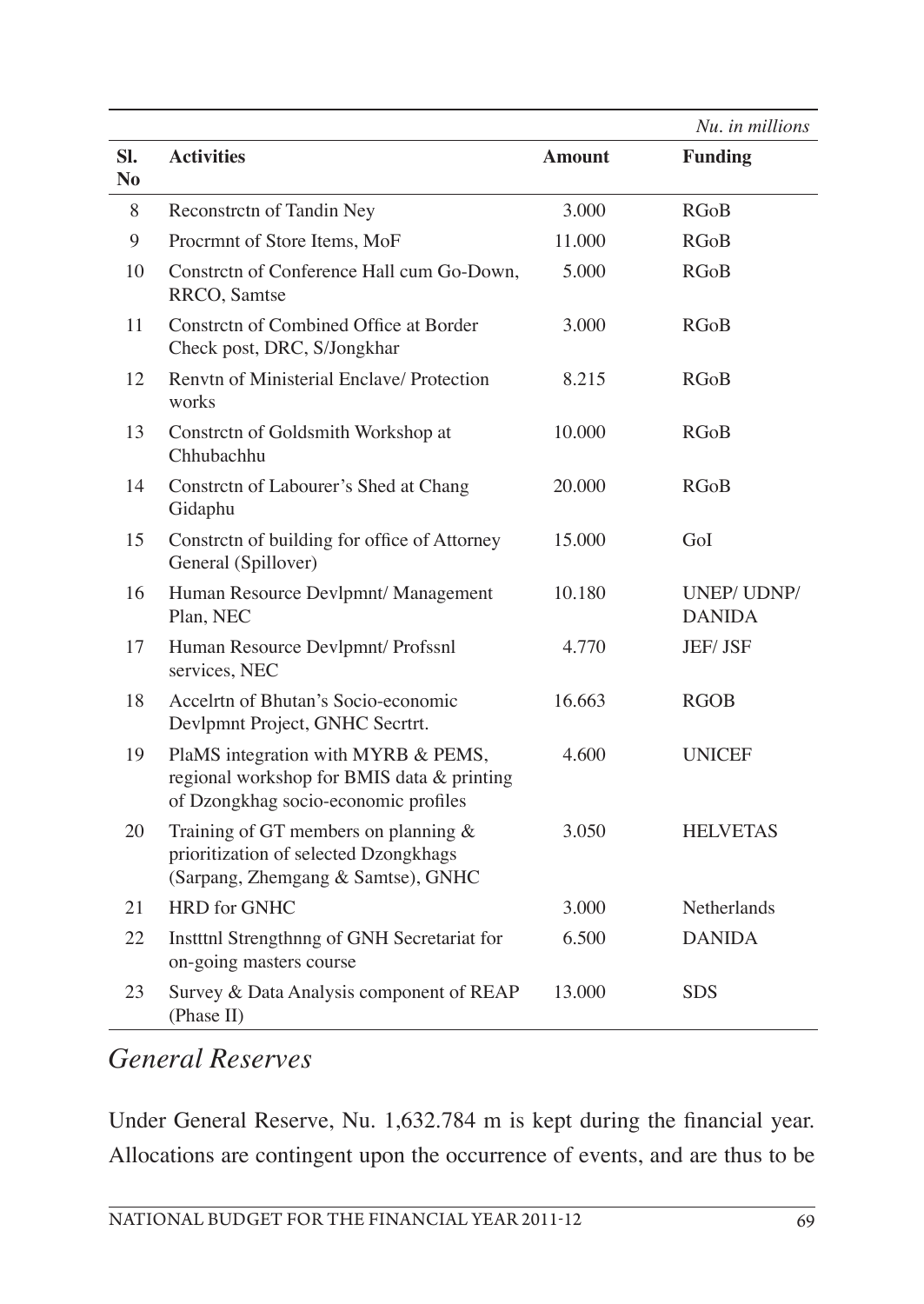*Nu. in millions*

| Sl. No | Activities | Amount | Funding |
|---|---|---|---|
| 8 | Reconstrctn of Tandin Ney | 3.000 | RGoB |
| 9 | Procrmnt of Store Items, MoF | 11.000 | RGoB |
| 10 | Constrctn of Conference Hall cum Go-Down, RRCO, Samtse | 5.000 | RGoB |
| 11 | Constrctn of Combined Office at Border Check post, DRC, S/Jongkhar | 3.000 | RGoB |
| 12 | Renvtn of Ministerial Enclave/ Protection works | 8.215 | RGoB |
| 13 | Constrctn of Goldsmith Workshop at Chhubachhu | 10.000 | RGoB |
| 14 | Constrctn of Labourer's Shed at Chang Gidaphu | 20.000 | RGoB |
| 15 | Constrctn of building for office of Attorney General (Spillover) | 15.000 | GoI |
| 16 | Human Resource Devlpmnt/ Management Plan, NEC | 10.180 | UNEP/ UDNP/ DANIDA |
| 17 | Human Resource Devlpmnt/ Profssnl services, NEC | 4.770 | JEF/ JSF |
| 18 | Accelrtn of Bhutan's Socio-economic Devlpmnt Project, GNHC Secrtrt. | 16.663 | RGOB |
| 19 | PlaMS integration with MYRB & PEMS, regional workshop for BMIS data & printing of Dzongkhag socio-economic profiles | 4.600 | UNICEF |
| 20 | Training of GT members on planning & prioritization of selected Dzongkhags (Sarpang, Zhemgang & Samtse), GNHC | 3.050 | HELVETAS |
| 21 | HRD for GNHC | 3.000 | Netherlands |
| 22 | Instttnl Strengthnng of GNH Secretariat for on-going masters course | 6.500 | DANIDA |
| 23 | Survey & Data Analysis component of REAP (Phase II) | 13.000 | SDS |

## *General Reserves*

Under General Reserve, Nu. 1,632.784 m is kept during the financial year. Allocations are contingent upon the occurrence of events, and are thus to be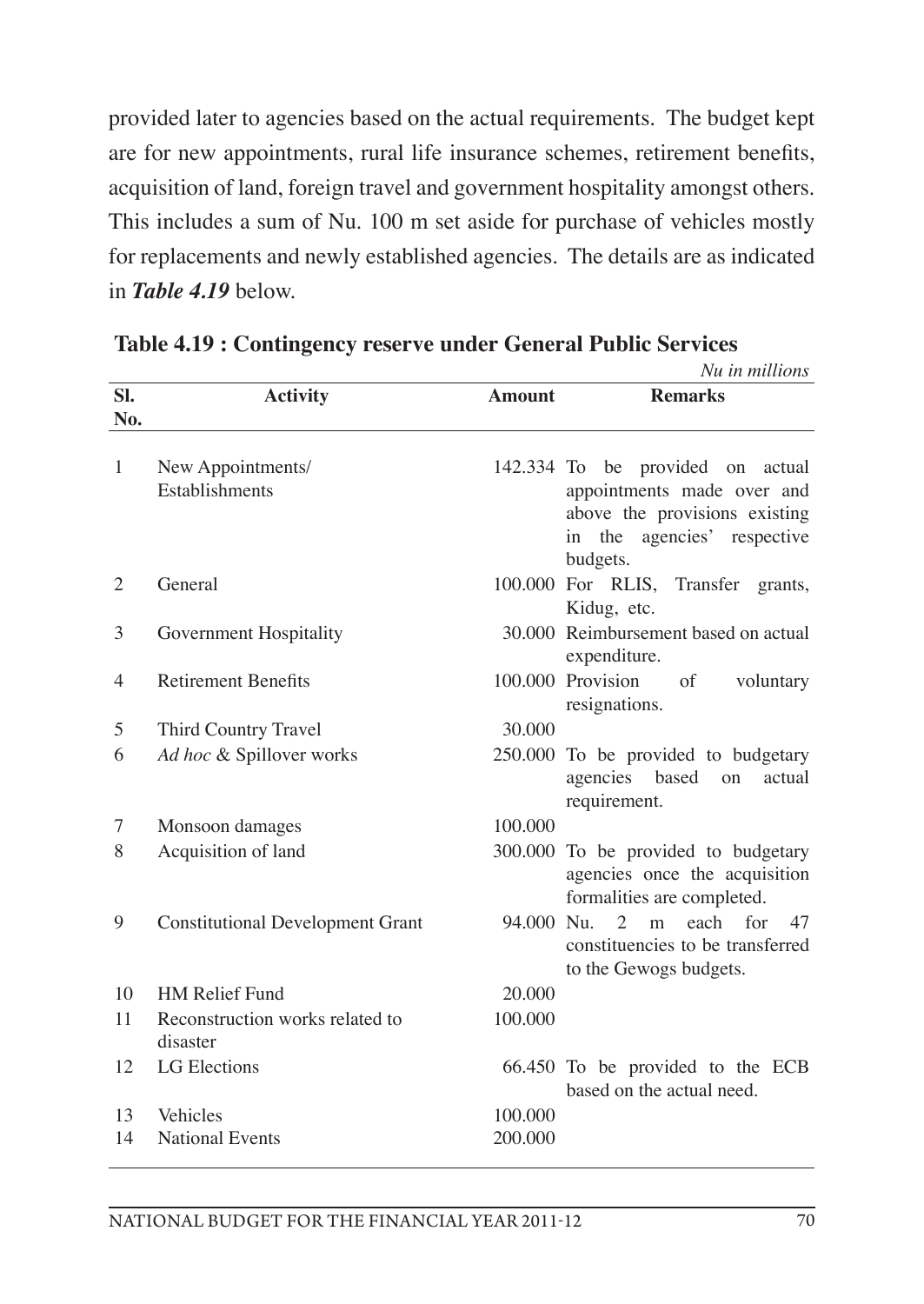provided later to agencies based on the actual requirements. The budget kept are for new appointments, rural life insurance schemes, retirement benefits, acquisition of land, foreign travel and government hospitality amongst others. This includes a sum of Nu. 100 m set aside for purchase of vehicles mostly for replacements and newly established agencies. The details are as indicated in ***Table 4.19*** below.

**Table 4.19 : Contingency reserve under General Public Services**

*Nu in millions*

| Sl. No. | Activity | Amount | Remarks |
|---|---|---|---|
| 1 | New Appointments/ Establishments | 142.334 | To be provided on actual appointments made over and above the provisions existing in the agencies' respective budgets. |
| 2 | General | 100.000 | For RLIS, Transfer grants, Kidug, etc. |
| 3 | Government Hospitality | 30.000 | Reimbursement based on actual expenditure. |
| 4 | Retirement Benefits | 100.000 | Provision of voluntary resignations. |
| 5 | Third Country Travel | 30.000 | |
| 6 | *Ad hoc* & Spillover works | 250.000 | To be provided to budgetary agencies based on actual requirement. |
| 7 | Monsoon damages | 100.000 | |
| 8 | Acquisition of land | 300.000 | To be provided to budgetary agencies once the acquisition formalities are completed. |
| 9 | Constitutional Development Grant | 94.000 | Nu. 2 m each for 47 constituencies to be transferred to the Gewogs budgets. |
| 10 | HM Relief Fund | 20.000 | |
| 11 | Reconstruction works related to disaster | 100.000 | |
| 12 | LG Elections | 66.450 | To be provided to the ECB based on the actual need. |
| 13 | Vehicles | 100.000 | |
| 14 | National Events | 200.000 | |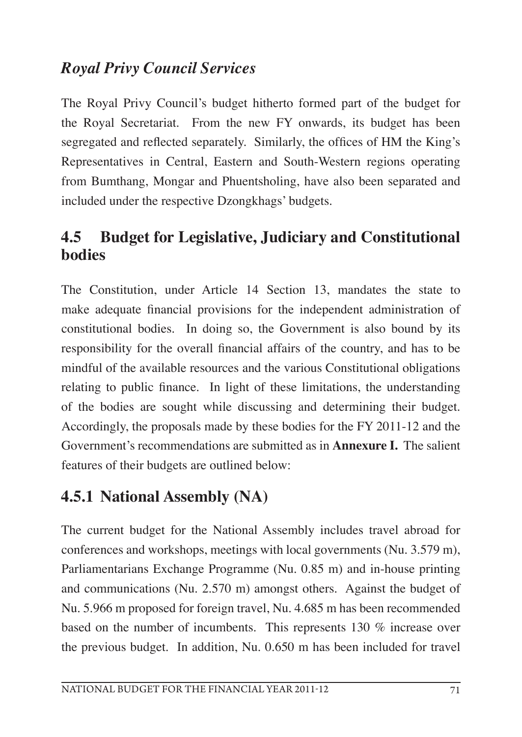### *Royal Privy Council Services*

The Royal Privy Council's budget hitherto formed part of the budget for the Royal Secretariat. From the new FY onwards, its budget has been segregated and reflected separately. Similarly, the offices of HM the King's Representatives in Central, Eastern and South-Western regions operating from Bumthang, Mongar and Phuentsholing, have also been separated and included under the respective Dzongkhags' budgets.

## 4.5 Budget for Legislative, Judiciary and Constitutional bodies

The Constitution, under Article 14 Section 13, mandates the state to make adequate financial provisions for the independent administration of constitutional bodies. In doing so, the Government is also bound by its responsibility for the overall financial affairs of the country, and has to be mindful of the available resources and the various Constitutional obligations relating to public finance. In light of these limitations, the understanding of the bodies are sought while discussing and determining their budget. Accordingly, the proposals made by these bodies for the FY 2011-12 and the Government's recommendations are submitted as in **Annexure I.** The salient features of their budgets are outlined below:

### 4.5.1 National Assembly (NA)

The current budget for the National Assembly includes travel abroad for conferences and workshops, meetings with local governments (Nu. 3.579 m), Parliamentarians Exchange Programme (Nu. 0.85 m) and in-house printing and communications (Nu. 2.570 m) amongst others. Against the budget of Nu. 5.966 m proposed for foreign travel, Nu. 4.685 m has been recommended based on the number of incumbents. This represents 130 % increase over the previous budget. In addition, Nu. 0.650 m has been included for travel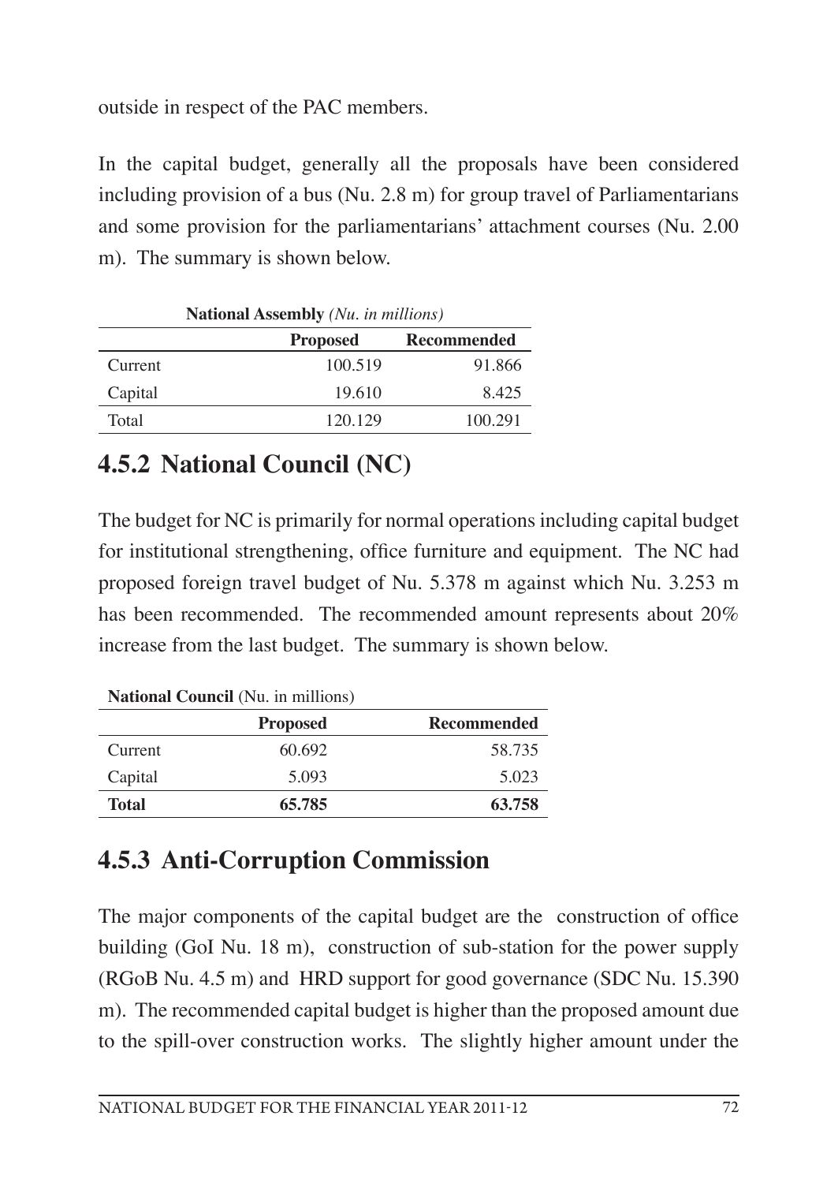outside in respect of the PAC members.

In the capital budget, generally all the proposals have been considered including provision of a bus (Nu. 2.8 m) for group travel of Parliamentarians and some provision for the parliamentarians' attachment courses (Nu. 2.00 m). The summary is shown below.

**National Assembly** *(Nu. in millions)*

| | Proposed | Recommended |
|---|---|---|
| Current | 100.519 | 91.866 |
| Capital | 19.610 | 8.425 |
| Total | 120.129 | 100.291 |

### 4.5.2 National Council (NC)

The budget for NC is primarily for normal operations including capital budget for institutional strengthening, office furniture and equipment. The NC had proposed foreign travel budget of Nu. 5.378 m against which Nu. 3.253 m has been recommended. The recommended amount represents about 20% increase from the last budget. The summary is shown below.

**National Council** (Nu. in millions)

| | Proposed | Recommended |
|---|---|---|
| Current | 60.692 | 58.735 |
| Capital | 5.093 | 5.023 |
| **Total** | **65.785** | **63.758** |

### 4.5.3 Anti-Corruption Commission

The major components of the capital budget are the construction of office building (GoI Nu. 18 m), construction of sub-station for the power supply (RGoB Nu. 4.5 m) and HRD support for good governance (SDC Nu. 15.390 m). The recommended capital budget is higher than the proposed amount due to the spill-over construction works. The slightly higher amount under the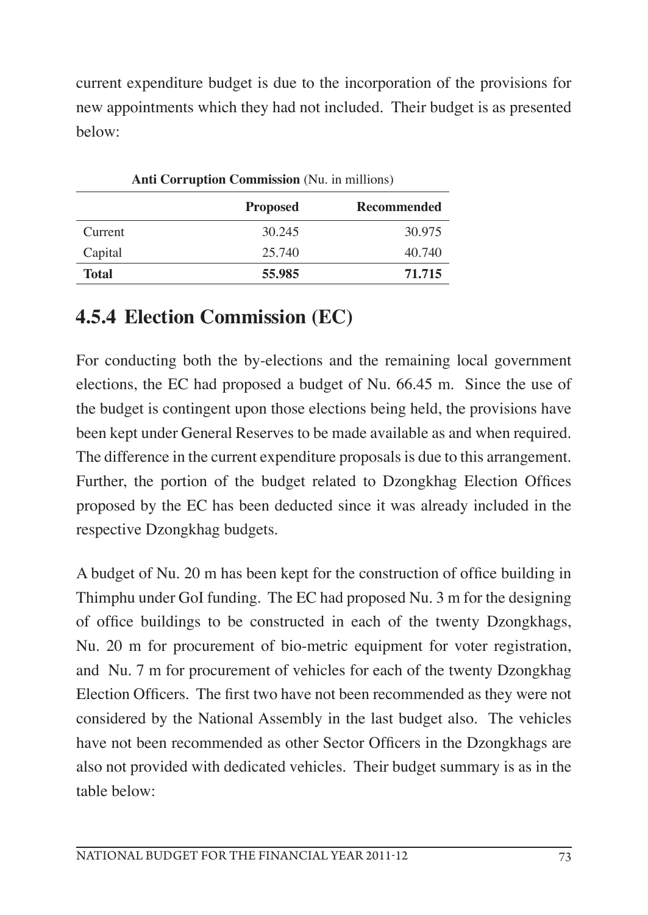current expenditure budget is due to the incorporation of the provisions for new appointments which they had not included. Their budget is as presented below:

**Anti Corruption Commission** (Nu. in millions)

| | Proposed | Recommended |
|---|---|---|
| Current | 30.245 | 30.975 |
| Capital | 25.740 | 40.740 |
| **Total** | **55.985** | **71.715** |

## 4.5.4 Election Commission (EC)

For conducting both the by-elections and the remaining local government elections, the EC had proposed a budget of Nu. 66.45 m. Since the use of the budget is contingent upon those elections being held, the provisions have been kept under General Reserves to be made available as and when required. The difference in the current expenditure proposals is due to this arrangement. Further, the portion of the budget related to Dzongkhag Election Offices proposed by the EC has been deducted since it was already included in the respective Dzongkhag budgets.

A budget of Nu. 20 m has been kept for the construction of office building in Thimphu under GoI funding. The EC had proposed Nu. 3 m for the designing of office buildings to be constructed in each of the twenty Dzongkhags, Nu. 20 m for procurement of bio-metric equipment for voter registration, and Nu. 7 m for procurement of vehicles for each of the twenty Dzongkhag Election Officers. The first two have not been recommended as they were not considered by the National Assembly in the last budget also. The vehicles have not been recommended as other Sector Officers in the Dzongkhags are also not provided with dedicated vehicles. Their budget summary is as in the table below: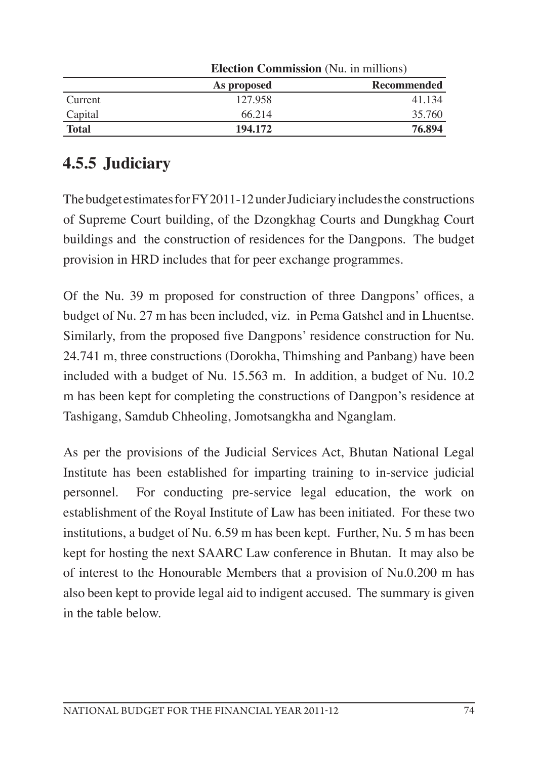| Election Commission (Nu. in millions) | | |
|---|---|---|
| | **As proposed** | **Recommended** |
| Current | 127.958 | 41.134 |
| Capital | 66.214 | 35.760 |
| **Total** | **194.172** | **76.894** |

## 4.5.5 Judiciary

The budget estimates for FY 2011-12 under Judiciary includes the constructions of Supreme Court building, of the Dzongkhag Courts and Dungkhag Court buildings and the construction of residences for the Dangpons. The budget provision in HRD includes that for peer exchange programmes.

Of the Nu. 39 m proposed for construction of three Dangpons' offices, a budget of Nu. 27 m has been included, viz. in Pema Gatshel and in Lhuentse. Similarly, from the proposed five Dangpons' residence construction for Nu. 24.741 m, three constructions (Dorokha, Thimshing and Panbang) have been included with a budget of Nu. 15.563 m. In addition, a budget of Nu. 10.2 m has been kept for completing the constructions of Dangpon's residence at Tashigang, Samdub Chheoling, Jomotsangkha and Nganglam.

As per the provisions of the Judicial Services Act, Bhutan National Legal Institute has been established for imparting training to in-service judicial personnel. For conducting pre-service legal education, the work on establishment of the Royal Institute of Law has been initiated. For these two institutions, a budget of Nu. 6.59 m has been kept. Further, Nu. 5 m has been kept for hosting the next SAARC Law conference in Bhutan. It may also be of interest to the Honourable Members that a provision of Nu.0.200 m has also been kept to provide legal aid to indigent accused. The summary is given in the table below.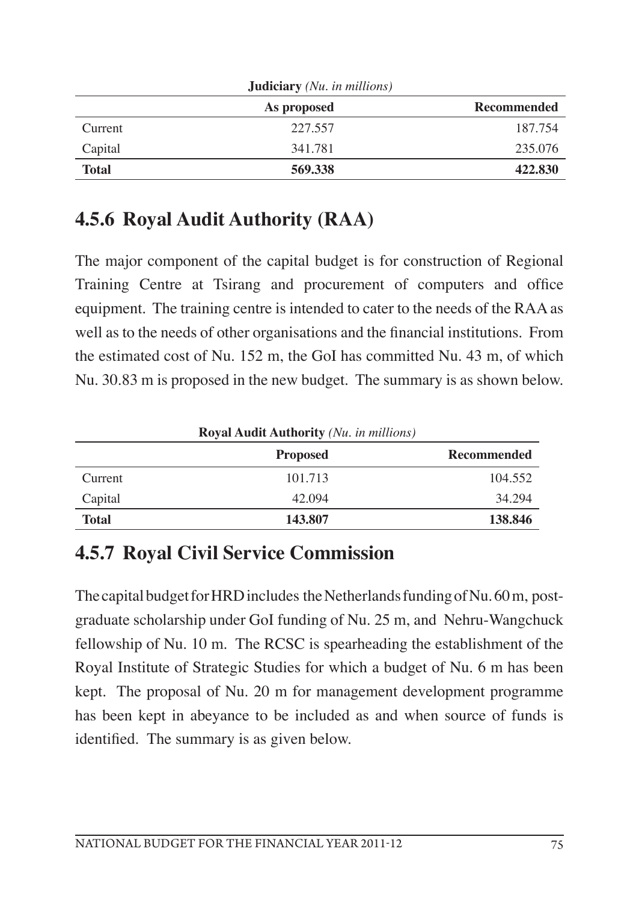**Judiciary** *(Nu. in millions)*

| | As proposed | Recommended |
|---|---|---|
| Current | 227.557 | 187.754 |
| Capital | 341.781 | 235.076 |
| **Total** | **569.338** | **422.830** |

## 4.5.6 Royal Audit Authority (RAA)

The major component of the capital budget is for construction of Regional Training Centre at Tsirang and procurement of computers and office equipment. The training centre is intended to cater to the needs of the RAA as well as to the needs of other organisations and the financial institutions. From the estimated cost of Nu. 152 m, the GoI has committed Nu. 43 m, of which Nu. 30.83 m is proposed in the new budget. The summary is as shown below.

**Royal Audit Authority** *(Nu. in millions)*

| | Proposed | Recommended |
|---|---|---|
| Current | 101.713 | 104.552 |
| Capital | 42.094 | 34.294 |
| **Total** | **143.807** | **138.846** |

## 4.5.7 Royal Civil Service Commission

The capital budget for HRD includes the Netherlands funding of Nu. 60 m, post-graduate scholarship under GoI funding of Nu. 25 m, and Nehru-Wangchuck fellowship of Nu. 10 m. The RCSC is spearheading the establishment of the Royal Institute of Strategic Studies for which a budget of Nu. 6 m has been kept. The proposal of Nu. 20 m for management development programme has been kept in abeyance to be included as and when source of funds is identified. The summary is as given below.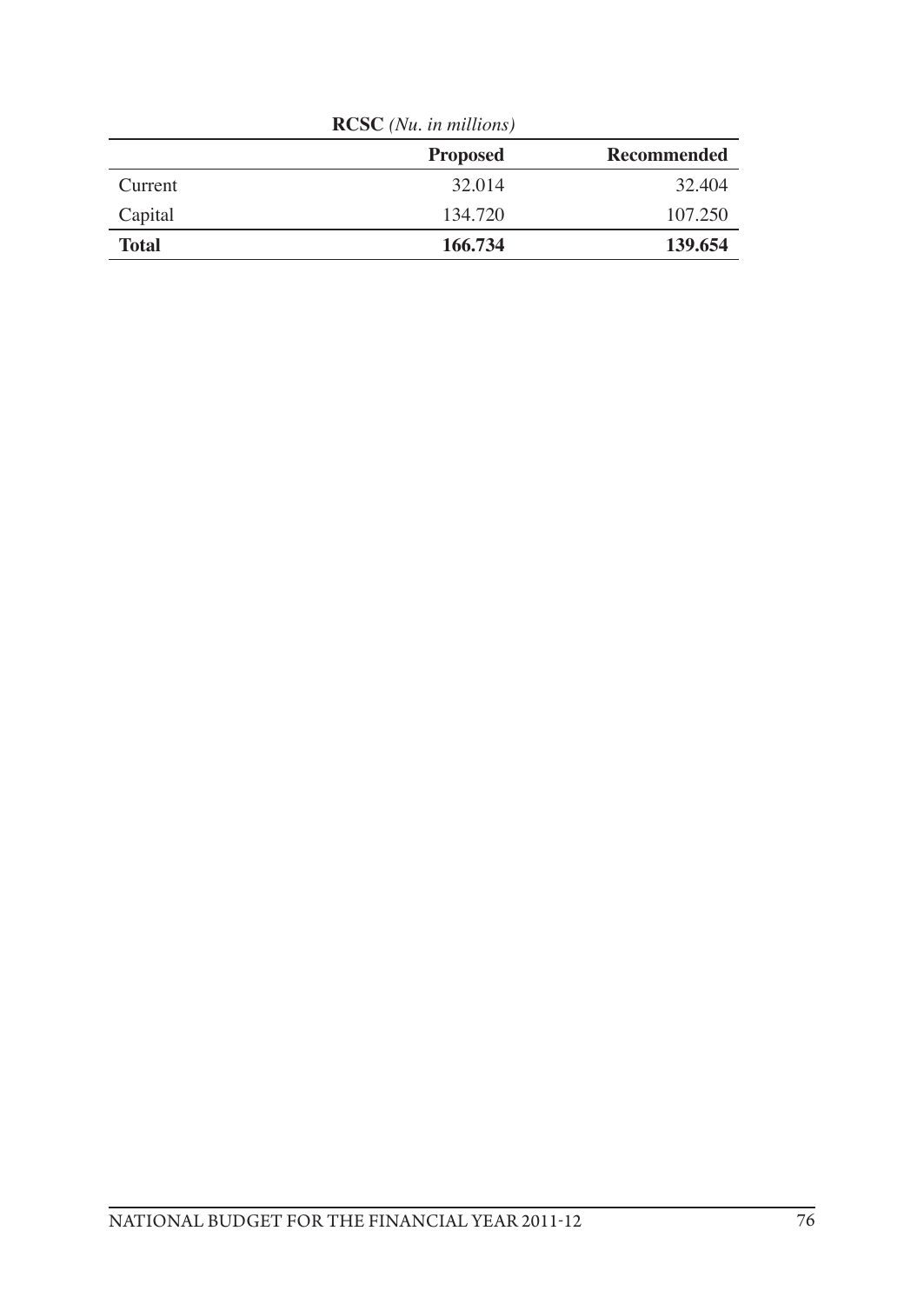**RCSC** *(Nu. in millions)*

| | Proposed | Recommended |
|---|---|---|
| Current | 32.014 | 32.404 |
| Capital | 134.720 | 107.250 |
| **Total** | **166.734** | **139.654** |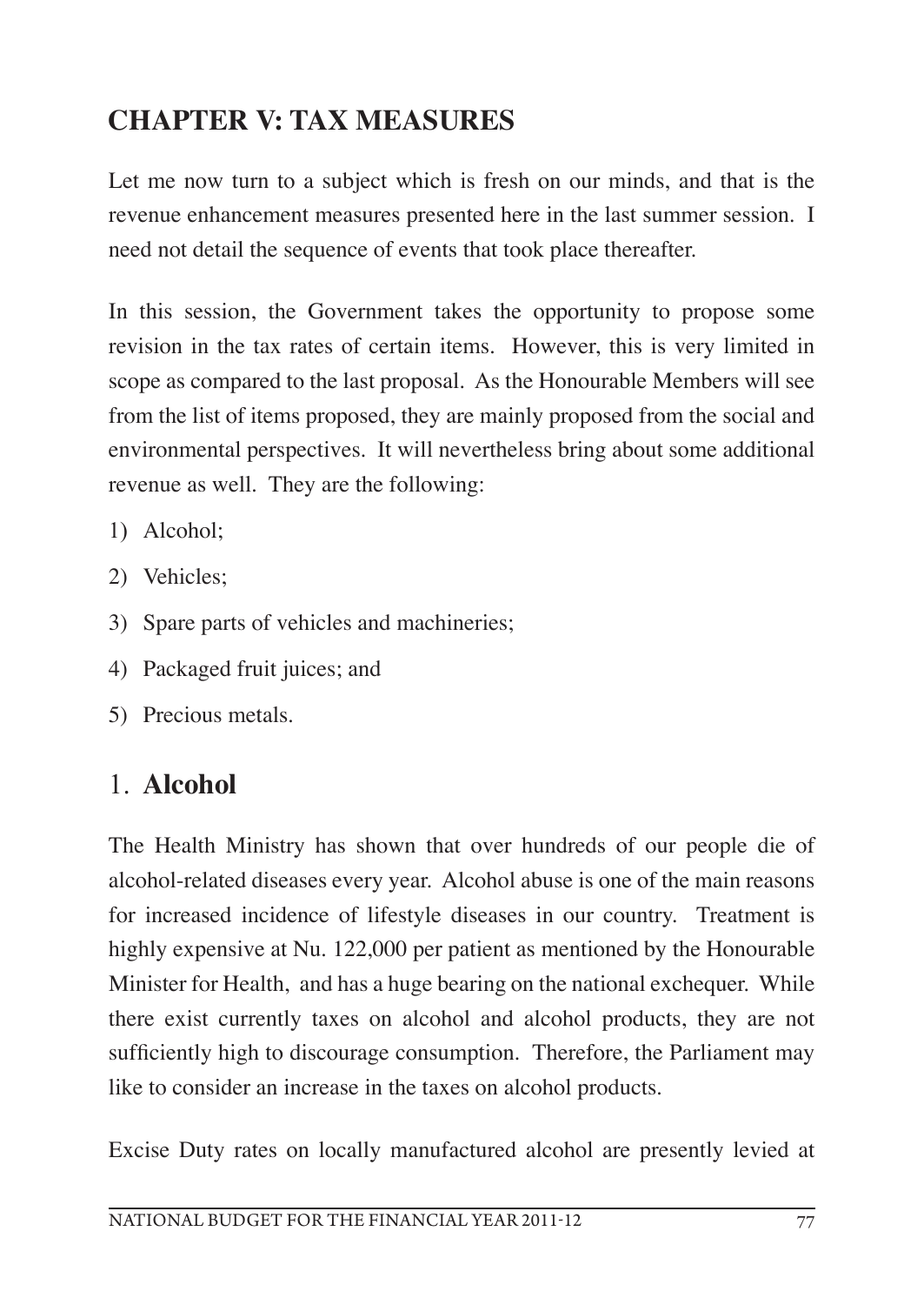# CHAPTER V: TAX MEASURES

Let me now turn to a subject which is fresh on our minds, and that is the revenue enhancement measures presented here in the last summer session. I need not detail the sequence of events that took place thereafter.

In this session, the Government takes the opportunity to propose some revision in the tax rates of certain items. However, this is very limited in scope as compared to the last proposal. As the Honourable Members will see from the list of items proposed, they are mainly proposed from the social and environmental perspectives. It will nevertheless bring about some additional revenue as well. They are the following:

1) Alcohol;
2) Vehicles;
3) Spare parts of vehicles and machineries;
4) Packaged fruit juices; and
5) Precious metals.

## 1. Alcohol

The Health Ministry has shown that over hundreds of our people die of alcohol-related diseases every year. Alcohol abuse is one of the main reasons for increased incidence of lifestyle diseases in our country. Treatment is highly expensive at Nu. 122,000 per patient as mentioned by the Honourable Minister for Health, and has a huge bearing on the national exchequer. While there exist currently taxes on alcohol and alcohol products, they are not sufficiently high to discourage consumption. Therefore, the Parliament may like to consider an increase in the taxes on alcohol products.

Excise Duty rates on locally manufactured alcohol are presently levied at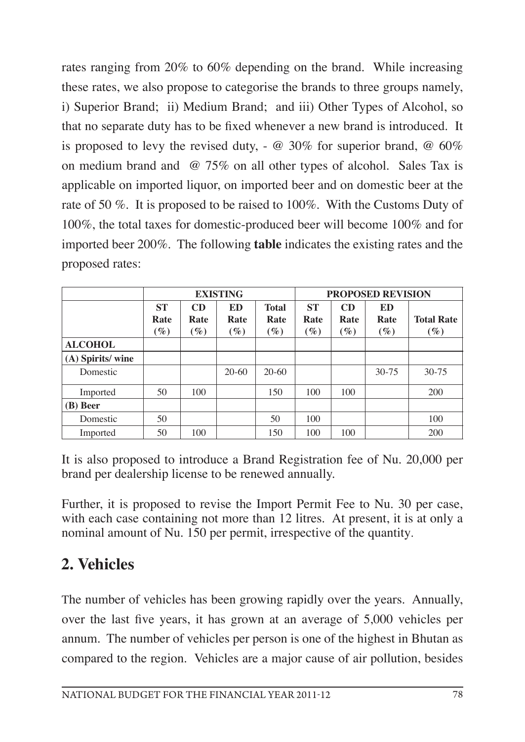rates ranging from 20% to 60% depending on the brand. While increasing these rates, we also propose to categorise the brands to three groups namely, i) Superior Brand; ii) Medium Brand; and iii) Other Types of Alcohol, so that no separate duty has to be fixed whenever a new brand is introduced. It is proposed to levy the revised duty, - @ 30% for superior brand, @ 60% on medium brand and @ 75% on all other types of alcohol. Sales Tax is applicable on imported liquor, on imported beer and on domestic beer at the rate of 50 %. It is proposed to be raised to 100%. With the Customs Duty of 100%, the total taxes for domestic-produced beer will become 100% and for imported beer 200%. The following **table** indicates the existing rates and the proposed rates:

| | EXISTING | | | | PROPOSED REVISION | | | |
|---|---|---|---|---|---|---|---|---|
| | ST Rate (%) | CD Rate (%) | ED Rate (%) | Total Rate (%) | ST Rate (%) | CD Rate (%) | ED Rate (%) | Total Rate (%) |
| **ALCOHOL** | | | | | | | | |
| **(A) Spirits/ wine** | | | | | | | | |
| Domestic | | | 20-60 | 20-60 | | | 30-75 | 30-75 |
| Imported | 50 | 100 | | 150 | 100 | 100 | | 200 |
| **(B) Beer** | | | | | | | | |
| Domestic | 50 | | | 50 | 100 | | | 100 |
| Imported | 50 | 100 | | 150 | 100 | 100 | | 200 |

It is also proposed to introduce a Brand Registration fee of Nu. 20,000 per brand per dealership license to be renewed annually.

Further, it is proposed to revise the Import Permit Fee to Nu. 30 per case, with each case containing not more than 12 litres. At present, it is at only a nominal amount of Nu. 150 per permit, irrespective of the quantity.

## 2. Vehicles

The number of vehicles has been growing rapidly over the years. Annually, over the last five years, it has grown at an average of 5,000 vehicles per annum. The number of vehicles per person is one of the highest in Bhutan as compared to the region. Vehicles are a major cause of air pollution, besides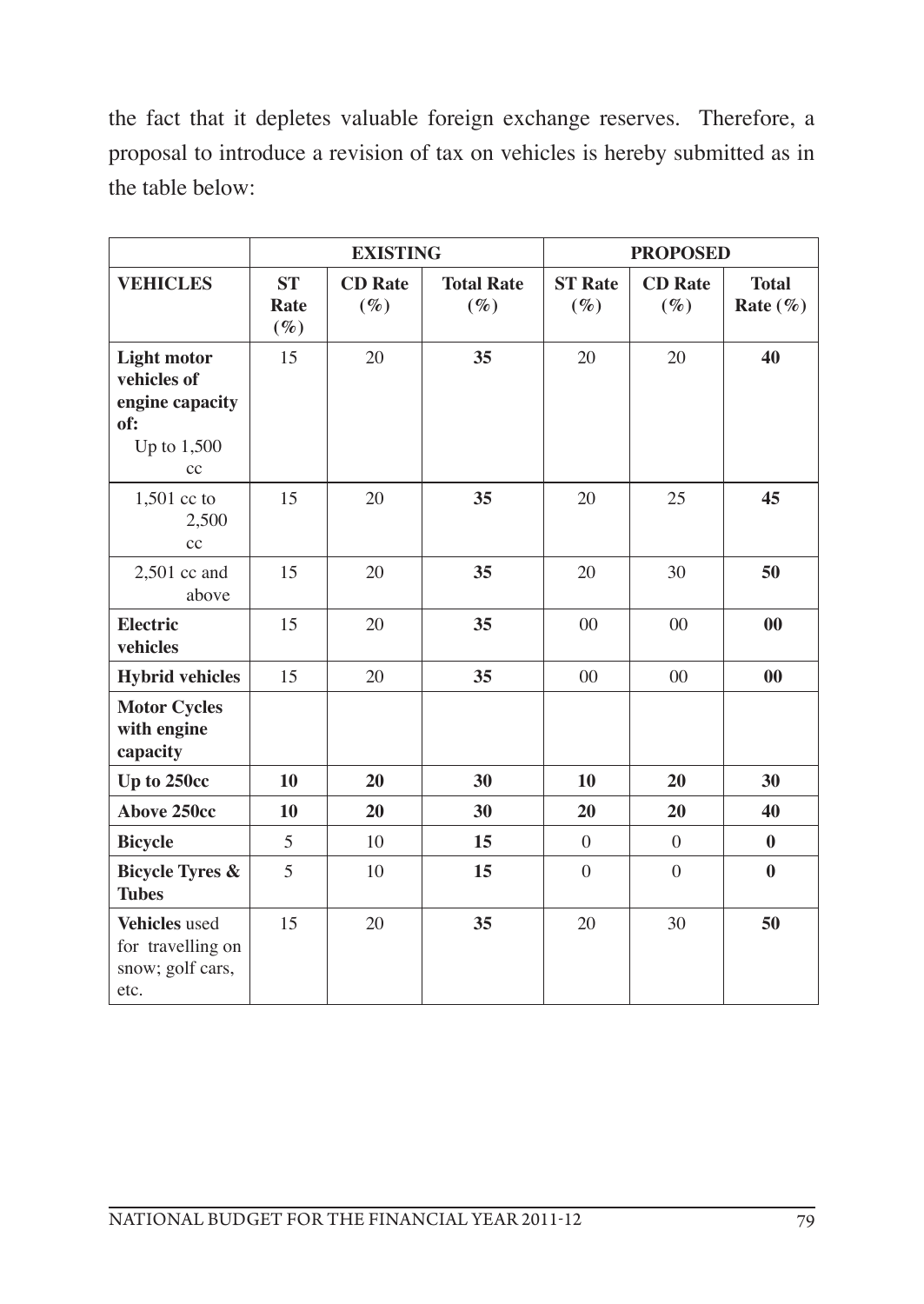the fact that it depletes valuable foreign exchange reserves. Therefore, a proposal to introduce a revision of tax on vehicles is hereby submitted as in the table below:

| | EXISTING | | | PROPOSED | | |
|---|---|---|---|---|---|---|
| **VEHICLES** | **ST Rate (%)** | **CD Rate (%)** | **Total Rate (%)** | **ST Rate (%)** | **CD Rate (%)** | **Total Rate (%)** |
| **Light motor vehicles of engine capacity of:** Up to 1,500 cc | 15 | 20 | **35** | 20 | 20 | **40** |
| 1,501 cc to 2,500 cc | 15 | 20 | **35** | 20 | 25 | **45** |
| 2,501 cc and above | 15 | 20 | **35** | 20 | 30 | **50** |
| **Electric vehicles** | 15 | 20 | **35** | 00 | 00 | **00** |
| **Hybrid vehicles** | 15 | 20 | **35** | 00 | 00 | **00** |
| **Motor Cycles with engine capacity** | | | | | | |
| **Up to 250cc** | **10** | **20** | **30** | **10** | **20** | **30** |
| **Above 250cc** | **10** | **20** | **30** | **20** | **20** | **40** |
| **Bicycle** | 5 | 10 | **15** | 0 | 0 | **0** |
| **Bicycle Tyres & Tubes** | 5 | 10 | **15** | 0 | 0 | **0** |
| **Vehicles** used for travelling on snow; golf cars, etc. | 15 | 20 | **35** | 20 | 30 | **50** |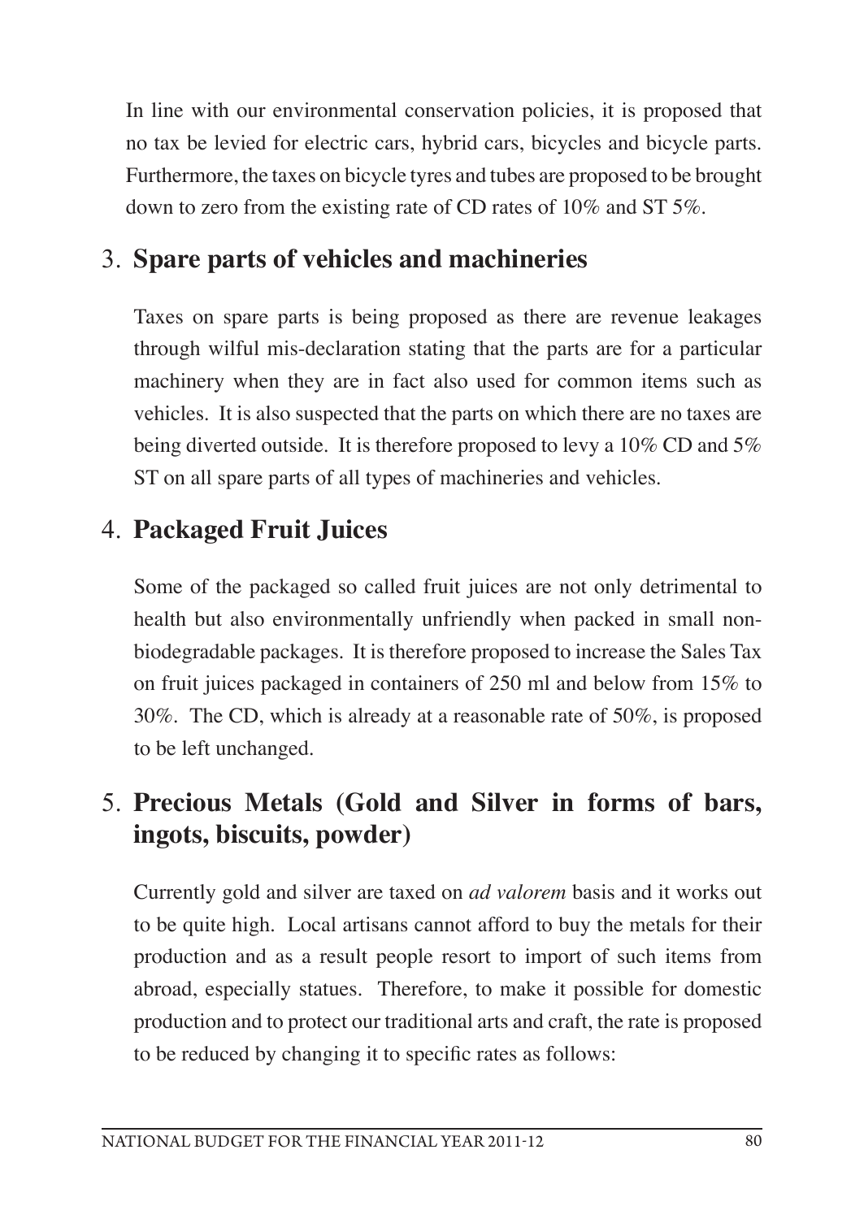In line with our environmental conservation policies, it is proposed that no tax be levied for electric cars, hybrid cars, bicycles and bicycle parts. Furthermore, the taxes on bicycle tyres and tubes are proposed to be brought down to zero from the existing rate of CD rates of 10% and ST 5%.

## 3. Spare parts of vehicles and machineries

Taxes on spare parts is being proposed as there are revenue leakages through wilful mis-declaration stating that the parts are for a particular machinery when they are in fact also used for common items such as vehicles. It is also suspected that the parts on which there are no taxes are being diverted outside. It is therefore proposed to levy a 10% CD and 5% ST on all spare parts of all types of machineries and vehicles.

## 4. Packaged Fruit Juices

Some of the packaged so called fruit juices are not only detrimental to health but also environmentally unfriendly when packed in small non-biodegradable packages. It is therefore proposed to increase the Sales Tax on fruit juices packaged in containers of 250 ml and below from 15% to 30%. The CD, which is already at a reasonable rate of 50%, is proposed to be left unchanged.

## 5. Precious Metals (Gold and Silver in forms of bars, ingots, biscuits, powder)

Currently gold and silver are taxed on *ad valorem* basis and it works out to be quite high. Local artisans cannot afford to buy the metals for their production and as a result people resort to import of such items from abroad, especially statues. Therefore, to make it possible for domestic production and to protect our traditional arts and craft, the rate is proposed to be reduced by changing it to specific rates as follows: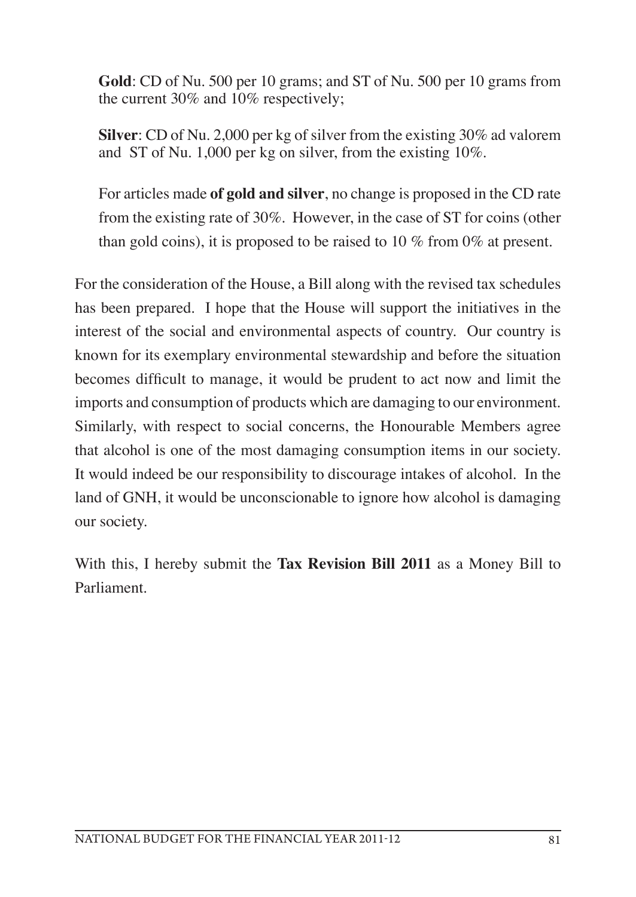**Gold**: CD of Nu. 500 per 10 grams; and ST of Nu. 500 per 10 grams from the current 30% and 10% respectively;

**Silver**: CD of Nu. 2,000 per kg of silver from the existing 30% ad valorem and ST of Nu. 1,000 per kg on silver, from the existing 10%.

For articles made **of gold and silver**, no change is proposed in the CD rate from the existing rate of 30%. However, in the case of ST for coins (other than gold coins), it is proposed to be raised to 10 % from 0% at present.

For the consideration of the House, a Bill along with the revised tax schedules has been prepared. I hope that the House will support the initiatives in the interest of the social and environmental aspects of country. Our country is known for its exemplary environmental stewardship and before the situation becomes difficult to manage, it would be prudent to act now and limit the imports and consumption of products which are damaging to our environment. Similarly, with respect to social concerns, the Honourable Members agree that alcohol is one of the most damaging consumption items in our society. It would indeed be our responsibility to discourage intakes of alcohol. In the land of GNH, it would be unconscionable to ignore how alcohol is damaging our society.

With this, I hereby submit the **Tax Revision Bill 2011** as a Money Bill to Parliament.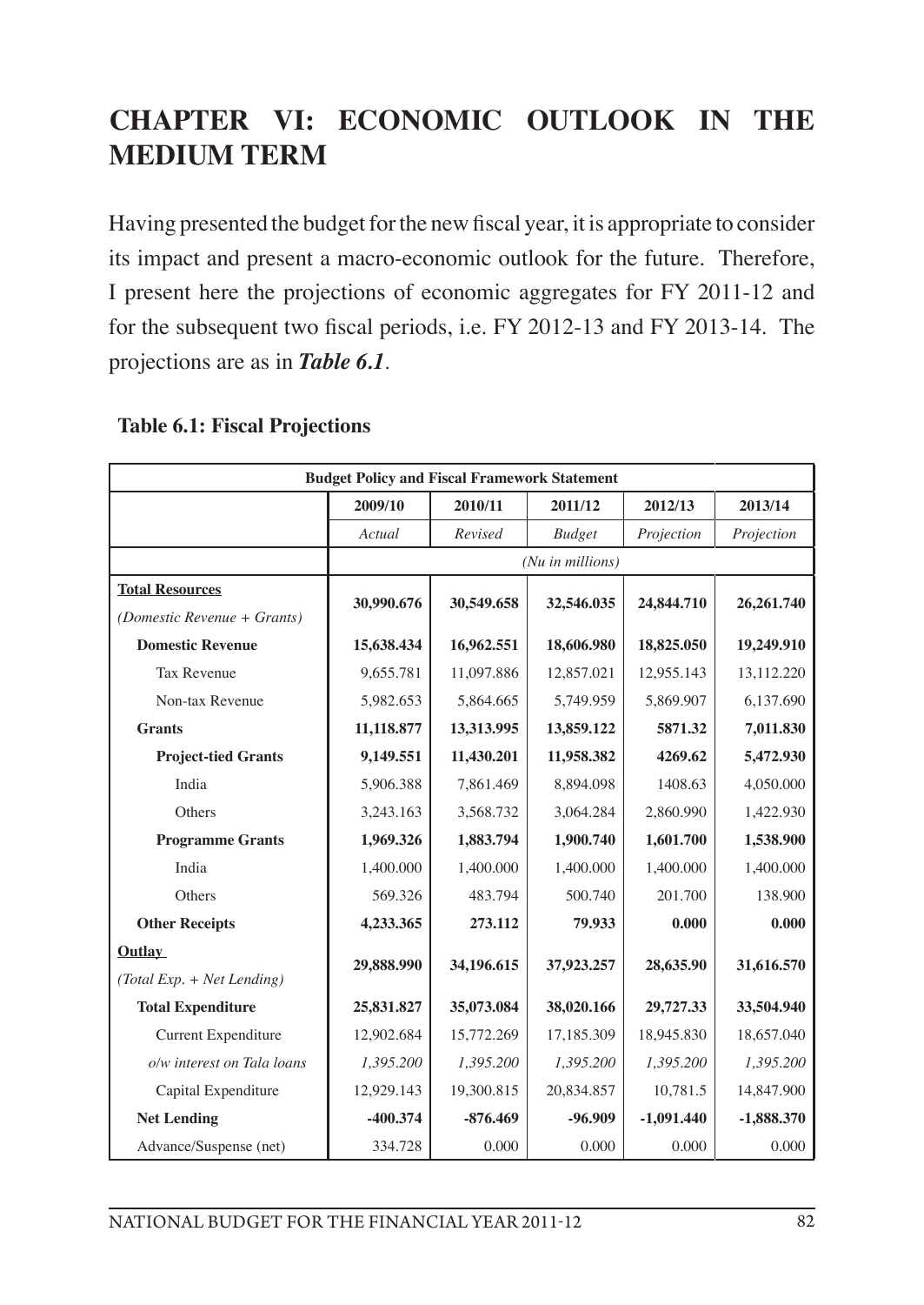# CHAPTER VI: ECONOMIC OUTLOOK IN THE MEDIUM TERM

Having presented the budget for the new fiscal year, it is appropriate to consider its impact and present a macro-economic outlook for the future. Therefore, I present here the projections of economic aggregates for FY 2011-12 and for the subsequent two fiscal periods, i.e. FY 2012-13 and FY 2013-14. The projections are as in ***Table 6.1***.

**Table 6.1: Fiscal Projections**

| Budget Policy and Fiscal Framework Statement | | | | | |
|---|---|---|---|---|---|
| | **2009/10** | **2010/11** | **2011/12** | **2012/13** | **2013/14** |
| | *Actual* | *Revised* | *Budget* | *Projection* | *Projection* |
| | *(Nu in millions)* | | | | |
| **Total Resources** *(Domestic Revenue + Grants)* | **30,990.676** | **30,549.658** | **32,546.035** | **24,844.710** | **26,261.740** |
| **Domestic Revenue** | **15,638.434** | **16,962.551** | **18,606.980** | **18,825.050** | **19,249.910** |
| Tax Revenue | 9,655.781 | 11,097.886 | 12,857.021 | 12,955.143 | 13,112.220 |
| Non-tax Revenue | 5,982.653 | 5,864.665 | 5,749.959 | 5,869.907 | 6,137.690 |
| **Grants** | **11,118.877** | **13,313.995** | **13,859.122** | **5871.32** | **7,011.830** |
| **Project-tied Grants** | **9,149.551** | **11,430.201** | **11,958.382** | **4269.62** | **5,472.930** |
| India | 5,906.388 | 7,861.469 | 8,894.098 | 1408.63 | 4,050.000 |
| Others | 3,243.163 | 3,568.732 | 3,064.284 | 2,860.990 | 1,422.930 |
| **Programme Grants** | **1,969.326** | **1,883.794** | **1,900.740** | **1,601.700** | **1,538.900** |
| India | 1,400.000 | 1,400.000 | 1,400.000 | 1,400.000 | 1,400.000 |
| Others | 569.326 | 483.794 | 500.740 | 201.700 | 138.900 |
| **Other Receipts** | **4,233.365** | **273.112** | **79.933** | **0.000** | **0.000** |
| **Outlay** *(Total Exp. + Net Lending)* | **29,888.990** | **34,196.615** | **37,923.257** | **28,635.90** | **31,616.570** |
| **Total Expenditure** | **25,831.827** | **35,073.084** | **38,020.166** | **29,727.33** | **33,504.940** |
| Current Expenditure | 12,902.684 | 15,772.269 | 17,185.309 | 18,945.830 | 18,657.040 |
| *o/w interest on Tala loans* | *1,395.200* | *1,395.200* | *1,395.200* | *1,395.200* | *1,395.200* |
| Capital Expenditure | 12,929.143 | 19,300.815 | 20,834.857 | 10,781.5 | 14,847.900 |
| **Net Lending** | **-400.374** | **-876.469** | **-96.909** | **-1,091.440** | **-1,888.370** |
| Advance/Suspense (net) | 334.728 | 0.000 | 0.000 | 0.000 | 0.000 |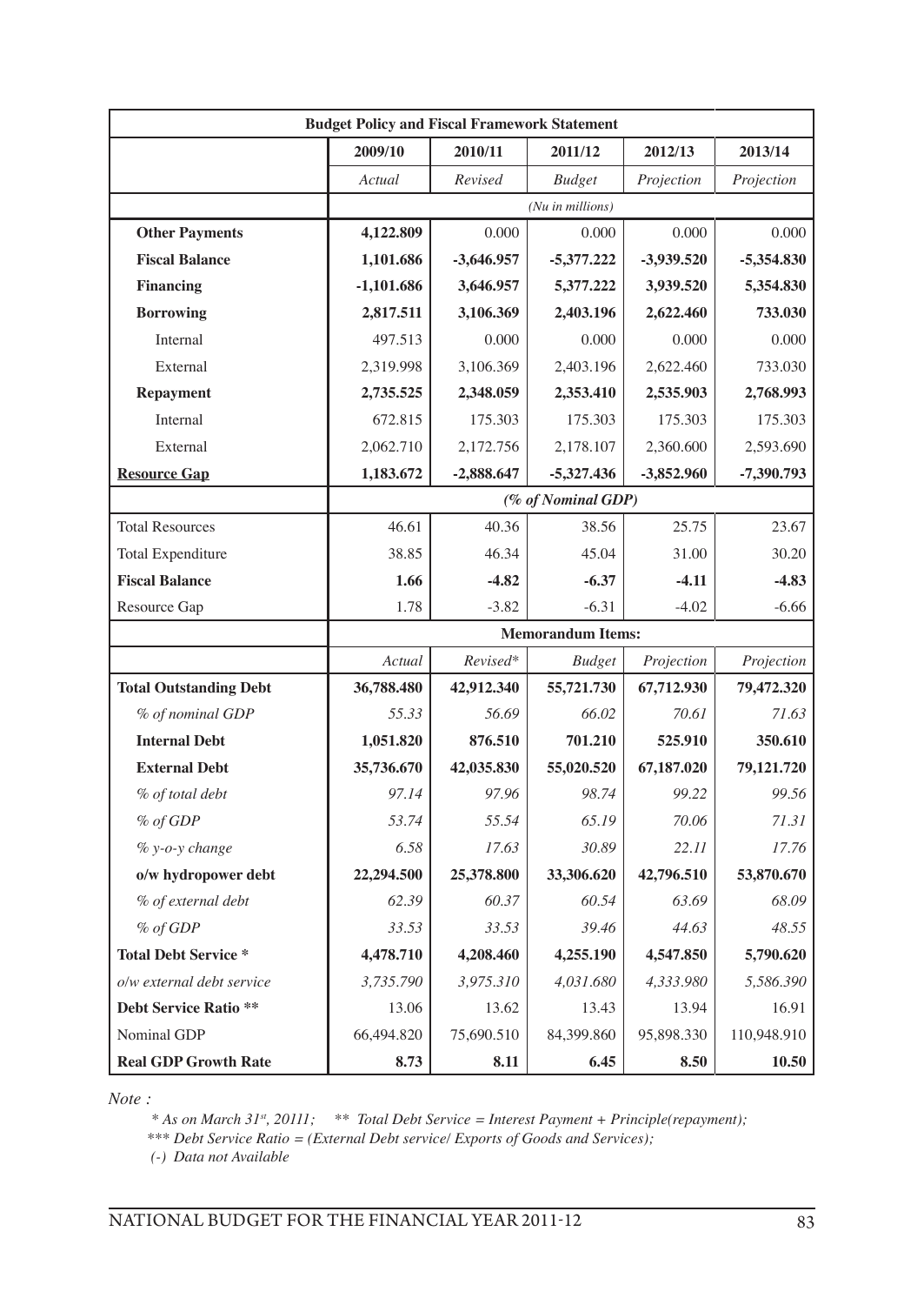| Budget Policy and Fiscal Framework Statement | | | | | |
|---|---|---|---|---|---|
| | 2009/10 | 2010/11 | 2011/12 | 2012/13 | 2013/14 |
| | *Actual* | *Revised* | *Budget* | *Projection* | *Projection* |
| | *(Nu in millions)* | | | | |
| **Other Payments** | **4,122.809** | 0.000 | 0.000 | 0.000 | 0.000 |
| **Fiscal Balance** | **1,101.686** | **-3,646.957** | **-5,377.222** | **-3,939.520** | **-5,354.830** |
| **Financing** | **-1,101.686** | **3,646.957** | **5,377.222** | **3,939.520** | **5,354.830** |
| **Borrowing** | **2,817.511** | **3,106.369** | **2,403.196** | **2,622.460** | **733.030** |
| Internal | 497.513 | 0.000 | 0.000 | 0.000 | 0.000 |
| External | 2,319.998 | 3,106.369 | 2,403.196 | 2,622.460 | 733.030 |
| **Repayment** | **2,735.525** | **2,348.059** | **2,353.410** | **2,535.903** | **2,768.993** |
| Internal | 672.815 | 175.303 | 175.303 | 175.303 | 175.303 |
| External | 2,062.710 | 2,172.756 | 2,178.107 | 2,360.600 | 2,593.690 |
| **Resource Gap** | **1,183.672** | **-2,888.647** | **-5,327.436** | **-3,852.960** | **-7,390.793** |
| | ***(% of Nominal GDP)*** | | | | |
| Total Resources | 46.61 | 40.36 | 38.56 | 25.75 | 23.67 |
| Total Expenditure | 38.85 | 46.34 | 45.04 | 31.00 | 30.20 |
| **Fiscal Balance** | **1.66** | **-4.82** | **-6.37** | **-4.11** | **-4.83** |
| Resource Gap | 1.78 | -3.82 | -6.31 | -4.02 | -6.66 |
| | **Memorandum Items:** | | | | |
| | *Actual* | *Revised** | *Budget* | *Projection* | *Projection* |
| **Total Outstanding Debt** | **36,788.480** | **42,912.340** | **55,721.730** | **67,712.930** | **79,472.320** |
| *% of nominal GDP* | *55.33* | *56.69* | *66.02* | *70.61* | *71.63* |
| **Internal Debt** | **1,051.820** | **876.510** | **701.210** | **525.910** | **350.610** |
| **External Debt** | **35,736.670** | **42,035.830** | **55,020.520** | **67,187.020** | **79,121.720** |
| *% of total debt* | *97.14* | *97.96* | *98.74* | *99.22* | *99.56* |
| *% of GDP* | *53.74* | *55.54* | *65.19* | *70.06* | *71.31* |
| *% y-o-y change* | *6.58* | *17.63* | *30.89* | *22.11* | *17.76* |
| **o/w hydropower debt** | **22,294.500** | **25,378.800** | **33,306.620** | **42,796.510** | **53,870.670** |
| *% of external debt* | *62.39* | *60.37* | *60.54* | *63.69* | *68.09* |
| *% of GDP* | *33.53* | *33.53* | *39.46* | *44.63* | *48.55* |
| **Total Debt Service *** | **4,478.710** | **4,208.460** | **4,255.190** | **4,547.850** | **5,790.620** |
| *o/w external debt service* | *3,735.790* | *3,975.310* | *4,031.680* | *4,333.980* | *5,586.390* |
| **Debt Service Ratio **** | 13.06 | 13.62 | 13.43 | 13.94 | 16.91 |
| Nominal GDP | 66,494.820 | 75,690.510 | 84,399.860 | 95,898.330 | 110,948.910 |
| **Real GDP Growth Rate** | **8.73** | **8.11** | **6.45** | **8.50** | **10.50** |

*Note :*

*\* As on March 31st, 20111; \*\* Total Debt Service = Interest Payment + Principle(repayment);*

*\*\*\* Debt Service Ratio = (External Debt service/ Exports of Goods and Services);*

*(-) Data not Available*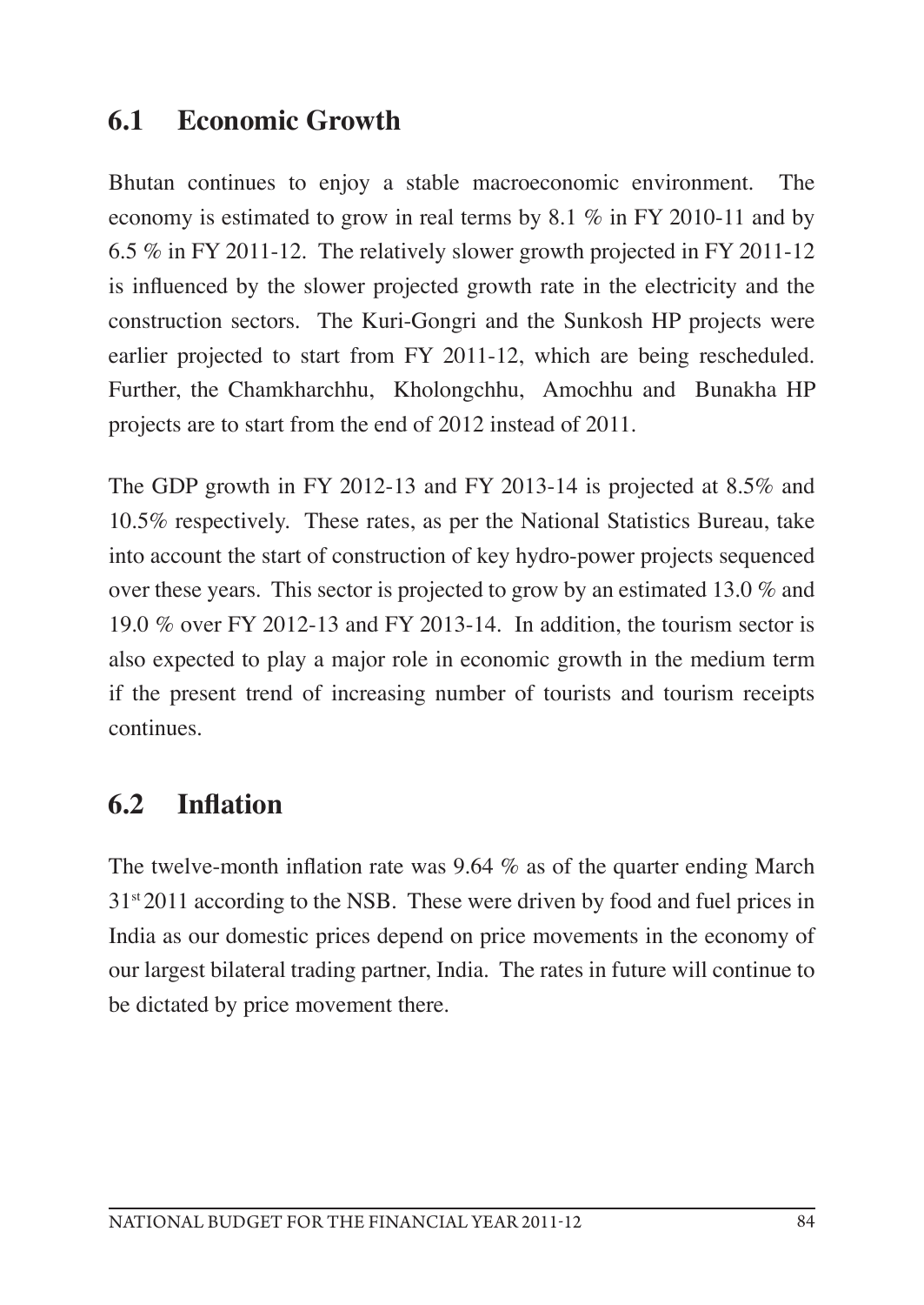## 6.1 Economic Growth

Bhutan continues to enjoy a stable macroeconomic environment. The economy is estimated to grow in real terms by 8.1 % in FY 2010-11 and by 6.5 % in FY 2011-12. The relatively slower growth projected in FY 2011-12 is influenced by the slower projected growth rate in the electricity and the construction sectors. The Kuri-Gongri and the Sunkosh HP projects were earlier projected to start from FY 2011-12, which are being rescheduled. Further, the Chamkharchhu, Kholongchhu, Amochhu and Bunakha HP projects are to start from the end of 2012 instead of 2011.

The GDP growth in FY 2012-13 and FY 2013-14 is projected at 8.5% and 10.5% respectively. These rates, as per the National Statistics Bureau, take into account the start of construction of key hydro-power projects sequenced over these years. This sector is projected to grow by an estimated 13.0 % and 19.0 % over FY 2012-13 and FY 2013-14. In addition, the tourism sector is also expected to play a major role in economic growth in the medium term if the present trend of increasing number of tourists and tourism receipts continues.

## 6.2 Inflation

The twelve-month inflation rate was 9.64 % as of the quarter ending March 31st 2011 according to the NSB. These were driven by food and fuel prices in India as our domestic prices depend on price movements in the economy of our largest bilateral trading partner, India. The rates in future will continue to be dictated by price movement there.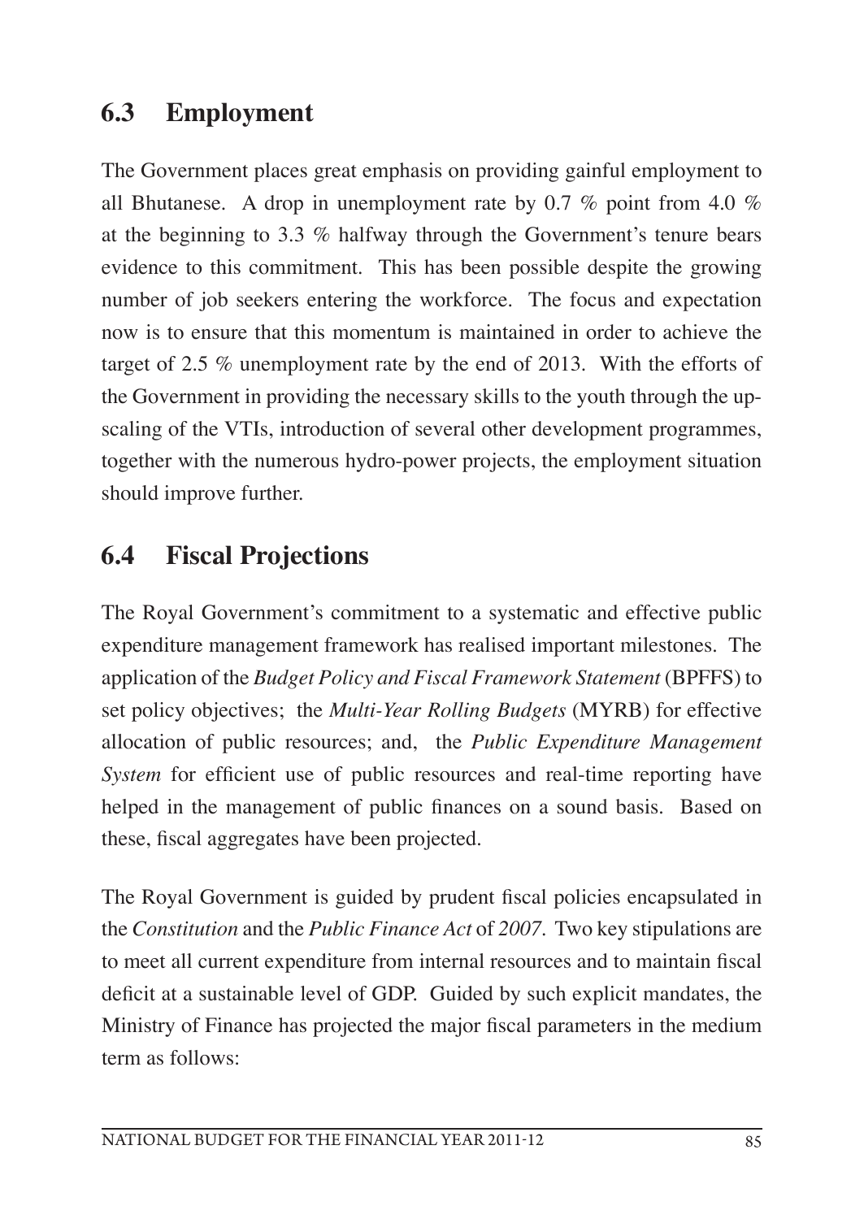## 6.3 Employment

The Government places great emphasis on providing gainful employment to all Bhutanese. A drop in unemployment rate by 0.7 % point from 4.0 % at the beginning to 3.3 % halfway through the Government's tenure bears evidence to this commitment. This has been possible despite the growing number of job seekers entering the workforce. The focus and expectation now is to ensure that this momentum is maintained in order to achieve the target of 2.5 % unemployment rate by the end of 2013. With the efforts of the Government in providing the necessary skills to the youth through the up-scaling of the VTIs, introduction of several other development programmes, together with the numerous hydro-power projects, the employment situation should improve further.

## 6.4 Fiscal Projections

The Royal Government's commitment to a systematic and effective public expenditure management framework has realised important milestones. The application of the *Budget Policy and Fiscal Framework Statement* (BPFFS) to set policy objectives; the *Multi-Year Rolling Budgets* (MYRB) for effective allocation of public resources; and, the *Public Expenditure Management System* for efficient use of public resources and real-time reporting have helped in the management of public finances on a sound basis. Based on these, fiscal aggregates have been projected.

The Royal Government is guided by prudent fiscal policies encapsulated in the *Constitution* and the *Public Finance Act* of *2007*. Two key stipulations are to meet all current expenditure from internal resources and to maintain fiscal deficit at a sustainable level of GDP. Guided by such explicit mandates, the Ministry of Finance has projected the major fiscal parameters in the medium term as follows: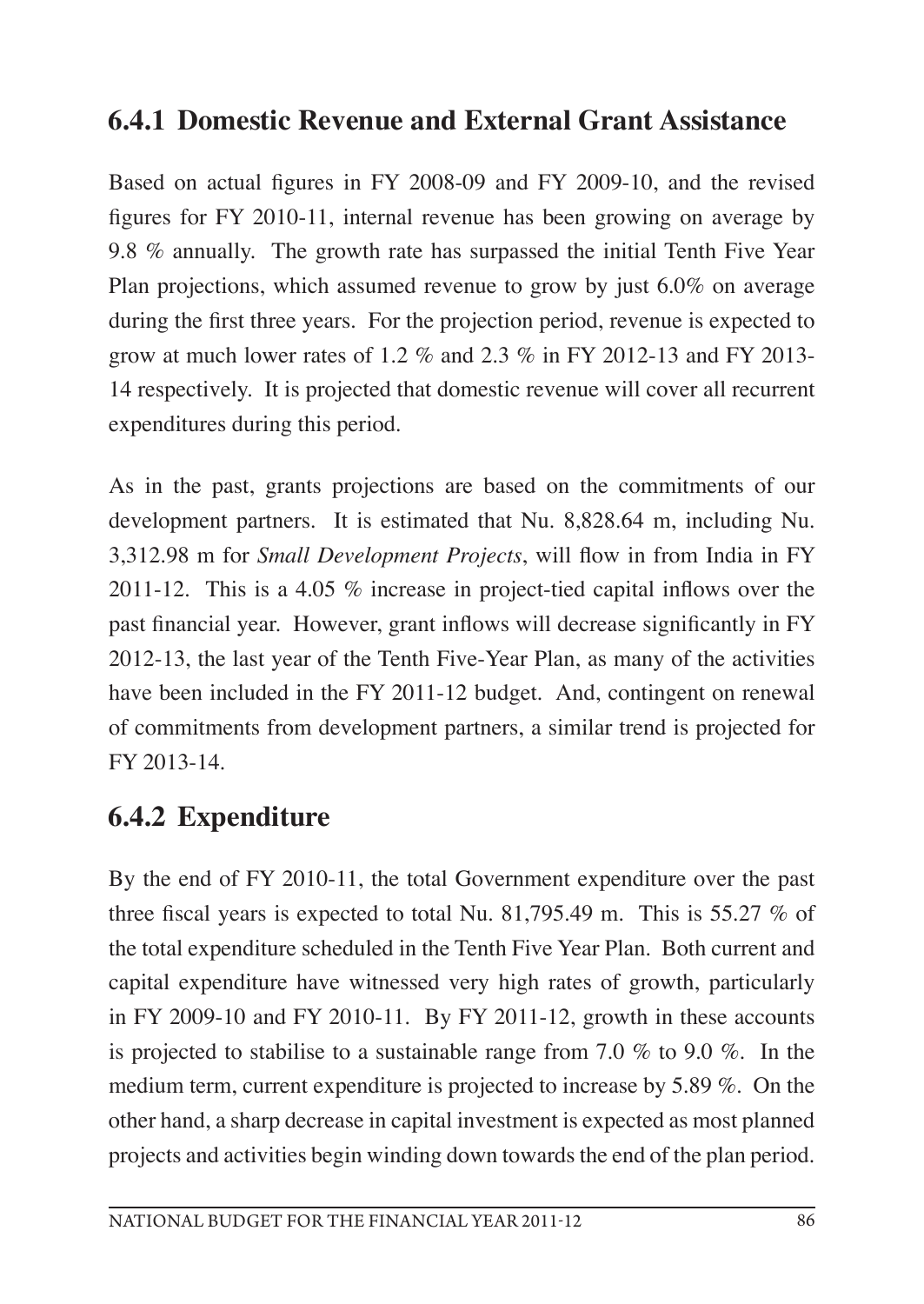### 6.4.1 Domestic Revenue and External Grant Assistance

Based on actual figures in FY 2008-09 and FY 2009-10, and the revised figures for FY 2010-11, internal revenue has been growing on average by 9.8 % annually. The growth rate has surpassed the initial Tenth Five Year Plan projections, which assumed revenue to grow by just 6.0% on average during the first three years. For the projection period, revenue is expected to grow at much lower rates of 1.2 % and 2.3 % in FY 2012-13 and FY 2013-14 respectively. It is projected that domestic revenue will cover all recurrent expenditures during this period.

As in the past, grants projections are based on the commitments of our development partners. It is estimated that Nu. 8,828.64 m, including Nu. 3,312.98 m for *Small Development Projects*, will flow in from India in FY 2011-12. This is a 4.05 % increase in project-tied capital inflows over the past financial year. However, grant inflows will decrease significantly in FY 2012-13, the last year of the Tenth Five-Year Plan, as many of the activities have been included in the FY 2011-12 budget. And, contingent on renewal of commitments from development partners, a similar trend is projected for FY 2013-14.

### 6.4.2 Expenditure

By the end of FY 2010-11, the total Government expenditure over the past three fiscal years is expected to total Nu. 81,795.49 m. This is 55.27 % of the total expenditure scheduled in the Tenth Five Year Plan. Both current and capital expenditure have witnessed very high rates of growth, particularly in FY 2009-10 and FY 2010-11. By FY 2011-12, growth in these accounts is projected to stabilise to a sustainable range from 7.0 % to 9.0 %. In the medium term, current expenditure is projected to increase by 5.89 %. On the other hand, a sharp decrease in capital investment is expected as most planned projects and activities begin winding down towards the end of the plan period.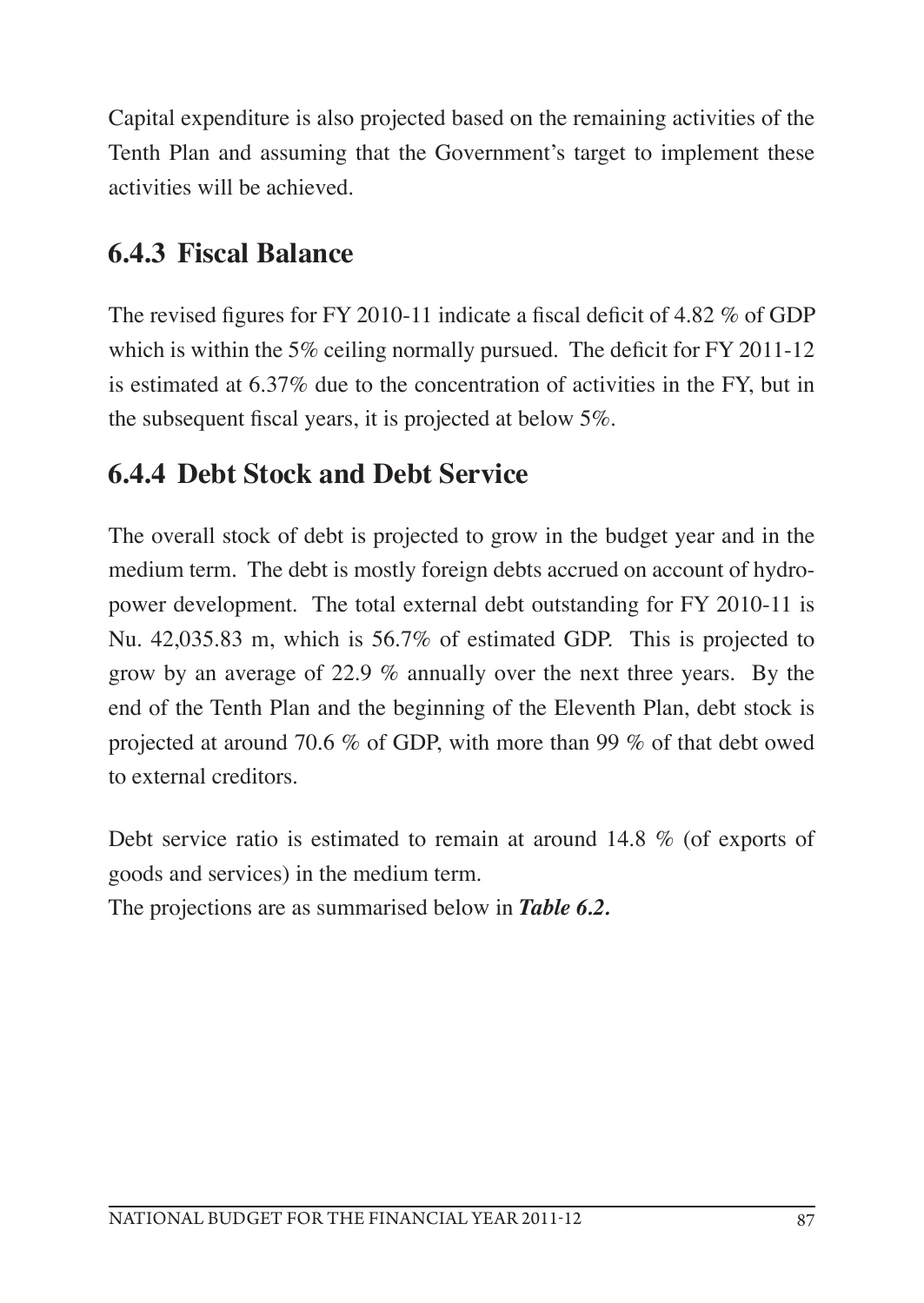Capital expenditure is also projected based on the remaining activities of the Tenth Plan and assuming that the Government's target to implement these activities will be achieved.

### 6.4.3 Fiscal Balance

The revised figures for FY 2010-11 indicate a fiscal deficit of 4.82 % of GDP which is within the 5% ceiling normally pursued. The deficit for FY 2011-12 is estimated at 6.37% due to the concentration of activities in the FY, but in the subsequent fiscal years, it is projected at below 5%.

### 6.4.4 Debt Stock and Debt Service

The overall stock of debt is projected to grow in the budget year and in the medium term. The debt is mostly foreign debts accrued on account of hydro-power development. The total external debt outstanding for FY 2010-11 is Nu. 42,035.83 m, which is 56.7% of estimated GDP. This is projected to grow by an average of 22.9 % annually over the next three years. By the end of the Tenth Plan and the beginning of the Eleventh Plan, debt stock is projected at around 70.6 % of GDP, with more than 99 % of that debt owed to external creditors.

Debt service ratio is estimated to remain at around 14.8 % (of exports of goods and services) in the medium term.

The projections are as summarised below in ***Table 6.2.***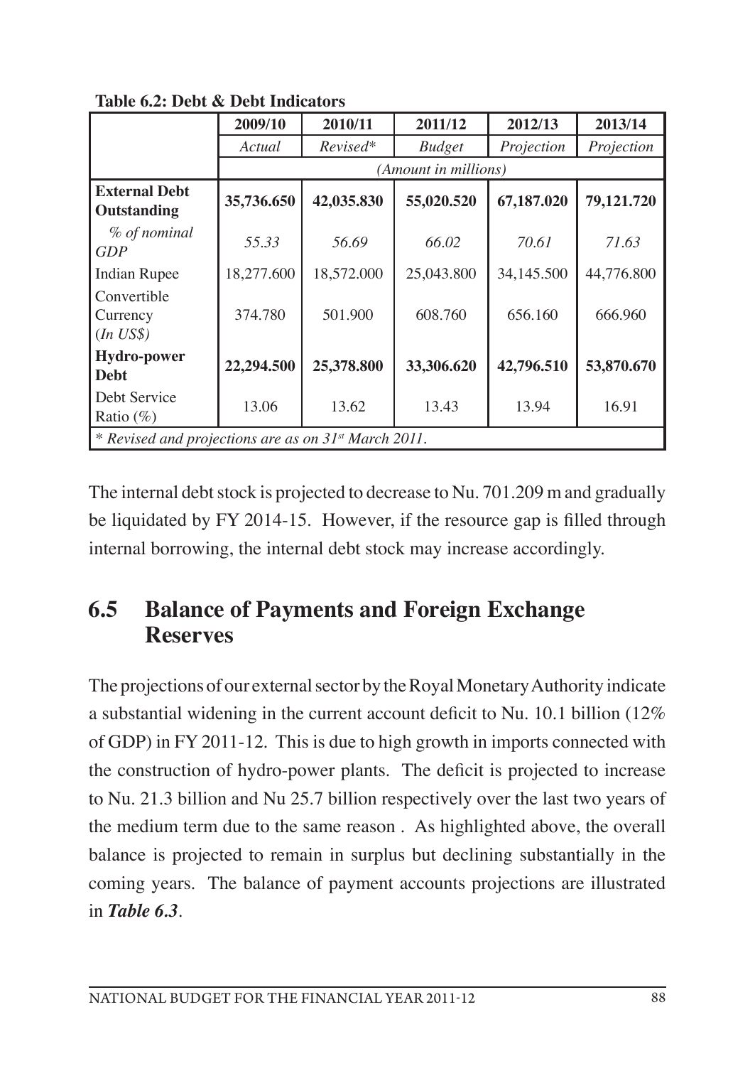**Table 6.2: Debt & Debt Indicators**

| | 2009/10 | 2010/11 | 2011/12 | 2012/13 | 2013/14 |
|---|---|---|---|---|---|
| | *Actual* | *Revised\** | *Budget* | *Projection* | *Projection* |
| | *(Amount in millions)* | | | | |
| **External Debt Outstanding** | **35,736.650** | **42,035.830** | **55,020.520** | **67,187.020** | **79,121.720** |
| *% of nominal GDP* | *55.33* | *56.69* | *66.02* | *70.61* | *71.63* |
| Indian Rupee | 18,277.600 | 18,572.000 | 25,043.800 | 34,145.500 | 44,776.800 |
| Convertible Currency (*In US$*) | 374.780 | 501.900 | 608.760 | 656.160 | 666.960 |
| **Hydro-power Debt** | **22,294.500** | **25,378.800** | **33,306.620** | **42,796.510** | **53,870.670** |
| Debt Service Ratio (%) | 13.06 | 13.62 | 13.43 | 13.94 | 16.91 |
| *\* Revised and projections are as on 31st March 2011.* | | | | | |

The internal debt stock is projected to decrease to Nu. 701.209 m and gradually be liquidated by FY 2014-15. However, if the resource gap is filled through internal borrowing, the internal debt stock may increase accordingly.

## 6.5 Balance of Payments and Foreign Exchange Reserves

The projections of our external sector by the Royal Monetary Authority indicate a substantial widening in the current account deficit to Nu. 10.1 billion (12% of GDP) in FY 2011-12. This is due to high growth in imports connected with the construction of hydro-power plants. The deficit is projected to increase to Nu. 21.3 billion and Nu 25.7 billion respectively over the last two years of the medium term due to the same reason . As highlighted above, the overall balance is projected to remain in surplus but declining substantially in the coming years. The balance of payment accounts projections are illustrated in ***Table 6.3***.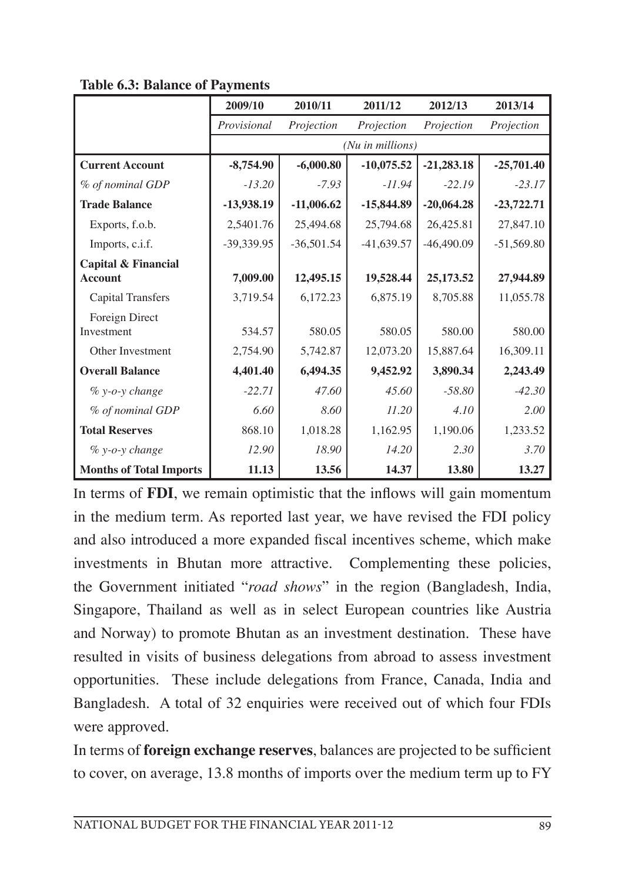**Table 6.3: Balance of Payments**

| | 2009/10 | 2010/11 | 2011/12 | 2012/13 | 2013/14 |
|---|---|---|---|---|---|
| | *Provisional* | *Projection* | *Projection* | *Projection* | *Projection* |
| | *(Nu in millions)* | | | | |
| **Current Account** | **-8,754.90** | **-6,000.80** | **-10,075.52** | **-21,283.18** | **-25,701.40** |
| *% of nominal GDP* | *-13.20* | *-7.93* | *-11.94* | *-22.19* | *-23.17* |
| **Trade Balance** | **-13,938.19** | **-11,006.62** | **-15,844.89** | **-20,064.28** | **-23,722.71** |
| Exports, f.o.b. | 2,5401.76 | 25,494.68 | 25,794.68 | 26,425.81 | 27,847.10 |
| Imports, c.i.f. | -39,339.95 | -36,501.54 | -41,639.57 | -46,490.09 | -51,569.80 |
| **Capital & Financial Account** | **7,009.00** | **12,495.15** | **19,528.44** | **25,173.52** | **27,944.89** |
| Capital Transfers | 3,719.54 | 6,172.23 | 6,875.19 | 8,705.88 | 11,055.78 |
| Foreign Direct Investment | 534.57 | 580.05 | 580.05 | 580.00 | 580.00 |
| Other Investment | 2,754.90 | 5,742.87 | 12,073.20 | 15,887.64 | 16,309.11 |
| **Overall Balance** | **4,401.40** | **6,494.35** | **9,452.92** | **3,890.34** | **2,243.49** |
| *% y-o-y change* | *-22.71* | *47.60* | *45.60* | *-58.80* | *-42.30* |
| *% of nominal GDP* | *6.60* | *8.60* | *11.20* | *4.10* | *2.00* |
| **Total Reserves** | 868.10 | 1,018.28 | 1,162.95 | 1,190.06 | 1,233.52 |
| *% y-o-y change* | *12.90* | *18.90* | *14.20* | *2.30* | *3.70* |
| **Months of Total Imports** | **11.13** | **13.56** | **14.37** | **13.80** | **13.27** |

In terms of **FDI**, we remain optimistic that the inflows will gain momentum in the medium term. As reported last year, we have revised the FDI policy and also introduced a more expanded fiscal incentives scheme, which make investments in Bhutan more attractive. Complementing these policies, the Government initiated "*road shows*" in the region (Bangladesh, India, Singapore, Thailand as well as in select European countries like Austria and Norway) to promote Bhutan as an investment destination. These have resulted in visits of business delegations from abroad to assess investment opportunities. These include delegations from France, Canada, India and Bangladesh. A total of 32 enquiries were received out of which four FDIs were approved.

In terms of **foreign exchange reserves**, balances are projected to be sufficient to cover, on average, 13.8 months of imports over the medium term up to FY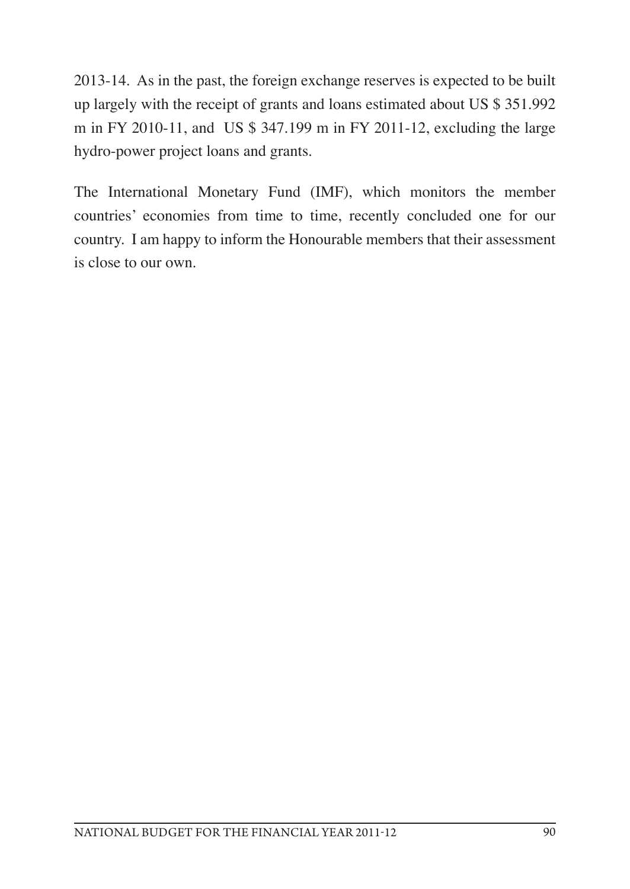2013-14. As in the past, the foreign exchange reserves is expected to be built up largely with the receipt of grants and loans estimated about US $ 351.992 m in FY 2010-11, and US $ 347.199 m in FY 2011-12, excluding the large hydro-power project loans and grants.

The International Monetary Fund (IMF), which monitors the member countries' economies from time to time, recently concluded one for our country. I am happy to inform the Honourable members that their assessment is close to our own.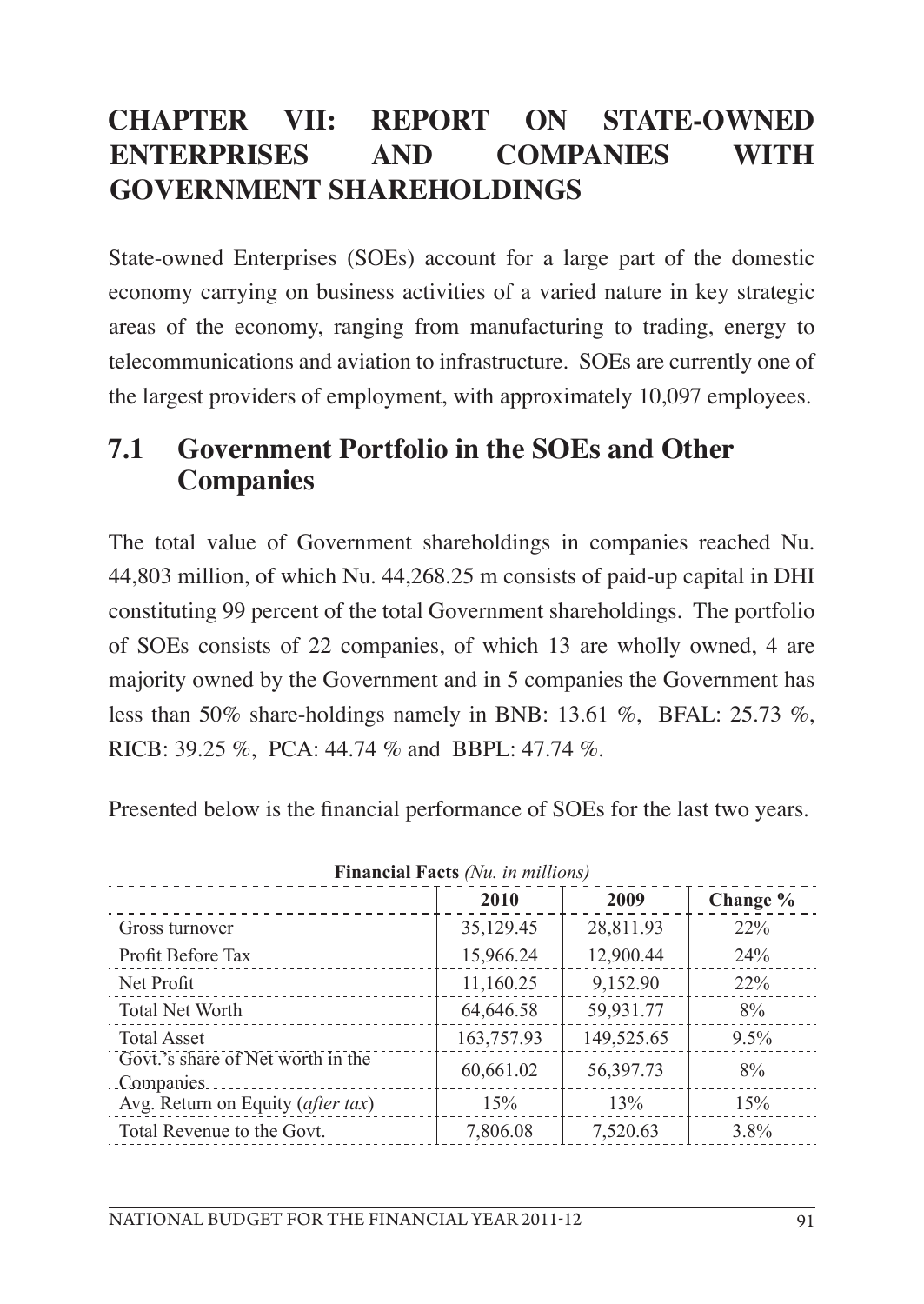# CHAPTER VII: REPORT ON STATE-OWNED ENTERPRISES AND COMPANIES WITH GOVERNMENT SHAREHOLDINGS

State-owned Enterprises (SOEs) account for a large part of the domestic economy carrying on business activities of a varied nature in key strategic areas of the economy, ranging from manufacturing to trading, energy to telecommunications and aviation to infrastructure. SOEs are currently one of the largest providers of employment, with approximately 10,097 employees.

## 7.1 Government Portfolio in the SOEs and Other Companies

The total value of Government shareholdings in companies reached Nu. 44,803 million, of which Nu. 44,268.25 m consists of paid-up capital in DHI constituting 99 percent of the total Government shareholdings. The portfolio of SOEs consists of 22 companies, of which 13 are wholly owned, 4 are majority owned by the Government and in 5 companies the Government has less than 50% share-holdings namely in BNB: 13.61 %, BFAL: 25.73 %, RICB: 39.25 %, PCA: 44.74 % and BBPL: 47.74 %.

Presented below is the financial performance of SOEs for the last two years.

**Financial Facts** *(Nu. in millions)*

| | 2010 | 2009 | Change % |
|---|---|---|---|
| Gross turnover | 35,129.45 | 28,811.93 | 22% |
| Profit Before Tax | 15,966.24 | 12,900.44 | 24% |
| Net Profit | 11,160.25 | 9,152.90 | 22% |
| Total Net Worth | 64,646.58 | 59,931.77 | 8% |
| Total Asset | 163,757.93 | 149,525.65 | 9.5% |
| Govt.'s share of Net worth in the Companies | 60,661.02 | 56,397.73 | 8% |
| Avg. Return on Equity (*after tax*) | 15% | 13% | 15% |
| Total Revenue to the Govt. | 7,806.08 | 7,520.63 | 3.8% |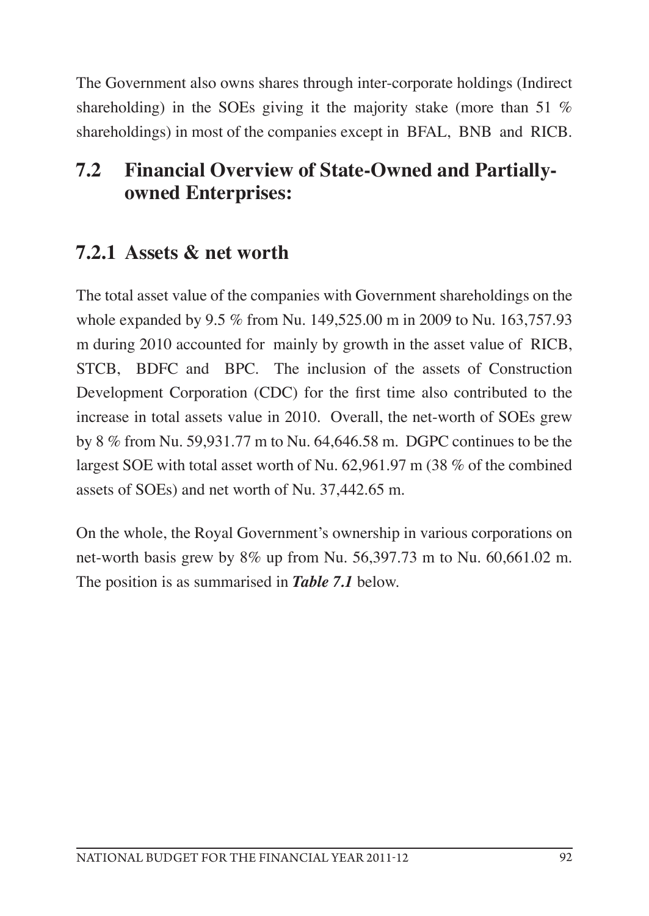The Government also owns shares through inter-corporate holdings (Indirect shareholding) in the SOEs giving it the majority stake (more than 51 % shareholdings) in most of the companies except in BFAL, BNB and RICB.

## 7.2 Financial Overview of State-Owned and Partially-owned Enterprises:

### 7.2.1 Assets & net worth

The total asset value of the companies with Government shareholdings on the whole expanded by 9.5 % from Nu. 149,525.00 m in 2009 to Nu. 163,757.93 m during 2010 accounted for mainly by growth in the asset value of RICB, STCB, BDFC and BPC. The inclusion of the assets of Construction Development Corporation (CDC) for the first time also contributed to the increase in total assets value in 2010. Overall, the net-worth of SOEs grew by 8 % from Nu. 59,931.77 m to Nu. 64,646.58 m. DGPC continues to be the largest SOE with total asset worth of Nu. 62,961.97 m (38 % of the combined assets of SOEs) and net worth of Nu. 37,442.65 m.

On the whole, the Royal Government's ownership in various corporations on net-worth basis grew by 8% up from Nu. 56,397.73 m to Nu. 60,661.02 m. The position is as summarised in ***Table 7.1*** below.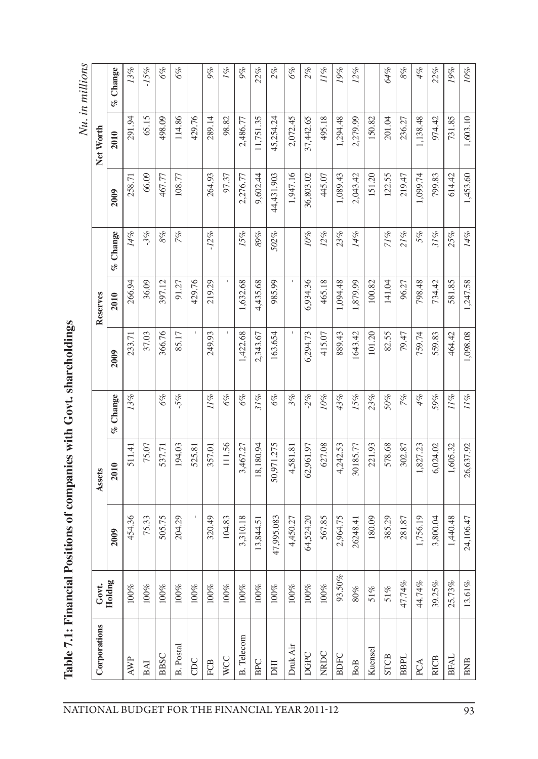# Table 7.1: Financial Positions of companies with Govt. shareholdings

*Nu. in millions*

| Corporations | Govt. Holdng | Assets | | | Reserves | | | Net Worth | | |
|---|---|---|---|---|---|---|---|---|---|---|
| | | 2009 | 2010 | % Change | 2009 | 2010 | % Change | 2009 | 2010 | % Change |
| AWP | 100% | 454.36 | 511.41 | 13% | 233.71 | 266.94 | 14% | 258.71 | 291.94 | 13% |
| BAI | 100% | 75.33 | 75.07 | | 37.03 | 36.09 | -3% | 66.09 | 65.15 | -15% |
| BBSC | 100% | 505.75 | 537.71 | 6% | 366.76 | 397.12 | 8% | 467.77 | 498.09 | 6% |
| B. Postal | 100% | 204.29 | 194.03 | -5% | 85.17 | 91.27 | 7% | 108.77 | 114.86 | 6% |
| CDC | 100% | - | 525.81 | | - | 429.76 | | | 429.76 | |
| FCB | 100% | 320.49 | 357.01 | 11% | 249.93 | 219.29 | -12% | 264.93 | 289.14 | 9% |
| WCC | 100% | 104.83 | 111.56 | 6% | - | - | | 97.37 | 98.82 | 1% |
| B. Telecom | 100% | 3,310.18 | 3,467.27 | 6% | 1,422.68 | 1,632.68 | 15% | 2,276.77 | 2,486.77 | 9% |
| BPC | 100% | 13,844.51 | 18,180.94 | 31% | 2,343.67 | 4,435.68 | 89% | 9,602.44 | 11,751.35 | 22% |
| DHI | 100% | 47,995.083 | 50,971.275 | 6% | 163.654 | 985.99 | 502% | 44,431.903 | 45,254.24 | 2% |
| Druk Air | 100% | 4,450.27 | 4,581.81 | 3% | - | - | | 1,947.16 | 2,072.45 | 6% |
| DGPC | 100% | 64,524.20 | 62,961.97 | -2% | 6,294.73 | 6,934.36 | 10% | 36,803.02 | 37,442.65 | 2% |
| NRDC | 100% | 567.85 | 627.08 | 10% | 415.07 | 465.18 | 12% | 445.07 | 495.18 | 11% |
| BDFC | 93.50% | 2,964.75 | 4,242.53 | 43% | 889.43 | 1,094.48 | 23% | 1,089.43 | 1,294.48 | 19% |
| BoB | 80% | 26248.41 | 30185.77 | 15% | 1643.42 | 1,879.99 | 14% | 2,043.42 | 2,279.99 | 12% |
| Kuensel | 51% | 180.09 | 221.93 | 23% | 101.20 | 100.82 | | 151.20 | 150.82 | |
| STCB | 51% | 385.29 | 578.68 | 50% | 82.55 | 141.04 | 71% | 122.55 | 201.04 | 64% |
| BBPL | 47.74% | 281.87 | 302.87 | 7% | 79.47 | 96.27 | 21% | 219.47 | 236.27 | 8% |
| PCA | 44.74% | 1,756.19 | 1,827.23 | 4% | 759.74 | 798.48 | 5% | 1,099.74 | 1,138.48 | 4% |
| RICB | 39.25% | 3,800.04 | 6,024.02 | 59% | 559.83 | 734.42 | 31% | 799.83 | 974.42 | 22% |
| BFAL | 25.73% | 1,440.48 | 1,605.32 | 11% | 464.42 | 581.85 | 25% | 614.42 | 731.85 | 19% |
| BNB | 13.61% | 24,106.47 | 26,637.92 | 11% | 1,098.08 | 1,247.58 | 14% | 1,453.60 | 1,603.10 | 10% |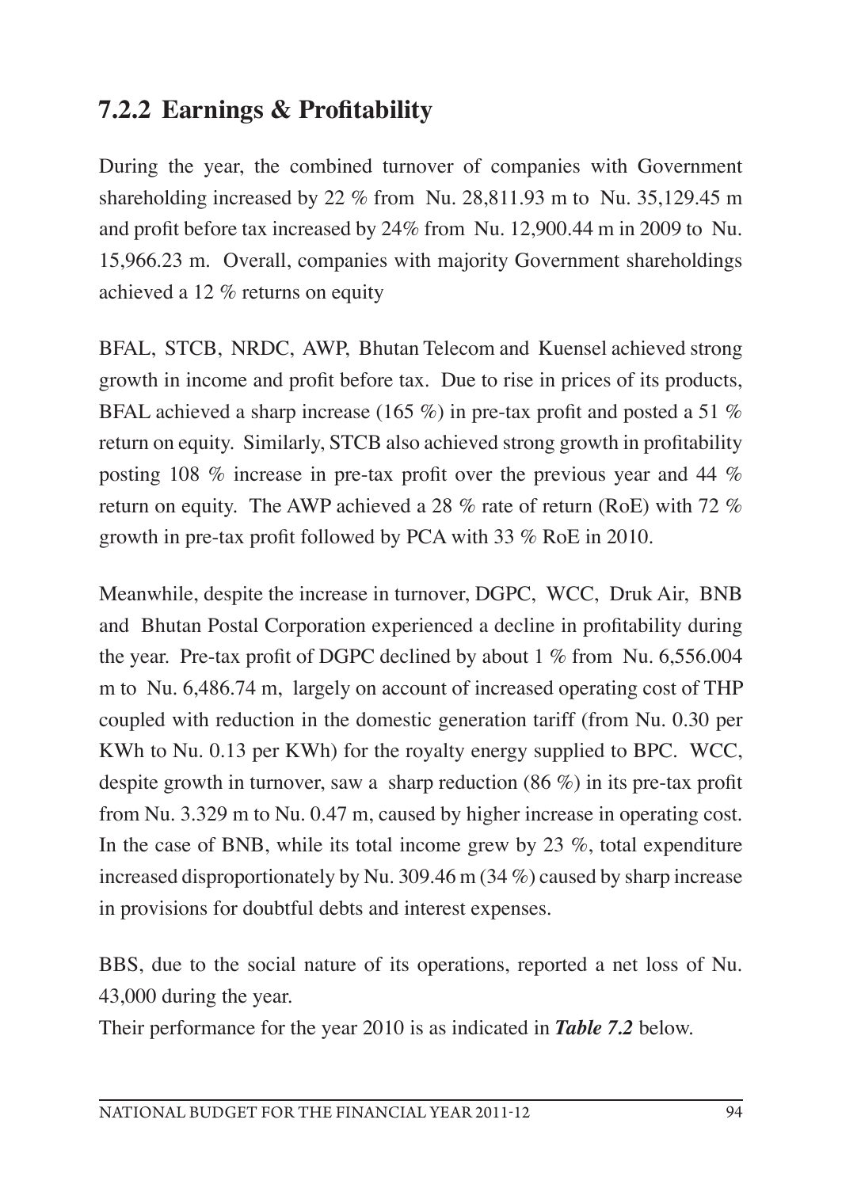### 7.2.2 Earnings & Profitability

During the year, the combined turnover of companies with Government shareholding increased by 22 % from Nu. 28,811.93 m to Nu. 35,129.45 m and profit before tax increased by 24% from Nu. 12,900.44 m in 2009 to Nu. 15,966.23 m. Overall, companies with majority Government shareholdings achieved a 12 % returns on equity

BFAL, STCB, NRDC, AWP, Bhutan Telecom and Kuensel achieved strong growth in income and profit before tax. Due to rise in prices of its products, BFAL achieved a sharp increase (165 %) in pre-tax profit and posted a 51 % return on equity. Similarly, STCB also achieved strong growth in profitability posting 108 % increase in pre-tax profit over the previous year and 44 % return on equity. The AWP achieved a 28 % rate of return (RoE) with 72 % growth in pre-tax profit followed by PCA with 33 % RoE in 2010.

Meanwhile, despite the increase in turnover, DGPC, WCC, Druk Air, BNB and Bhutan Postal Corporation experienced a decline in profitability during the year. Pre-tax profit of DGPC declined by about 1 % from Nu. 6,556.004 m to Nu. 6,486.74 m, largely on account of increased operating cost of THP coupled with reduction in the domestic generation tariff (from Nu. 0.30 per KWh to Nu. 0.13 per KWh) for the royalty energy supplied to BPC. WCC, despite growth in turnover, saw a sharp reduction (86 %) in its pre-tax profit from Nu. 3.329 m to Nu. 0.47 m, caused by higher increase in operating cost. In the case of BNB, while its total income grew by 23 %, total expenditure increased disproportionately by Nu. 309.46 m (34 %) caused by sharp increase in provisions for doubtful debts and interest expenses.

BBS, due to the social nature of its operations, reported a net loss of Nu. 43,000 during the year.

Their performance for the year 2010 is as indicated in ***Table 7.2*** below.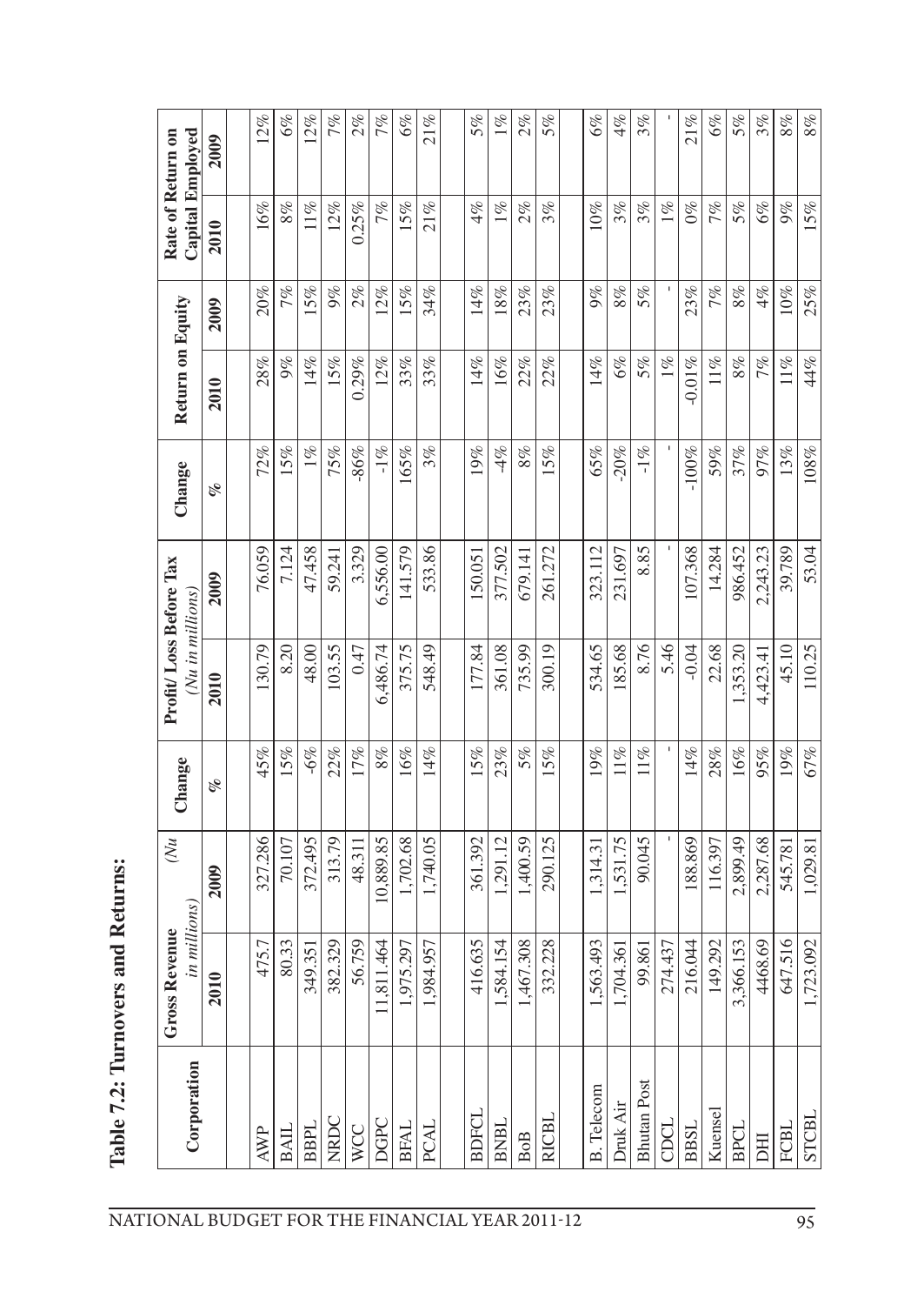**Table 7.2: Turnovers and Returns:**

| Corporation | Gross Revenue (Nu in millions) | | Change | Profit/ Loss Before Tax (Nu in millions) | | Change | Return on Equity | | Rate of Return on Capital Employed | |
|---|---|---|---|---|---|---|---|---|---|---|
| | 2010 | 2009 | % | 2010 | 2009 | % | 2010 | 2009 | 2010 | 2009 |
| AWP | 475.7 | 327.286 | 45% | 130.79 | 76.059 | 72% | 28% | 20% | 16% | 12% |
| BAIL | 80.33 | 70.107 | 15% | 8.20 | 7.124 | 15% | 9% | 7% | 8% | 6% |
| BBPL | 349.351 | 372.495 | -6% | 48.00 | 47.458 | 1% | 14% | 15% | 11% | 12% |
| NRDC | 382.329 | 313.79 | 22% | 103.55 | 59.241 | 75% | 15% | 9% | 12% | 7% |
| WCC | 56.759 | 48.311 | 17% | 0.47 | 3.329 | -86% | 0.29% | 2% | 0.25% | 2% |
| DGPC | 11,811.464 | 10,889.85 | 8% | 6,486.74 | 6,556.00 | -1% | 12% | 12% | 7% | 7% |
| BFAL | 1,975.297 | 1,702.68 | 16% | 375.75 | 141.579 | 165% | 33% | 15% | 15% | 6% |
| PCAL | 1,984.957 | 1,740.05 | 14% | 548.49 | 533.86 | 3% | 33% | 34% | 21% | 21% |
| | | | | | | | | | | |
| BDFCL | 416.635 | 361.392 | 15% | 177.84 | 150.051 | 19% | 14% | 14% | 4% | 5% |
| BNBL | 1,584.154 | 1,291.12 | 23% | 361.08 | 377.502 | -4% | 16% | 18% | 1% | 1% |
| BoB | 1,467.308 | 1,400.59 | 5% | 735.99 | 679.141 | 8% | 22% | 23% | 2% | 2% |
| RICBL | 332.228 | 290.125 | 15% | 300.19 | 261.272 | 15% | 22% | 23% | 3% | 5% |
| | | | | | | | | | | |
| B. Telecom | 1,563.493 | 1,314.31 | 19% | 534.65 | 323.112 | 65% | 14% | 9% | 10% | 6% |
| Druk Air | 1,704.361 | 1,531.75 | 11% | 185.68 | 231.697 | -20% | 6% | 8% | 3% | 4% |
| Bhutan Post | 99.861 | 90.045 | 11% | 8.76 | 8.85 | -1% | 5% | 5% | 3% | 3% |
| CDCL | 274.437 | - | - | 5.46 | - | - | 1% | - | 1% | - |
| BBSL | 216.044 | 188.869 | 14% | -0.04 | 107.368 | -100% | -0.01% | 23% | 0% | 21% |
| Kuensel | 149.292 | 116.397 | 28% | 22.68 | 14.284 | 59% | 11% | 7% | 7% | 6% |
| BPCL | 3,366.153 | 2,899.49 | 16% | 1,353.20 | 986.452 | 37% | 8% | 8% | 5% | 5% |
| DHI | 4468.69 | 2,287.68 | 95% | 4,423.41 | 2,243.23 | 97% | 7% | 4% | 6% | 3% |
| FCBL | 647.516 | 545.781 | 19% | 45.10 | 39.789 | 13% | 11% | 10% | 9% | 8% |
| STCBL | 1,723.092 | 1,029.81 | 67% | 110.25 | 53.04 | 108% | 44% | 25% | 15% | 8% |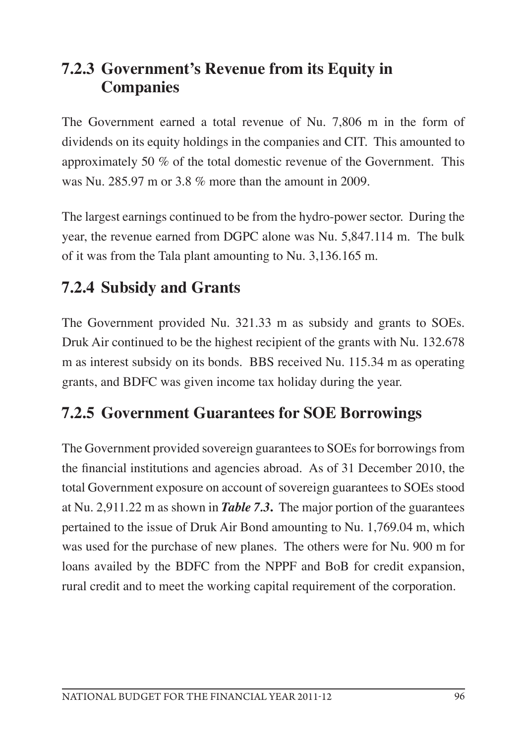### 7.2.3 Government's Revenue from its Equity in Companies

The Government earned a total revenue of Nu. 7,806 m in the form of dividends on its equity holdings in the companies and CIT. This amounted to approximately 50 % of the total domestic revenue of the Government. This was Nu. 285.97 m or 3.8 % more than the amount in 2009.

The largest earnings continued to be from the hydro-power sector. During the year, the revenue earned from DGPC alone was Nu. 5,847.114 m. The bulk of it was from the Tala plant amounting to Nu. 3,136.165 m.

### 7.2.4 Subsidy and Grants

The Government provided Nu. 321.33 m as subsidy and grants to SOEs. Druk Air continued to be the highest recipient of the grants with Nu. 132.678 m as interest subsidy on its bonds. BBS received Nu. 115.34 m as operating grants, and BDFC was given income tax holiday during the year.

### 7.2.5 Government Guarantees for SOE Borrowings

The Government provided sovereign guarantees to SOEs for borrowings from the financial institutions and agencies abroad. As of 31 December 2010, the total Government exposure on account of sovereign guarantees to SOEs stood at Nu. 2,911.22 m as shown in ***Table 7.3*****.** The major portion of the guarantees pertained to the issue of Druk Air Bond amounting to Nu. 1,769.04 m, which was used for the purchase of new planes. The others were for Nu. 900 m for loans availed by the BDFC from the NPPF and BoB for credit expansion, rural credit and to meet the working capital requirement of the corporation.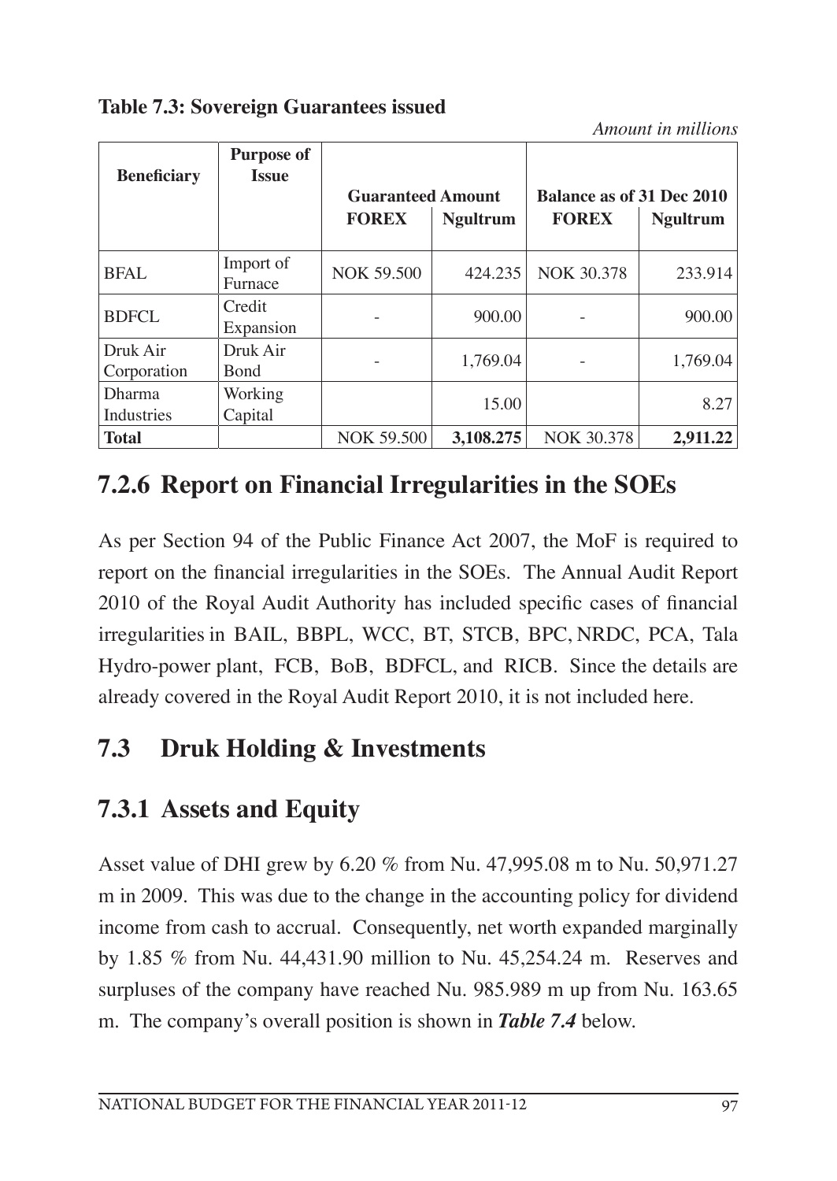**Table 7.3: Sovereign Guarantees issued**

*Amount in millions*

| Beneficiary | Purpose of Issue | Guaranteed Amount | | Balance as of 31 Dec 2010 | |
|---|---|---|---|---|---|
| | | FOREX | Ngultrum | FOREX | Ngultrum |
| BFAL | Import of Furnace | NOK 59.500 | 424.235 | NOK 30.378 | 233.914 |
| BDFCL | Credit Expansion | - | 900.00 | - | 900.00 |
| Druk Air Corporation | Druk Air Bond | - | 1,769.04 | - | 1,769.04 |
| Dharma Industries | Working Capital | | 15.00 | | 8.27 |
| **Total** | | NOK 59.500 | **3,108.275** | NOK 30.378 | **2,911.22** |

## 7.2.6 Report on Financial Irregularities in the SOEs

As per Section 94 of the Public Finance Act 2007, the MoF is required to report on the financial irregularities in the SOEs. The Annual Audit Report 2010 of the Royal Audit Authority has included specific cases of financial irregularities in BAIL, BBPL, WCC, BT, STCB, BPC, NRDC, PCA, Tala Hydro-power plant, FCB, BoB, BDFCL, and RICB. Since the details are already covered in the Royal Audit Report 2010, it is not included here.

# 7.3 Druk Holding & Investments

## 7.3.1 Assets and Equity

Asset value of DHI grew by 6.20 % from Nu. 47,995.08 m to Nu. 50,971.27 m in 2009. This was due to the change in the accounting policy for dividend income from cash to accrual. Consequently, net worth expanded marginally by 1.85 % from Nu. 44,431.90 million to Nu. 45,254.24 m. Reserves and surpluses of the company have reached Nu. 985.989 m up from Nu. 163.65 m. The company's overall position is shown in ***Table 7.4*** below.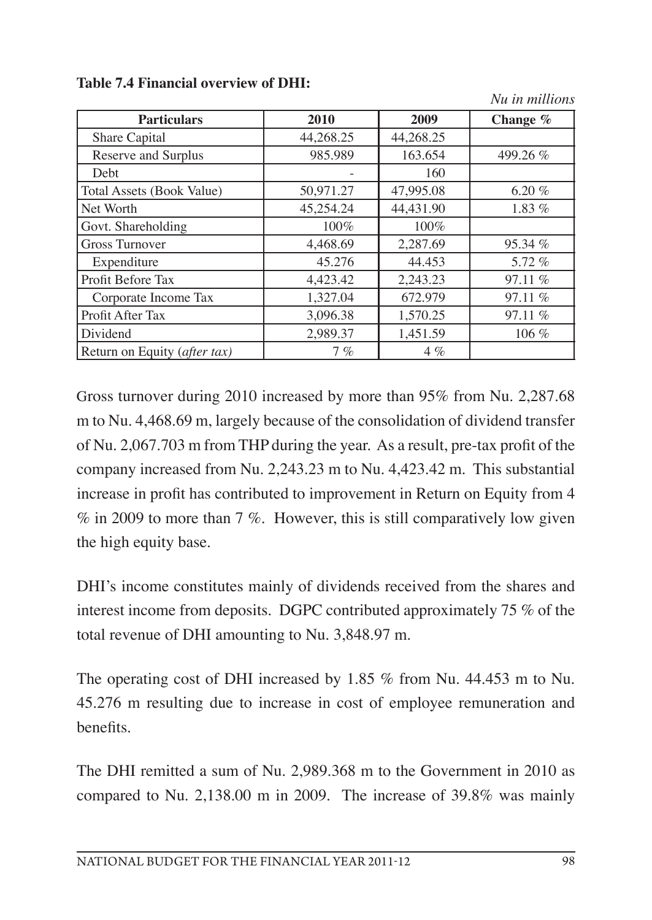**Table 7.4 Financial overview of DHI:**

*Nu in millions*

| Particulars | 2010 | 2009 | Change % |
|---|---|---|---|
| Share Capital | 44,268.25 | 44,268.25 | |
| Reserve and Surplus | 985.989 | 163.654 | 499.26 % |
| Debt | - | 160 | |
| Total Assets (Book Value) | 50,971.27 | 47,995.08 | 6.20 % |
| Net Worth | 45,254.24 | 44,431.90 | 1.83 % |
| Govt. Shareholding | 100% | 100% | |
| Gross Turnover | 4,468.69 | 2,287.69 | 95.34 % |
| Expenditure | 45.276 | 44.453 | 5.72 % |
| Profit Before Tax | 4,423.42 | 2,243.23 | 97.11 % |
| Corporate Income Tax | 1,327.04 | 672.979 | 97.11 % |
| Profit After Tax | 3,096.38 | 1,570.25 | 97.11 % |
| Dividend | 2,989.37 | 1,451.59 | 106 % |
| Return on Equity (*after tax*) | 7 % | 4 % | |

Gross turnover during 2010 increased by more than 95% from Nu. 2,287.68 m to Nu. 4,468.69 m, largely because of the consolidation of dividend transfer of Nu. 2,067.703 m from THP during the year. As a result, pre-tax profit of the company increased from Nu. 2,243.23 m to Nu. 4,423.42 m. This substantial increase in profit has contributed to improvement in Return on Equity from 4 % in 2009 to more than 7 %. However, this is still comparatively low given the high equity base.

DHI's income constitutes mainly of dividends received from the shares and interest income from deposits. DGPC contributed approximately 75 % of the total revenue of DHI amounting to Nu. 3,848.97 m.

The operating cost of DHI increased by 1.85 % from Nu. 44.453 m to Nu. 45.276 m resulting due to increase in cost of employee remuneration and benefits.

The DHI remitted a sum of Nu. 2,989.368 m to the Government in 2010 as compared to Nu. 2,138.00 m in 2009. The increase of 39.8% was mainly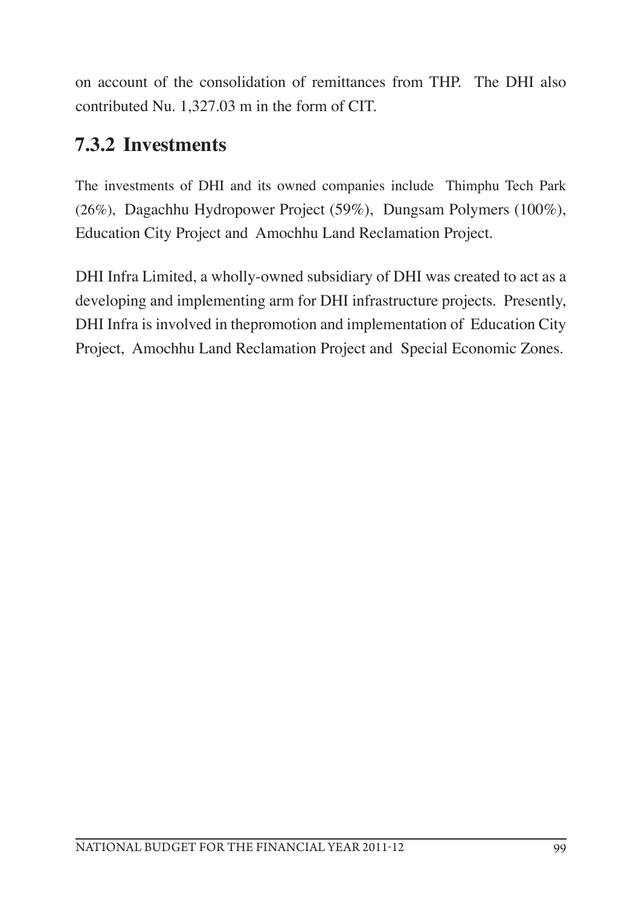on account of the consolidation of remittances from THP. The DHI also contributed Nu. 1,327.03 m in the form of CIT.

### 7.3.2 Investments

The investments of DHI and its owned companies include Thimphu Tech Park (26%), Dagachhu Hydropower Project (59%), Dungsam Polymers (100%), Education City Project and Amochhu Land Reclamation Project.

DHI Infra Limited, a wholly-owned subsidiary of DHI was created to act as a developing and implementing arm for DHI infrastructure projects. Presently, DHI Infra is involved in thepromotion and implementation of Education City Project, Amochhu Land Reclamation Project and Special Economic Zones.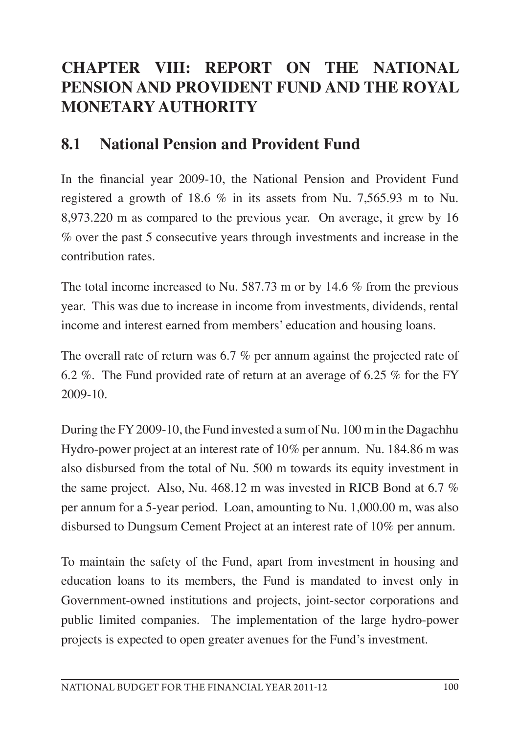# CHAPTER VIII: REPORT ON THE NATIONAL PENSION AND PROVIDENT FUND AND THE ROYAL MONETARY AUTHORITY

## 8.1 National Pension and Provident Fund

In the financial year 2009-10, the National Pension and Provident Fund registered a growth of 18.6 % in its assets from Nu. 7,565.93 m to Nu. 8,973.220 m as compared to the previous year. On average, it grew by 16 % over the past 5 consecutive years through investments and increase in the contribution rates.

The total income increased to Nu. 587.73 m or by 14.6 % from the previous year. This was due to increase in income from investments, dividends, rental income and interest earned from members' education and housing loans.

The overall rate of return was 6.7 % per annum against the projected rate of 6.2 %. The Fund provided rate of return at an average of 6.25 % for the FY 2009-10.

During the FY 2009-10, the Fund invested a sum of Nu. 100 m in the Dagachhu Hydro-power project at an interest rate of 10% per annum. Nu. 184.86 m was also disbursed from the total of Nu. 500 m towards its equity investment in the same project. Also, Nu. 468.12 m was invested in RICB Bond at 6.7 % per annum for a 5-year period. Loan, amounting to Nu. 1,000.00 m, was also disbursed to Dungsum Cement Project at an interest rate of 10% per annum.

To maintain the safety of the Fund, apart from investment in housing and education loans to its members, the Fund is mandated to invest only in Government-owned institutions and projects, joint-sector corporations and public limited companies. The implementation of the large hydro-power projects is expected to open greater avenues for the Fund's investment.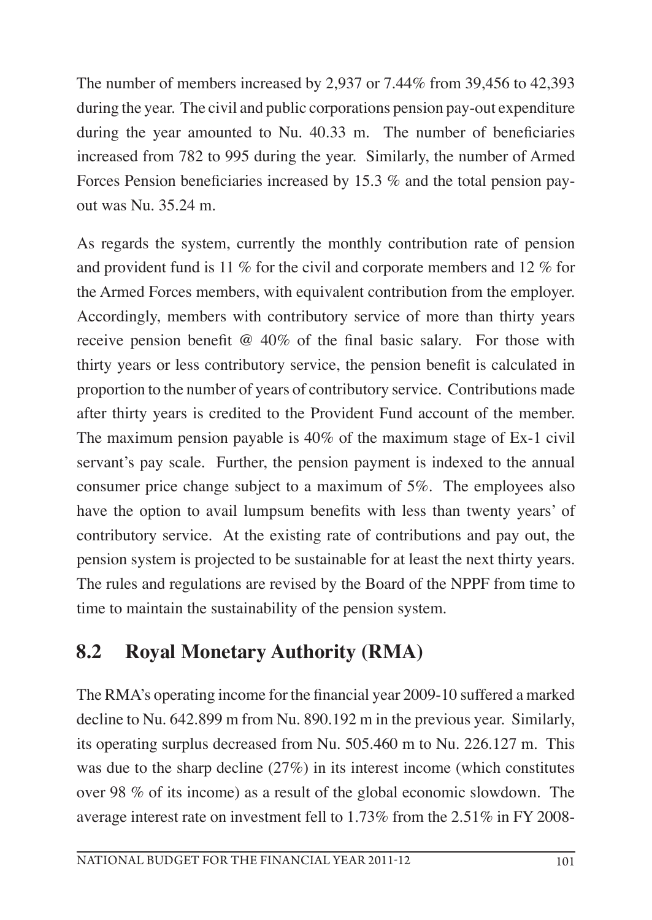The number of members increased by 2,937 or 7.44% from 39,456 to 42,393 during the year. The civil and public corporations pension pay-out expenditure during the year amounted to Nu. 40.33 m. The number of beneficiaries increased from 782 to 995 during the year. Similarly, the number of Armed Forces Pension beneficiaries increased by 15.3 % and the total pension pay-out was Nu. 35.24 m.

As regards the system, currently the monthly contribution rate of pension and provident fund is 11 % for the civil and corporate members and 12 % for the Armed Forces members, with equivalent contribution from the employer. Accordingly, members with contributory service of more than thirty years receive pension benefit @ 40% of the final basic salary. For those with thirty years or less contributory service, the pension benefit is calculated in proportion to the number of years of contributory service. Contributions made after thirty years is credited to the Provident Fund account of the member. The maximum pension payable is 40% of the maximum stage of Ex-1 civil servant's pay scale. Further, the pension payment is indexed to the annual consumer price change subject to a maximum of 5%. The employees also have the option to avail lumpsum benefits with less than twenty years' of contributory service. At the existing rate of contributions and pay out, the pension system is projected to be sustainable for at least the next thirty years. The rules and regulations are revised by the Board of the NPPF from time to time to maintain the sustainability of the pension system.

## 8.2 Royal Monetary Authority (RMA)

The RMA's operating income for the financial year 2009-10 suffered a marked decline to Nu. 642.899 m from Nu. 890.192 m in the previous year. Similarly, its operating surplus decreased from Nu. 505.460 m to Nu. 226.127 m. This was due to the sharp decline (27%) in its interest income (which constitutes over 98 % of its income) as a result of the global economic slowdown. The average interest rate on investment fell to 1.73% from the 2.51% in FY 2008-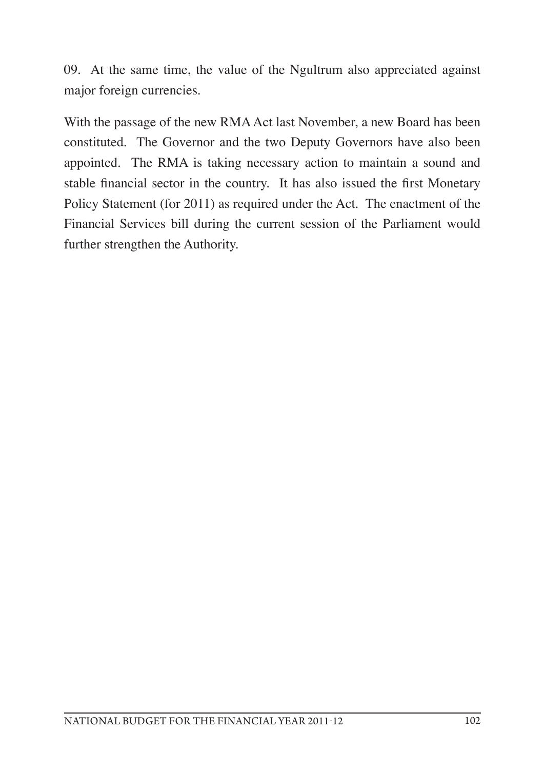09. At the same time, the value of the Ngultrum also appreciated against major foreign currencies.

With the passage of the new RMA Act last November, a new Board has been constituted. The Governor and the two Deputy Governors have also been appointed. The RMA is taking necessary action to maintain a sound and stable financial sector in the country. It has also issued the first Monetary Policy Statement (for 2011) as required under the Act. The enactment of the Financial Services bill during the current session of the Parliament would further strengthen the Authority.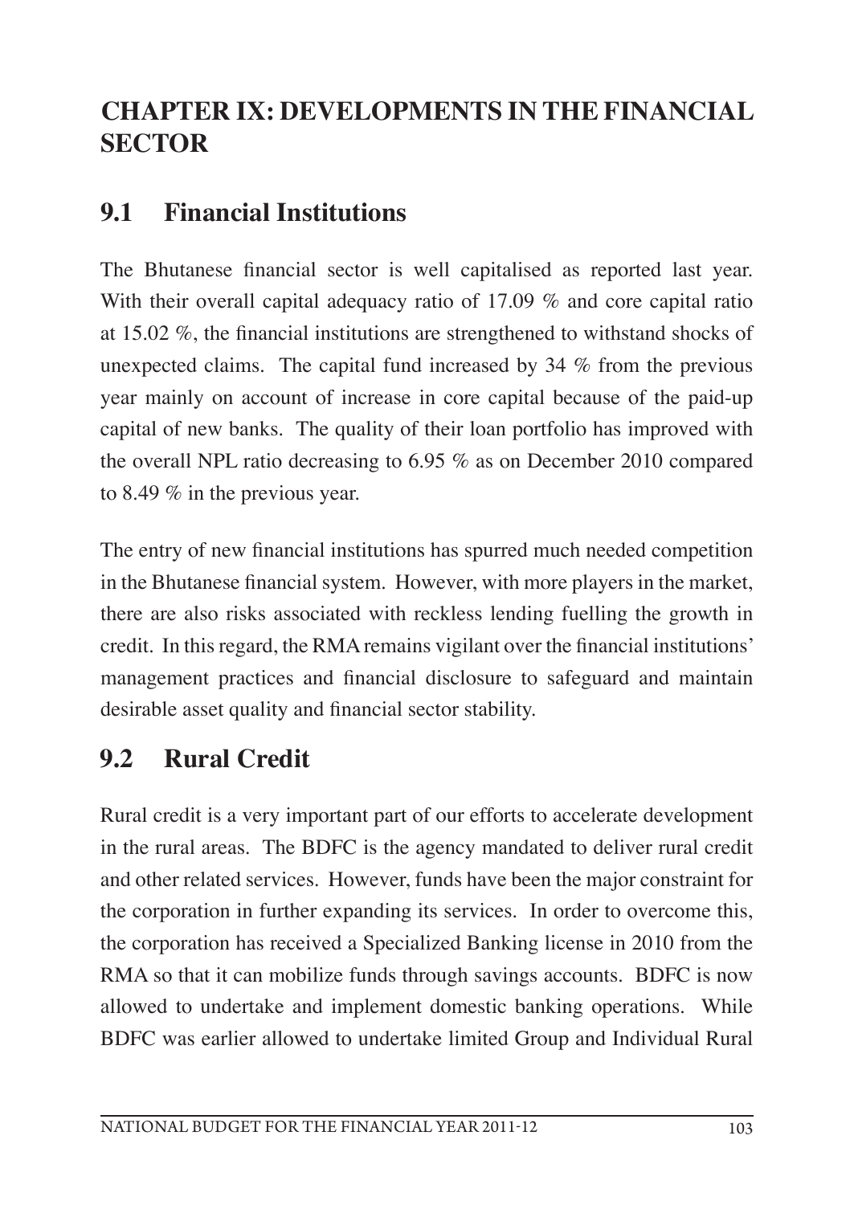# CHAPTER IX: DEVELOPMENTS IN THE FINANCIAL SECTOR

## 9.1 Financial Institutions

The Bhutanese financial sector is well capitalised as reported last year. With their overall capital adequacy ratio of 17.09 % and core capital ratio at 15.02 %, the financial institutions are strengthened to withstand shocks of unexpected claims. The capital fund increased by 34 % from the previous year mainly on account of increase in core capital because of the paid-up capital of new banks. The quality of their loan portfolio has improved with the overall NPL ratio decreasing to 6.95 % as on December 2010 compared to 8.49 % in the previous year.

The entry of new financial institutions has spurred much needed competition in the Bhutanese financial system. However, with more players in the market, there are also risks associated with reckless lending fuelling the growth in credit. In this regard, the RMA remains vigilant over the financial institutions' management practices and financial disclosure to safeguard and maintain desirable asset quality and financial sector stability.

## 9.2 Rural Credit

Rural credit is a very important part of our efforts to accelerate development in the rural areas. The BDFC is the agency mandated to deliver rural credit and other related services. However, funds have been the major constraint for the corporation in further expanding its services. In order to overcome this, the corporation has received a Specialized Banking license in 2010 from the RMA so that it can mobilize funds through savings accounts. BDFC is now allowed to undertake and implement domestic banking operations. While BDFC was earlier allowed to undertake limited Group and Individual Rural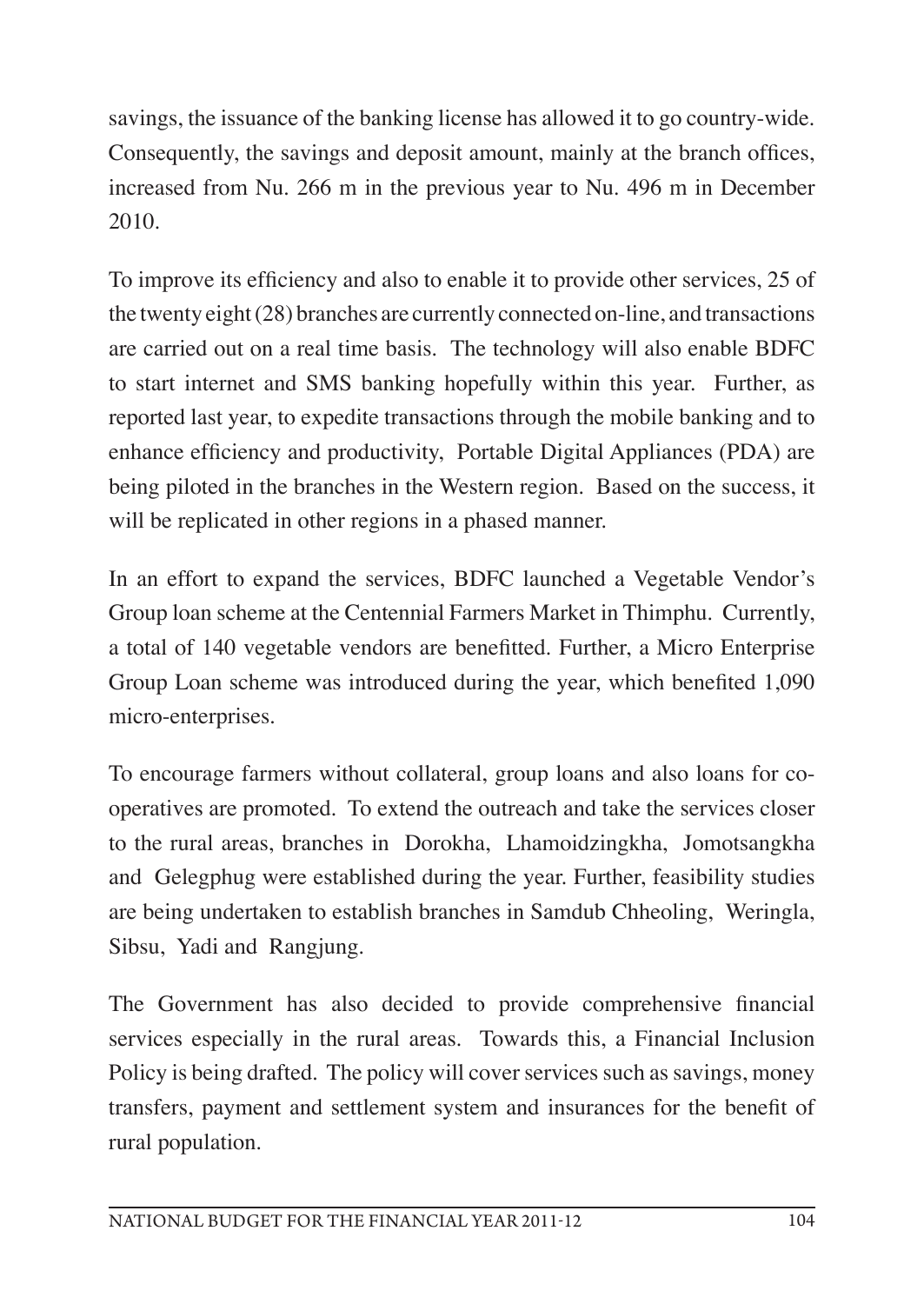savings, the issuance of the banking license has allowed it to go country-wide. Consequently, the savings and deposit amount, mainly at the branch offices, increased from Nu. 266 m in the previous year to Nu. 496 m in December 2010.

To improve its efficiency and also to enable it to provide other services, 25 of the twenty eight (28) branches are currently connected on-line, and transactions are carried out on a real time basis. The technology will also enable BDFC to start internet and SMS banking hopefully within this year. Further, as reported last year, to expedite transactions through the mobile banking and to enhance efficiency and productivity, Portable Digital Appliances (PDA) are being piloted in the branches in the Western region. Based on the success, it will be replicated in other regions in a phased manner.

In an effort to expand the services, BDFC launched a Vegetable Vendor's Group loan scheme at the Centennial Farmers Market in Thimphu. Currently, a total of 140 vegetable vendors are benefitted. Further, a Micro Enterprise Group Loan scheme was introduced during the year, which benefited 1,090 micro-enterprises.

To encourage farmers without collateral, group loans and also loans for co-operatives are promoted. To extend the outreach and take the services closer to the rural areas, branches in Dorokha, Lhamoidzingkha, Jomotsangkha and Gelegphug were established during the year. Further, feasibility studies are being undertaken to establish branches in Samdub Chheoling, Weringla, Sibsu, Yadi and Rangjung.

The Government has also decided to provide comprehensive financial services especially in the rural areas. Towards this, a Financial Inclusion Policy is being drafted. The policy will cover services such as savings, money transfers, payment and settlement system and insurances for the benefit of rural population.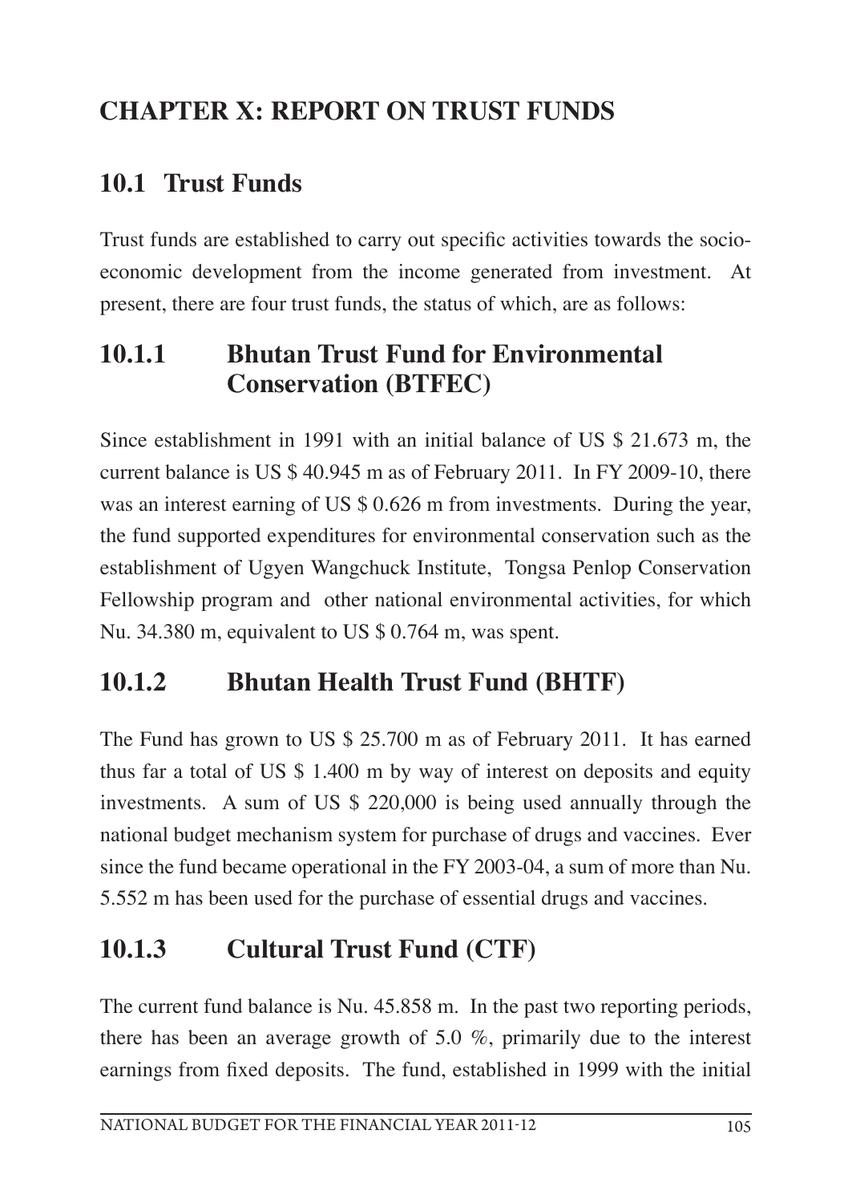# CHAPTER X: REPORT ON TRUST FUNDS

## 10.1 Trust Funds

Trust funds are established to carry out specific activities towards the socio-economic development from the income generated from investment. At present, there are four trust funds, the status of which, are as follows:

### 10.1.1 Bhutan Trust Fund for Environmental Conservation (BTFEC)

Since establishment in 1991 with an initial balance of US $ 21.673 m, the current balance is US $ 40.945 m as of February 2011. In FY 2009-10, there was an interest earning of US $ 0.626 m from investments. During the year, the fund supported expenditures for environmental conservation such as the establishment of Ugyen Wangchuck Institute, Tongsa Penlop Conservation Fellowship program and other national environmental activities, for which Nu. 34.380 m, equivalent to US $ 0.764 m, was spent.

### 10.1.2 Bhutan Health Trust Fund (BHTF)

The Fund has grown to US $ 25.700 m as of February 2011. It has earned thus far a total of US $ 1.400 m by way of interest on deposits and equity investments. A sum of US $ 220,000 is being used annually through the national budget mechanism system for purchase of drugs and vaccines. Ever since the fund became operational in the FY 2003-04, a sum of more than Nu. 5.552 m has been used for the purchase of essential drugs and vaccines.

### 10.1.3 Cultural Trust Fund (CTF)

The current fund balance is Nu. 45.858 m. In the past two reporting periods, there has been an average growth of 5.0 %, primarily due to the interest earnings from fixed deposits. The fund, established in 1999 with the initial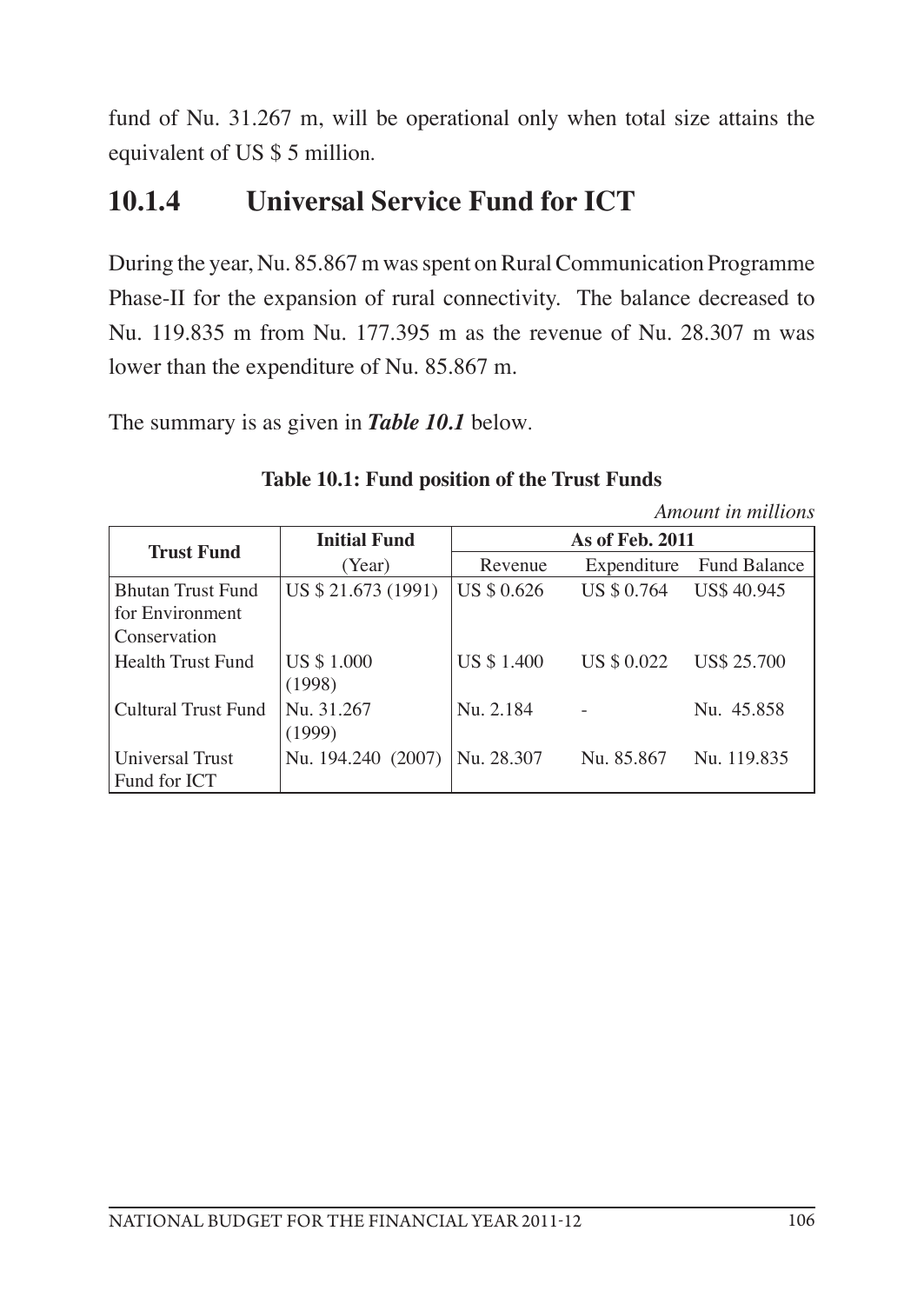fund of Nu. 31.267 m, will be operational only when total size attains the equivalent of US $ 5 million.

### 10.1.4 Universal Service Fund for ICT

During the year, Nu. 85.867 m was spent on Rural Communication Programme Phase-II for the expansion of rural connectivity. The balance decreased to Nu. 119.835 m from Nu. 177.395 m as the revenue of Nu. 28.307 m was lower than the expenditure of Nu. 85.867 m.

The summary is as given in ***Table 10.1*** below.

**Table 10.1: Fund position of the Trust Funds**

*Amount in millions*

| Trust Fund | Initial Fund | As of Feb. 2011 | | |
|---|---|---|---|---|
| | (Year) | Revenue | Expenditure | Fund Balance |
| Bhutan Trust Fund for Environment Conservation | US $ 21.673 (1991) | US $ 0.626 | US $ 0.764 | US$ 40.945 |
| Health Trust Fund | US $ 1.000 (1998) | US $ 1.400 | US $ 0.022 | US$ 25.700 |
| Cultural Trust Fund | Nu. 31.267 (1999) | Nu. 2.184 | - | Nu. 45.858 |
| Universal Trust Fund for ICT | Nu. 194.240 (2007) | Nu. 28.307 | Nu. 85.867 | Nu. 119.835 |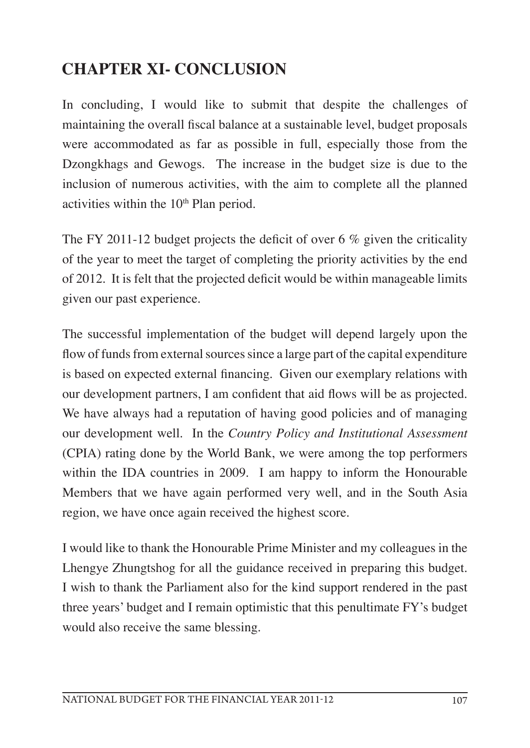# CHAPTER XI- CONCLUSION

In concluding, I would like to submit that despite the challenges of maintaining the overall fiscal balance at a sustainable level, budget proposals were accommodated as far as possible in full, especially those from the Dzongkhags and Gewogs. The increase in the budget size is due to the inclusion of numerous activities, with the aim to complete all the planned activities within the $10^{th}$ Plan period.

The FY 2011-12 budget projects the deficit of over 6 % given the criticality of the year to meet the target of completing the priority activities by the end of 2012. It is felt that the projected deficit would be within manageable limits given our past experience.

The successful implementation of the budget will depend largely upon the flow of funds from external sources since a large part of the capital expenditure is based on expected external financing. Given our exemplary relations with our development partners, I am confident that aid flows will be as projected. We have always had a reputation of having good policies and of managing our development well. In the *Country Policy and Institutional Assessment* (CPIA) rating done by the World Bank, we were among the top performers within the IDA countries in 2009. I am happy to inform the Honourable Members that we have again performed very well, and in the South Asia region, we have once again received the highest score.

I would like to thank the Honourable Prime Minister and my colleagues in the Lhengye Zhungtshog for all the guidance received in preparing this budget. I wish to thank the Parliament also for the kind support rendered in the past three years' budget and I remain optimistic that this penultimate FY's budget would also receive the same blessing.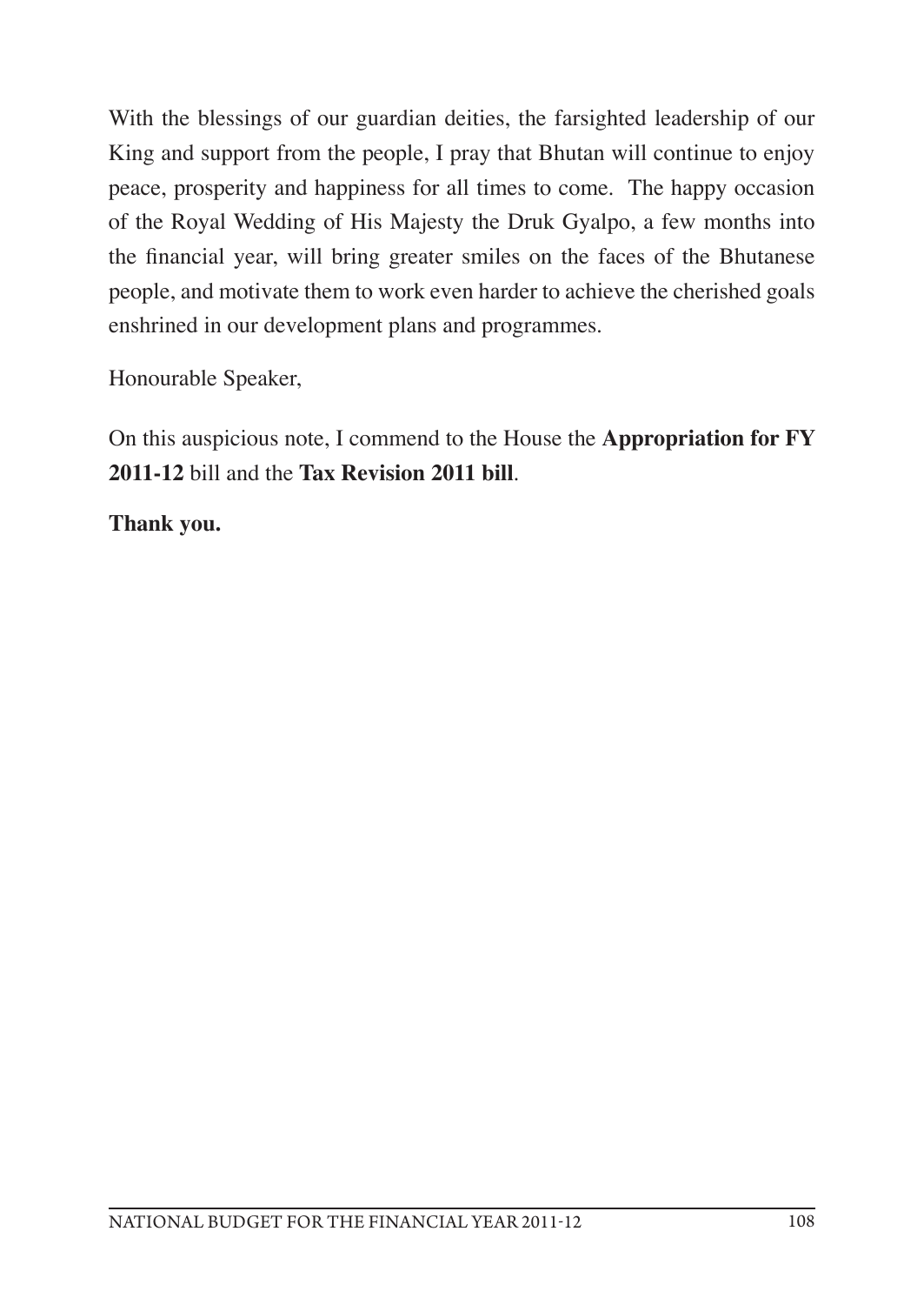With the blessings of our guardian deities, the farsighted leadership of our King and support from the people, I pray that Bhutan will continue to enjoy peace, prosperity and happiness for all times to come. The happy occasion of the Royal Wedding of His Majesty the Druk Gyalpo, a few months into the financial year, will bring greater smiles on the faces of the Bhutanese people, and motivate them to work even harder to achieve the cherished goals enshrined in our development plans and programmes.

Honourable Speaker,

On this auspicious note, I commend to the House the **Appropriation for FY 2011-12** bill and the **Tax Revision 2011 bill**.

**Thank you.**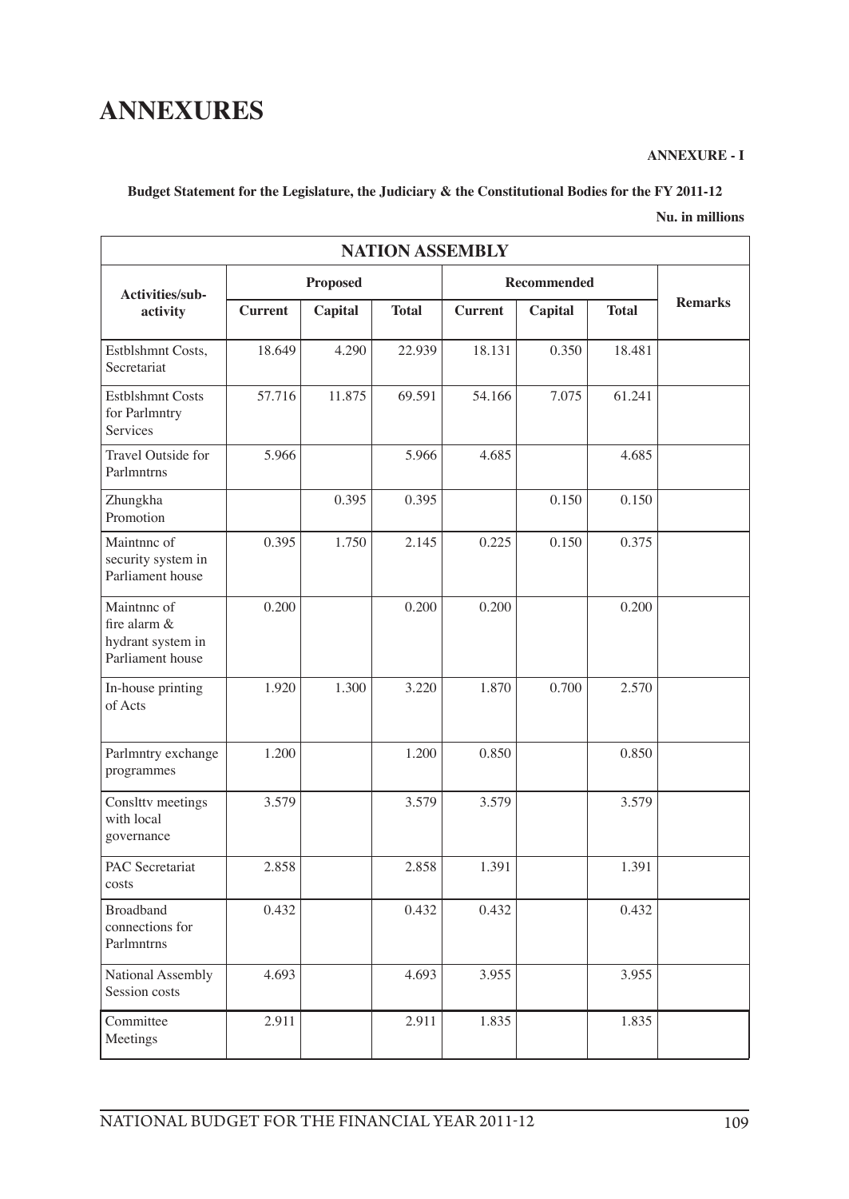# ANNEXURES

**ANNEXURE - I**

**Budget Statement for the Legislature, the Judiciary & the Constitutional Bodies for the FY 2011-12**

**Nu. in millions**

| NATION ASSEMBLY | | | | | | | |
|---|---|---|---|---|---|---|---|
| **Activities/sub-activity** | **Proposed** | | | **Recommended** | | | **Remarks** |
| | **Current** | **Capital** | **Total** | **Current** | **Capital** | **Total** | |
| Estblshmnt Costs, Secretariat | 18.649 | 4.290 | 22.939 | 18.131 | 0.350 | 18.481 | |
| Estblshmnt Costs for Parlmntry Services | 57.716 | 11.875 | 69.591 | 54.166 | 7.075 | 61.241 | |
| Travel Outside for Parlmntrns | 5.966 | | 5.966 | 4.685 | | 4.685 | |
| Zhungkha Promotion | | 0.395 | 0.395 | | 0.150 | 0.150 | |
| Maintnnc of security system in Parliament house | 0.395 | 1.750 | 2.145 | 0.225 | 0.150 | 0.375 | |
| Maintnnc of fire alarm & hydrant system in Parliament house | 0.200 | | 0.200 | 0.200 | | 0.200 | |
| In-house printing of Acts | 1.920 | 1.300 | 3.220 | 1.870 | 0.700 | 2.570 | |
| Parlmntry exchange programmes | 1.200 | | 1.200 | 0.850 | | 0.850 | |
| Conslttv meetings with local governance | 3.579 | | 3.579 | 3.579 | | 3.579 | |
| PAC Secretariat costs | 2.858 | | 2.858 | 1.391 | | 1.391 | |
| Broadband connections for Parlmntrns | 0.432 | | 0.432 | 0.432 | | 0.432 | |
| National Assembly Session costs | 4.693 | | 4.693 | 3.955 | | 3.955 | |
| Committee Meetings | 2.911 | | 2.911 | 1.835 | | 1.835 | |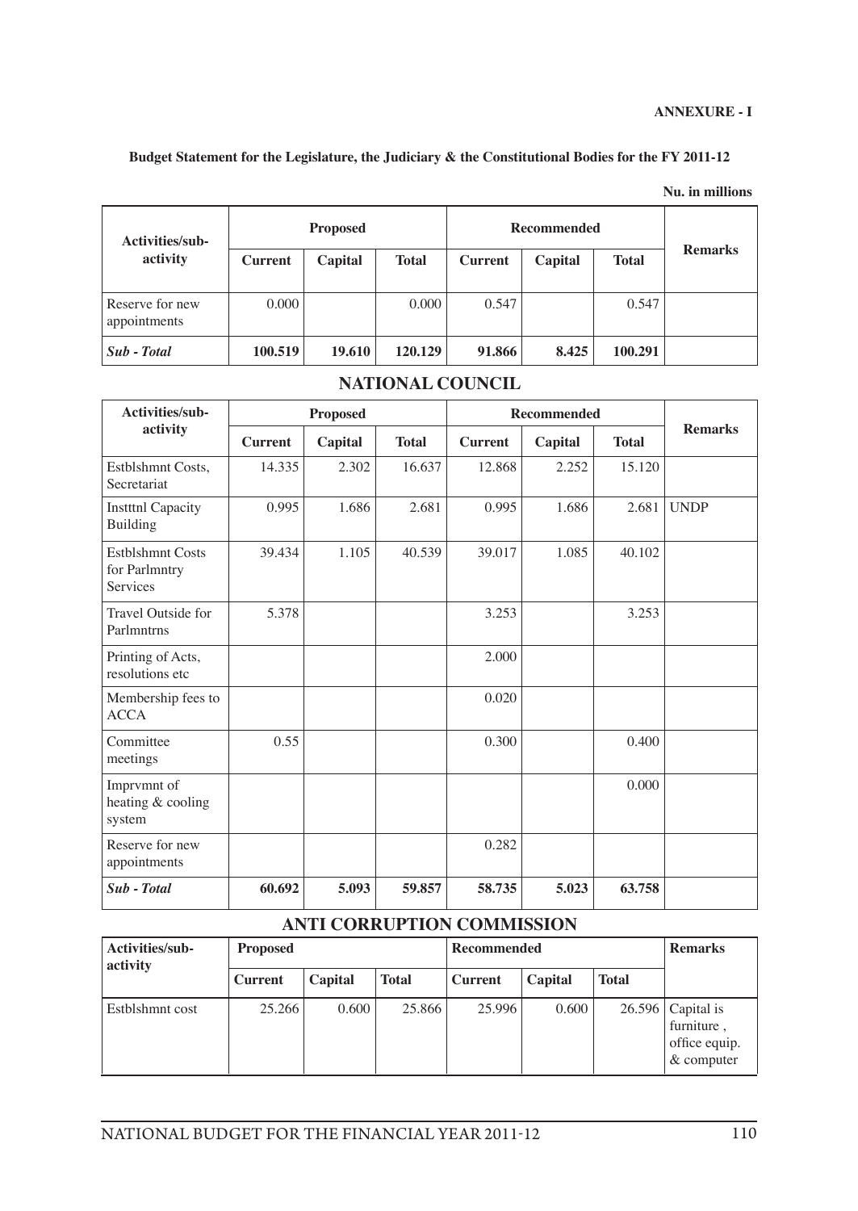**ANNEXURE - I**

**Budget Statement for the Legislature, the Judiciary & the Constitutional Bodies for the FY 2011-12**

**Nu. in millions**

| Activities/sub-activity | Proposed | | | Recommended | | | Remarks |
|---|---|---|---|---|---|---|---|
| | Current | Capital | Total | Current | Capital | Total | |
| Reserve for new appointments | 0.000 | | 0.000 | 0.547 | | 0.547 | |
| ***Sub - Total*** | **100.519** | **19.610** | **120.129** | **91.866** | **8.425** | **100.291** | |

## NATIONAL COUNCIL

| Activities/sub-activity | Proposed | | | Recommended | | | Remarks |
|---|---|---|---|---|---|---|---|
| | Current | Capital | Total | Current | Capital | Total | |
| Estblshmnt Costs, Secretariat | 14.335 | 2.302 | 16.637 | 12.868 | 2.252 | 15.120 | |
| Instttnl Capacity Building | 0.995 | 1.686 | 2.681 | 0.995 | 1.686 | 2.681 | UNDP |
| Estblshmnt Costs for Parlmntry Services | 39.434 | 1.105 | 40.539 | 39.017 | 1.085 | 40.102 | |
| Travel Outside for Parlmntrns | 5.378 | | | 3.253 | | 3.253 | |
| Printing of Acts, resolutions etc | | | | 2.000 | | | |
| Membership fees to ACCA | | | | 0.020 | | | |
| Committee meetings | 0.55 | | | 0.300 | | 0.400 | |
| Imprvmnt of heating & cooling system | | | | | | 0.000 | |
| Reserve for new appointments | | | | 0.282 | | | |
| ***Sub - Total*** | **60.692** | **5.093** | **59.857** | **58.735** | **5.023** | **63.758** | |

## ANTI CORRUPTION COMMISSION

| Activities/sub-activity | Proposed | | | Recommended | | | Remarks |
|---|---|---|---|---|---|---|---|
| | Current | Capital | Total | Current | Capital | Total | |
| Estblshmnt cost | 25.266 | 0.600 | 25.866 | 25.996 | 0.600 | 26.596 | Capital is furniture , office equip. & computer |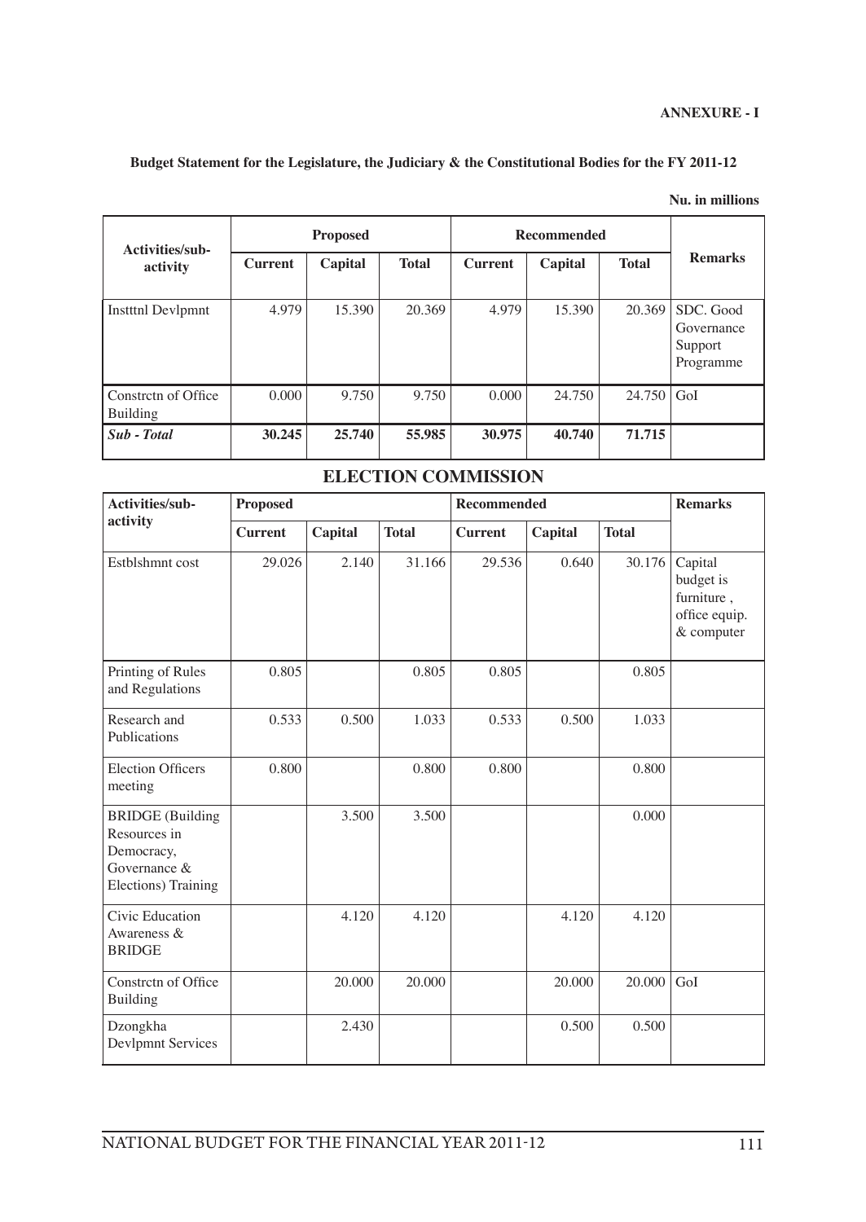**ANNEXURE - I**

**Budget Statement for the Legislature, the Judiciary & the Constitutional Bodies for the FY 2011-12**

**Nu. in millions**

| Activities/sub-activity | Proposed | | | Recommended | | | Remarks |
|---|---|---|---|---|---|---|---|
| | Current | Capital | Total | Current | Capital | Total | |
| Insttnl Devlpmnt | 4.979 | 15.390 | 20.369 | 4.979 | 15.390 | 20.369 | SDC. Good Governance Support Programme |
| Constrctn of Office Building | 0.000 | 9.750 | 9.750 | 0.000 | 24.750 | 24.750 | GoI |
| ***Sub - Total*** | **30.245** | **25.740** | **55.985** | **30.975** | **40.740** | **71.715** | |

## ELECTION COMMISSION

| Activities/sub-activity | Proposed | | | Recommended | | | Remarks |
|---|---|---|---|---|---|---|---|
| | Current | Capital | Total | Current | Capital | Total | |
| Estblshmnt cost | 29.026 | 2.140 | 31.166 | 29.536 | 0.640 | 30.176 | Capital budget is furniture , office equip. & computer |
| Printing of Rules and Regulations | 0.805 | | 0.805 | 0.805 | | 0.805 | |
| Research and Publications | 0.533 | 0.500 | 1.033 | 0.533 | 0.500 | 1.033 | |
| Election Officers meeting | 0.800 | | 0.800 | 0.800 | | 0.800 | |
| BRIDGE (Building Resources in Democracy, Governance & Elections) Training | | 3.500 | 3.500 | | | 0.000 | |
| Civic Education Awareness & BRIDGE | | 4.120 | 4.120 | | 4.120 | 4.120 | |
| Constrctn of Office Building | | 20.000 | 20.000 | | 20.000 | 20.000 | GoI |
| Dzongkha Devlpmnt Services | | 2.430 | | | 0.500 | 0.500 | |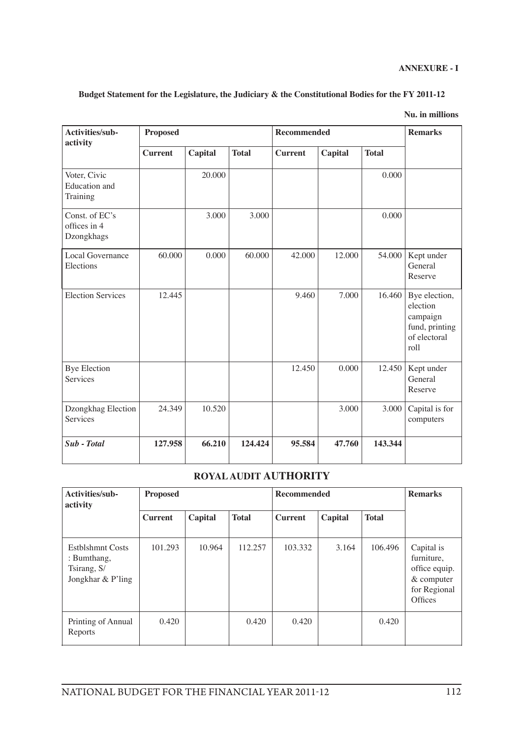**ANNEXURE - I**

**Budget Statement for the Legislature, the Judiciary & the Constitutional Bodies for the FY 2011-12**

**Nu. in millions**

| Activities/sub-activity | Proposed | | | Recommended | | | Remarks |
|---|---|---|---|---|---|---|---|
| | **Current** | **Capital** | **Total** | **Current** | **Capital** | **Total** | |
| Voter, Civic Education and Training | | 20.000 | | | | 0.000 | |
| Const. of EC's offices in 4 Dzongkhags | | 3.000 | 3.000 | | | 0.000 | |
| Local Governance Elections | 60.000 | 0.000 | 60.000 | 42.000 | 12.000 | 54.000 | Kept under General Reserve |
| Election Services | 12.445 | | | 9.460 | 7.000 | 16.460 | Bye election, election campaign fund, printing of electoral roll |
| Bye Election Services | | | | 12.450 | 0.000 | 12.450 | Kept under General Reserve |
| Dzongkhag Election Services | 24.349 | 10.520 | | | 3.000 | 3.000 | Capital is for computers |
| ***Sub - Total*** | **127.958** | **66.210** | **124.424** | **95.584** | **47.760** | **143.344** | |

## ROYAL AUDIT AUTHORITY

| Activities/sub-activity | Proposed | | | Recommended | | | Remarks |
|---|---|---|---|---|---|---|---|
| | **Current** | **Capital** | **Total** | **Current** | **Capital** | **Total** | |
| Estblshmnt Costs : Bumthang, Tsirang, S/ Jongkhar & P'ling | 101.293 | 10.964 | 112.257 | 103.332 | 3.164 | 106.496 | Capital is furniture, office equip. & computer for Regional Offices |
| Printing of Annual Reports | 0.420 | | 0.420 | 0.420 | | 0.420 | |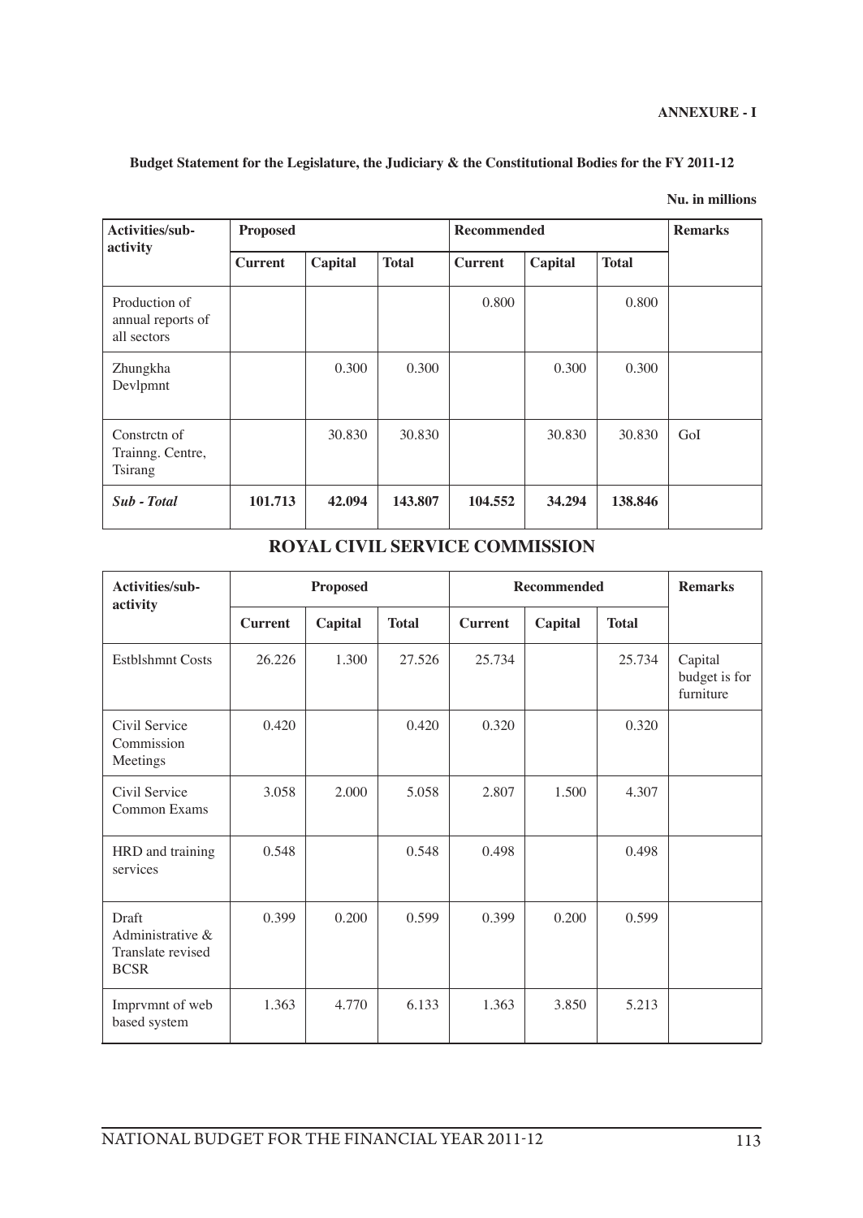**ANNEXURE - I**

**Budget Statement for the Legislature, the Judiciary & the Constitutional Bodies for the FY 2011-12**

**Nu. in millions**

| Activities/sub-activity | Proposed | | | Recommended | | | Remarks |
|---|---|---|---|---|---|---|---|
| | Current | Capital | Total | Current | Capital | Total | |
| Production of annual reports of all sectors | | | | 0.800 | | 0.800 | |
| Zhungkha Devlpmnt | | 0.300 | 0.300 | | 0.300 | 0.300 | |
| Constrctn of Trainng. Centre, Tsirang | | 30.830 | 30.830 | | 30.830 | 30.830 | GoI |
| ***Sub - Total*** | **101.713** | **42.094** | **143.807** | **104.552** | **34.294** | **138.846** | |

## ROYAL CIVIL SERVICE COMMISSION

| Activities/sub-activity | Proposed | | | Recommended | | | Remarks |
|---|---|---|---|---|---|---|---|
| | Current | Capital | Total | Current | Capital | Total | |
| Estblshmnt Costs | 26.226 | 1.300 | 27.526 | 25.734 | | 25.734 | Capital budget is for furniture |
| Civil Service Commission Meetings | 0.420 | | 0.420 | 0.320 | | 0.320 | |
| Civil Service Common Exams | 3.058 | 2.000 | 5.058 | 2.807 | 1.500 | 4.307 | |
| HRD and training services | 0.548 | | 0.548 | 0.498 | | 0.498 | |
| Draft Administrative & Translate revised BCSR | 0.399 | 0.200 | 0.599 | 0.399 | 0.200 | 0.599 | |
| Imprvmnt of web based system | 1.363 | 4.770 | 6.133 | 1.363 | 3.850 | 5.213 | |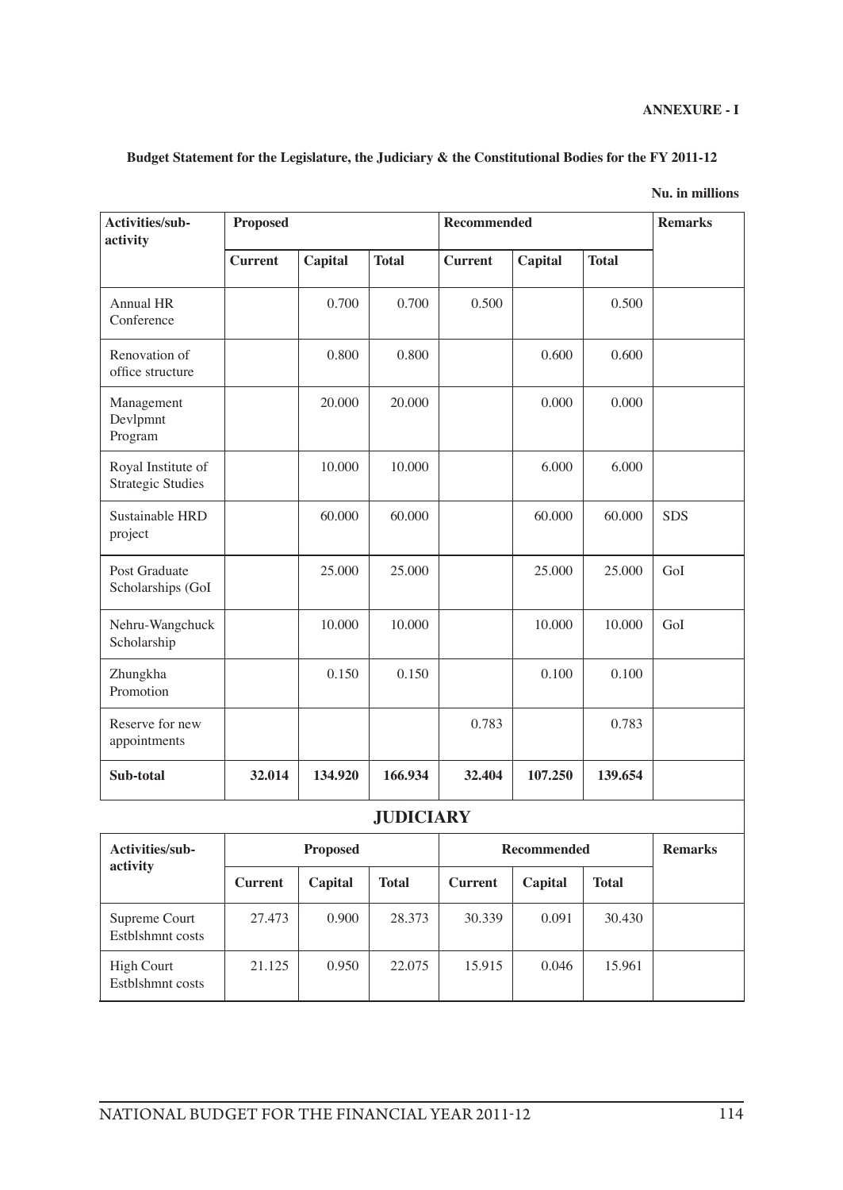**ANNEXURE - I**

**Budget Statement for the Legislature, the Judiciary & the Constitutional Bodies for the FY 2011-12**

**Nu. in millions**

| Activities/sub-activity | Proposed | | | Recommended | | | Remarks |
|---|---|---|---|---|---|---|---|
| | **Current** | **Capital** | **Total** | **Current** | **Capital** | **Total** | |
| Annual HR Conference | | 0.700 | 0.700 | 0.500 | | 0.500 | |
| Renovation of office structure | | 0.800 | 0.800 | | 0.600 | 0.600 | |
| Management Devlpmnt Program | | 20.000 | 20.000 | | 0.000 | 0.000 | |
| Royal Institute of Strategic Studies | | 10.000 | 10.000 | | 6.000 | 6.000 | |
| Sustainable HRD project | | 60.000 | 60.000 | | 60.000 | 60.000 | SDS |
| Post Graduate Scholarships (GoI | | 25.000 | 25.000 | | 25.000 | 25.000 | GoI |
| Nehru-Wangchuck Scholarship | | 10.000 | 10.000 | | 10.000 | 10.000 | GoI |
| Zhungkha Promotion | | 0.150 | 0.150 | | 0.100 | 0.100 | |
| Reserve for new appointments | | | | 0.783 | | 0.783 | |
| **Sub-total** | **32.014** | **134.920** | **166.934** | **32.404** | **107.250** | **139.654** | |

## JUDICIARY

| Activities/sub-activity | Proposed | | | Recommended | | | Remarks |
|---|---|---|---|---|---|---|---|
| | **Current** | **Capital** | **Total** | **Current** | **Capital** | **Total** | |
| Supreme Court Estblshmnt costs | 27.473 | 0.900 | 28.373 | 30.339 | 0.091 | 30.430 | |
| High Court Estblshmnt costs | 21.125 | 0.950 | 22.075 | 15.915 | 0.046 | 15.961 | |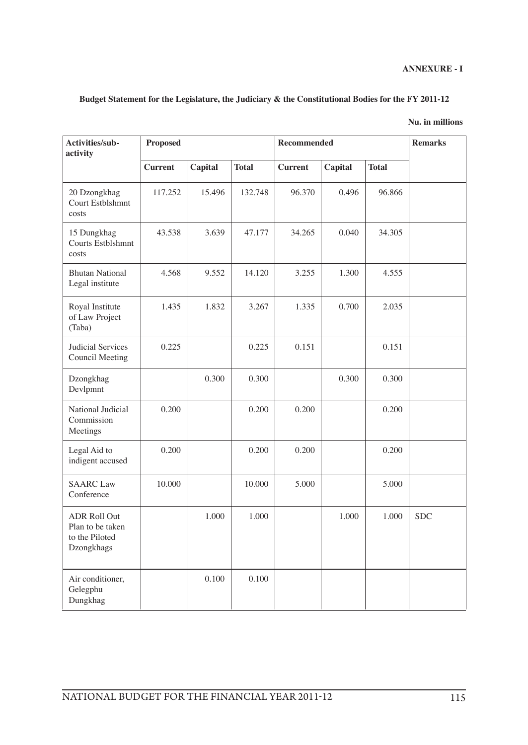**ANNEXURE - I**

**Budget Statement for the Legislature, the Judiciary & the Constitutional Bodies for the FY 2011-12**

**Nu. in millions**

| Activities/sub-activity | Proposed | | | Recommended | | | Remarks |
|---|---|---|---|---|---|---|---|
| | Current | Capital | Total | Current | Capital | Total | |
| 20 Dzongkhag Court Estblshmnt costs | 117.252 | 15.496 | 132.748 | 96.370 | 0.496 | 96.866 | |
| 15 Dungkhag Courts Estblshmnt costs | 43.538 | 3.639 | 47.177 | 34.265 | 0.040 | 34.305 | |
| Bhutan National Legal institute | 4.568 | 9.552 | 14.120 | 3.255 | 1.300 | 4.555 | |
| Royal Institute of Law Project (Taba) | 1.435 | 1.832 | 3.267 | 1.335 | 0.700 | 2.035 | |
| Judicial Services Council Meeting | 0.225 | | 0.225 | 0.151 | | 0.151 | |
| Dzongkhag Devlpmnt | | 0.300 | 0.300 | | 0.300 | 0.300 | |
| National Judicial Commission Meetings | 0.200 | | 0.200 | 0.200 | | 0.200 | |
| Legal Aid to indigent accused | 0.200 | | 0.200 | 0.200 | | 0.200 | |
| SAARC Law Conference | 10.000 | | 10.000 | 5.000 | | 5.000 | |
| ADR Roll Out Plan to be taken to the Piloted Dzongkhags | | 1.000 | 1.000 | | 1.000 | 1.000 | SDC |
| Air conditioner, Gelegphu Dungkhag | | 0.100 | 0.100 | | | | |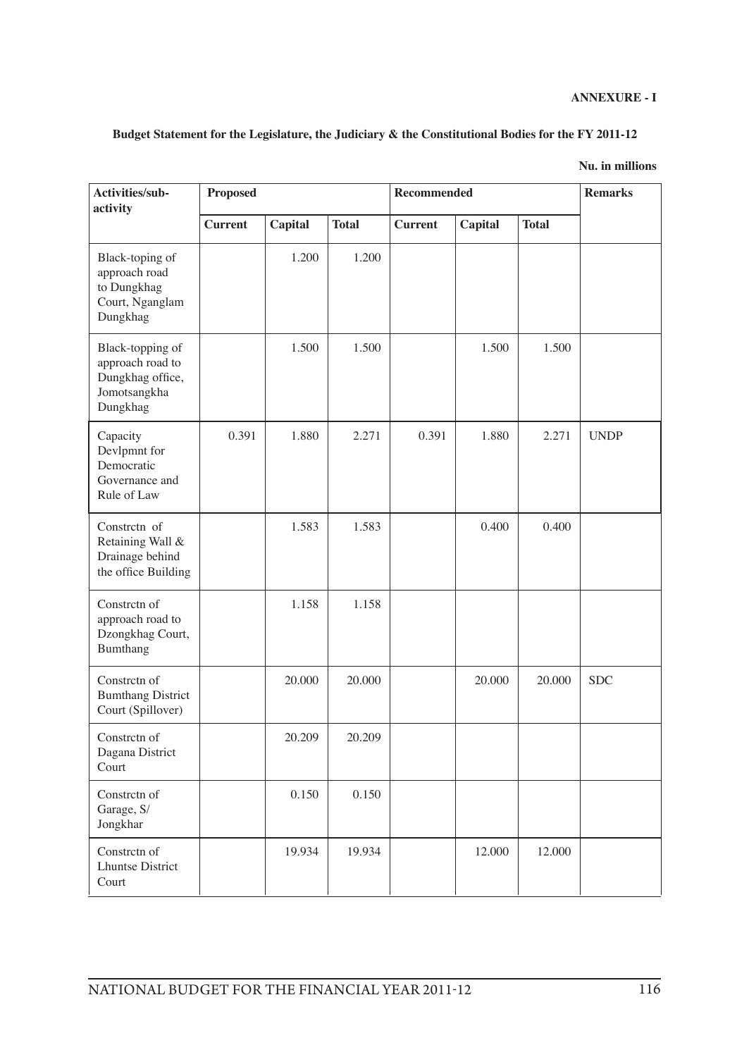**ANNEXURE - I**

**Budget Statement for the Legislature, the Judiciary & the Constitutional Bodies for the FY 2011-12**

**Nu. in millions**

| Activities/sub-activity | Proposed | | | Recommended | | | Remarks |
|---|---|---|---|---|---|---|---|
| | Current | Capital | Total | Current | Capital | Total | |
| Black-toping of approach road to Dungkhag Court, Nganglam Dungkhag | | 1.200 | 1.200 | | | | |
| Black-topping of approach road to Dungkhag office, Jomotsangkha Dungkhag | | 1.500 | 1.500 | | 1.500 | 1.500 | |
| Capacity Devlpmnt for Democratic Governance and Rule of Law | 0.391 | 1.880 | 2.271 | 0.391 | 1.880 | 2.271 | UNDP |
| Constrctn of Retaining Wall & Drainage behind the office Building | | 1.583 | 1.583 | | 0.400 | 0.400 | |
| Constrctn of approach road to Dzongkhag Court, Bumthang | | 1.158 | 1.158 | | | | |
| Constrctn of Bumthang District Court (Spillover) | | 20.000 | 20.000 | | 20.000 | 20.000 | SDC |
| Constrctn of Dagana District Court | | 20.209 | 20.209 | | | | |
| Constrctn of Garage, S/ Jongkhar | | 0.150 | 0.150 | | | | |
| Constrctn of Lhuntse District Court | | 19.934 | 19.934 | | 12.000 | 12.000 | |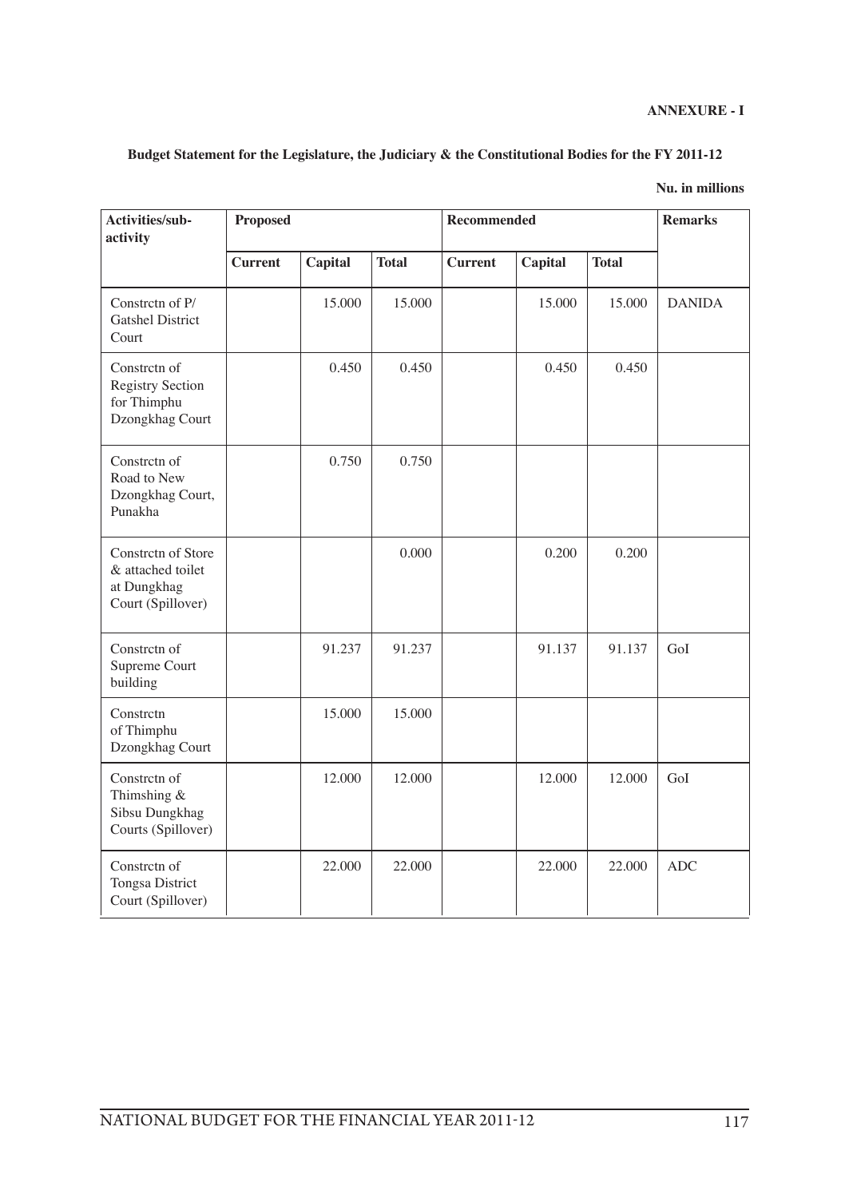**ANNEXURE - I**

**Budget Statement for the Legislature, the Judiciary & the Constitutional Bodies for the FY 2011-12**

**Nu. in millions**

| Activities/sub-activity | Proposed | | | Recommended | | | Remarks |
|---|---|---|---|---|---|---|---|
| | **Current** | **Capital** | **Total** | **Current** | **Capital** | **Total** | |
| Constrctn of P/ Gatshel District Court | | 15.000 | 15.000 | | 15.000 | 15.000 | DANIDA |
| Constrctn of Registry Section for Thimphu Dzongkhag Court | | 0.450 | 0.450 | | 0.450 | 0.450 | |
| Constrctn of Road to New Dzongkhag Court, Punakha | | 0.750 | 0.750 | | | | |
| Constrctn of Store & attached toilet at Dungkhag Court (Spillover) | | | 0.000 | | 0.200 | 0.200 | |
| Constrctn of Supreme Court building | | 91.237 | 91.237 | | 91.137 | 91.137 | GoI |
| Constrctn of Thimphu Dzongkhag Court | | 15.000 | 15.000 | | | | |
| Constrctn of Thimshing & Sibsu Dungkhag Courts (Spillover) | | 12.000 | 12.000 | | 12.000 | 12.000 | GoI |
| Constrctn of Tongsa District Court (Spillover) | | 22.000 | 22.000 | | 22.000 | 22.000 | ADC |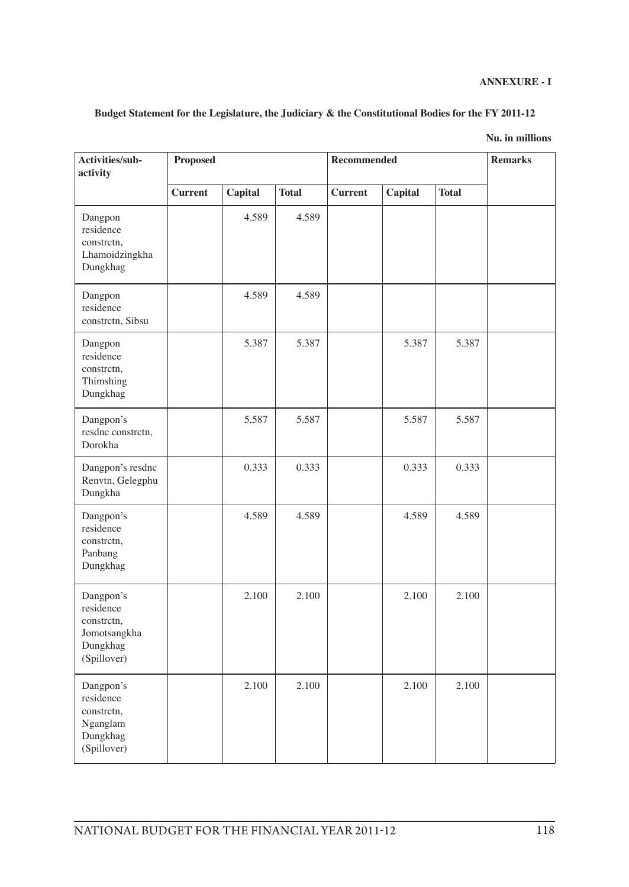**ANNEXURE - I**

**Budget Statement for the Legislature, the Judiciary & the Constitutional Bodies for the FY 2011-12**

**Nu. in millions**

| Activities/sub-activity | Proposed | | | Recommended | | | Remarks |
|---|---|---|---|---|---|---|---|
| | Current | Capital | Total | Current | Capital | Total | |
| Dangpon residence constrctn, Lhamoidzingkha Dungkhag | | 4.589 | 4.589 | | | | |
| Dangpon residence constrctn, Sibsu | | 4.589 | 4.589 | | | | |
| Dangpon residence constrctn, Thimshing Dungkhag | | 5.387 | 5.387 | | 5.387 | 5.387 | |
| Dangpon's resdnc constrctn, Dorokha | | 5.587 | 5.587 | | 5.587 | 5.587 | |
| Dangpon's resdnc Renvtn, Gelegphu Dungkha | | 0.333 | 0.333 | | 0.333 | 0.333 | |
| Dangpon's residence constrctn, Panbang Dungkhag | | 4.589 | 4.589 | | 4.589 | 4.589 | |
| Dangpon's residence constrctn, Jomotsangkha Dungkhag (Spillover) | | 2.100 | 2.100 | | 2.100 | 2.100 | |
| Dangpon's residence constrctn, Nganglam Dungkhag (Spillover) | | 2.100 | 2.100 | | 2.100 | 2.100 | |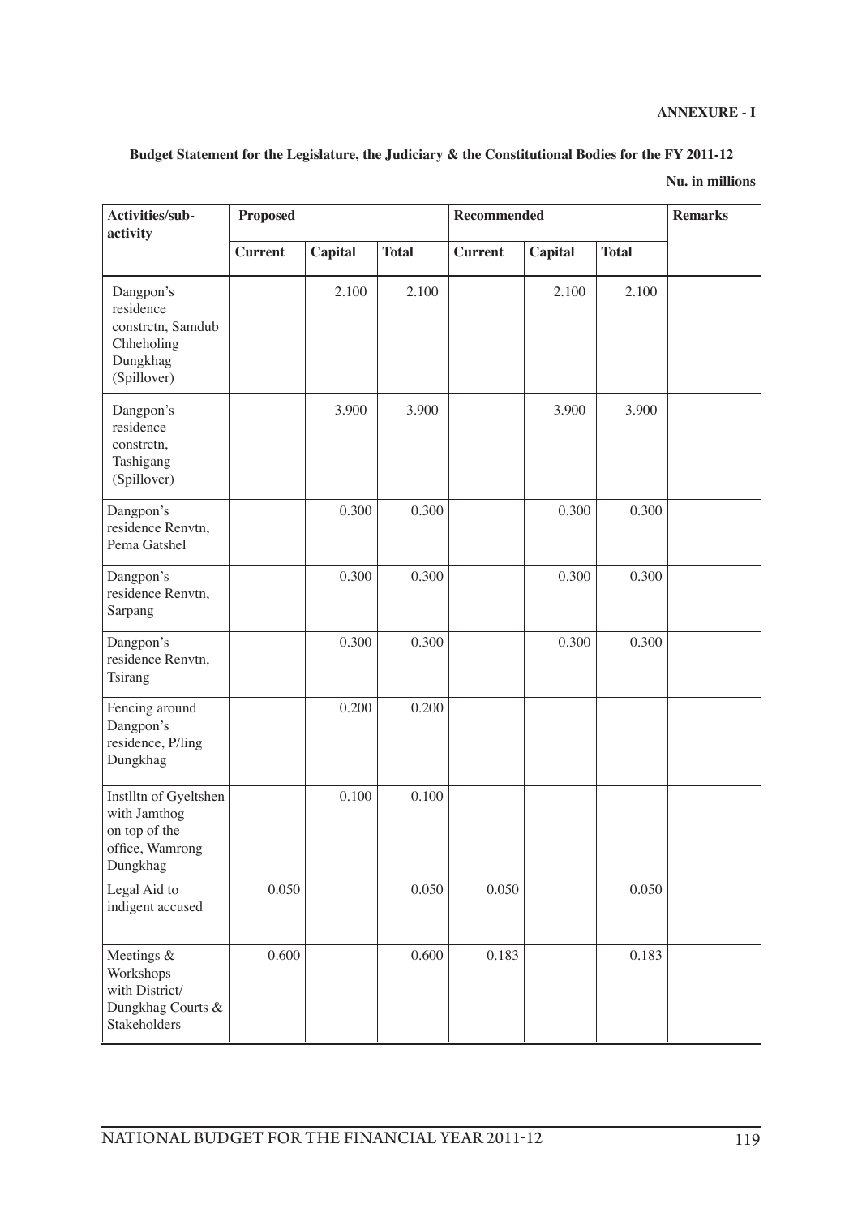**ANNEXURE - I**

**Budget Statement for the Legislature, the Judiciary & the Constitutional Bodies for the FY 2011-12**

**Nu. in millions**

| Activities/sub-activity | Proposed | | | Recommended | | | Remarks |
|---|---|---|---|---|---|---|---|
| | **Current** | **Capital** | **Total** | **Current** | **Capital** | **Total** | |
| Dangpon's residence constrctn, Samdub Chheholing Dungkhag (Spillover) | | 2.100 | 2.100 | | 2.100 | 2.100 | |
| Dangpon's residence constrctn, Tashigang (Spillover) | | 3.900 | 3.900 | | 3.900 | 3.900 | |
| Dangpon's residence Renvtn, Pema Gatshel | | 0.300 | 0.300 | | 0.300 | 0.300 | |
| Dangpon's residence Renvtn, Sarpang | | 0.300 | 0.300 | | 0.300 | 0.300 | |
| Dangpon's residence Renvtn, Tsirang | | 0.300 | 0.300 | | 0.300 | 0.300 | |
| Fencing around Dangpon's residence, P/ling Dungkhag | | 0.200 | 0.200 | | | | |
| Instlltn of Gyeltshen with Jamthog on top of the office, Wamrong Dungkhag | | 0.100 | 0.100 | | | | |
| Legal Aid to indigent accused | 0.050 | | 0.050 | 0.050 | | 0.050 | |
| Meetings & Workshops with District/ Dungkhag Courts & Stakeholders | 0.600 | | 0.600 | 0.183 | | 0.183 | |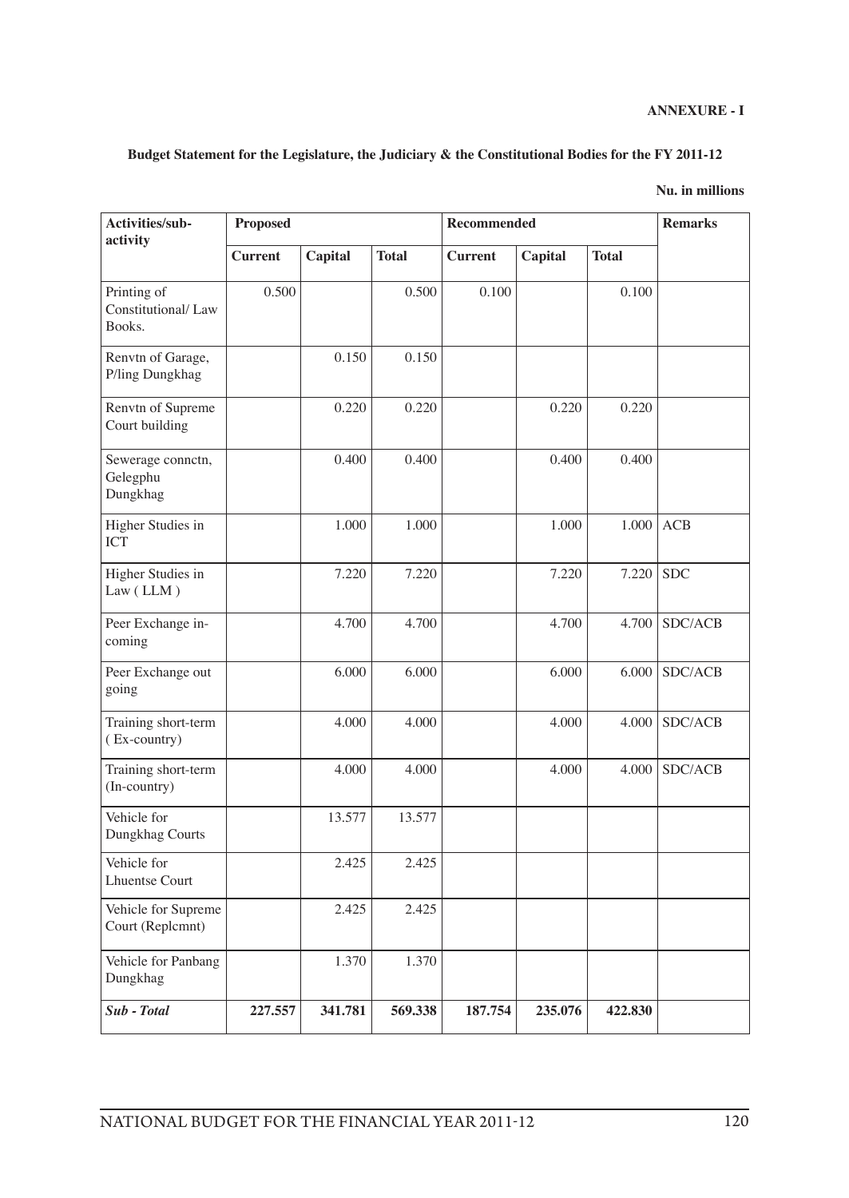**ANNEXURE - I**

**Budget Statement for the Legislature, the Judiciary & the Constitutional Bodies for the FY 2011-12**

**Nu. in millions**

| Activities/sub-activity | Proposed | | | Recommended | | | Remarks |
|---|---|---|---|---|---|---|---|
| | Current | Capital | Total | Current | Capital | Total | |
| Printing of Constitutional/ Law Books. | 0.500 | | 0.500 | 0.100 | | 0.100 | |
| Renvtn of Garage, P/ling Dungkhag | | 0.150 | 0.150 | | | | |
| Renvtn of Supreme Court building | | 0.220 | 0.220 | | 0.220 | 0.220 | |
| Sewerage connctn, Gelegphu Dungkhag | | 0.400 | 0.400 | | 0.400 | 0.400 | |
| Higher Studies in ICT | | 1.000 | 1.000 | | 1.000 | 1.000 | ACB |
| Higher Studies in Law ( LLM ) | | 7.220 | 7.220 | | 7.220 | 7.220 | SDC |
| Peer Exchange in-coming | | 4.700 | 4.700 | | 4.700 | 4.700 | SDC/ACB |
| Peer Exchange out going | | 6.000 | 6.000 | | 6.000 | 6.000 | SDC/ACB |
| Training short-term ( Ex-country) | | 4.000 | 4.000 | | 4.000 | 4.000 | SDC/ACB |
| Training short-term (In-country) | | 4.000 | 4.000 | | 4.000 | 4.000 | SDC/ACB |
| Vehicle for Dungkhag Courts | | 13.577 | 13.577 | | | | |
| Vehicle for Lhuentse Court | | 2.425 | 2.425 | | | | |
| Vehicle for Supreme Court (Replcmnt) | | 2.425 | 2.425 | | | | |
| Vehicle for Panbang Dungkhag | | 1.370 | 1.370 | | | | |
| ***Sub - Total*** | **227.557** | **341.781** | **569.338** | **187.754** | **235.076** | **422.830** | |